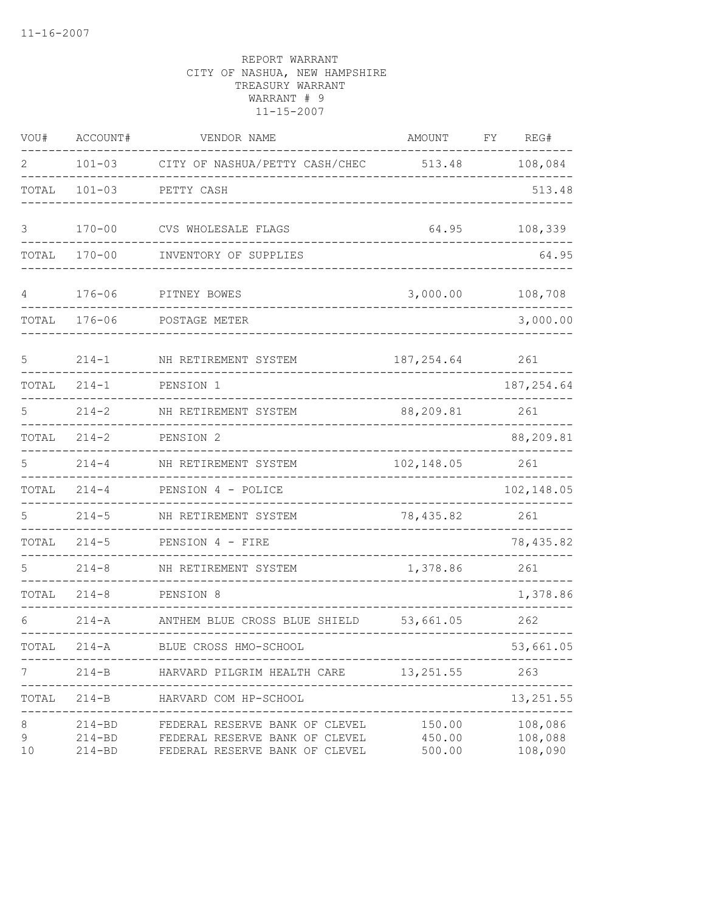11-16-2007

REPORT WARRANT
CITY OF NASHUA, NEW HAMPSHIRE
TREASURY WARRANT
WARRANT # 9
11-15-2007

| VOU# | ACCOUNT# | VENDOR NAME | AMOUNT | FY | REG# |
|---|---|---|---|---|---|
| 2 | 101-03 | CITY OF NASHUA/PETTY CASH/CHEC | 513.48 | | 108,084 |
| TOTAL | 101-03 | PETTY CASH | | | 513.48 |
| 3 | 170-00 | CVS WHOLESALE FLAGS | 64.95 | | 108,339 |
| TOTAL | 170-00 | INVENTORY OF SUPPLIES | | | 64.95 |
| 4 | 176-06 | PITNEY BOWES | 3,000.00 | | 108,708 |
| TOTAL | 176-06 | POSTAGE METER | | | 3,000.00 |
| 5 | 214-1 | NH RETIREMENT SYSTEM | 187,254.64 | | 261 |
| TOTAL | 214-1 | PENSION 1 | | | 187,254.64 |
| 5 | 214-2 | NH RETIREMENT SYSTEM | 88,209.81 | | 261 |
| TOTAL | 214-2 | PENSION 2 | | | 88,209.81 |
| 5 | 214-4 | NH RETIREMENT SYSTEM | 102,148.05 | | 261 |
| TOTAL | 214-4 | PENSION 4 - POLICE | | | 102,148.05 |
| 5 | 214-5 | NH RETIREMENT SYSTEM | 78,435.82 | | 261 |
| TOTAL | 214-5 | PENSION 4 - FIRE | | | 78,435.82 |
| 5 | 214-8 | NH RETIREMENT SYSTEM | 1,378.86 | | 261 |
| TOTAL | 214-8 | PENSION 8 | | | 1,378.86 |
| 6 | 214-A | ANTHEM BLUE CROSS BLUE SHIELD | 53,661.05 | | 262 |
| TOTAL | 214-A | BLUE CROSS HMO-SCHOOL | | | 53,661.05 |
| 7 | 214-B | HARVARD PILGRIM HEALTH CARE | 13,251.55 | | 263 |
| TOTAL | 214-B | HARVARD COM HP-SCHOOL | | | 13,251.55 |
| 8 | 214-BD | FEDERAL RESERVE BANK OF CLEVEL | 150.00 | | 108,086 |
| 9 | 214-BD | FEDERAL RESERVE BANK OF CLEVEL | 450.00 | | 108,088 |
| 10 | 214-BD | FEDERAL RESERVE BANK OF CLEVEL | 500.00 | | 108,090 |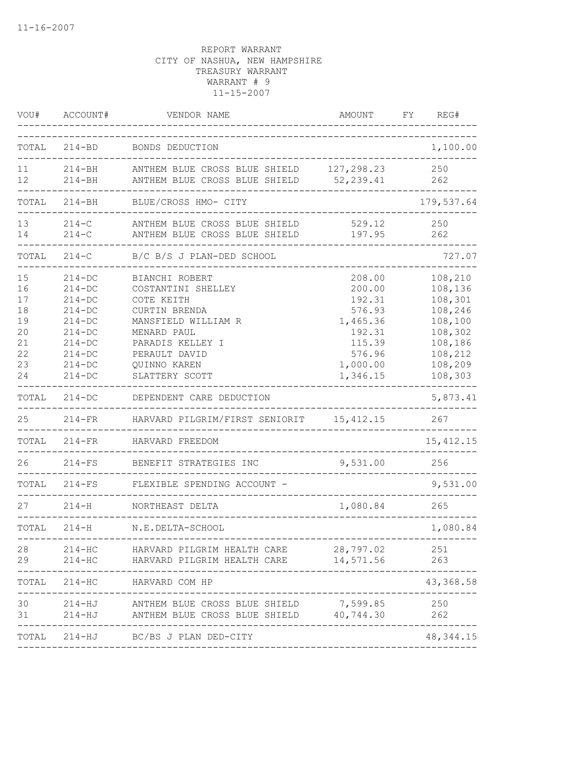REPORT WARRANT
CITY OF NASHUA, NEW HAMPSHIRE
TREASURY WARRANT
WARRANT # 9
11-15-2007

| VOU# | ACCOUNT# | VENDOR NAME | AMOUNT | FY | REG# |
|---|---|---|---|---|---|
| TOTAL | 214-BD | BONDS DEDUCTION | | | 1,100.00 |
| 11 | 214-BH | ANTHEM BLUE CROSS BLUE SHIELD | 127,298.23 | | 250 |
| 12 | 214-BH | ANTHEM BLUE CROSS BLUE SHIELD | 52,239.41 | | 262 |
| TOTAL | 214-BH | BLUE/CROSS HMO- CITY | | | 179,537.64 |
| 13 | 214-C | ANTHEM BLUE CROSS BLUE SHIELD | 529.12 | | 250 |
| 14 | 214-C | ANTHEM BLUE CROSS BLUE SHIELD | 197.95 | | 262 |
| TOTAL | 214-C | B/C B/S J PLAN-DED SCHOOL | | | 727.07 |
| 15 | 214-DC | BIANCHI ROBERT | 208.00 | | 108,210 |
| 16 | 214-DC | COSTANTINI SHELLEY | 200.00 | | 108,136 |
| 17 | 214-DC | COTE KEITH | 192.31 | | 108,301 |
| 18 | 214-DC | CURTIN BRENDA | 576.93 | | 108,246 |
| 19 | 214-DC | MANSFIELD WILLIAM R | 1,465.36 | | 108,100 |
| 20 | 214-DC | MENARD PAUL | 192.31 | | 108,302 |
| 21 | 214-DC | PARADIS KELLEY I | 115.39 | | 108,186 |
| 22 | 214-DC | PERAULT DAVID | 576.96 | | 108,212 |
| 23 | 214-DC | QUINNO KAREN | 1,000.00 | | 108,209 |
| 24 | 214-DC | SLATTERY SCOTT | 1,346.15 | | 108,303 |
| TOTAL | 214-DC | DEPENDENT CARE DEDUCTION | | | 5,873.41 |
| 25 | 214-FR | HARVARD PILGRIM/FIRST SENIORIT | 15,412.15 | | 267 |
| TOTAL | 214-FR | HARVARD FREEDOM | | | 15,412.15 |
| 26 | 214-FS | BENEFIT STRATEGIES INC | 9,531.00 | | 256 |
| TOTAL | 214-FS | FLEXIBLE SPENDING ACCOUNT - | | | 9,531.00 |
| 27 | 214-H | NORTHEAST DELTA | 1,080.84 | | 265 |
| TOTAL | 214-H | N.E.DELTA-SCHOOL | | | 1,080.84 |
| 28 | 214-HC | HARVARD PILGRIM HEALTH CARE | 28,797.02 | | 251 |
| 29 | 214-HC | HARVARD PILGRIM HEALTH CARE | 14,571.56 | | 263 |
| TOTAL | 214-HC | HARVARD COM HP | | | 43,368.58 |
| 30 | 214-HJ | ANTHEM BLUE CROSS BLUE SHIELD | 7,599.85 | | 250 |
| 31 | 214-HJ | ANTHEM BLUE CROSS BLUE SHIELD | 40,744.30 | | 262 |
| TOTAL | 214-HJ | BC/BS J PLAN DED-CITY | | | 48,344.15 |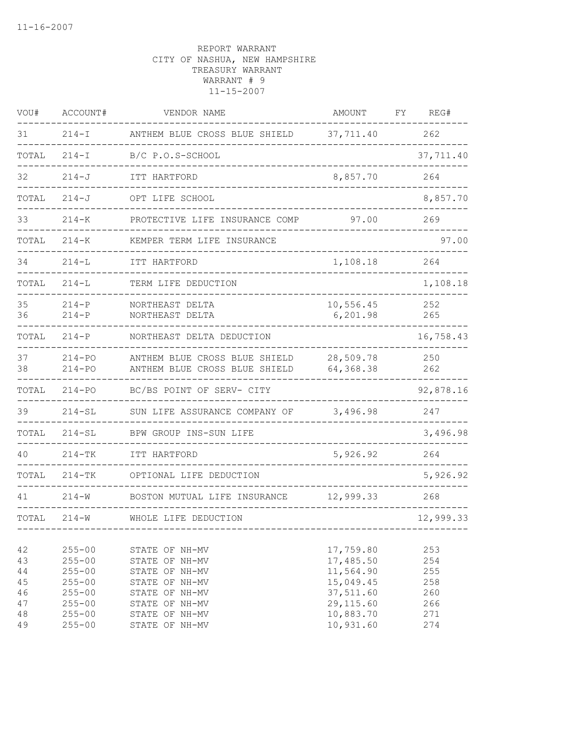11-16-2007

REPORT WARRANT
CITY OF NASHUA, NEW HAMPSHIRE
TREASURY WARRANT
WARRANT # 9
11-15-2007

| VOU# | ACCOUNT# | VENDOR NAME | AMOUNT | FY | REG# |
|---|---|---|---|---|---|
| 31 | 214-I | ANTHEM BLUE CROSS BLUE SHIELD | 37,711.40 | | 262 |
| TOTAL | 214-I | B/C P.O.S-SCHOOL | | | 37,711.40 |
| 32 | 214-J | ITT HARTFORD | 8,857.70 | | 264 |
| TOTAL | 214-J | OPT LIFE SCHOOL | | | 8,857.70 |
| 33 | 214-K | PROTECTIVE LIFE INSURANCE COMP | 97.00 | | 269 |
| TOTAL | 214-K | KEMPER TERM LIFE INSURANCE | | | 97.00 |
| 34 | 214-L | ITT HARTFORD | 1,108.18 | | 264 |
| TOTAL | 214-L | TERM LIFE DEDUCTION | | | 1,108.18 |
| 35 | 214-P | NORTHEAST DELTA | 10,556.45 | | 252 |
| 36 | 214-P | NORTHEAST DELTA | 6,201.98 | | 265 |
| TOTAL | 214-P | NORTHEAST DELTA DEDUCTION | | | 16,758.43 |
| 37 | 214-PO | ANTHEM BLUE CROSS BLUE SHIELD | 28,509.78 | | 250 |
| 38 | 214-PO | ANTHEM BLUE CROSS BLUE SHIELD | 64,368.38 | | 262 |
| TOTAL | 214-PO | BC/BS POINT OF SERV- CITY | | | 92,878.16 |
| 39 | 214-SL | SUN LIFE ASSURANCE COMPANY OF | 3,496.98 | | 247 |
| TOTAL | 214-SL | BPW GROUP INS-SUN LIFE | | | 3,496.98 |
| 40 | 214-TK | ITT HARTFORD | 5,926.92 | | 264 |
| TOTAL | 214-TK | OPTIONAL LIFE DEDUCTION | | | 5,926.92 |
| 41 | 214-W | BOSTON MUTUAL LIFE INSURANCE | 12,999.33 | | 268 |
| TOTAL | 214-W | WHOLE LIFE DEDUCTION | | | 12,999.33 |
| 42 | 255-00 | STATE OF NH-MV | 17,759.80 | | 253 |
| 43 | 255-00 | STATE OF NH-MV | 17,485.50 | | 254 |
| 44 | 255-00 | STATE OF NH-MV | 11,564.90 | | 255 |
| 45 | 255-00 | STATE OF NH-MV | 15,049.45 | | 258 |
| 46 | 255-00 | STATE OF NH-MV | 37,511.60 | | 260 |
| 47 | 255-00 | STATE OF NH-MV | 29,115.60 | | 266 |
| 48 | 255-00 | STATE OF NH-MV | 10,883.70 | | 271 |
| 49 | 255-00 | STATE OF NH-MV | 10,931.60 | | 274 |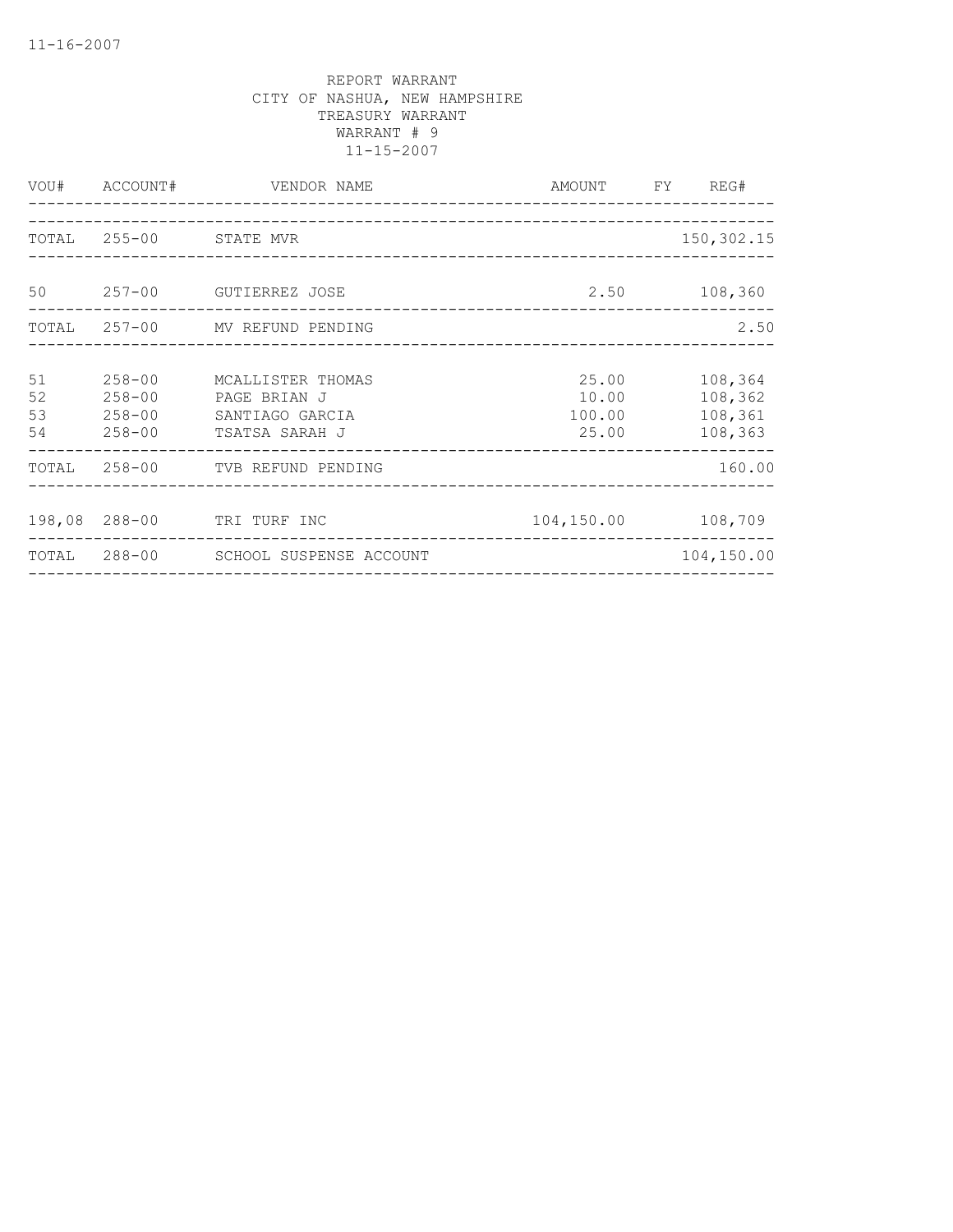REPORT WARRANT
CITY OF NASHUA, NEW HAMPSHIRE
TREASURY WARRANT
WARRANT # 9
11-15-2007

| VOU# | ACCOUNT# | VENDOR NAME | AMOUNT | FY | REG# |
|---|---|---|---|---|---|
| TOTAL | 255-00 | STATE MVR | | | 150,302.15 |
| 50 | 257-00 | GUTIERREZ JOSE | 2.50 | | 108,360 |
| TOTAL | 257-00 | MV REFUND PENDING | | | 2.50 |
| 51 | 258-00 | MCALLISTER THOMAS | 25.00 | | 108,364 |
| 52 | 258-00 | PAGE BRIAN J | 10.00 | | 108,362 |
| 53 | 258-00 | SANTIAGO GARCIA | 100.00 | | 108,361 |
| 54 | 258-00 | TSATSA SARAH J | 25.00 | | 108,363 |
| TOTAL | 258-00 | TVB REFUND PENDING | | | 160.00 |
| 198,08 | 288-00 | TRI TURF INC | 104,150.00 | | 108,709 |
| TOTAL | 288-00 | SCHOOL SUSPENSE ACCOUNT | | | 104,150.00 |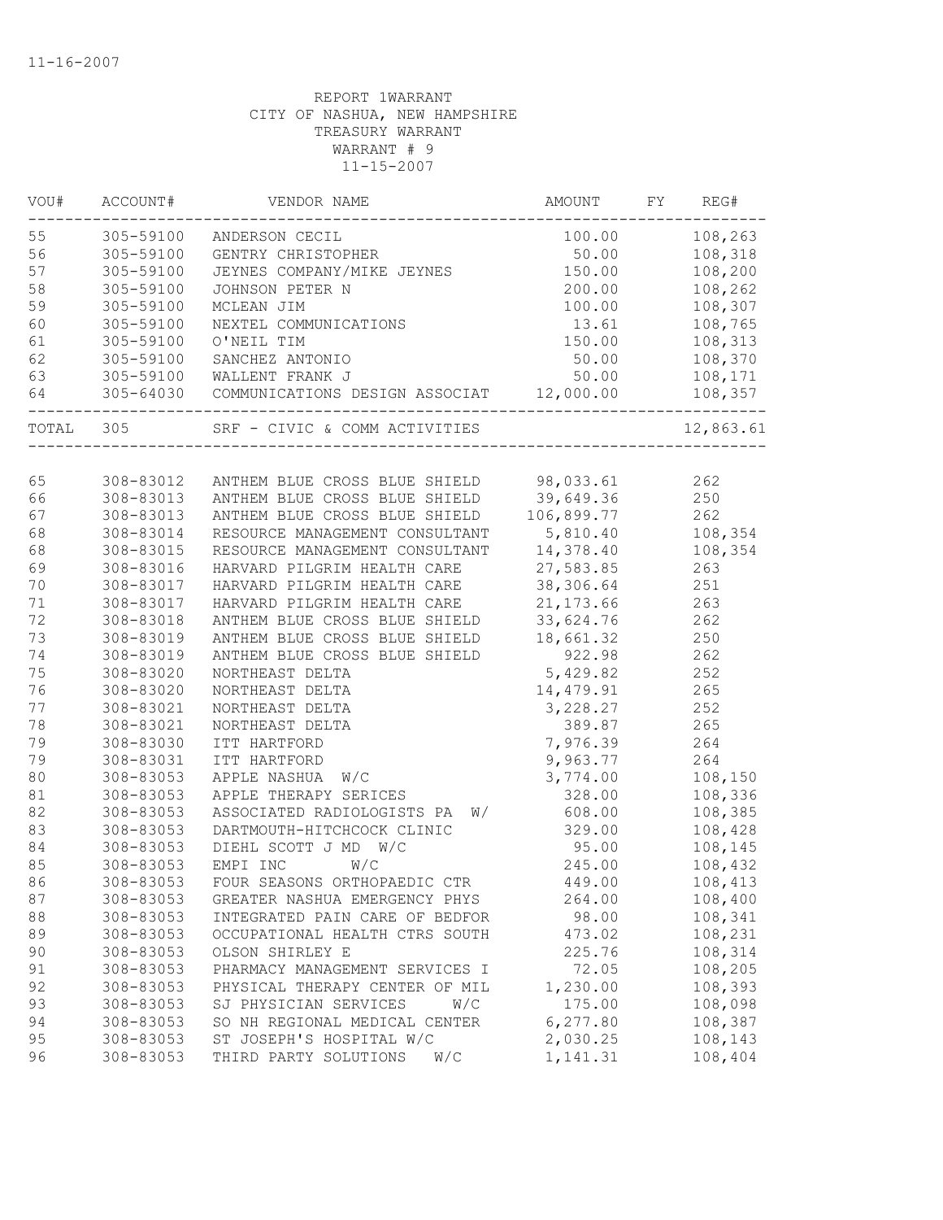11-16-2007

REPORT 1WARRANT
CITY OF NASHUA, NEW HAMPSHIRE
TREASURY WARRANT
WARRANT # 9
11-15-2007

| VOU# | ACCOUNT# | VENDOR NAME | AMOUNT | FY | REG# |
|---|---|---|---|---|---|
| 55 | 305-59100 | ANDERSON CECIL | 100.00 | | 108,263 |
| 56 | 305-59100 | GENTRY CHRISTOPHER | 50.00 | | 108,318 |
| 57 | 305-59100 | JEYNES COMPANY/MIKE JEYNES | 150.00 | | 108,200 |
| 58 | 305-59100 | JOHNSON PETER N | 200.00 | | 108,262 |
| 59 | 305-59100 | MCLEAN JIM | 100.00 | | 108,307 |
| 60 | 305-59100 | NEXTEL COMMUNICATIONS | 13.61 | | 108,765 |
| 61 | 305-59100 | O'NEIL TIM | 150.00 | | 108,313 |
| 62 | 305-59100 | SANCHEZ ANTONIO | 50.00 | | 108,370 |
| 63 | 305-59100 | WALLENT FRANK J | 50.00 | | 108,171 |
| 64 | 305-64030 | COMMUNICATIONS DESIGN ASSOCIAT | 12,000.00 | | 108,357 |
| TOTAL | 305 | SRF - CIVIC & COMM ACTIVITIES | | | 12,863.61 |
| 65 | 308-83012 | ANTHEM BLUE CROSS BLUE SHIELD | 98,033.61 | | 262 |
| 66 | 308-83013 | ANTHEM BLUE CROSS BLUE SHIELD | 39,649.36 | | 250 |
| 67 | 308-83013 | ANTHEM BLUE CROSS BLUE SHIELD | 106,899.77 | | 262 |
| 68 | 308-83014 | RESOURCE MANAGEMENT CONSULTANT | 5,810.40 | | 108,354 |
| 68 | 308-83015 | RESOURCE MANAGEMENT CONSULTANT | 14,378.40 | | 108,354 |
| 69 | 308-83016 | HARVARD PILGRIM HEALTH CARE | 27,583.85 | | 263 |
| 70 | 308-83017 | HARVARD PILGRIM HEALTH CARE | 38,306.64 | | 251 |
| 71 | 308-83017 | HARVARD PILGRIM HEALTH CARE | 21,173.66 | | 263 |
| 72 | 308-83018 | ANTHEM BLUE CROSS BLUE SHIELD | 33,624.76 | | 262 |
| 73 | 308-83019 | ANTHEM BLUE CROSS BLUE SHIELD | 18,661.32 | | 250 |
| 74 | 308-83019 | ANTHEM BLUE CROSS BLUE SHIELD | 922.98 | | 262 |
| 75 | 308-83020 | NORTHEAST DELTA | 5,429.82 | | 252 |
| 76 | 308-83020 | NORTHEAST DELTA | 14,479.91 | | 265 |
| 77 | 308-83021 | NORTHEAST DELTA | 3,228.27 | | 252 |
| 78 | 308-83021 | NORTHEAST DELTA | 389.87 | | 265 |
| 79 | 308-83030 | ITT HARTFORD | 7,976.39 | | 264 |
| 79 | 308-83031 | ITT HARTFORD | 9,963.77 | | 264 |
| 80 | 308-83053 | APPLE NASHUA W/C | 3,774.00 | | 108,150 |
| 81 | 308-83053 | APPLE THERAPY SERICES | 328.00 | | 108,336 |
| 82 | 308-83053 | ASSOCIATED RADIOLOGISTS PA W/ | 608.00 | | 108,385 |
| 83 | 308-83053 | DARTMOUTH-HITCHCOCK CLINIC | 329.00 | | 108,428 |
| 84 | 308-83053 | DIEHL SCOTT J MD W/C | 95.00 | | 108,145 |
| 85 | 308-83053 | EMPI INC W/C | 245.00 | | 108,432 |
| 86 | 308-83053 | FOUR SEASONS ORTHOPAEDIC CTR | 449.00 | | 108,413 |
| 87 | 308-83053 | GREATER NASHUA EMERGENCY PHYS | 264.00 | | 108,400 |
| 88 | 308-83053 | INTEGRATED PAIN CARE OF BEDFOR | 98.00 | | 108,341 |
| 89 | 308-83053 | OCCUPATIONAL HEALTH CTRS SOUTH | 473.02 | | 108,231 |
| 90 | 308-83053 | OLSON SHIRLEY E | 225.76 | | 108,314 |
| 91 | 308-83053 | PHARMACY MANAGEMENT SERVICES I | 72.05 | | 108,205 |
| 92 | 308-83053 | PHYSICAL THERAPY CENTER OF MIL | 1,230.00 | | 108,393 |
| 93 | 308-83053 | SJ PHYSICIAN SERVICES W/C | 175.00 | | 108,098 |
| 94 | 308-83053 | SO NH REGIONAL MEDICAL CENTER | 6,277.80 | | 108,387 |
| 95 | 308-83053 | ST JOSEPH'S HOSPITAL W/C | 2,030.25 | | 108,143 |
| 96 | 308-83053 | THIRD PARTY SOLUTIONS W/C | 1,141.31 | | 108,404 |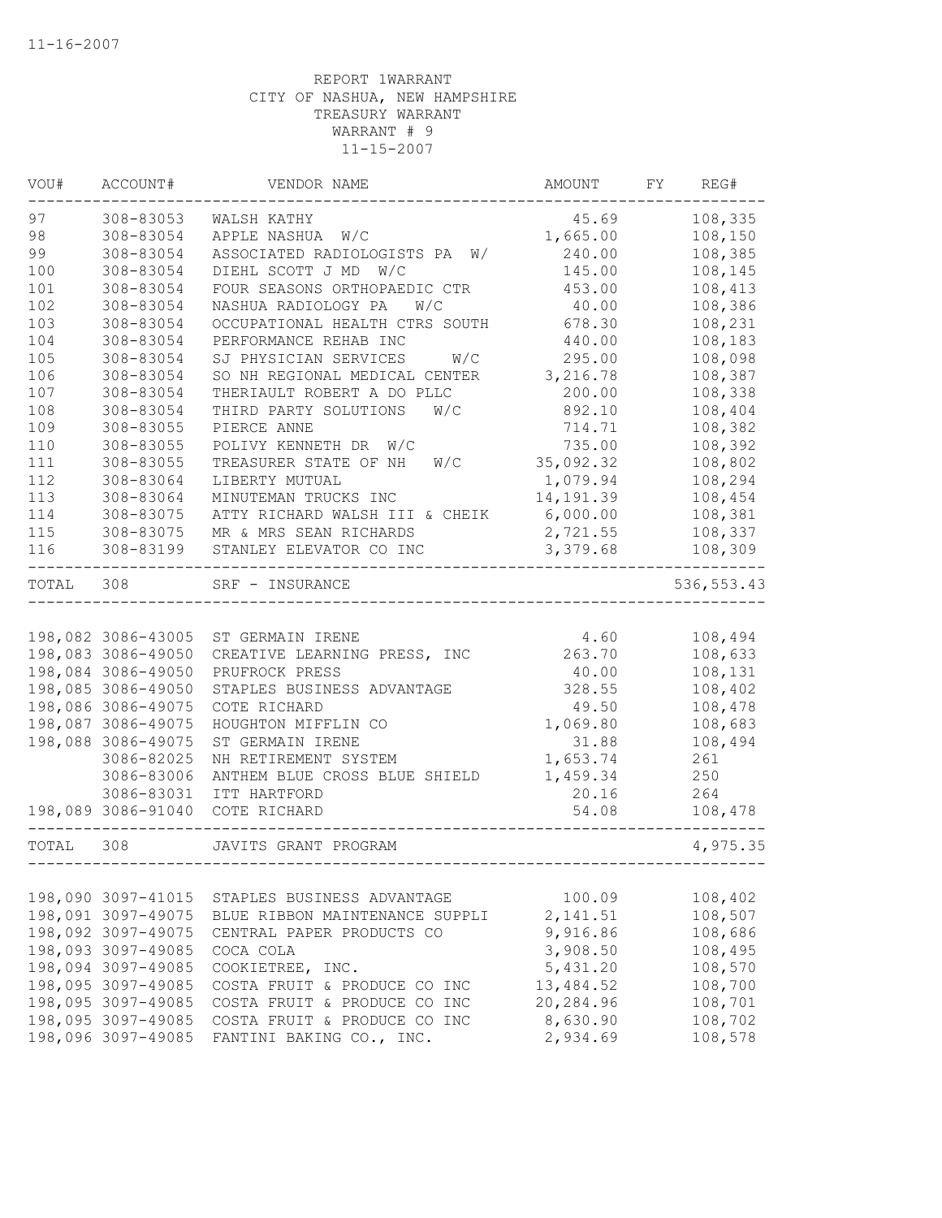11-16-2007

REPORT 1WARRANT
CITY OF NASHUA, NEW HAMPSHIRE
TREASURY WARRANT
WARRANT # 9
11-15-2007

| VOU# | ACCOUNT# | VENDOR NAME | AMOUNT | FY | REG# |
|---|---|---|---|---|---|
| 97 | 308-83053 | WALSH KATHY | 45.69 | | 108,335 |
| 98 | 308-83054 | APPLE NASHUA W/C | 1,665.00 | | 108,150 |
| 99 | 308-83054 | ASSOCIATED RADIOLOGISTS PA W/ | 240.00 | | 108,385 |
| 100 | 308-83054 | DIEHL SCOTT J MD W/C | 145.00 | | 108,145 |
| 101 | 308-83054 | FOUR SEASONS ORTHOPAEDIC CTR | 453.00 | | 108,413 |
| 102 | 308-83054 | NASHUA RADIOLOGY PA W/C | 40.00 | | 108,386 |
| 103 | 308-83054 | OCCUPATIONAL HEALTH CTRS SOUTH | 678.30 | | 108,231 |
| 104 | 308-83054 | PERFORMANCE REHAB INC | 440.00 | | 108,183 |
| 105 | 308-83054 | SJ PHYSICIAN SERVICES W/C | 295.00 | | 108,098 |
| 106 | 308-83054 | SO NH REGIONAL MEDICAL CENTER | 3,216.78 | | 108,387 |
| 107 | 308-83054 | THERIAULT ROBERT A DO PLLC | 200.00 | | 108,338 |
| 108 | 308-83054 | THIRD PARTY SOLUTIONS W/C | 892.10 | | 108,404 |
| 109 | 308-83055 | PIERCE ANNE | 714.71 | | 108,382 |
| 110 | 308-83055 | POLIVY KENNETH DR W/C | 735.00 | | 108,392 |
| 111 | 308-83055 | TREASURER STATE OF NH W/C | 35,092.32 | | 108,802 |
| 112 | 308-83064 | LIBERTY MUTUAL | 1,079.94 | | 108,294 |
| 113 | 308-83064 | MINUTEMAN TRUCKS INC | 14,191.39 | | 108,454 |
| 114 | 308-83075 | ATTY RICHARD WALSH III & CHEIK | 6,000.00 | | 108,381 |
| 115 | 308-83075 | MR & MRS SEAN RICHARDS | 2,721.55 | | 108,337 |
| 116 | 308-83199 | STANLEY ELEVATOR CO INC | 3,379.68 | | 108,309 |
| TOTAL | 308 | SRF - INSURANCE | | | 536,553.43 |
| 198,082 | 3086-43005 | ST GERMAIN IRENE | 4.60 | | 108,494 |
| 198,083 | 3086-49050 | CREATIVE LEARNING PRESS, INC | 263.70 | | 108,633 |
| 198,084 | 3086-49050 | PRUFROCK PRESS | 40.00 | | 108,131 |
| 198,085 | 3086-49050 | STAPLES BUSINESS ADVANTAGE | 328.55 | | 108,402 |
| 198,086 | 3086-49075 | COTE RICHARD | 49.50 | | 108,478 |
| 198,087 | 3086-49075 | HOUGHTON MIFFLIN CO | 1,069.80 | | 108,683 |
| 198,088 | 3086-49075 | ST GERMAIN IRENE | 31.88 | | 108,494 |
| | 3086-82025 | NH RETIREMENT SYSTEM | 1,653.74 | | 261 |
| | 3086-83006 | ANTHEM BLUE CROSS BLUE SHIELD | 1,459.34 | | 250 |
| | 3086-83031 | ITT HARTFORD | 20.16 | | 264 |
| 198,089 | 3086-91040 | COTE RICHARD | 54.08 | | 108,478 |
| TOTAL | 308 | JAVITS GRANT PROGRAM | | | 4,975.35 |
| 198,090 | 3097-41015 | STAPLES BUSINESS ADVANTAGE | 100.09 | | 108,402 |
| 198,091 | 3097-49075 | BLUE RIBBON MAINTENANCE SUPPLI | 2,141.51 | | 108,507 |
| 198,092 | 3097-49075 | CENTRAL PAPER PRODUCTS CO | 9,916.86 | | 108,686 |
| 198,093 | 3097-49085 | COCA COLA | 3,908.50 | | 108,495 |
| 198,094 | 3097-49085 | COOKIETREE, INC. | 5,431.20 | | 108,570 |
| 198,095 | 3097-49085 | COSTA FRUIT & PRODUCE CO INC | 13,484.52 | | 108,700 |
| 198,095 | 3097-49085 | COSTA FRUIT & PRODUCE CO INC | 20,284.96 | | 108,701 |
| 198,095 | 3097-49085 | COSTA FRUIT & PRODUCE CO INC | 8,630.90 | | 108,702 |
| 198,096 | 3097-49085 | FANTINI BAKING CO., INC. | 2,934.69 | | 108,578 |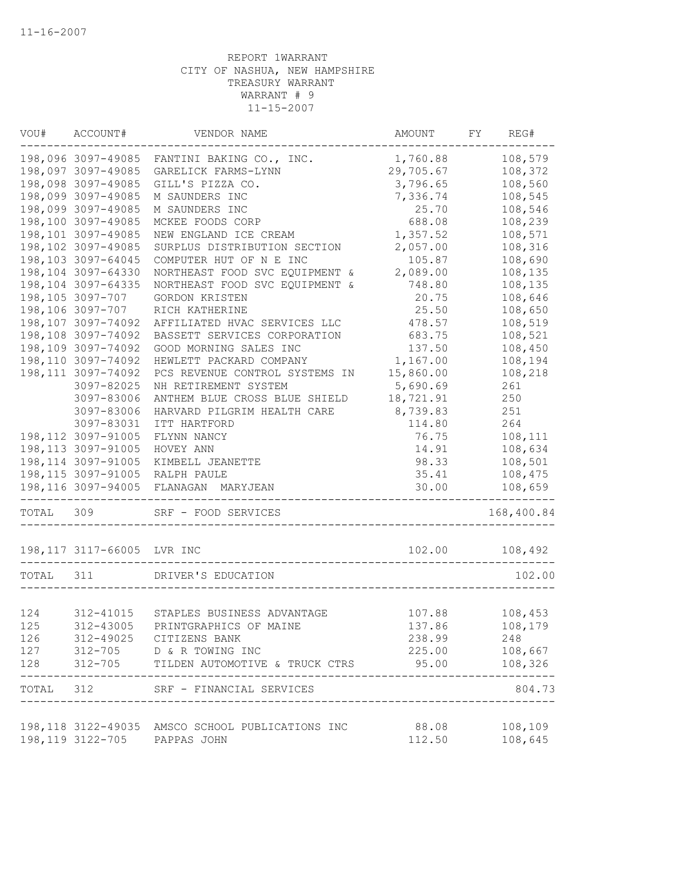11-16-2007

REPORT 1WARRANT
CITY OF NASHUA, NEW HAMPSHIRE
TREASURY WARRANT
WARRANT # 9
11-15-2007

| VOU# | ACCOUNT# | VENDOR NAME | AMOUNT | FY | REG# |
|---|---|---|---|---|---|
| 198,096 | 3097-49085 | FANTINI BAKING CO., INC. | 1,760.88 | | 108,579 |
| 198,097 | 3097-49085 | GARELICK FARMS-LYNN | 29,705.67 | | 108,372 |
| 198,098 | 3097-49085 | GILL'S PIZZA CO. | 3,796.65 | | 108,560 |
| 198,099 | 3097-49085 | M SAUNDERS INC | 7,336.74 | | 108,545 |
| 198,099 | 3097-49085 | M SAUNDERS INC | 25.70 | | 108,546 |
| 198,100 | 3097-49085 | MCKEE FOODS CORP | 688.08 | | 108,239 |
| 198,101 | 3097-49085 | NEW ENGLAND ICE CREAM | 1,357.52 | | 108,571 |
| 198,102 | 3097-49085 | SURPLUS DISTRIBUTION SECTION | 2,057.00 | | 108,316 |
| 198,103 | 3097-64045 | COMPUTER HUT OF N E INC | 105.87 | | 108,690 |
| 198,104 | 3097-64330 | NORTHEAST FOOD SVC EQUIPMENT & | 2,089.00 | | 108,135 |
| 198,104 | 3097-64335 | NORTHEAST FOOD SVC EQUIPMENT & | 748.80 | | 108,135 |
| 198,105 | 3097-707 | GORDON KRISTEN | 20.75 | | 108,646 |
| 198,106 | 3097-707 | RICH KATHERINE | 25.50 | | 108,650 |
| 198,107 | 3097-74092 | AFFILIATED HVAC SERVICES LLC | 478.57 | | 108,519 |
| 198,108 | 3097-74092 | BASSETT SERVICES CORPORATION | 683.75 | | 108,521 |
| 198,109 | 3097-74092 | GOOD MORNING SALES INC | 137.50 | | 108,450 |
| 198,110 | 3097-74092 | HEWLETT PACKARD COMPANY | 1,167.00 | | 108,194 |
| 198,111 | 3097-74092 | PCS REVENUE CONTROL SYSTEMS IN | 15,860.00 | | 108,218 |
| | 3097-82025 | NH RETIREMENT SYSTEM | 5,690.69 | | 261 |
| | 3097-83006 | ANTHEM BLUE CROSS BLUE SHIELD | 18,721.91 | | 250 |
| | 3097-83006 | HARVARD PILGRIM HEALTH CARE | 8,739.83 | | 251 |
| | 3097-83031 | ITT HARTFORD | 114.80 | | 264 |
| 198,112 | 3097-91005 | FLYNN NANCY | 76.75 | | 108,111 |
| 198,113 | 3097-91005 | HOVEY ANN | 14.91 | | 108,634 |
| 198,114 | 3097-91005 | KIMBELL JEANETTE | 98.33 | | 108,501 |
| 198,115 | 3097-91005 | RALPH PAULE | 35.41 | | 108,475 |
| 198,116 | 3097-94005 | FLANAGAN MARYJEAN | 30.00 | | 108,659 |
| TOTAL | 309 | SRF - FOOD SERVICES | | | 168,400.84 |
| 198,117 | 3117-66005 | LVR INC | 102.00 | | 108,492 |
| TOTAL | 311 | DRIVER'S EDUCATION | | | 102.00 |
| 124 | 312-41015 | STAPLES BUSINESS ADVANTAGE | 107.88 | | 108,453 |
| 125 | 312-43005 | PRINTGRAPHICS OF MAINE | 137.86 | | 108,179 |
| 126 | 312-49025 | CITIZENS BANK | 238.99 | | 248 |
| 127 | 312-705 | D & R TOWING INC | 225.00 | | 108,667 |
| 128 | 312-705 | TILDEN AUTOMOTIVE & TRUCK CTRS | 95.00 | | 108,326 |
| TOTAL | 312 | SRF - FINANCIAL SERVICES | | | 804.73 |
| 198,118 | 3122-49035 | AMSCO SCHOOL PUBLICATIONS INC | 88.08 | | 108,109 |
| 198,119 | 3122-705 | PAPPAS JOHN | 112.50 | | 108,645 |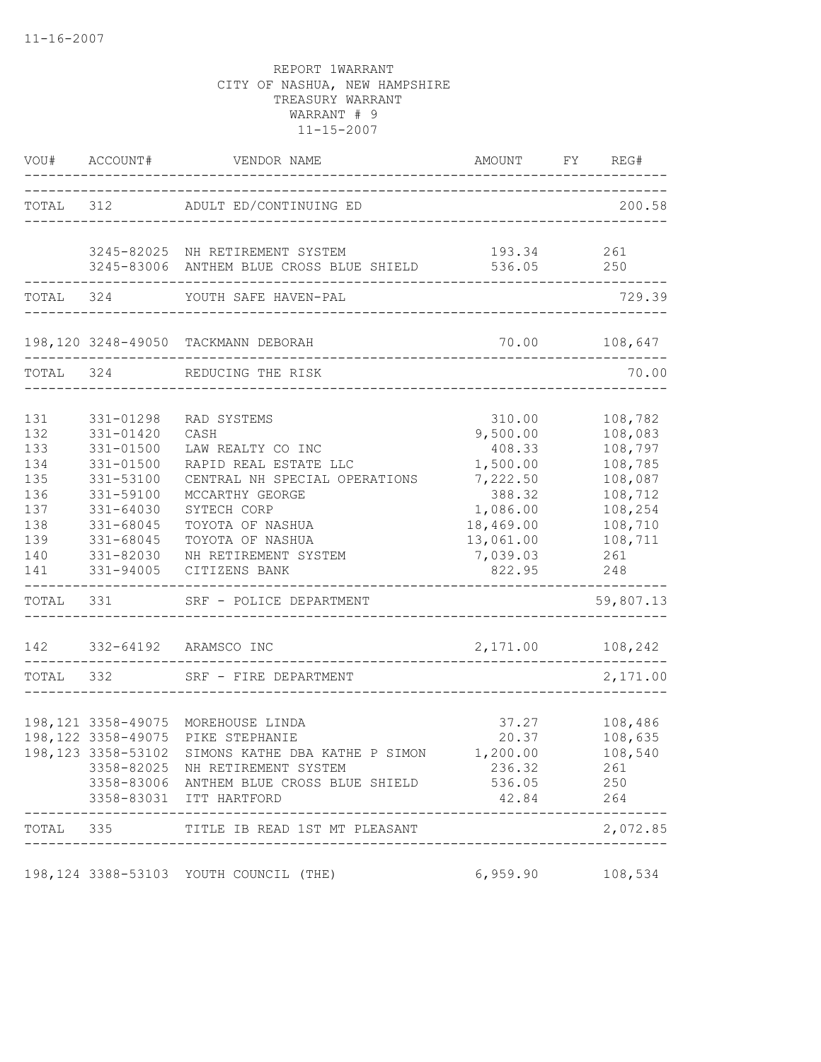11-16-2007

REPORT 1WARRANT
CITY OF NASHUA, NEW HAMPSHIRE
TREASURY WARRANT
WARRANT # 9
11-15-2007

| VOU# | ACCOUNT# | VENDOR NAME | AMOUNT | FY | REG# |
|---|---|---|---|---|---|
| TOTAL | 312 | ADULT ED/CONTINUING ED | | | 200.58 |
| | 3245-82025 | NH RETIREMENT SYSTEM | 193.34 | | 261 |
| | 3245-83006 | ANTHEM BLUE CROSS BLUE SHIELD | 536.05 | | 250 |
| TOTAL | 324 | YOUTH SAFE HAVEN-PAL | | | 729.39 |
| 198,120 | 3248-49050 | TACKMANN DEBORAH | 70.00 | | 108,647 |
| TOTAL | 324 | REDUCING THE RISK | | | 70.00 |
| 131 | 331-01298 | RAD SYSTEMS | 310.00 | | 108,782 |
| 132 | 331-01420 | CASH | 9,500.00 | | 108,083 |
| 133 | 331-01500 | LAW REALTY CO INC | 408.33 | | 108,797 |
| 134 | 331-01500 | RAPID REAL ESTATE LLC | 1,500.00 | | 108,785 |
| 135 | 331-53100 | CENTRAL NH SPECIAL OPERATIONS | 7,222.50 | | 108,087 |
| 136 | 331-59100 | MCCARTHY GEORGE | 388.32 | | 108,712 |
| 137 | 331-64030 | SYTECH CORP | 1,086.00 | | 108,254 |
| 138 | 331-68045 | TOYOTA OF NASHUA | 18,469.00 | | 108,710 |
| 139 | 331-68045 | TOYOTA OF NASHUA | 13,061.00 | | 108,711 |
| 140 | 331-82030 | NH RETIREMENT SYSTEM | 7,039.03 | | 261 |
| 141 | 331-94005 | CITIZENS BANK | 822.95 | | 248 |
| TOTAL | 331 | SRF - POLICE DEPARTMENT | | | 59,807.13 |
| 142 | 332-64192 | ARAMSCO INC | 2,171.00 | | 108,242 |
| TOTAL | 332 | SRF - FIRE DEPARTMENT | | | 2,171.00 |
| 198,121 | 3358-49075 | MOREHOUSE LINDA | 37.27 | | 108,486 |
| 198,122 | 3358-49075 | PIKE STEPHANIE | 20.37 | | 108,635 |
| 198,123 | 3358-53102 | SIMONS KATHE DBA KATHE P SIMON | 1,200.00 | | 108,540 |
| | 3358-82025 | NH RETIREMENT SYSTEM | 236.32 | | 261 |
| | 3358-83006 | ANTHEM BLUE CROSS BLUE SHIELD | 536.05 | | 250 |
| | 3358-83031 | ITT HARTFORD | 42.84 | | 264 |
| TOTAL | 335 | TITLE IB READ 1ST MT PLEASANT | | | 2,072.85 |
| 198,124 | 3388-53103 | YOUTH COUNCIL (THE) | 6,959.90 | | 108,534 |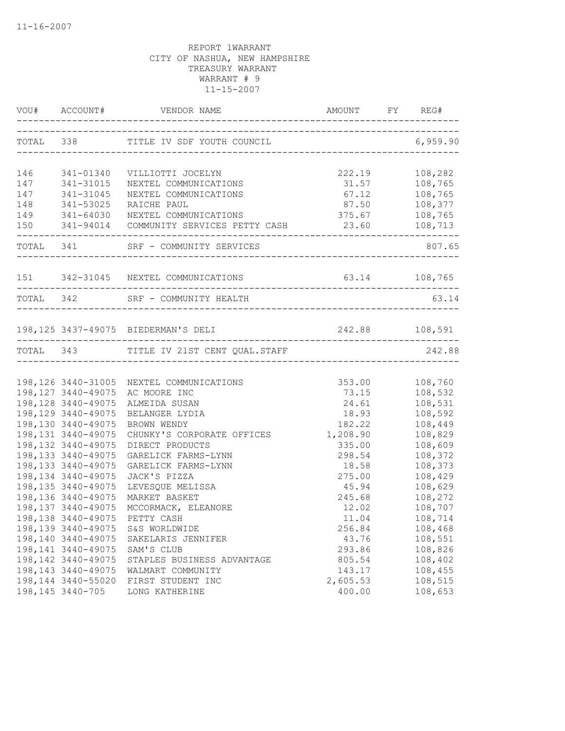11-16-2007

REPORT 1WARRANT
CITY OF NASHUA, NEW HAMPSHIRE
TREASURY WARRANT
WARRANT # 9
11-15-2007

| VOU# | ACCOUNT# | VENDOR NAME | AMOUNT | FY | REG# |
|---|---|---|---|---|---|
| TOTAL | 338 | TITLE IV SDF YOUTH COUNCIL | | | 6,959.90 |
| 146 | 341-01340 | VILLIOTTI JOCELYN | 222.19 | | 108,282 |
| 147 | 341-31015 | NEXTEL COMMUNICATIONS | 31.57 | | 108,765 |
| 147 | 341-31045 | NEXTEL COMMUNICATIONS | 67.12 | | 108,765 |
| 148 | 341-53025 | RAICHE PAUL | 87.50 | | 108,377 |
| 149 | 341-64030 | NEXTEL COMMUNICATIONS | 375.67 | | 108,765 |
| 150 | 341-94014 | COMMUNITY SERVICES PETTY CASH | 23.60 | | 108,713 |
| TOTAL | 341 | SRF - COMMUNITY SERVICES | | | 807.65 |
| 151 | 342-31045 | NEXTEL COMMUNICATIONS | 63.14 | | 108,765 |
| TOTAL | 342 | SRF - COMMUNITY HEALTH | | | 63.14 |
| 198,125 | 3437-49075 | BIEDERMAN'S DELI | 242.88 | | 108,591 |
| TOTAL | 343 | TITLE IV 21ST CENT QUAL.STAFF | | | 242.88 |
| 198,126 | 3440-31005 | NEXTEL COMMUNICATIONS | 353.00 | | 108,760 |
| 198,127 | 3440-49075 | AC MOORE INC | 73.15 | | 108,532 |
| 198,128 | 3440-49075 | ALMEIDA SUSAN | 24.61 | | 108,531 |
| 198,129 | 3440-49075 | BELANGER LYDIA | 18.93 | | 108,592 |
| 198,130 | 3440-49075 | BROWN WENDY | 182.22 | | 108,449 |
| 198,131 | 3440-49075 | CHUNKY'S CORPORATE OFFICES | 1,208.90 | | 108,829 |
| 198,132 | 3440-49075 | DIRECT PRODUCTS | 335.00 | | 108,609 |
| 198,133 | 3440-49075 | GARELICK FARMS-LYNN | 298.54 | | 108,372 |
| 198,133 | 3440-49075 | GARELICK FARMS-LYNN | 18.58 | | 108,373 |
| 198,134 | 3440-49075 | JACK'S PIZZA | 275.00 | | 108,429 |
| 198,135 | 3440-49075 | LEVESQUE MELISSA | 45.94 | | 108,629 |
| 198,136 | 3440-49075 | MARKET BASKET | 245.68 | | 108,272 |
| 198,137 | 3440-49075 | MCCORMACK, ELEANORE | 12.02 | | 108,707 |
| 198,138 | 3440-49075 | PETTY CASH | 11.04 | | 108,714 |
| 198,139 | 3440-49075 | S&S WORLDWIDE | 256.84 | | 108,468 |
| 198,140 | 3440-49075 | SAKELARIS JENNIFER | 43.76 | | 108,551 |
| 198,141 | 3440-49075 | SAM'S CLUB | 293.86 | | 108,826 |
| 198,142 | 3440-49075 | STAPLES BUSINESS ADVANTAGE | 805.54 | | 108,402 |
| 198,143 | 3440-49075 | WALMART COMMUNITY | 143.17 | | 108,455 |
| 198,144 | 3440-55020 | FIRST STUDENT INC | 2,605.53 | | 108,515 |
| 198,145 | 3440-705 | LONG KATHERINE | 400.00 | | 108,653 |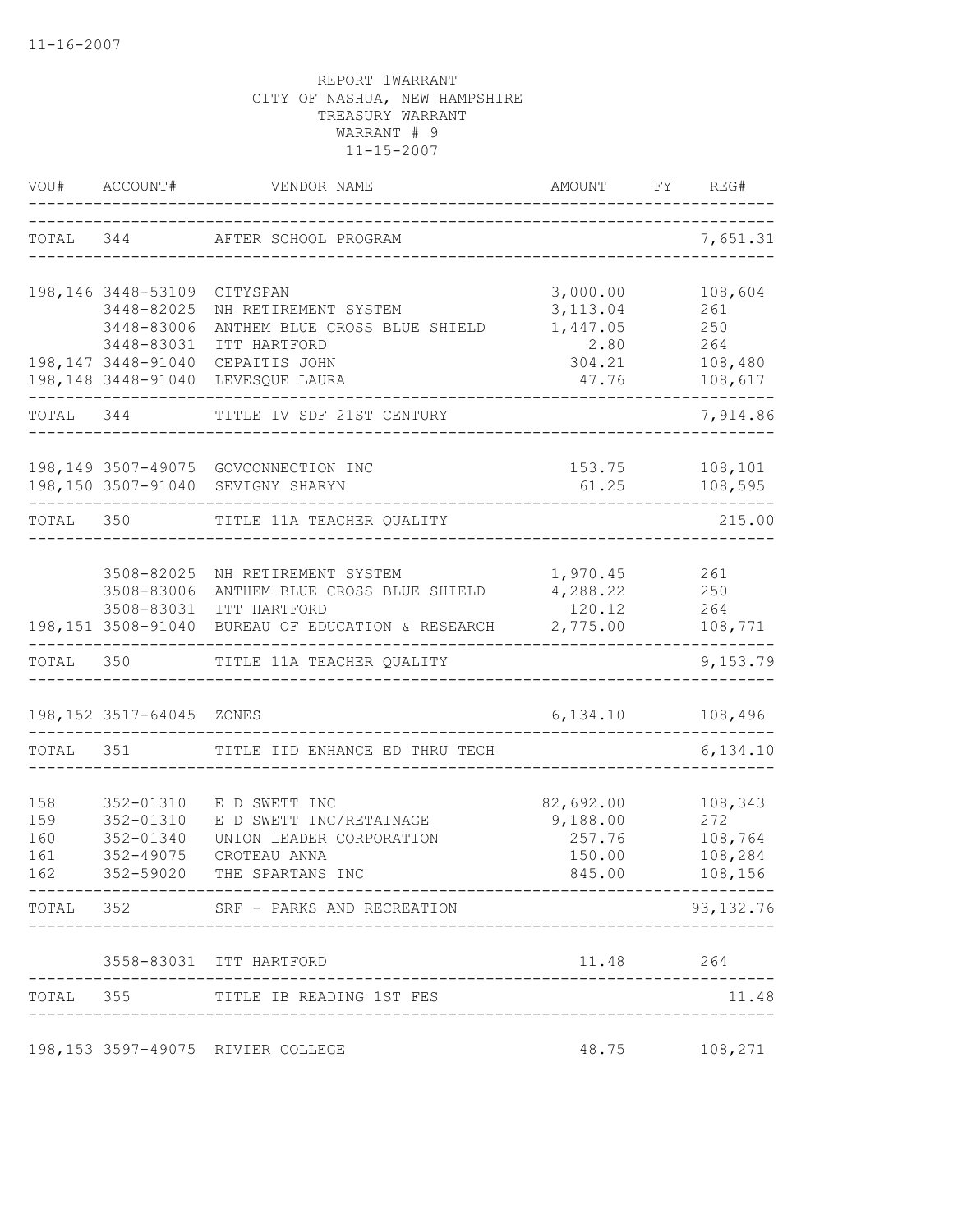11-16-2007

REPORT 1WARRANT
CITY OF NASHUA, NEW HAMPSHIRE
TREASURY WARRANT
WARRANT # 9
11-15-2007

| VOU# | ACCOUNT# | VENDOR NAME | AMOUNT | FY | REG# |
|---|---|---|---|---|---|
| TOTAL | 344 | AFTER SCHOOL PROGRAM | | | 7,651.31 |
| 198,146 | 3448-53109 | CITYSPAN | 3,000.00 | | 108,604 |
| | 3448-82025 | NH RETIREMENT SYSTEM | 3,113.04 | | 261 |
| | 3448-83006 | ANTHEM BLUE CROSS BLUE SHIELD | 1,447.05 | | 250 |
| | 3448-83031 | ITT HARTFORD | 2.80 | | 264 |
| 198,147 | 3448-91040 | CEPAITIS JOHN | 304.21 | | 108,480 |
| 198,148 | 3448-91040 | LEVESQUE LAURA | 47.76 | | 108,617 |
| TOTAL | 344 | TITLE IV SDF 21ST CENTURY | | | 7,914.86 |
| 198,149 | 3507-49075 | GOVCONNECTION INC | 153.75 | | 108,101 |
| 198,150 | 3507-91040 | SEVIGNY SHARYN | 61.25 | | 108,595 |
| TOTAL | 350 | TITLE 11A TEACHER QUALITY | | | 215.00 |
| | 3508-82025 | NH RETIREMENT SYSTEM | 1,970.45 | | 261 |
| | 3508-83006 | ANTHEM BLUE CROSS BLUE SHIELD | 4,288.22 | | 250 |
| | 3508-83031 | ITT HARTFORD | 120.12 | | 264 |
| 198,151 | 3508-91040 | BUREAU OF EDUCATION & RESEARCH | 2,775.00 | | 108,771 |
| TOTAL | 350 | TITLE 11A TEACHER QUALITY | | | 9,153.79 |
| 198,152 | 3517-64045 | ZONES | 6,134.10 | | 108,496 |
| TOTAL | 351 | TITLE IID ENHANCE ED THRU TECH | | | 6,134.10 |
| 158 | 352-01310 | E D SWETT INC | 82,692.00 | | 108,343 |
| 159 | 352-01310 | E D SWETT INC/RETAINAGE | 9,188.00 | | 272 |
| 160 | 352-01340 | UNION LEADER CORPORATION | 257.76 | | 108,764 |
| 161 | 352-49075 | CROTEAU ANNA | 150.00 | | 108,284 |
| 162 | 352-59020 | THE SPARTANS INC | 845.00 | | 108,156 |
| TOTAL | 352 | SRF - PARKS AND RECREATION | | | 93,132.76 |
| | 3558-83031 | ITT HARTFORD | 11.48 | | 264 |
| TOTAL | 355 | TITLE IB READING 1ST FES | | | 11.48 |
| 198,153 | 3597-49075 | RIVIER COLLEGE | 48.75 | | 108,271 |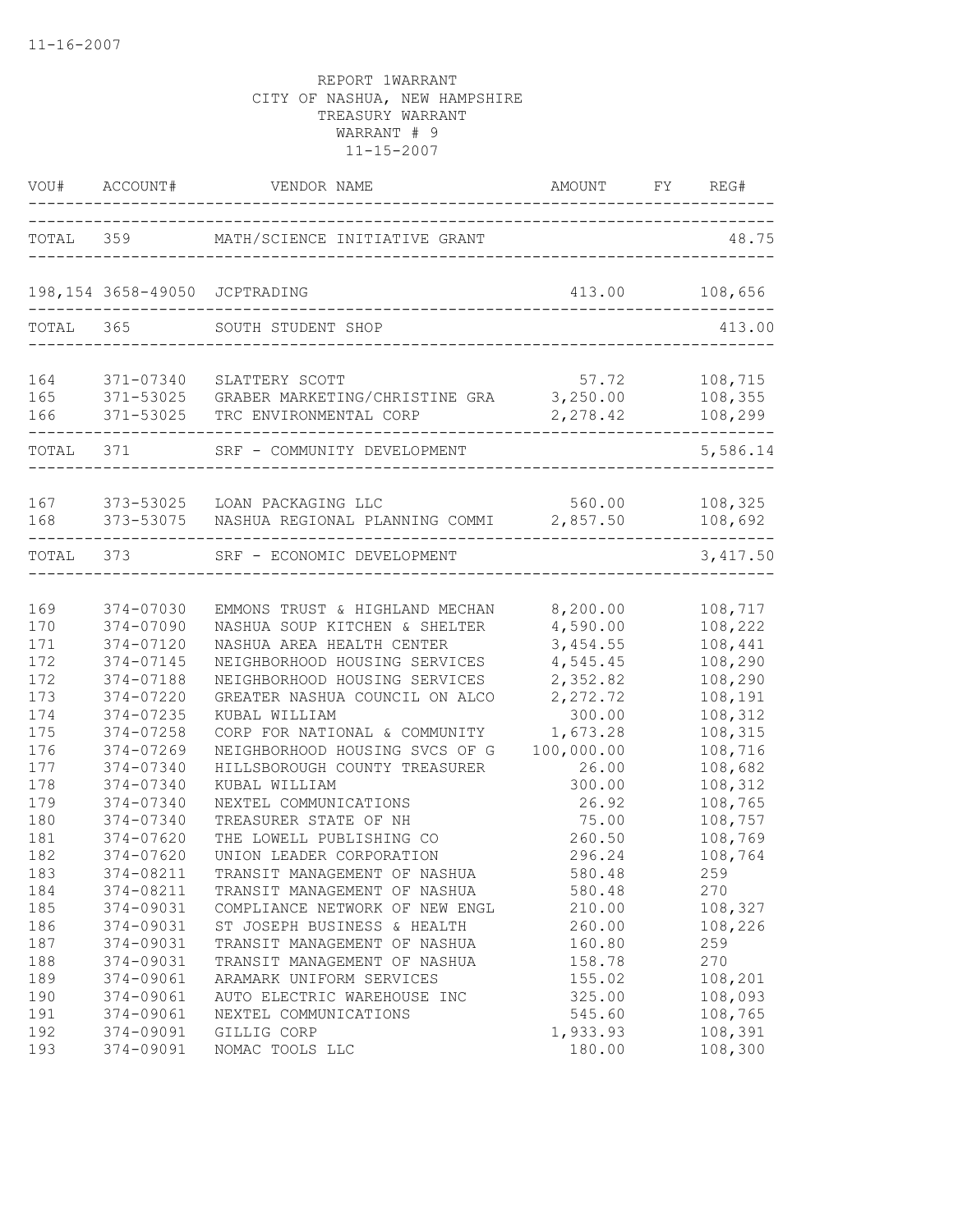11-16-2007

REPORT 1WARRANT
CITY OF NASHUA, NEW HAMPSHIRE
TREASURY WARRANT
WARRANT # 9
11-15-2007

| VOU# | ACCOUNT# | VENDOR NAME | AMOUNT | FY | REG# |
|---|---|---|---|---|---|
| TOTAL | 359 | MATH/SCIENCE INITIATIVE GRANT | | | 48.75 |
| 198,154 | 3658-49050 | JCPTRADING | 413.00 | | 108,656 |
| TOTAL | 365 | SOUTH STUDENT SHOP | | | 413.00 |
| 164 | 371-07340 | SLATTERY SCOTT | 57.72 | | 108,715 |
| 165 | 371-53025 | GRABER MARKETING/CHRISTINE GRA | 3,250.00 | | 108,355 |
| 166 | 371-53025 | TRC ENVIRONMENTAL CORP | 2,278.42 | | 108,299 |
| TOTAL | 371 | SRF - COMMUNITY DEVELOPMENT | | | 5,586.14 |
| 167 | 373-53025 | LOAN PACKAGING LLC | 560.00 | | 108,325 |
| 168 | 373-53075 | NASHUA REGIONAL PLANNING COMMI | 2,857.50 | | 108,692 |
| TOTAL | 373 | SRF - ECONOMIC DEVELOPMENT | | | 3,417.50 |
| 169 | 374-07030 | EMMONS TRUST & HIGHLAND MECHAN | 8,200.00 | | 108,717 |
| 170 | 374-07090 | NASHUA SOUP KITCHEN & SHELTER | 4,590.00 | | 108,222 |
| 171 | 374-07120 | NASHUA AREA HEALTH CENTER | 3,454.55 | | 108,441 |
| 172 | 374-07145 | NEIGHBORHOOD HOUSING SERVICES | 4,545.45 | | 108,290 |
| 172 | 374-07188 | NEIGHBORHOOD HOUSING SERVICES | 2,352.82 | | 108,290 |
| 173 | 374-07220 | GREATER NASHUA COUNCIL ON ALCO | 2,272.72 | | 108,191 |
| 174 | 374-07235 | KUBAL WILLIAM | 300.00 | | 108,312 |
| 175 | 374-07258 | CORP FOR NATIONAL & COMMUNITY | 1,673.28 | | 108,315 |
| 176 | 374-07269 | NEIGHBORHOOD HOUSING SVCS OF G | 100,000.00 | | 108,716 |
| 177 | 374-07340 | HILLSBOROUGH COUNTY TREASURER | 26.00 | | 108,682 |
| 178 | 374-07340 | KUBAL WILLIAM | 300.00 | | 108,312 |
| 179 | 374-07340 | NEXTEL COMMUNICATIONS | 26.92 | | 108,765 |
| 180 | 374-07340 | TREASURER STATE OF NH | 75.00 | | 108,757 |
| 181 | 374-07620 | THE LOWELL PUBLISHING CO | 260.50 | | 108,769 |
| 182 | 374-07620 | UNION LEADER CORPORATION | 296.24 | | 108,764 |
| 183 | 374-08211 | TRANSIT MANAGEMENT OF NASHUA | 580.48 | | 259 |
| 184 | 374-08211 | TRANSIT MANAGEMENT OF NASHUA | 580.48 | | 270 |
| 185 | 374-09031 | COMPLIANCE NETWORK OF NEW ENGL | 210.00 | | 108,327 |
| 186 | 374-09031 | ST JOSEPH BUSINESS & HEALTH | 260.00 | | 108,226 |
| 187 | 374-09031 | TRANSIT MANAGEMENT OF NASHUA | 160.80 | | 259 |
| 188 | 374-09031 | TRANSIT MANAGEMENT OF NASHUA | 158.78 | | 270 |
| 189 | 374-09061 | ARAMARK UNIFORM SERVICES | 155.02 | | 108,201 |
| 190 | 374-09061 | AUTO ELECTRIC WAREHOUSE INC | 325.00 | | 108,093 |
| 191 | 374-09061 | NEXTEL COMMUNICATIONS | 545.60 | | 108,765 |
| 192 | 374-09091 | GILLIG CORP | 1,933.93 | | 108,391 |
| 193 | 374-09091 | NOMAC TOOLS LLC | 180.00 | | 108,300 |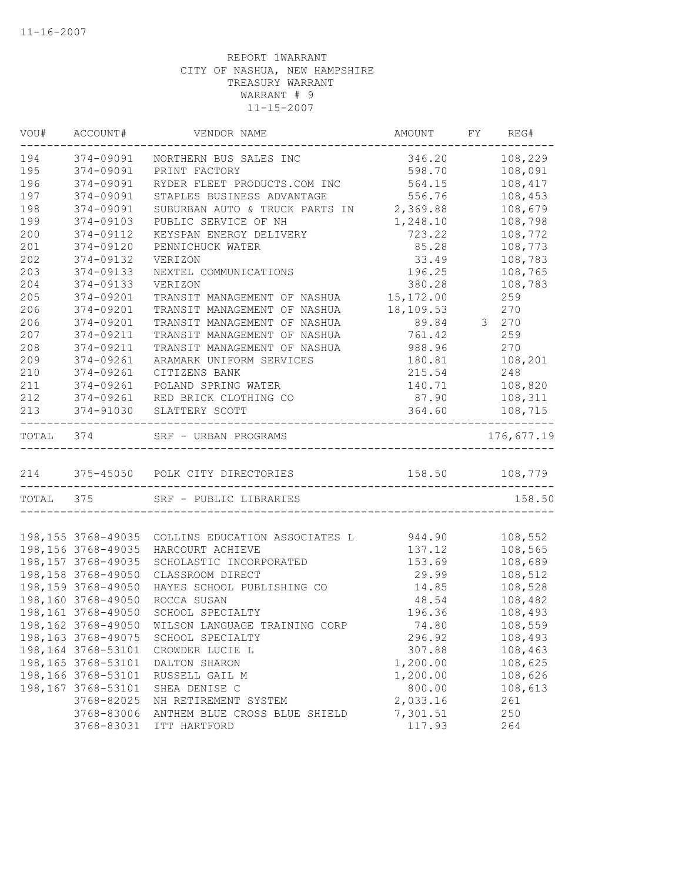11-16-2007

REPORT 1WARRANT
CITY OF NASHUA, NEW HAMPSHIRE
TREASURY WARRANT
WARRANT # 9
11-15-2007

| VOU# | ACCOUNT# | VENDOR NAME | AMOUNT | FY | REG# |
|---|---|---|---|---|---|
| 194 | 374-09091 | NORTHERN BUS SALES INC | 346.20 | | 108,229 |
| 195 | 374-09091 | PRINT FACTORY | 598.70 | | 108,091 |
| 196 | 374-09091 | RYDER FLEET PRODUCTS.COM INC | 564.15 | | 108,417 |
| 197 | 374-09091 | STAPLES BUSINESS ADVANTAGE | 556.76 | | 108,453 |
| 198 | 374-09091 | SUBURBAN AUTO & TRUCK PARTS IN | 2,369.88 | | 108,679 |
| 199 | 374-09103 | PUBLIC SERVICE OF NH | 1,248.10 | | 108,798 |
| 200 | 374-09112 | KEYSPAN ENERGY DELIVERY | 723.22 | | 108,772 |
| 201 | 374-09120 | PENNICHUCK WATER | 85.28 | | 108,773 |
| 202 | 374-09132 | VERIZON | 33.49 | | 108,783 |
| 203 | 374-09133 | NEXTEL COMMUNICATIONS | 196.25 | | 108,765 |
| 204 | 374-09133 | VERIZON | 380.28 | | 108,783 |
| 205 | 374-09201 | TRANSIT MANAGEMENT OF NASHUA | 15,172.00 | | 259 |
| 206 | 374-09201 | TRANSIT MANAGEMENT OF NASHUA | 18,109.53 | | 270 |
| 206 | 374-09201 | TRANSIT MANAGEMENT OF NASHUA | 89.84 | 3 | 270 |
| 207 | 374-09211 | TRANSIT MANAGEMENT OF NASHUA | 761.42 | | 259 |
| 208 | 374-09211 | TRANSIT MANAGEMENT OF NASHUA | 988.96 | | 270 |
| 209 | 374-09261 | ARAMARK UNIFORM SERVICES | 180.81 | | 108,201 |
| 210 | 374-09261 | CITIZENS BANK | 215.54 | | 248 |
| 211 | 374-09261 | POLAND SPRING WATER | 140.71 | | 108,820 |
| 212 | 374-09261 | RED BRICK CLOTHING CO | 87.90 | | 108,311 |
| 213 | 374-91030 | SLATTERY SCOTT | 364.60 | | 108,715 |
| TOTAL | 374 | SRF - URBAN PROGRAMS | | | 176,677.19 |
| 214 | 375-45050 | POLK CITY DIRECTORIES | 158.50 | | 108,779 |
| TOTAL | 375 | SRF - PUBLIC LIBRARIES | | | 158.50 |
| 198,155 | 3768-49035 | COLLINS EDUCATION ASSOCIATES L | 944.90 | | 108,552 |
| 198,156 | 3768-49035 | HARCOURT ACHIEVE | 137.12 | | 108,565 |
| 198,157 | 3768-49035 | SCHOLASTIC INCORPORATED | 153.69 | | 108,689 |
| 198,158 | 3768-49050 | CLASSROOM DIRECT | 29.99 | | 108,512 |
| 198,159 | 3768-49050 | HAYES SCHOOL PUBLISHING CO | 14.85 | | 108,528 |
| 198,160 | 3768-49050 | ROCCA SUSAN | 48.54 | | 108,482 |
| 198,161 | 3768-49050 | SCHOOL SPECIALTY | 196.36 | | 108,493 |
| 198,162 | 3768-49050 | WILSON LANGUAGE TRAINING CORP | 74.80 | | 108,559 |
| 198,163 | 3768-49075 | SCHOOL SPECIALTY | 296.92 | | 108,493 |
| 198,164 | 3768-53101 | CROWDER LUCIE L | 307.88 | | 108,463 |
| 198,165 | 3768-53101 | DALTON SHARON | 1,200.00 | | 108,625 |
| 198,166 | 3768-53101 | RUSSELL GAIL M | 1,200.00 | | 108,626 |
| 198,167 | 3768-53101 | SHEA DENISE C | 800.00 | | 108,613 |
| | 3768-82025 | NH RETIREMENT SYSTEM | 2,033.16 | | 261 |
| | 3768-83006 | ANTHEM BLUE CROSS BLUE SHIELD | 7,301.51 | | 250 |
| | 3768-83031 | ITT HARTFORD | 117.93 | | 264 |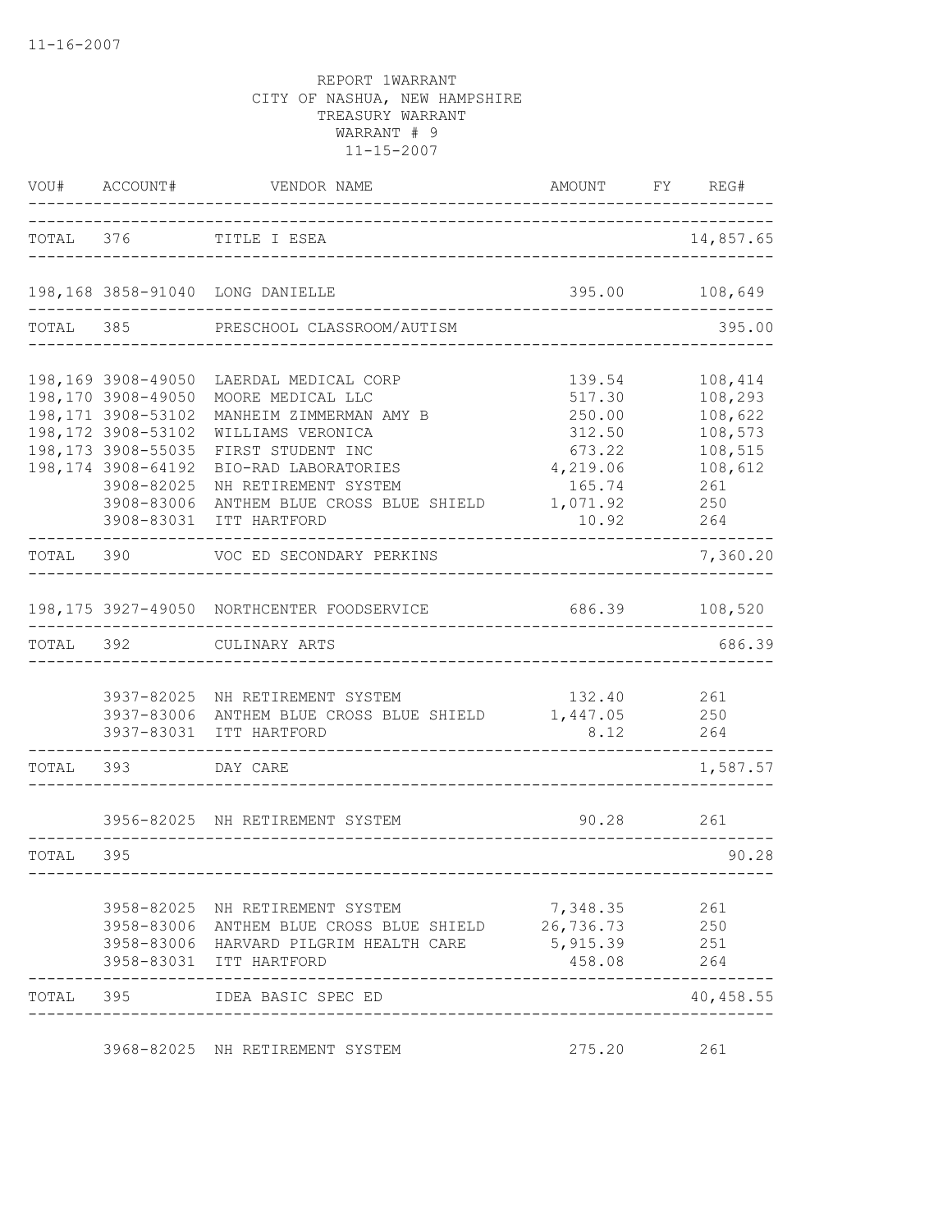11-16-2007

REPORT 1WARRANT
CITY OF NASHUA, NEW HAMPSHIRE
TREASURY WARRANT
WARRANT # 9
11-15-2007

| VOU# | ACCOUNT# | VENDOR NAME | AMOUNT | FY | REG# |
|---|---|---|---|---|---|
| TOTAL | 376 | TITLE I ESEA | | | 14,857.65 |
| 198,168 | 3858-91040 | LONG DANIELLE | 395.00 | | 108,649 |
| TOTAL | 385 | PRESCHOOL CLASSROOM/AUTISM | | | 395.00 |
| 198,169 | 3908-49050 | LAERDAL MEDICAL CORP | 139.54 | | 108,414 |
| 198,170 | 3908-49050 | MOORE MEDICAL LLC | 517.30 | | 108,293 |
| 198,171 | 3908-53102 | MANHEIM ZIMMERMAN AMY B | 250.00 | | 108,622 |
| 198,172 | 3908-53102 | WILLIAMS VERONICA | 312.50 | | 108,573 |
| 198,173 | 3908-55035 | FIRST STUDENT INC | 673.22 | | 108,515 |
| 198,174 | 3908-64192 | BIO-RAD LABORATORIES | 4,219.06 | | 108,612 |
| | 3908-82025 | NH RETIREMENT SYSTEM | 165.74 | | 261 |
| | 3908-83006 | ANTHEM BLUE CROSS BLUE SHIELD | 1,071.92 | | 250 |
| | 3908-83031 | ITT HARTFORD | 10.92 | | 264 |
| TOTAL | 390 | VOC ED SECONDARY PERKINS | | | 7,360.20 |
| 198,175 | 3927-49050 | NORTHCENTER FOODSERVICE | 686.39 | | 108,520 |
| TOTAL | 392 | CULINARY ARTS | | | 686.39 |
| | 3937-82025 | NH RETIREMENT SYSTEM | 132.40 | | 261 |
| | 3937-83006 | ANTHEM BLUE CROSS BLUE SHIELD | 1,447.05 | | 250 |
| | 3937-83031 | ITT HARTFORD | 8.12 | | 264 |
| TOTAL | 393 | DAY CARE | | | 1,587.57 |
| | 3956-82025 | NH RETIREMENT SYSTEM | 90.28 | | 261 |
| TOTAL | 395 | | | | 90.28 |
| | 3958-82025 | NH RETIREMENT SYSTEM | 7,348.35 | | 261 |
| | 3958-83006 | ANTHEM BLUE CROSS BLUE SHIELD | 26,736.73 | | 250 |
| | 3958-83006 | HARVARD PILGRIM HEALTH CARE | 5,915.39 | | 251 |
| | 3958-83031 | ITT HARTFORD | 458.08 | | 264 |
| TOTAL | 395 | IDEA BASIC SPEC ED | | | 40,458.55 |
| | 3968-82025 | NH RETIREMENT SYSTEM | 275.20 | | 261 |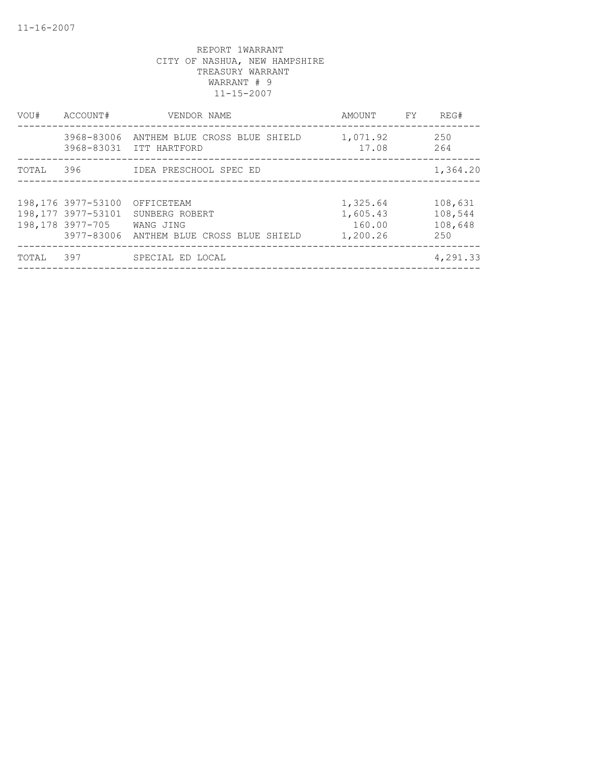REPORT 1WARRANT
CITY OF NASHUA, NEW HAMPSHIRE
TREASURY WARRANT
WARRANT # 9
11-15-2007

| VOU# | ACCOUNT# | VENDOR NAME | AMOUNT | FY | REG# |
|---|---|---|---|---|---|
| | 3968-83006 | ANTHEM BLUE CROSS BLUE SHIELD | 1,071.92 | | 250 |
| | 3968-83031 | ITT HARTFORD | 17.08 | | 264 |
| TOTAL | 396 | IDEA PRESCHOOL SPEC ED | | | 1,364.20 |
| 198,176 | 3977-53100 | OFFICETEAM | 1,325.64 | | 108,631 |
| 198,177 | 3977-53101 | SUNBERG ROBERT | 1,605.43 | | 108,544 |
| 198,178 | 3977-705 | WANG JING | 160.00 | | 108,648 |
| | 3977-83006 | ANTHEM BLUE CROSS BLUE SHIELD | 1,200.26 | | 250 |
| TOTAL | 397 | SPECIAL ED LOCAL | | | 4,291.33 |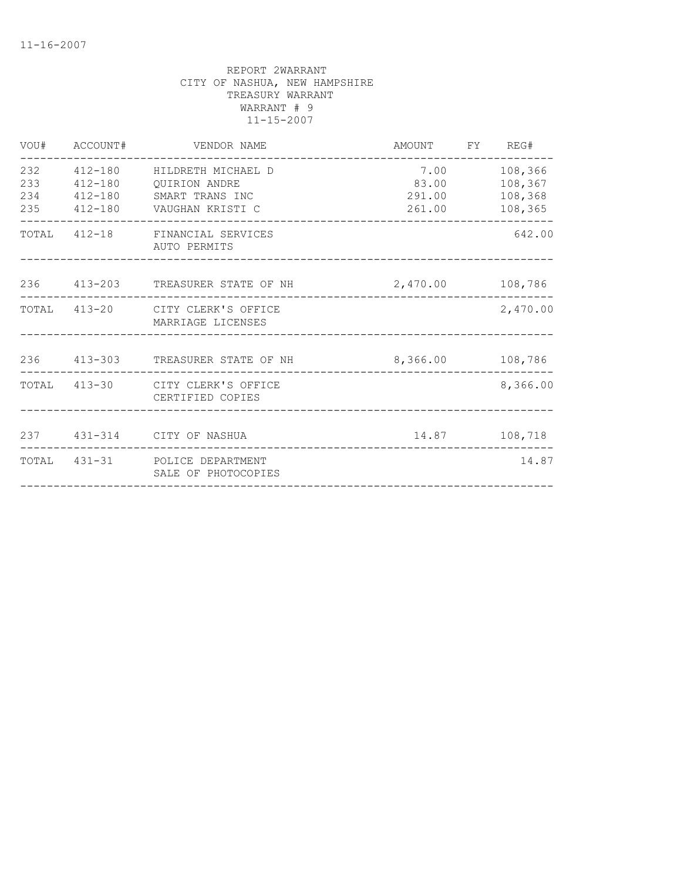11-16-2007

REPORT 2WARRANT
CITY OF NASHUA, NEW HAMPSHIRE
TREASURY WARRANT
WARRANT # 9
11-15-2007

| VOU# | ACCOUNT# | VENDOR NAME | AMOUNT | FY | REG# |
|---|---|---|---|---|---|
| 232 | 412-180 | HILDRETH MICHAEL D | 7.00 | | 108,366 |
| 233 | 412-180 | QUIRION ANDRE | 83.00 | | 108,367 |
| 234 | 412-180 | SMART TRANS INC | 291.00 | | 108,368 |
| 235 | 412-180 | VAUGHAN KRISTI C | 261.00 | | 108,365 |
| TOTAL | 412-18 | FINANCIAL SERVICES AUTO PERMITS | | | 642.00 |
| 236 | 413-203 | TREASURER STATE OF NH | 2,470.00 | | 108,786 |
| TOTAL | 413-20 | CITY CLERK'S OFFICE MARRIAGE LICENSES | | | 2,470.00 |
| 236 | 413-303 | TREASURER STATE OF NH | 8,366.00 | | 108,786 |
| TOTAL | 413-30 | CITY CLERK'S OFFICE CERTIFIED COPIES | | | 8,366.00 |
| 237 | 431-314 | CITY OF NASHUA | 14.87 | | 108,718 |
| TOTAL | 431-31 | POLICE DEPARTMENT SALE OF PHOTOCOPIES | | | 14.87 |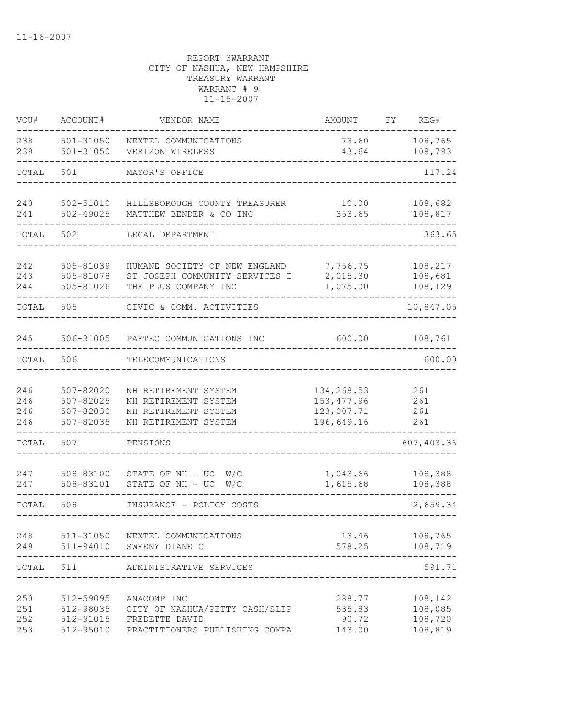11-16-2007

REPORT 3WARRANT
CITY OF NASHUA, NEW HAMPSHIRE
TREASURY WARRANT
WARRANT # 9
11-15-2007

| VOU# | ACCOUNT# | VENDOR NAME | AMOUNT | FY | REG# |
|---|---|---|---|---|---|
| 238 | 501-31050 | NEXTEL COMMUNICATIONS | 73.60 | | 108,765 |
| 239 | 501-31050 | VERIZON WIRELESS | 43.64 | | 108,793 |
| TOTAL | 501 | MAYOR'S OFFICE | | | 117.24 |
| 240 | 502-51010 | HILLSBOROUGH COUNTY TREASURER | 10.00 | | 108,682 |
| 241 | 502-49025 | MATTHEW BENDER & CO INC | 353.65 | | 108,817 |
| TOTAL | 502 | LEGAL DEPARTMENT | | | 363.65 |
| 242 | 505-81039 | HUMANE SOCIETY OF NEW ENGLAND | 7,756.75 | | 108,217 |
| 243 | 505-81078 | ST JOSEPH COMMUNITY SERVICES I | 2,015.30 | | 108,681 |
| 244 | 505-81026 | THE PLUS COMPANY INC | 1,075.00 | | 108,129 |
| TOTAL | 505 | CIVIC & COMM. ACTIVITIES | | | 10,847.05 |
| 245 | 506-31005 | PAETEC COMMUNICATIONS INC | 600.00 | | 108,761 |
| TOTAL | 506 | TELECOMMUNICATIONS | | | 600.00 |
| 246 | 507-82020 | NH RETIREMENT SYSTEM | 134,268.53 | | 261 |
| 246 | 507-82025 | NH RETIREMENT SYSTEM | 153,477.96 | | 261 |
| 246 | 507-82030 | NH RETIREMENT SYSTEM | 123,007.71 | | 261 |
| 246 | 507-82035 | NH RETIREMENT SYSTEM | 196,649.16 | | 261 |
| TOTAL | 507 | PENSIONS | | | 607,403.36 |
| 247 | 508-83100 | STATE OF NH - UC W/C | 1,043.66 | | 108,388 |
| 247 | 508-83101 | STATE OF NH - UC W/C | 1,615.68 | | 108,388 |
| TOTAL | 508 | INSURANCE - POLICY COSTS | | | 2,659.34 |
| 248 | 511-31050 | NEXTEL COMMUNICATIONS | 13.46 | | 108,765 |
| 249 | 511-94010 | SWEENY DIANE C | 578.25 | | 108,719 |
| TOTAL | 511 | ADMINISTRATIVE SERVICES | | | 591.71 |
| 250 | 512-59095 | ANACOMP INC | 288.77 | | 108,142 |
| 251 | 512-98035 | CITY OF NASHUA/PETTY CASH/SLIP | 535.83 | | 108,085 |
| 252 | 512-91015 | FREDETTE DAVID | 90.72 | | 108,720 |
| 253 | 512-95010 | PRACTITIONERS PUBLISHING COMPA | 143.00 | | 108,819 |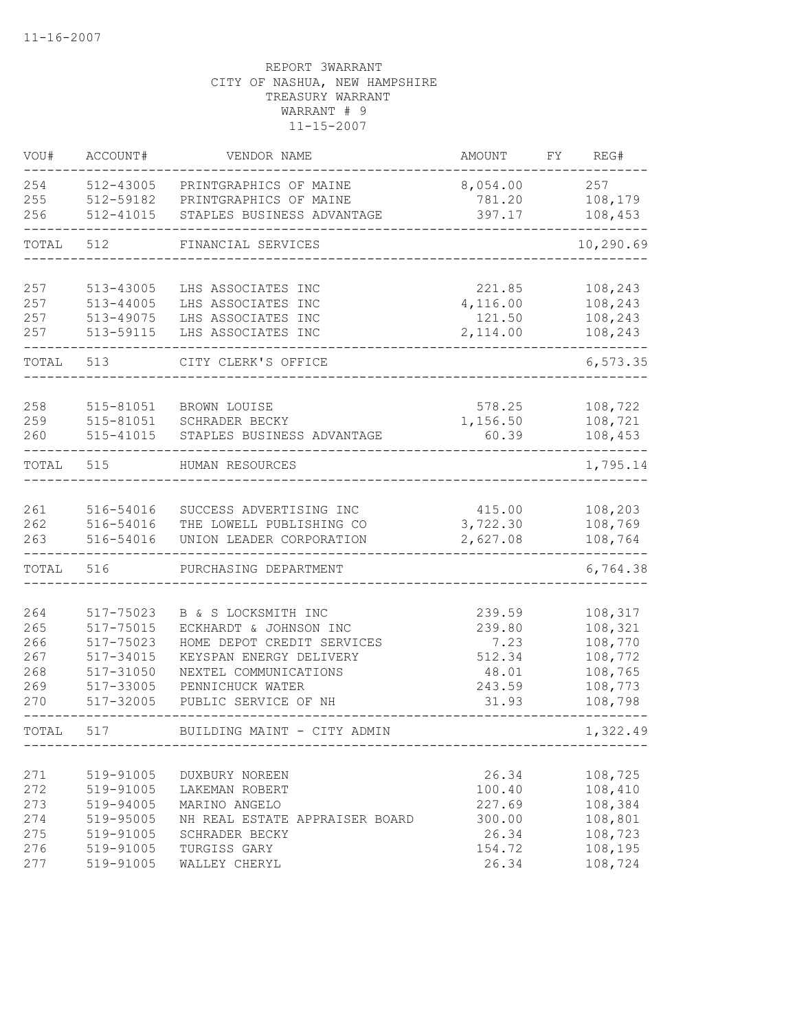11-16-2007

REPORT 3WARRANT
CITY OF NASHUA, NEW HAMPSHIRE
TREASURY WARRANT
WARRANT # 9
11-15-2007

| VOU# | ACCOUNT# | VENDOR NAME | AMOUNT | FY | REG# |
|---|---|---|---|---|---|
| 254 | 512-43005 | PRINTGRAPHICS OF MAINE | 8,054.00 | | 257 |
| 255 | 512-59182 | PRINTGRAPHICS OF MAINE | 781.20 | | 108,179 |
| 256 | 512-41015 | STAPLES BUSINESS ADVANTAGE | 397.17 | | 108,453 |
| TOTAL | 512 | FINANCIAL SERVICES | | | 10,290.69 |
| 257 | 513-43005 | LHS ASSOCIATES INC | 221.85 | | 108,243 |
| 257 | 513-44005 | LHS ASSOCIATES INC | 4,116.00 | | 108,243 |
| 257 | 513-49075 | LHS ASSOCIATES INC | 121.50 | | 108,243 |
| 257 | 513-59115 | LHS ASSOCIATES INC | 2,114.00 | | 108,243 |
| TOTAL | 513 | CITY CLERK'S OFFICE | | | 6,573.35 |
| 258 | 515-81051 | BROWN LOUISE | 578.25 | | 108,722 |
| 259 | 515-81051 | SCHRADER BECKY | 1,156.50 | | 108,721 |
| 260 | 515-41015 | STAPLES BUSINESS ADVANTAGE | 60.39 | | 108,453 |
| TOTAL | 515 | HUMAN RESOURCES | | | 1,795.14 |
| 261 | 516-54016 | SUCCESS ADVERTISING INC | 415.00 | | 108,203 |
| 262 | 516-54016 | THE LOWELL PUBLISHING CO | 3,722.30 | | 108,769 |
| 263 | 516-54016 | UNION LEADER CORPORATION | 2,627.08 | | 108,764 |
| TOTAL | 516 | PURCHASING DEPARTMENT | | | 6,764.38 |
| 264 | 517-75023 | B & S LOCKSMITH INC | 239.59 | | 108,317 |
| 265 | 517-75015 | ECKHARDT & JOHNSON INC | 239.80 | | 108,321 |
| 266 | 517-75023 | HOME DEPOT CREDIT SERVICES | 7.23 | | 108,770 |
| 267 | 517-34015 | KEYSPAN ENERGY DELIVERY | 512.34 | | 108,772 |
| 268 | 517-31050 | NEXTEL COMMUNICATIONS | 48.01 | | 108,765 |
| 269 | 517-33005 | PENNICHUCK WATER | 243.59 | | 108,773 |
| 270 | 517-32005 | PUBLIC SERVICE OF NH | 31.93 | | 108,798 |
| TOTAL | 517 | BUILDING MAINT - CITY ADMIN | | | 1,322.49 |
| 271 | 519-91005 | DUXBURY NOREEN | 26.34 | | 108,725 |
| 272 | 519-91005 | LAKEMAN ROBERT | 100.40 | | 108,410 |
| 273 | 519-94005 | MARINO ANGELO | 227.69 | | 108,384 |
| 274 | 519-95005 | NH REAL ESTATE APPRAISER BOARD | 300.00 | | 108,801 |
| 275 | 519-91005 | SCHRADER BECKY | 26.34 | | 108,723 |
| 276 | 519-91005 | TURGISS GARY | 154.72 | | 108,195 |
| 277 | 519-91005 | WALLEY CHERYL | 26.34 | | 108,724 |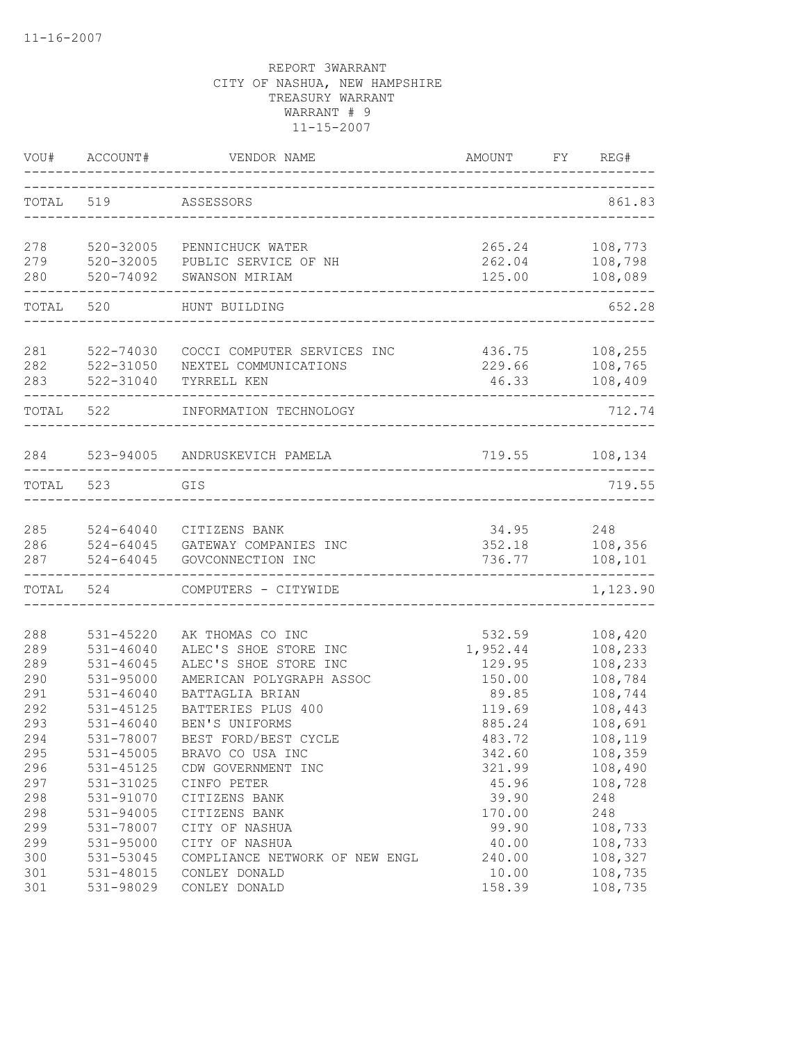11-16-2007

REPORT 3WARRANT
CITY OF NASHUA, NEW HAMPSHIRE
TREASURY WARRANT
WARRANT # 9
11-15-2007

| VOU# | ACCOUNT# | VENDOR NAME | AMOUNT | FY | REG# |
|---|---|---|---|---|---|
| TOTAL | 519 | ASSESSORS | | | 861.83 |
| 278 | 520-32005 | PENNICHUCK WATER | 265.24 | | 108,773 |
| 279 | 520-32005 | PUBLIC SERVICE OF NH | 262.04 | | 108,798 |
| 280 | 520-74092 | SWANSON MIRIAM | 125.00 | | 108,089 |
| TOTAL | 520 | HUNT BUILDING | | | 652.28 |
| 281 | 522-74030 | COCCI COMPUTER SERVICES INC | 436.75 | | 108,255 |
| 282 | 522-31050 | NEXTEL COMMUNICATIONS | 229.66 | | 108,765 |
| 283 | 522-31040 | TYRRELL KEN | 46.33 | | 108,409 |
| TOTAL | 522 | INFORMATION TECHNOLOGY | | | 712.74 |
| 284 | 523-94005 | ANDRUSKEVICH PAMELA | 719.55 | | 108,134 |
| TOTAL | 523 | GIS | | | 719.55 |
| 285 | 524-64040 | CITIZENS BANK | 34.95 | | 248 |
| 286 | 524-64045 | GATEWAY COMPANIES INC | 352.18 | | 108,356 |
| 287 | 524-64045 | GOVCONNECTION INC | 736.77 | | 108,101 |
| TOTAL | 524 | COMPUTERS - CITYWIDE | | | 1,123.90 |
| 288 | 531-45220 | AK THOMAS CO INC | 532.59 | | 108,420 |
| 289 | 531-46040 | ALEC'S SHOE STORE INC | 1,952.44 | | 108,233 |
| 289 | 531-46045 | ALEC'S SHOE STORE INC | 129.95 | | 108,233 |
| 290 | 531-95000 | AMERICAN POLYGRAPH ASSOC | 150.00 | | 108,784 |
| 291 | 531-46040 | BATTAGLIA BRIAN | 89.85 | | 108,744 |
| 292 | 531-45125 | BATTERIES PLUS 400 | 119.69 | | 108,443 |
| 293 | 531-46040 | BEN'S UNIFORMS | 885.24 | | 108,691 |
| 294 | 531-78007 | BEST FORD/BEST CYCLE | 483.72 | | 108,119 |
| 295 | 531-45005 | BRAVO CO USA INC | 342.60 | | 108,359 |
| 296 | 531-45125 | CDW GOVERNMENT INC | 321.99 | | 108,490 |
| 297 | 531-31025 | CINFO PETER | 45.96 | | 108,728 |
| 298 | 531-91070 | CITIZENS BANK | 39.90 | | 248 |
| 298 | 531-94005 | CITIZENS BANK | 170.00 | | 248 |
| 299 | 531-78007 | CITY OF NASHUA | 99.90 | | 108,733 |
| 299 | 531-95000 | CITY OF NASHUA | 40.00 | | 108,733 |
| 300 | 531-53045 | COMPLIANCE NETWORK OF NEW ENGL | 240.00 | | 108,327 |
| 301 | 531-48015 | CONLEY DONALD | 10.00 | | 108,735 |
| 301 | 531-98029 | CONLEY DONALD | 158.39 | | 108,735 |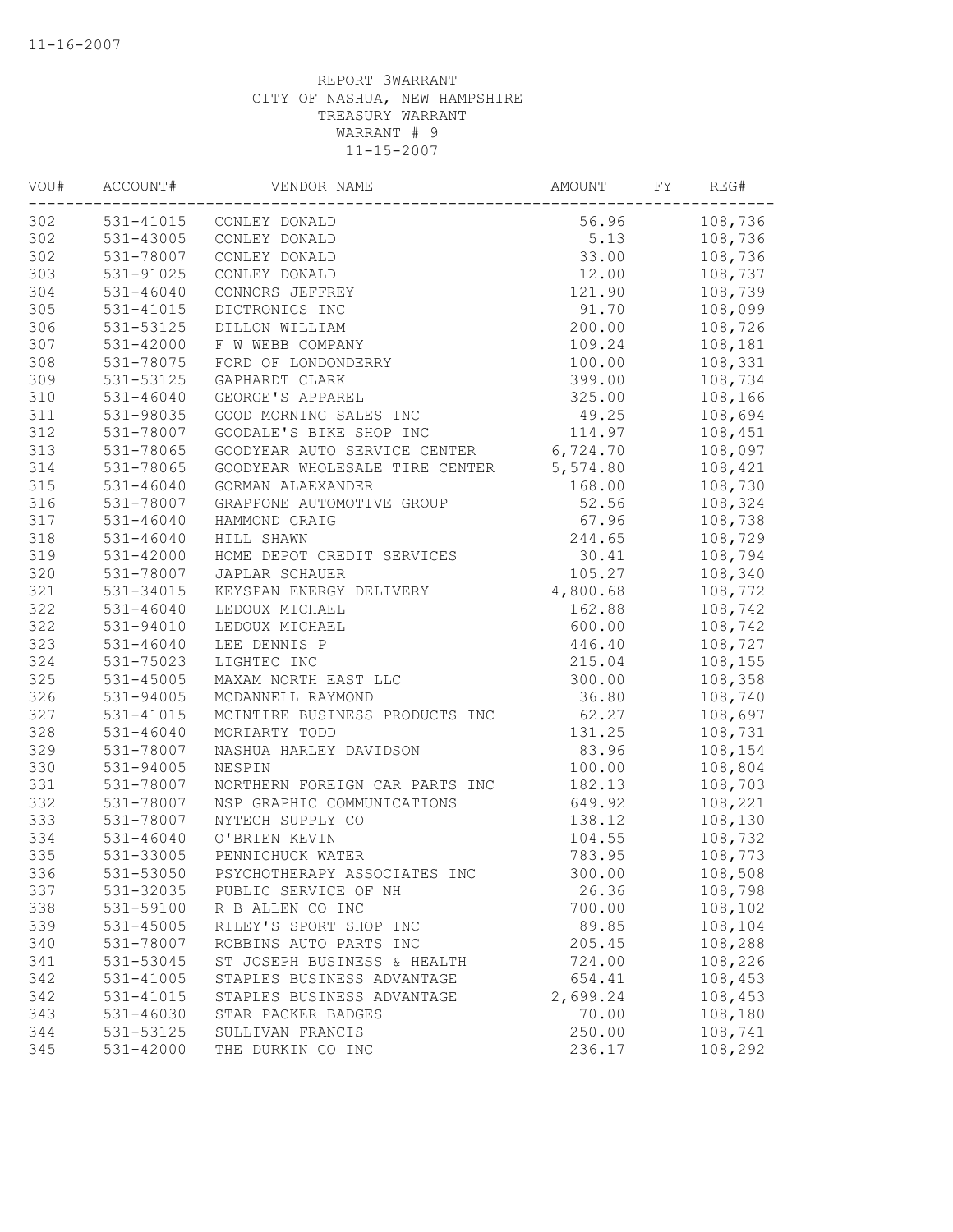REPORT 3WARRANT
CITY OF NASHUA, NEW HAMPSHIRE
TREASURY WARRANT
WARRANT # 9
11-15-2007

| VOU# | ACCOUNT# | VENDOR NAME | AMOUNT | FY | REG# |
|---|---|---|---|---|---|
| 302 | 531-41015 | CONLEY DONALD | 56.96 | | 108,736 |
| 302 | 531-43005 | CONLEY DONALD | 5.13 | | 108,736 |
| 302 | 531-78007 | CONLEY DONALD | 33.00 | | 108,736 |
| 303 | 531-91025 | CONLEY DONALD | 12.00 | | 108,737 |
| 304 | 531-46040 | CONNORS JEFFREY | 121.90 | | 108,739 |
| 305 | 531-41015 | DICTRONICS INC | 91.70 | | 108,099 |
| 306 | 531-53125 | DILLON WILLIAM | 200.00 | | 108,726 |
| 307 | 531-42000 | F W WEBB COMPANY | 109.24 | | 108,181 |
| 308 | 531-78075 | FORD OF LONDONDERRY | 100.00 | | 108,331 |
| 309 | 531-53125 | GAPHARDT CLARK | 399.00 | | 108,734 |
| 310 | 531-46040 | GEORGE'S APPAREL | 325.00 | | 108,166 |
| 311 | 531-98035 | GOOD MORNING SALES INC | 49.25 | | 108,694 |
| 312 | 531-78007 | GOODALE'S BIKE SHOP INC | 114.97 | | 108,451 |
| 313 | 531-78065 | GOODYEAR AUTO SERVICE CENTER | 6,724.70 | | 108,097 |
| 314 | 531-78065 | GOODYEAR WHOLESALE TIRE CENTER | 5,574.80 | | 108,421 |
| 315 | 531-46040 | GORMAN ALAEXANDER | 168.00 | | 108,730 |
| 316 | 531-78007 | GRAPPONE AUTOMOTIVE GROUP | 52.56 | | 108,324 |
| 317 | 531-46040 | HAMMOND CRAIG | 67.96 | | 108,738 |
| 318 | 531-46040 | HILL SHAWN | 244.65 | | 108,729 |
| 319 | 531-42000 | HOME DEPOT CREDIT SERVICES | 30.41 | | 108,794 |
| 320 | 531-78007 | JAPLAR SCHAUER | 105.27 | | 108,340 |
| 321 | 531-34015 | KEYSPAN ENERGY DELIVERY | 4,800.68 | | 108,772 |
| 322 | 531-46040 | LEDOUX MICHAEL | 162.88 | | 108,742 |
| 322 | 531-94010 | LEDOUX MICHAEL | 600.00 | | 108,742 |
| 323 | 531-46040 | LEE DENNIS P | 446.40 | | 108,727 |
| 324 | 531-75023 | LIGHTEC INC | 215.04 | | 108,155 |
| 325 | 531-45005 | MAXAM NORTH EAST LLC | 300.00 | | 108,358 |
| 326 | 531-94005 | MCDANNELL RAYMOND | 36.80 | | 108,740 |
| 327 | 531-41015 | MCINTIRE BUSINESS PRODUCTS INC | 62.27 | | 108,697 |
| 328 | 531-46040 | MORIARTY TODD | 131.25 | | 108,731 |
| 329 | 531-78007 | NASHUA HARLEY DAVIDSON | 83.96 | | 108,154 |
| 330 | 531-94005 | NESPIN | 100.00 | | 108,804 |
| 331 | 531-78007 | NORTHERN FOREIGN CAR PARTS INC | 182.13 | | 108,703 |
| 332 | 531-78007 | NSP GRAPHIC COMMUNICATIONS | 649.92 | | 108,221 |
| 333 | 531-78007 | NYTECH SUPPLY CO | 138.12 | | 108,130 |
| 334 | 531-46040 | O'BRIEN KEVIN | 104.55 | | 108,732 |
| 335 | 531-33005 | PENNICHUCK WATER | 783.95 | | 108,773 |
| 336 | 531-53050 | PSYCHOTHERAPY ASSOCIATES INC | 300.00 | | 108,508 |
| 337 | 531-32035 | PUBLIC SERVICE OF NH | 26.36 | | 108,798 |
| 338 | 531-59100 | R B ALLEN CO INC | 700.00 | | 108,102 |
| 339 | 531-45005 | RILEY'S SPORT SHOP INC | 89.85 | | 108,104 |
| 340 | 531-78007 | ROBBINS AUTO PARTS INC | 205.45 | | 108,288 |
| 341 | 531-53045 | ST JOSEPH BUSINESS & HEALTH | 724.00 | | 108,226 |
| 342 | 531-41005 | STAPLES BUSINESS ADVANTAGE | 654.41 | | 108,453 |
| 342 | 531-41015 | STAPLES BUSINESS ADVANTAGE | 2,699.24 | | 108,453 |
| 343 | 531-46030 | STAR PACKER BADGES | 70.00 | | 108,180 |
| 344 | 531-53125 | SULLIVAN FRANCIS | 250.00 | | 108,741 |
| 345 | 531-42000 | THE DURKIN CO INC | 236.17 | | 108,292 |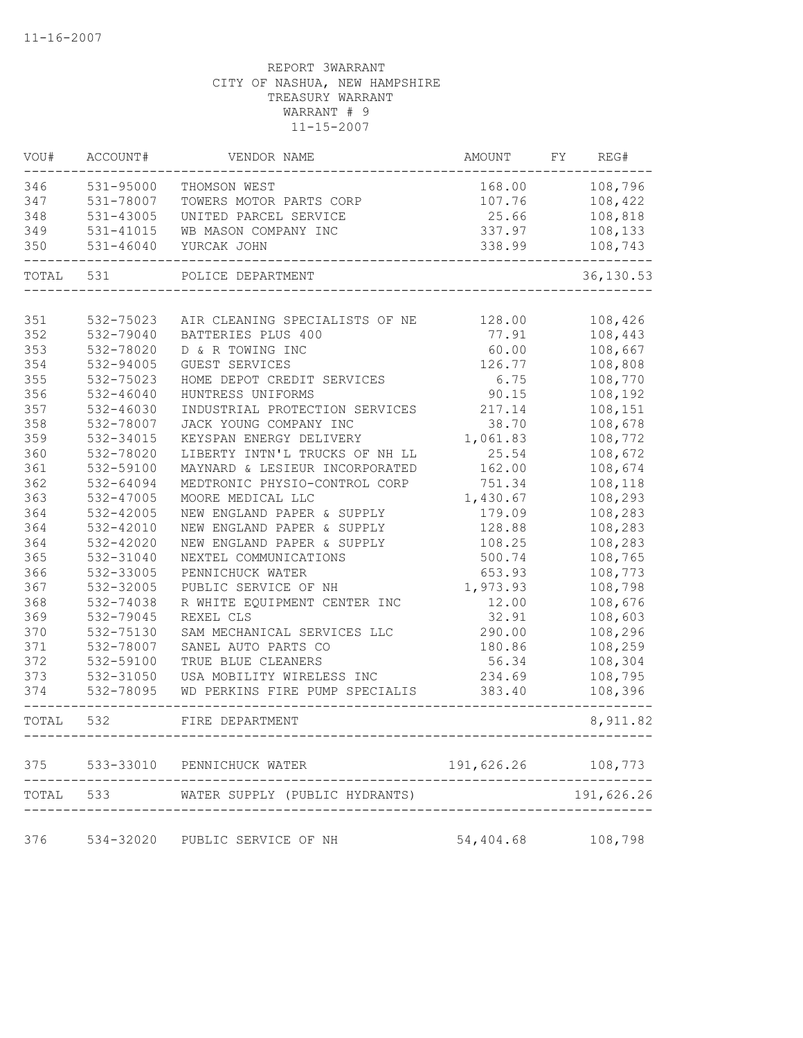11-16-2007

REPORT 3WARRANT
CITY OF NASHUA, NEW HAMPSHIRE
TREASURY WARRANT
WARRANT # 9
11-15-2007

| VOU# | ACCOUNT# | VENDOR NAME | AMOUNT | FY | REG# |
|---|---|---|---|---|---|
| 346 | 531-95000 | THOMSON WEST | 168.00 | | 108,796 |
| 347 | 531-78007 | TOWERS MOTOR PARTS CORP | 107.76 | | 108,422 |
| 348 | 531-43005 | UNITED PARCEL SERVICE | 25.66 | | 108,818 |
| 349 | 531-41015 | WB MASON COMPANY INC | 337.97 | | 108,133 |
| 350 | 531-46040 | YURCAK JOHN | 338.99 | | 108,743 |
| TOTAL | 531 | POLICE DEPARTMENT | | | 36,130.53 |
| 351 | 532-75023 | AIR CLEANING SPECIALISTS OF NE | 128.00 | | 108,426 |
| 352 | 532-79040 | BATTERIES PLUS 400 | 77.91 | | 108,443 |
| 353 | 532-78020 | D & R TOWING INC | 60.00 | | 108,667 |
| 354 | 532-94005 | GUEST SERVICES | 126.77 | | 108,808 |
| 355 | 532-75023 | HOME DEPOT CREDIT SERVICES | 6.75 | | 108,770 |
| 356 | 532-46040 | HUNTRESS UNIFORMS | 90.15 | | 108,192 |
| 357 | 532-46030 | INDUSTRIAL PROTECTION SERVICES | 217.14 | | 108,151 |
| 358 | 532-78007 | JACK YOUNG COMPANY INC | 38.70 | | 108,678 |
| 359 | 532-34015 | KEYSPAN ENERGY DELIVERY | 1,061.83 | | 108,772 |
| 360 | 532-78020 | LIBERTY INTN'L TRUCKS OF NH LL | 25.54 | | 108,672 |
| 361 | 532-59100 | MAYNARD & LESIEUR INCORPORATED | 162.00 | | 108,674 |
| 362 | 532-64094 | MEDTRONIC PHYSIO-CONTROL CORP | 751.34 | | 108,118 |
| 363 | 532-47005 | MOORE MEDICAL LLC | 1,430.67 | | 108,293 |
| 364 | 532-42005 | NEW ENGLAND PAPER & SUPPLY | 179.09 | | 108,283 |
| 364 | 532-42010 | NEW ENGLAND PAPER & SUPPLY | 128.88 | | 108,283 |
| 364 | 532-42020 | NEW ENGLAND PAPER & SUPPLY | 108.25 | | 108,283 |
| 365 | 532-31040 | NEXTEL COMMUNICATIONS | 500.74 | | 108,765 |
| 366 | 532-33005 | PENNICHUCK WATER | 653.93 | | 108,773 |
| 367 | 532-32005 | PUBLIC SERVICE OF NH | 1,973.93 | | 108,798 |
| 368 | 532-74038 | R WHITE EQUIPMENT CENTER INC | 12.00 | | 108,676 |
| 369 | 532-79045 | REXEL CLS | 32.91 | | 108,603 |
| 370 | 532-75130 | SAM MECHANICAL SERVICES LLC | 290.00 | | 108,296 |
| 371 | 532-78007 | SANEL AUTO PARTS CO | 180.86 | | 108,259 |
| 372 | 532-59100 | TRUE BLUE CLEANERS | 56.34 | | 108,304 |
| 373 | 532-31050 | USA MOBILITY WIRELESS INC | 234.69 | | 108,795 |
| 374 | 532-78095 | WD PERKINS FIRE PUMP SPECIALIS | 383.40 | | 108,396 |
| TOTAL | 532 | FIRE DEPARTMENT | | | 8,911.82 |
| 375 | 533-33010 | PENNICHUCK WATER | 191,626.26 | | 108,773 |
| TOTAL | 533 | WATER SUPPLY (PUBLIC HYDRANTS) | | | 191,626.26 |
| 376 | 534-32020 | PUBLIC SERVICE OF NH | 54,404.68 | | 108,798 |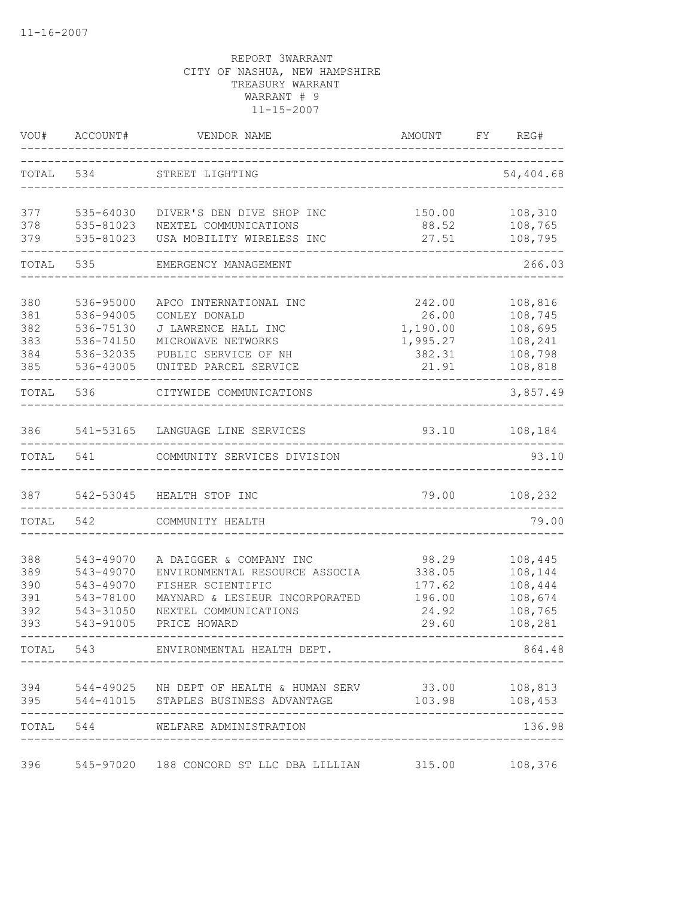11-16-2007

REPORT 3WARRANT
CITY OF NASHUA, NEW HAMPSHIRE
TREASURY WARRANT
WARRANT # 9
11-15-2007

| VOU# | ACCOUNT# | VENDOR NAME | AMOUNT | FY | REG# |
|---|---|---|---|---|---|
| TOTAL | 534 | STREET LIGHTING | | | 54,404.68 |
| 377 | 535-64030 | DIVER'S DEN DIVE SHOP INC | 150.00 | | 108,310 |
| 378 | 535-81023 | NEXTEL COMMUNICATIONS | 88.52 | | 108,765 |
| 379 | 535-81023 | USA MOBILITY WIRELESS INC | 27.51 | | 108,795 |
| TOTAL | 535 | EMERGENCY MANAGEMENT | | | 266.03 |
| 380 | 536-95000 | APCO INTERNATIONAL INC | 242.00 | | 108,816 |
| 381 | 536-94005 | CONLEY DONALD | 26.00 | | 108,745 |
| 382 | 536-75130 | J LAWRENCE HALL INC | 1,190.00 | | 108,695 |
| 383 | 536-74150 | MICROWAVE NETWORKS | 1,995.27 | | 108,241 |
| 384 | 536-32035 | PUBLIC SERVICE OF NH | 382.31 | | 108,798 |
| 385 | 536-43005 | UNITED PARCEL SERVICE | 21.91 | | 108,818 |
| TOTAL | 536 | CITYWIDE COMMUNICATIONS | | | 3,857.49 |
| 386 | 541-53165 | LANGUAGE LINE SERVICES | 93.10 | | 108,184 |
| TOTAL | 541 | COMMUNITY SERVICES DIVISION | | | 93.10 |
| 387 | 542-53045 | HEALTH STOP INC | 79.00 | | 108,232 |
| TOTAL | 542 | COMMUNITY HEALTH | | | 79.00 |
| 388 | 543-49070 | A DAIGGER & COMPANY INC | 98.29 | | 108,445 |
| 389 | 543-49070 | ENVIRONMENTAL RESOURCE ASSOCIA | 338.05 | | 108,144 |
| 390 | 543-49070 | FISHER SCIENTIFIC | 177.62 | | 108,444 |
| 391 | 543-78100 | MAYNARD & LESIEUR INCORPORATED | 196.00 | | 108,674 |
| 392 | 543-31050 | NEXTEL COMMUNICATIONS | 24.92 | | 108,765 |
| 393 | 543-91005 | PRICE HOWARD | 29.60 | | 108,281 |
| TOTAL | 543 | ENVIRONMENTAL HEALTH DEPT. | | | 864.48 |
| 394 | 544-49025 | NH DEPT OF HEALTH & HUMAN SERV | 33.00 | | 108,813 |
| 395 | 544-41015 | STAPLES BUSINESS ADVANTAGE | 103.98 | | 108,453 |
| TOTAL | 544 | WELFARE ADMINISTRATION | | | 136.98 |
| 396 | 545-97020 | 188 CONCORD ST LLC DBA LILLIAN | 315.00 | | 108,376 |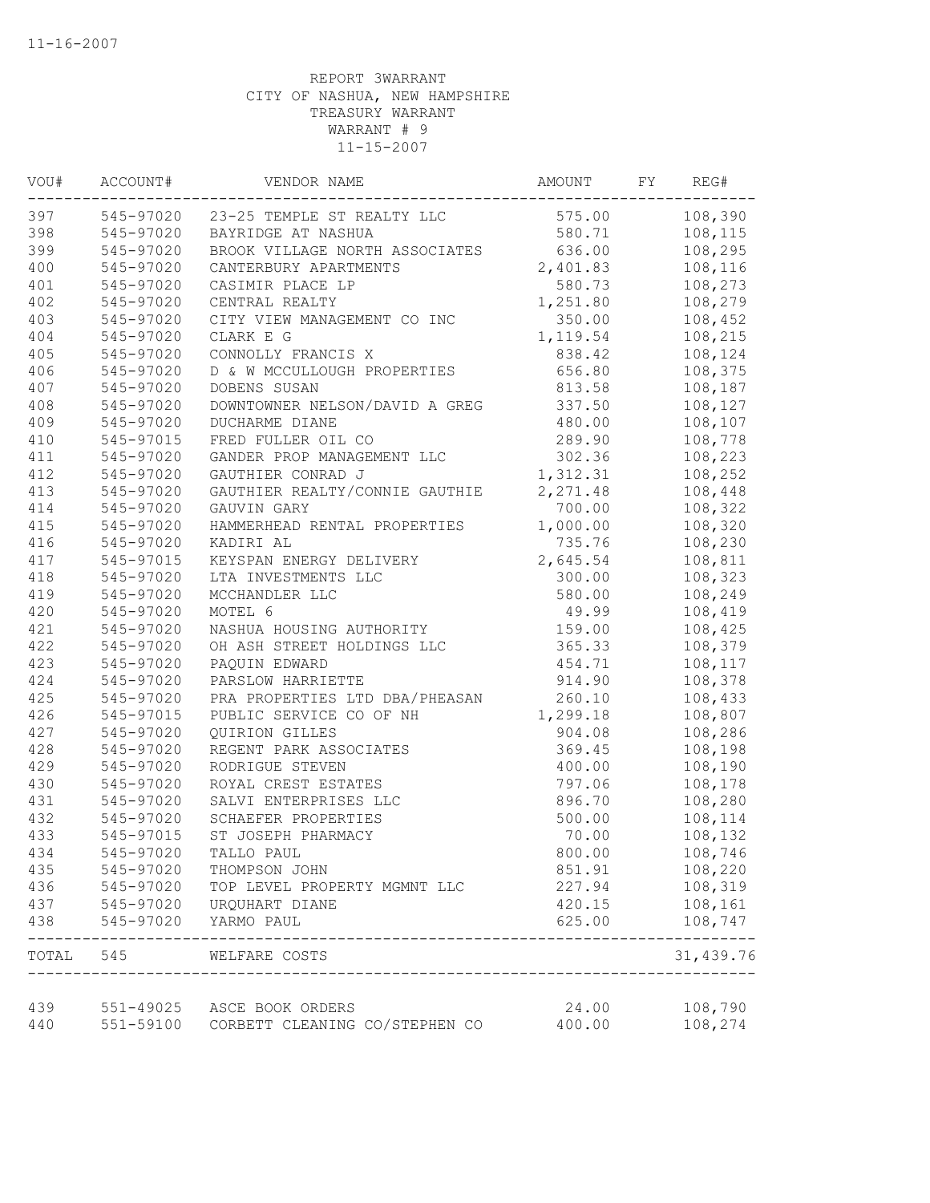11-16-2007

REPORT 3WARRANT
CITY OF NASHUA, NEW HAMPSHIRE
TREASURY WARRANT
WARRANT # 9
11-15-2007

| VOU# | ACCOUNT# | VENDOR NAME | AMOUNT | FY | REG# |
|---|---|---|---|---|---|
| 397 | 545-97020 | 23-25 TEMPLE ST REALTY LLC | 575.00 | | 108,390 |
| 398 | 545-97020 | BAYRIDGE AT NASHUA | 580.71 | | 108,115 |
| 399 | 545-97020 | BROOK VILLAGE NORTH ASSOCIATES | 636.00 | | 108,295 |
| 400 | 545-97020 | CANTERBURY APARTMENTS | 2,401.83 | | 108,116 |
| 401 | 545-97020 | CASIMIR PLACE LP | 580.73 | | 108,273 |
| 402 | 545-97020 | CENTRAL REALTY | 1,251.80 | | 108,279 |
| 403 | 545-97020 | CITY VIEW MANAGEMENT CO INC | 350.00 | | 108,452 |
| 404 | 545-97020 | CLARK E G | 1,119.54 | | 108,215 |
| 405 | 545-97020 | CONNOLLY FRANCIS X | 838.42 | | 108,124 |
| 406 | 545-97020 | D & W MCCULLOUGH PROPERTIES | 656.80 | | 108,375 |
| 407 | 545-97020 | DOBENS SUSAN | 813.58 | | 108,187 |
| 408 | 545-97020 | DOWNTOWNER NELSON/DAVID A GREG | 337.50 | | 108,127 |
| 409 | 545-97020 | DUCHARME DIANE | 480.00 | | 108,107 |
| 410 | 545-97015 | FRED FULLER OIL CO | 289.90 | | 108,778 |
| 411 | 545-97020 | GANDER PROP MANAGEMENT LLC | 302.36 | | 108,223 |
| 412 | 545-97020 | GAUTHIER CONRAD J | 1,312.31 | | 108,252 |
| 413 | 545-97020 | GAUTHIER REALTY/CONNIE GAUTHIE | 2,271.48 | | 108,448 |
| 414 | 545-97020 | GAUVIN GARY | 700.00 | | 108,322 |
| 415 | 545-97020 | HAMMERHEAD RENTAL PROPERTIES | 1,000.00 | | 108,320 |
| 416 | 545-97020 | KADIRI AL | 735.76 | | 108,230 |
| 417 | 545-97015 | KEYSPAN ENERGY DELIVERY | 2,645.54 | | 108,811 |
| 418 | 545-97020 | LTA INVESTMENTS LLC | 300.00 | | 108,323 |
| 419 | 545-97020 | MCCHANDLER LLC | 580.00 | | 108,249 |
| 420 | 545-97020 | MOTEL 6 | 49.99 | | 108,419 |
| 421 | 545-97020 | NASHUA HOUSING AUTHORITY | 159.00 | | 108,425 |
| 422 | 545-97020 | OH ASH STREET HOLDINGS LLC | 365.33 | | 108,379 |
| 423 | 545-97020 | PAQUIN EDWARD | 454.71 | | 108,117 |
| 424 | 545-97020 | PARSLOW HARRIETTE | 914.90 | | 108,378 |
| 425 | 545-97020 | PRA PROPERTIES LTD DBA/PHEASAN | 260.10 | | 108,433 |
| 426 | 545-97015 | PUBLIC SERVICE CO OF NH | 1,299.18 | | 108,807 |
| 427 | 545-97020 | QUIRION GILLES | 904.08 | | 108,286 |
| 428 | 545-97020 | REGENT PARK ASSOCIATES | 369.45 | | 108,198 |
| 429 | 545-97020 | RODRIGUE STEVEN | 400.00 | | 108,190 |
| 430 | 545-97020 | ROYAL CREST ESTATES | 797.06 | | 108,178 |
| 431 | 545-97020 | SALVI ENTERPRISES LLC | 896.70 | | 108,280 |
| 432 | 545-97020 | SCHAEFER PROPERTIES | 500.00 | | 108,114 |
| 433 | 545-97015 | ST JOSEPH PHARMACY | 70.00 | | 108,132 |
| 434 | 545-97020 | TALLO PAUL | 800.00 | | 108,746 |
| 435 | 545-97020 | THOMPSON JOHN | 851.91 | | 108,220 |
| 436 | 545-97020 | TOP LEVEL PROPERTY MGMNT LLC | 227.94 | | 108,319 |
| 437 | 545-97020 | URQUHART DIANE | 420.15 | | 108,161 |
| 438 | 545-97020 | YARMO PAUL | 625.00 | | 108,747 |
| TOTAL | 545 | WELFARE COSTS | | | 31,439.76 |
| 439 | 551-49025 | ASCE BOOK ORDERS | 24.00 | | 108,790 |
| 440 | 551-59100 | CORBETT CLEANING CO/STEPHEN CO | 400.00 | | 108,274 |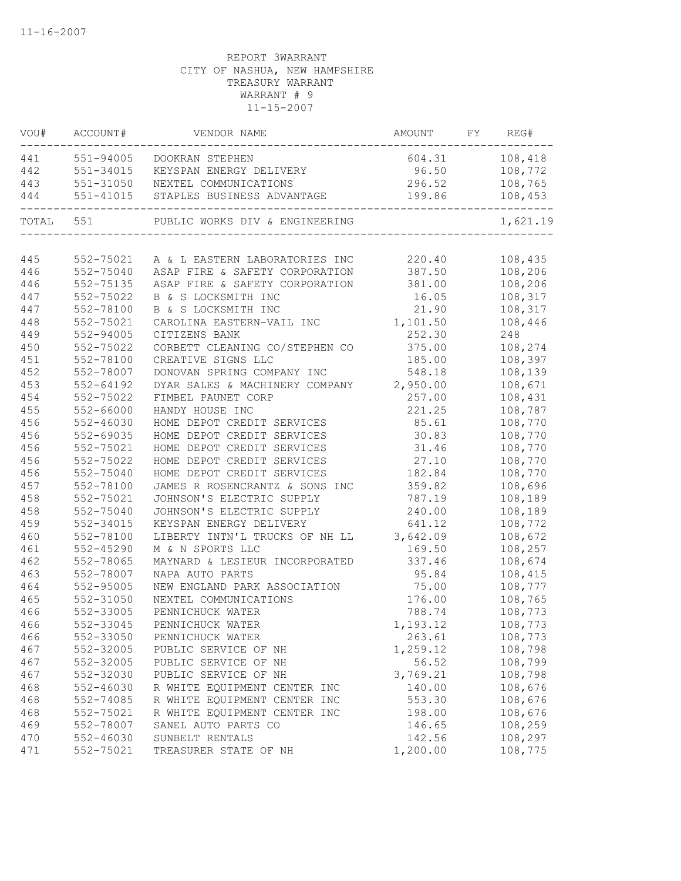REPORT 3WARRANT
CITY OF NASHUA, NEW HAMPSHIRE
TREASURY WARRANT
WARRANT # 9
11-15-2007

| VOU# | ACCOUNT# | VENDOR NAME | AMOUNT | FY | REG# |
|---|---|---|---|---|---|
| 441 | 551-94005 | DOOKRAN STEPHEN | 604.31 | | 108,418 |
| 442 | 551-34015 | KEYSPAN ENERGY DELIVERY | 96.50 | | 108,772 |
| 443 | 551-31050 | NEXTEL COMMUNICATIONS | 296.52 | | 108,765 |
| 444 | 551-41015 | STAPLES BUSINESS ADVANTAGE | 199.86 | | 108,453 |
| TOTAL | 551 | PUBLIC WORKS DIV & ENGINEERING | | | 1,621.19 |
| 445 | 552-75021 | A & L EASTERN LABORATORIES INC | 220.40 | | 108,435 |
| 446 | 552-75040 | ASAP FIRE & SAFETY CORPORATION | 387.50 | | 108,206 |
| 446 | 552-75135 | ASAP FIRE & SAFETY CORPORATION | 381.00 | | 108,206 |
| 447 | 552-75022 | B & S LOCKSMITH INC | 16.05 | | 108,317 |
| 447 | 552-78100 | B & S LOCKSMITH INC | 21.90 | | 108,317 |
| 448 | 552-75021 | CAROLINA EASTERN-VAIL INC | 1,101.50 | | 108,446 |
| 449 | 552-94005 | CITIZENS BANK | 252.30 | | 248 |
| 450 | 552-75022 | CORBETT CLEANING CO/STEPHEN CO | 375.00 | | 108,274 |
| 451 | 552-78100 | CREATIVE SIGNS LLC | 185.00 | | 108,397 |
| 452 | 552-78007 | DONOVAN SPRING COMPANY INC | 548.18 | | 108,139 |
| 453 | 552-64192 | DYAR SALES & MACHINERY COMPANY | 2,950.00 | | 108,671 |
| 454 | 552-75022 | FIMBEL PAUNET CORP | 257.00 | | 108,431 |
| 455 | 552-66000 | HANDY HOUSE INC | 221.25 | | 108,787 |
| 456 | 552-46030 | HOME DEPOT CREDIT SERVICES | 85.61 | | 108,770 |
| 456 | 552-69035 | HOME DEPOT CREDIT SERVICES | 30.83 | | 108,770 |
| 456 | 552-75021 | HOME DEPOT CREDIT SERVICES | 31.46 | | 108,770 |
| 456 | 552-75022 | HOME DEPOT CREDIT SERVICES | 27.10 | | 108,770 |
| 456 | 552-75040 | HOME DEPOT CREDIT SERVICES | 182.84 | | 108,770 |
| 457 | 552-78100 | JAMES R ROSENCRANTZ & SONS INC | 359.82 | | 108,696 |
| 458 | 552-75021 | JOHNSON'S ELECTRIC SUPPLY | 787.19 | | 108,189 |
| 458 | 552-75040 | JOHNSON'S ELECTRIC SUPPLY | 240.00 | | 108,189 |
| 459 | 552-34015 | KEYSPAN ENERGY DELIVERY | 641.12 | | 108,772 |
| 460 | 552-78100 | LIBERTY INTN'L TRUCKS OF NH LL | 3,642.09 | | 108,672 |
| 461 | 552-45290 | M & N SPORTS LLC | 169.50 | | 108,257 |
| 462 | 552-78065 | MAYNARD & LESIEUR INCORPORATED | 337.46 | | 108,674 |
| 463 | 552-78007 | NAPA AUTO PARTS | 95.84 | | 108,415 |
| 464 | 552-95005 | NEW ENGLAND PARK ASSOCIATION | 75.00 | | 108,777 |
| 465 | 552-31050 | NEXTEL COMMUNICATIONS | 176.00 | | 108,765 |
| 466 | 552-33005 | PENNICHUCK WATER | 788.74 | | 108,773 |
| 466 | 552-33045 | PENNICHUCK WATER | 1,193.12 | | 108,773 |
| 466 | 552-33050 | PENNICHUCK WATER | 263.61 | | 108,773 |
| 467 | 552-32005 | PUBLIC SERVICE OF NH | 1,259.12 | | 108,798 |
| 467 | 552-32005 | PUBLIC SERVICE OF NH | 56.52 | | 108,799 |
| 467 | 552-32030 | PUBLIC SERVICE OF NH | 3,769.21 | | 108,798 |
| 468 | 552-46030 | R WHITE EQUIPMENT CENTER INC | 140.00 | | 108,676 |
| 468 | 552-74085 | R WHITE EQUIPMENT CENTER INC | 553.30 | | 108,676 |
| 468 | 552-75021 | R WHITE EQUIPMENT CENTER INC | 198.00 | | 108,676 |
| 469 | 552-78007 | SANEL AUTO PARTS CO | 146.65 | | 108,259 |
| 470 | 552-46030 | SUNBELT RENTALS | 142.56 | | 108,297 |
| 471 | 552-75021 | TREASURER STATE OF NH | 1,200.00 | | 108,775 |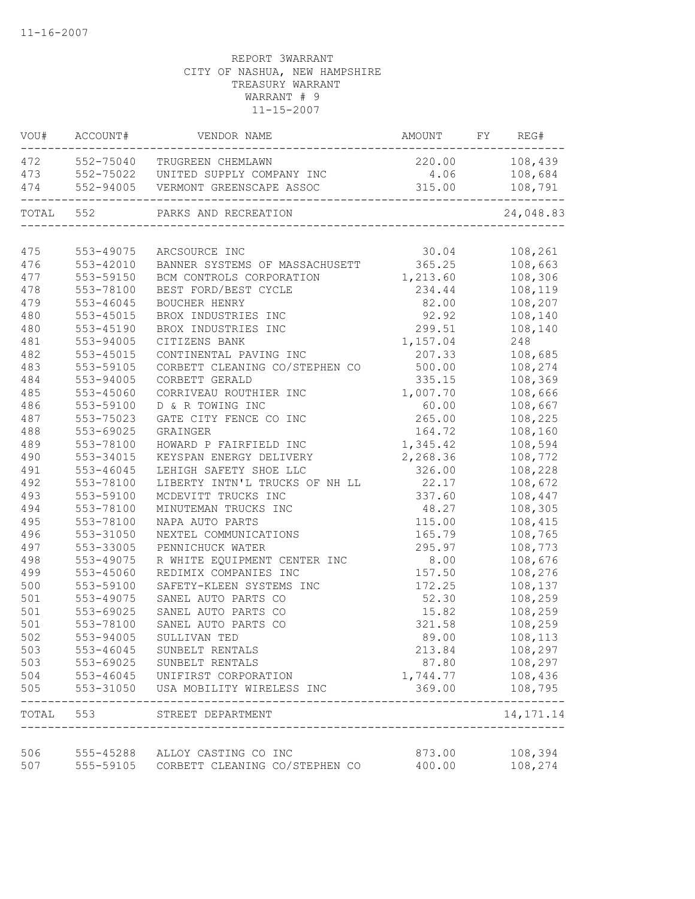11-16-2007

REPORT 3WARRANT
CITY OF NASHUA, NEW HAMPSHIRE
TREASURY WARRANT
WARRANT # 9
11-15-2007

| VOU# | ACCOUNT# | VENDOR NAME | AMOUNT | FY | REG# |
|---|---|---|---|---|---|
| 472 | 552-75040 | TRUGREEN CHEMLAWN | 220.00 | | 108,439 |
| 473 | 552-75022 | UNITED SUPPLY COMPANY INC | 4.06 | | 108,684 |
| 474 | 552-94005 | VERMONT GREENSCAPE ASSOC | 315.00 | | 108,791 |
| TOTAL | 552 | PARKS AND RECREATION | | | 24,048.83 |
| 475 | 553-49075 | ARCSOURCE INC | 30.04 | | 108,261 |
| 476 | 553-42010 | BANNER SYSTEMS OF MASSACHUSETT | 365.25 | | 108,663 |
| 477 | 553-59150 | BCM CONTROLS CORPORATION | 1,213.60 | | 108,306 |
| 478 | 553-78100 | BEST FORD/BEST CYCLE | 234.44 | | 108,119 |
| 479 | 553-46045 | BOUCHER HENRY | 82.00 | | 108,207 |
| 480 | 553-45015 | BROX INDUSTRIES INC | 92.92 | | 108,140 |
| 480 | 553-45190 | BROX INDUSTRIES INC | 299.51 | | 108,140 |
| 481 | 553-94005 | CITIZENS BANK | 1,157.04 | | 248 |
| 482 | 553-45015 | CONTINENTAL PAVING INC | 207.33 | | 108,685 |
| 483 | 553-59105 | CORBETT CLEANING CO/STEPHEN CO | 500.00 | | 108,274 |
| 484 | 553-94005 | CORBETT GERALD | 335.15 | | 108,369 |
| 485 | 553-45060 | CORRIVEAU ROUTHIER INC | 1,007.70 | | 108,666 |
| 486 | 553-59100 | D & R TOWING INC | 60.00 | | 108,667 |
| 487 | 553-75023 | GATE CITY FENCE CO INC | 265.00 | | 108,225 |
| 488 | 553-69025 | GRAINGER | 164.72 | | 108,160 |
| 489 | 553-78100 | HOWARD P FAIRFIELD INC | 1,345.42 | | 108,594 |
| 490 | 553-34015 | KEYSPAN ENERGY DELIVERY | 2,268.36 | | 108,772 |
| 491 | 553-46045 | LEHIGH SAFETY SHOE LLC | 326.00 | | 108,228 |
| 492 | 553-78100 | LIBERTY INTN'L TRUCKS OF NH LL | 22.17 | | 108,672 |
| 493 | 553-59100 | MCDEVITT TRUCKS INC | 337.60 | | 108,447 |
| 494 | 553-78100 | MINUTEMAN TRUCKS INC | 48.27 | | 108,305 |
| 495 | 553-78100 | NAPA AUTO PARTS | 115.00 | | 108,415 |
| 496 | 553-31050 | NEXTEL COMMUNICATIONS | 165.79 | | 108,765 |
| 497 | 553-33005 | PENNICHUCK WATER | 295.97 | | 108,773 |
| 498 | 553-49075 | R WHITE EQUIPMENT CENTER INC | 8.00 | | 108,676 |
| 499 | 553-45060 | REDIMIX COMPANIES INC | 157.50 | | 108,276 |
| 500 | 553-59100 | SAFETY-KLEEN SYSTEMS INC | 172.25 | | 108,137 |
| 501 | 553-49075 | SANEL AUTO PARTS CO | 52.30 | | 108,259 |
| 501 | 553-69025 | SANEL AUTO PARTS CO | 15.82 | | 108,259 |
| 501 | 553-78100 | SANEL AUTO PARTS CO | 321.58 | | 108,259 |
| 502 | 553-94005 | SULLIVAN TED | 89.00 | | 108,113 |
| 503 | 553-46045 | SUNBELT RENTALS | 213.84 | | 108,297 |
| 503 | 553-69025 | SUNBELT RENTALS | 87.80 | | 108,297 |
| 504 | 553-46045 | UNIFIRST CORPORATION | 1,744.77 | | 108,436 |
| 505 | 553-31050 | USA MOBILITY WIRELESS INC | 369.00 | | 108,795 |
| TOTAL | 553 | STREET DEPARTMENT | | | 14,171.14 |
| 506 | 555-45288 | ALLOY CASTING CO INC | 873.00 | | 108,394 |
| 507 | 555-59105 | CORBETT CLEANING CO/STEPHEN CO | 400.00 | | 108,274 |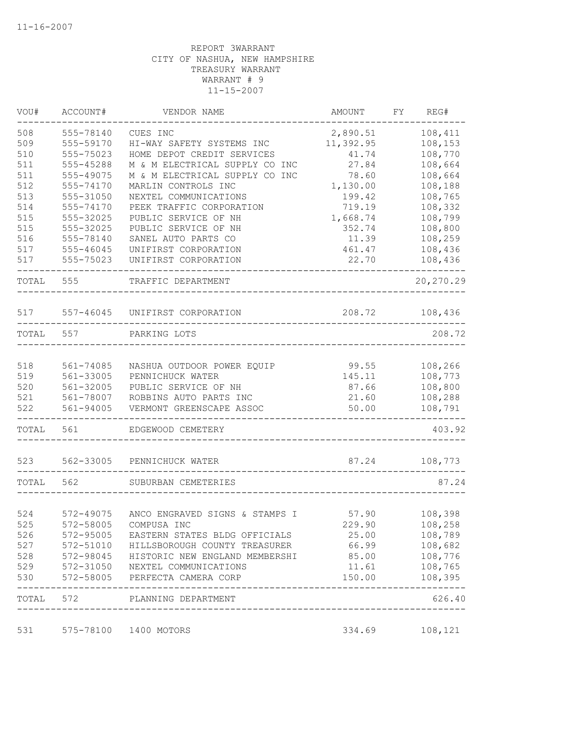11-16-2007

REPORT 3WARRANT
CITY OF NASHUA, NEW HAMPSHIRE
TREASURY WARRANT
WARRANT # 9
11-15-2007

| VOU# | ACCOUNT# | VENDOR NAME | AMOUNT | FY | REG# |
|---|---|---|---|---|---|
| 508 | 555-78140 | CUES INC | 2,890.51 | | 108,411 |
| 509 | 555-59170 | HI-WAY SAFETY SYSTEMS INC | 11,392.95 | | 108,153 |
| 510 | 555-75023 | HOME DEPOT CREDIT SERVICES | 41.74 | | 108,770 |
| 511 | 555-45288 | M & M ELECTRICAL SUPPLY CO INC | 27.84 | | 108,664 |
| 511 | 555-49075 | M & M ELECTRICAL SUPPLY CO INC | 78.60 | | 108,664 |
| 512 | 555-74170 | MARLIN CONTROLS INC | 1,130.00 | | 108,188 |
| 513 | 555-31050 | NEXTEL COMMUNICATIONS | 199.42 | | 108,765 |
| 514 | 555-74170 | PEEK TRAFFIC CORPORATION | 719.19 | | 108,332 |
| 515 | 555-32025 | PUBLIC SERVICE OF NH | 1,668.74 | | 108,799 |
| 515 | 555-32025 | PUBLIC SERVICE OF NH | 352.74 | | 108,800 |
| 516 | 555-78140 | SANEL AUTO PARTS CO | 11.39 | | 108,259 |
| 517 | 555-46045 | UNIFIRST CORPORATION | 461.47 | | 108,436 |
| 517 | 555-75023 | UNIFIRST CORPORATION | 22.70 | | 108,436 |
| TOTAL | 555 | TRAFFIC DEPARTMENT | | | 20,270.29 |
| 517 | 557-46045 | UNIFIRST CORPORATION | 208.72 | | 108,436 |
| TOTAL | 557 | PARKING LOTS | | | 208.72 |
| 518 | 561-74085 | NASHUA OUTDOOR POWER EQUIP | 99.55 | | 108,266 |
| 519 | 561-33005 | PENNICHUCK WATER | 145.11 | | 108,773 |
| 520 | 561-32005 | PUBLIC SERVICE OF NH | 87.66 | | 108,800 |
| 521 | 561-78007 | ROBBINS AUTO PARTS INC | 21.60 | | 108,288 |
| 522 | 561-94005 | VERMONT GREENSCAPE ASSOC | 50.00 | | 108,791 |
| TOTAL | 561 | EDGEWOOD CEMETERY | | | 403.92 |
| 523 | 562-33005 | PENNICHUCK WATER | 87.24 | | 108,773 |
| TOTAL | 562 | SUBURBAN CEMETERIES | | | 87.24 |
| 524 | 572-49075 | ANCO ENGRAVED SIGNS & STAMPS I | 57.90 | | 108,398 |
| 525 | 572-58005 | COMPUSA INC | 229.90 | | 108,258 |
| 526 | 572-95005 | EASTERN STATES BLDG OFFICIALS | 25.00 | | 108,789 |
| 527 | 572-51010 | HILLSBOROUGH COUNTY TREASURER | 66.99 | | 108,682 |
| 528 | 572-98045 | HISTORIC NEW ENGLAND MEMBERSHI | 85.00 | | 108,776 |
| 529 | 572-31050 | NEXTEL COMMUNICATIONS | 11.61 | | 108,765 |
| 530 | 572-58005 | PERFECTA CAMERA CORP | 150.00 | | 108,395 |
| TOTAL | 572 | PLANNING DEPARTMENT | | | 626.40 |
| 531 | 575-78100 | 1400 MOTORS | 334.69 | | 108,121 |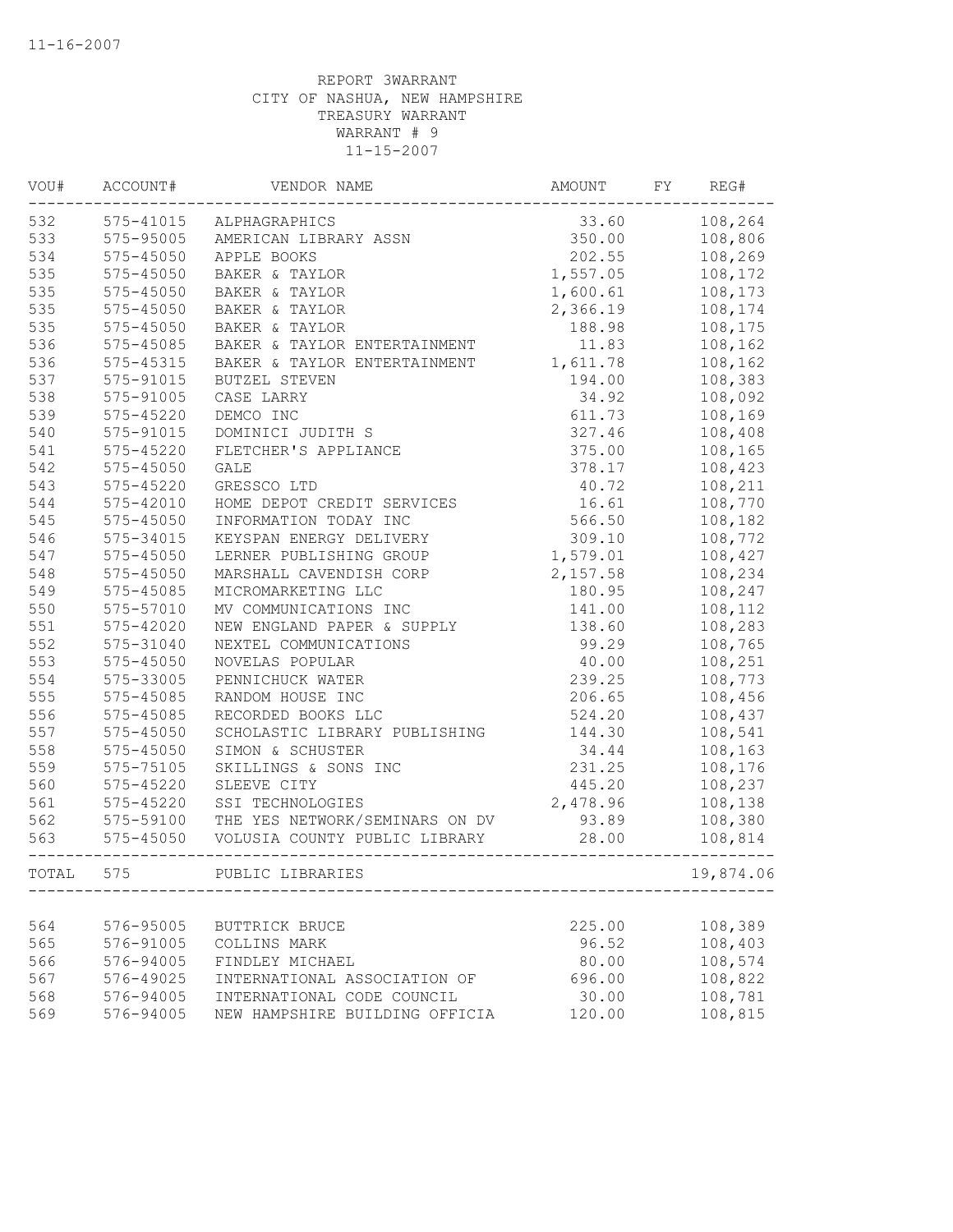11-16-2007

REPORT 3WARRANT
CITY OF NASHUA, NEW HAMPSHIRE
TREASURY WARRANT
WARRANT # 9
11-15-2007

| VOU# | ACCOUNT# | VENDOR NAME | AMOUNT | FY | REG# |
|---|---|---|---|---|---|
| 532 | 575-41015 | ALPHAGRAPHICS | 33.60 | | 108,264 |
| 533 | 575-95005 | AMERICAN LIBRARY ASSN | 350.00 | | 108,806 |
| 534 | 575-45050 | APPLE BOOKS | 202.55 | | 108,269 |
| 535 | 575-45050 | BAKER & TAYLOR | 1,557.05 | | 108,172 |
| 535 | 575-45050 | BAKER & TAYLOR | 1,600.61 | | 108,173 |
| 535 | 575-45050 | BAKER & TAYLOR | 2,366.19 | | 108,174 |
| 535 | 575-45050 | BAKER & TAYLOR | 188.98 | | 108,175 |
| 536 | 575-45085 | BAKER & TAYLOR ENTERTAINMENT | 11.83 | | 108,162 |
| 536 | 575-45315 | BAKER & TAYLOR ENTERTAINMENT | 1,611.78 | | 108,162 |
| 537 | 575-91015 | BUTZEL STEVEN | 194.00 | | 108,383 |
| 538 | 575-91005 | CASE LARRY | 34.92 | | 108,092 |
| 539 | 575-45220 | DEMCO INC | 611.73 | | 108,169 |
| 540 | 575-91015 | DOMINICI JUDITH S | 327.46 | | 108,408 |
| 541 | 575-45220 | FLETCHER'S APPLIANCE | 375.00 | | 108,165 |
| 542 | 575-45050 | GALE | 378.17 | | 108,423 |
| 543 | 575-45220 | GRESSCO LTD | 40.72 | | 108,211 |
| 544 | 575-42010 | HOME DEPOT CREDIT SERVICES | 16.61 | | 108,770 |
| 545 | 575-45050 | INFORMATION TODAY INC | 566.50 | | 108,182 |
| 546 | 575-34015 | KEYSPAN ENERGY DELIVERY | 309.10 | | 108,772 |
| 547 | 575-45050 | LERNER PUBLISHING GROUP | 1,579.01 | | 108,427 |
| 548 | 575-45050 | MARSHALL CAVENDISH CORP | 2,157.58 | | 108,234 |
| 549 | 575-45085 | MICROMARKETING LLC | 180.95 | | 108,247 |
| 550 | 575-57010 | MV COMMUNICATIONS INC | 141.00 | | 108,112 |
| 551 | 575-42020 | NEW ENGLAND PAPER & SUPPLY | 138.60 | | 108,283 |
| 552 | 575-31040 | NEXTEL COMMUNICATIONS | 99.29 | | 108,765 |
| 553 | 575-45050 | NOVELAS POPULAR | 40.00 | | 108,251 |
| 554 | 575-33005 | PENNICHUCK WATER | 239.25 | | 108,773 |
| 555 | 575-45085 | RANDOM HOUSE INC | 206.65 | | 108,456 |
| 556 | 575-45085 | RECORDED BOOKS LLC | 524.20 | | 108,437 |
| 557 | 575-45050 | SCHOLASTIC LIBRARY PUBLISHING | 144.30 | | 108,541 |
| 558 | 575-45050 | SIMON & SCHUSTER | 34.44 | | 108,163 |
| 559 | 575-75105 | SKILLINGS & SONS INC | 231.25 | | 108,176 |
| 560 | 575-45220 | SLEEVE CITY | 445.20 | | 108,237 |
| 561 | 575-45220 | SSI TECHNOLOGIES | 2,478.96 | | 108,138 |
| 562 | 575-59100 | THE YES NETWORK/SEMINARS ON DV | 93.89 | | 108,380 |
| 563 | 575-45050 | VOLUSIA COUNTY PUBLIC LIBRARY | 28.00 | | 108,814 |
| TOTAL | 575 | PUBLIC LIBRARIES | | | 19,874.06 |
| 564 | 576-95005 | BUTTRICK BRUCE | 225.00 | | 108,389 |
| 565 | 576-91005 | COLLINS MARK | 96.52 | | 108,403 |
| 566 | 576-94005 | FINDLEY MICHAEL | 80.00 | | 108,574 |
| 567 | 576-49025 | INTERNATIONAL ASSOCIATION OF | 696.00 | | 108,822 |
| 568 | 576-94005 | INTERNATIONAL CODE COUNCIL | 30.00 | | 108,781 |
| 569 | 576-94005 | NEW HAMPSHIRE BUILDING OFFICIA | 120.00 | | 108,815 |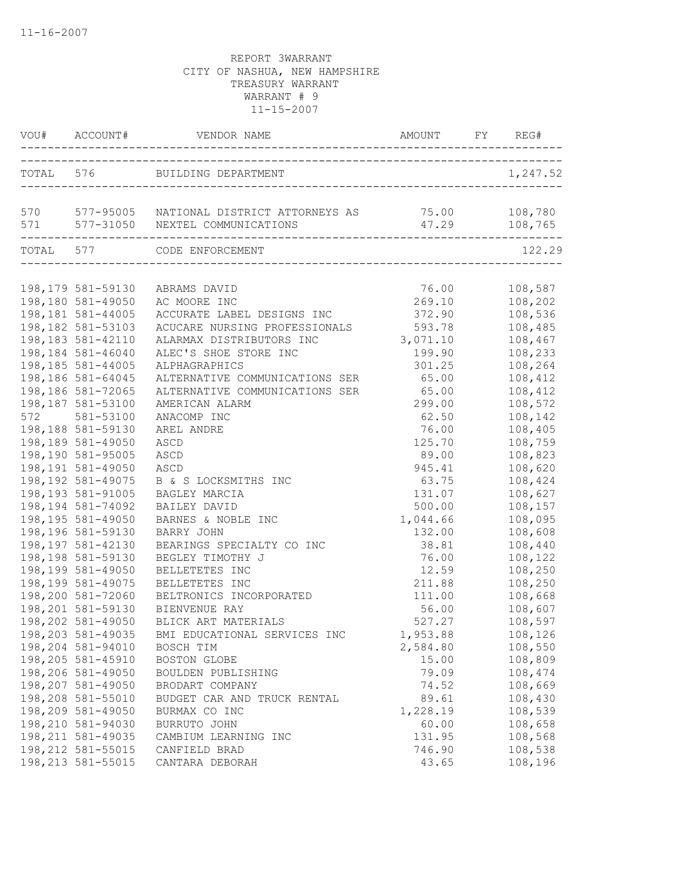11-16-2007

REPORT 3WARRANT
CITY OF NASHUA, NEW HAMPSHIRE
TREASURY WARRANT
WARRANT # 9
11-15-2007

| VOU# | ACCOUNT# | VENDOR NAME | AMOUNT | FY | REG# |
|---|---|---|---|---|---|
| TOTAL | 576 | BUILDING DEPARTMENT | | | 1,247.52 |
| 570 | 577-95005 | NATIONAL DISTRICT ATTORNEYS AS | 75.00 | | 108,780 |
| 571 | 577-31050 | NEXTEL COMMUNICATIONS | 47.29 | | 108,765 |
| TOTAL | 577 | CODE ENFORCEMENT | | | 122.29 |
| 198,179 | 581-59130 | ABRAMS DAVID | 76.00 | | 108,587 |
| 198,180 | 581-49050 | AC MOORE INC | 269.10 | | 108,202 |
| 198,181 | 581-44005 | ACCURATE LABEL DESIGNS INC | 372.90 | | 108,536 |
| 198,182 | 581-53103 | ACUCARE NURSING PROFESSIONALS | 593.78 | | 108,485 |
| 198,183 | 581-42110 | ALARMAX DISTRIBUTORS INC | 3,071.10 | | 108,467 |
| 198,184 | 581-46040 | ALEC'S SHOE STORE INC | 199.90 | | 108,233 |
| 198,185 | 581-44005 | ALPHAGRAPHICS | 301.25 | | 108,264 |
| 198,186 | 581-64045 | ALTERNATIVE COMMUNICATIONS SER | 65.00 | | 108,412 |
| 198,186 | 581-72065 | ALTERNATIVE COMMUNICATIONS SER | 65.00 | | 108,412 |
| 198,187 | 581-53100 | AMERICAN ALARM | 299.00 | | 108,572 |
| 572 | 581-53100 | ANACOMP INC | 62.50 | | 108,142 |
| 198,188 | 581-59130 | AREL ANDRE | 76.00 | | 108,405 |
| 198,189 | 581-49050 | ASCD | 125.70 | | 108,759 |
| 198,190 | 581-95005 | ASCD | 89.00 | | 108,823 |
| 198,191 | 581-49050 | ASCD | 945.41 | | 108,620 |
| 198,192 | 581-49075 | B & S LOCKSMITHS INC | 63.75 | | 108,424 |
| 198,193 | 581-91005 | BAGLEY MARCIA | 131.07 | | 108,627 |
| 198,194 | 581-74092 | BAILEY DAVID | 500.00 | | 108,157 |
| 198,195 | 581-49050 | BARNES & NOBLE INC | 1,044.66 | | 108,095 |
| 198,196 | 581-59130 | BARRY JOHN | 132.00 | | 108,608 |
| 198,197 | 581-42130 | BEARINGS SPECIALTY CO INC | 38.81 | | 108,440 |
| 198,198 | 581-59130 | BEGLEY TIMOTHY J | 76.00 | | 108,122 |
| 198,199 | 581-49050 | BELLETETES INC | 12.59 | | 108,250 |
| 198,199 | 581-49075 | BELLETETES INC | 211.88 | | 108,250 |
| 198,200 | 581-72060 | BELTRONICS INCORPORATED | 111.00 | | 108,668 |
| 198,201 | 581-59130 | BIENVENUE RAY | 56.00 | | 108,607 |
| 198,202 | 581-49050 | BLICK ART MATERIALS | 527.27 | | 108,597 |
| 198,203 | 581-49035 | BMI EDUCATIONAL SERVICES INC | 1,953.88 | | 108,126 |
| 198,204 | 581-94010 | BOSCH TIM | 2,584.80 | | 108,550 |
| 198,205 | 581-45910 | BOSTON GLOBE | 15.00 | | 108,809 |
| 198,206 | 581-49050 | BOULDEN PUBLISHING | 79.09 | | 108,474 |
| 198,207 | 581-49050 | BRODART COMPANY | 74.52 | | 108,669 |
| 198,208 | 581-55010 | BUDGET CAR AND TRUCK RENTAL | 89.61 | | 108,430 |
| 198,209 | 581-49050 | BURMAX CO INC | 1,228.19 | | 108,539 |
| 198,210 | 581-94030 | BURRUTO JOHN | 60.00 | | 108,658 |
| 198,211 | 581-49035 | CAMBIUM LEARNING INC | 131.95 | | 108,568 |
| 198,212 | 581-55015 | CANFIELD BRAD | 746.90 | | 108,538 |
| 198,213 | 581-55015 | CANTARA DEBORAH | 43.65 | | 108,196 |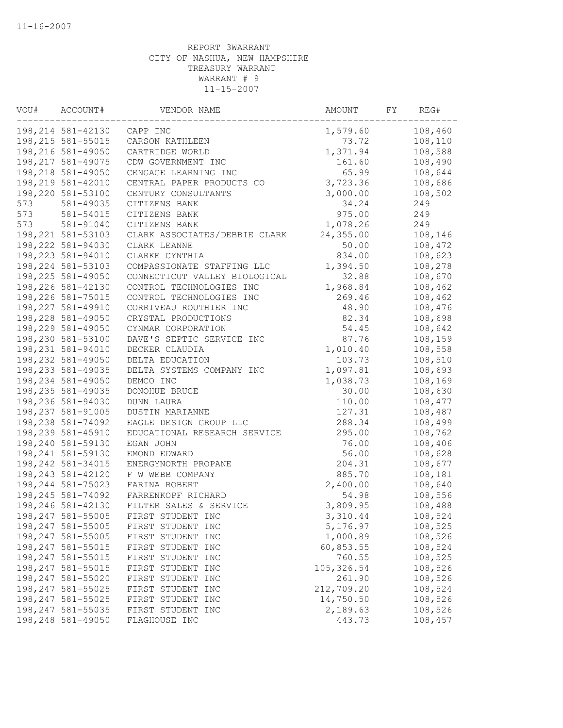REPORT 3WARRANT
CITY OF NASHUA, NEW HAMPSHIRE
TREASURY WARRANT
WARRANT # 9
11-15-2007

| VOU# | ACCOUNT# | VENDOR NAME | AMOUNT | FY | REG# |
|---|---|---|---|---|---|
| 198,214 | 581-42130 | CAPP INC | 1,579.60 | | 108,460 |
| 198,215 | 581-55015 | CARSON KATHLEEN | 73.72 | | 108,110 |
| 198,216 | 581-49050 | CARTRIDGE WORLD | 1,371.94 | | 108,588 |
| 198,217 | 581-49075 | CDW GOVERNMENT INC | 161.60 | | 108,490 |
| 198,218 | 581-49050 | CENGAGE LEARNING INC | 65.99 | | 108,644 |
| 198,219 | 581-42010 | CENTRAL PAPER PRODUCTS CO | 3,723.36 | | 108,686 |
| 198,220 | 581-53100 | CENTURY CONSULTANTS | 3,000.00 | | 108,502 |
| 573 | 581-49035 | CITIZENS BANK | 34.24 | | 249 |
| 573 | 581-54015 | CITIZENS BANK | 975.00 | | 249 |
| 573 | 581-91040 | CITIZENS BANK | 1,078.26 | | 249 |
| 198,221 | 581-53103 | CLARK ASSOCIATES/DEBBIE CLARK | 24,355.00 | | 108,146 |
| 198,222 | 581-94030 | CLARK LEANNE | 50.00 | | 108,472 |
| 198,223 | 581-94010 | CLARKE CYNTHIA | 834.00 | | 108,623 |
| 198,224 | 581-53103 | COMPASSIONATE STAFFING LLC | 1,394.50 | | 108,278 |
| 198,225 | 581-49050 | CONNECTICUT VALLEY BIOLOGICAL | 32.88 | | 108,670 |
| 198,226 | 581-42130 | CONTROL TECHNOLOGIES INC | 1,968.84 | | 108,462 |
| 198,226 | 581-75015 | CONTROL TECHNOLOGIES INC | 269.46 | | 108,462 |
| 198,227 | 581-49910 | CORRIVEAU ROUTHIER INC | 48.90 | | 108,476 |
| 198,228 | 581-49050 | CRYSTAL PRODUCTIONS | 82.34 | | 108,698 |
| 198,229 | 581-49050 | CYNMAR CORPORATION | 54.45 | | 108,642 |
| 198,230 | 581-53100 | DAVE'S SEPTIC SERVICE INC | 87.76 | | 108,159 |
| 198,231 | 581-94010 | DECKER CLAUDIA | 1,010.40 | | 108,558 |
| 198,232 | 581-49050 | DELTA EDUCATION | 103.73 | | 108,510 |
| 198,233 | 581-49035 | DELTA SYSTEMS COMPANY INC | 1,097.81 | | 108,693 |
| 198,234 | 581-49050 | DEMCO INC | 1,038.73 | | 108,169 |
| 198,235 | 581-49035 | DONOHUE BRUCE | 30.00 | | 108,630 |
| 198,236 | 581-94030 | DUNN LAURA | 110.00 | | 108,477 |
| 198,237 | 581-91005 | DUSTIN MARIANNE | 127.31 | | 108,487 |
| 198,238 | 581-74092 | EAGLE DESIGN GROUP LLC | 288.34 | | 108,499 |
| 198,239 | 581-45910 | EDUCATIONAL RESEARCH SERVICE | 295.00 | | 108,762 |
| 198,240 | 581-59130 | EGAN JOHN | 76.00 | | 108,406 |
| 198,241 | 581-59130 | EMOND EDWARD | 56.00 | | 108,628 |
| 198,242 | 581-34015 | ENERGYNORTH PROPANE | 204.31 | | 108,677 |
| 198,243 | 581-42120 | F W WEBB COMPANY | 885.70 | | 108,181 |
| 198,244 | 581-75023 | FARINA ROBERT | 2,400.00 | | 108,640 |
| 198,245 | 581-74092 | FARRENKOPF RICHARD | 54.98 | | 108,556 |
| 198,246 | 581-42130 | FILTER SALES & SERVICE | 3,809.95 | | 108,488 |
| 198,247 | 581-55005 | FIRST STUDENT INC | 3,310.44 | | 108,524 |
| 198,247 | 581-55005 | FIRST STUDENT INC | 5,176.97 | | 108,525 |
| 198,247 | 581-55005 | FIRST STUDENT INC | 1,000.89 | | 108,526 |
| 198,247 | 581-55015 | FIRST STUDENT INC | 60,853.55 | | 108,524 |
| 198,247 | 581-55015 | FIRST STUDENT INC | 760.55 | | 108,525 |
| 198,247 | 581-55015 | FIRST STUDENT INC | 105,326.54 | | 108,526 |
| 198,247 | 581-55020 | FIRST STUDENT INC | 261.90 | | 108,526 |
| 198,247 | 581-55025 | FIRST STUDENT INC | 212,709.20 | | 108,524 |
| 198,247 | 581-55025 | FIRST STUDENT INC | 14,750.50 | | 108,526 |
| 198,247 | 581-55035 | FIRST STUDENT INC | 2,189.63 | | 108,526 |
| 198,248 | 581-49050 | FLAGHOUSE INC | 443.73 | | 108,457 |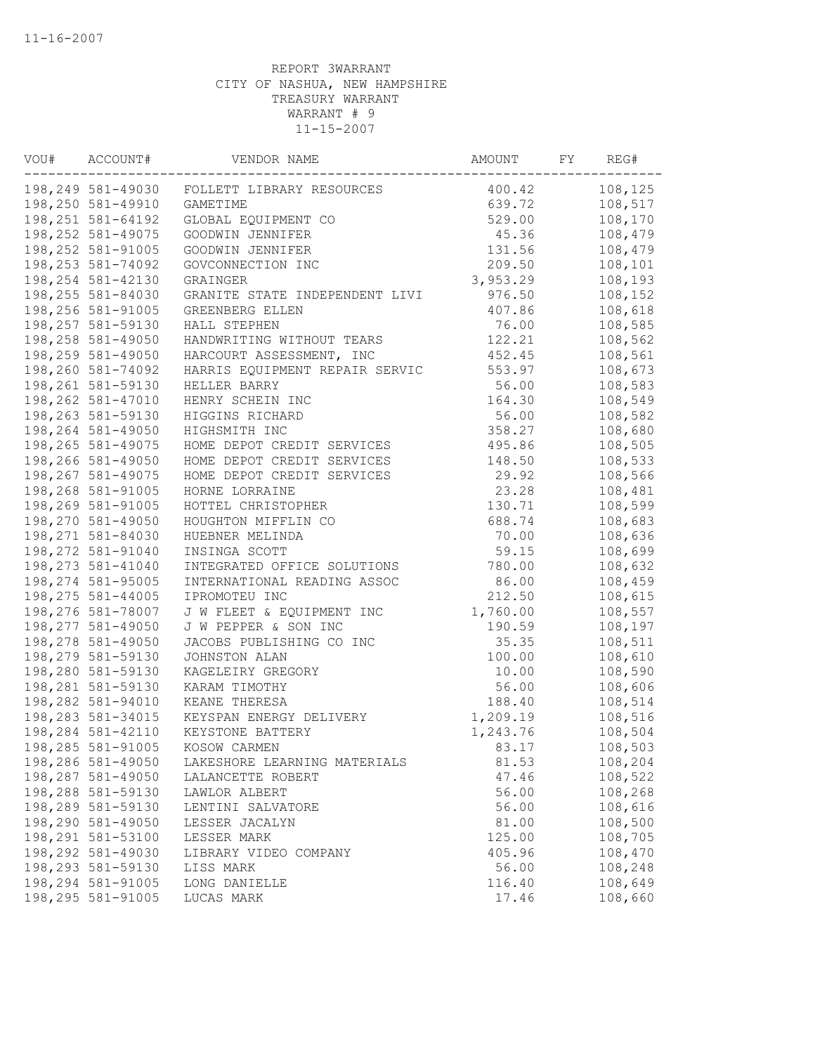11-16-2007

REPORT 3WARRANT
CITY OF NASHUA, NEW HAMPSHIRE
TREASURY WARRANT
WARRANT # 9
11-15-2007

| VOU# | ACCOUNT# | VENDOR NAME | AMOUNT | FY | REG# |
|---|---|---|---|---|---|
| 198,249 | 581-49030 | FOLLETT LIBRARY RESOURCES | 400.42 | | 108,125 |
| 198,250 | 581-49910 | GAMETIME | 639.72 | | 108,517 |
| 198,251 | 581-64192 | GLOBAL EQUIPMENT CO | 529.00 | | 108,170 |
| 198,252 | 581-49075 | GOODWIN JENNIFER | 45.36 | | 108,479 |
| 198,252 | 581-91005 | GOODWIN JENNIFER | 131.56 | | 108,479 |
| 198,253 | 581-74092 | GOVCONNECTION INC | 209.50 | | 108,101 |
| 198,254 | 581-42130 | GRAINGER | 3,953.29 | | 108,193 |
| 198,255 | 581-84030 | GRANITE STATE INDEPENDENT LIVI | 976.50 | | 108,152 |
| 198,256 | 581-91005 | GREENBERG ELLEN | 407.86 | | 108,618 |
| 198,257 | 581-59130 | HALL STEPHEN | 76.00 | | 108,585 |
| 198,258 | 581-49050 | HANDWRITING WITHOUT TEARS | 122.21 | | 108,562 |
| 198,259 | 581-49050 | HARCOURT ASSESSMENT, INC | 452.45 | | 108,561 |
| 198,260 | 581-74092 | HARRIS EQUIPMENT REPAIR SERVIC | 553.97 | | 108,673 |
| 198,261 | 581-59130 | HELLER BARRY | 56.00 | | 108,583 |
| 198,262 | 581-47010 | HENRY SCHEIN INC | 164.30 | | 108,549 |
| 198,263 | 581-59130 | HIGGINS RICHARD | 56.00 | | 108,582 |
| 198,264 | 581-49050 | HIGHSMITH INC | 358.27 | | 108,680 |
| 198,265 | 581-49075 | HOME DEPOT CREDIT SERVICES | 495.86 | | 108,505 |
| 198,266 | 581-49050 | HOME DEPOT CREDIT SERVICES | 148.50 | | 108,533 |
| 198,267 | 581-49075 | HOME DEPOT CREDIT SERVICES | 29.92 | | 108,566 |
| 198,268 | 581-91005 | HORNE LORRAINE | 23.28 | | 108,481 |
| 198,269 | 581-91005 | HOTTEL CHRISTOPHER | 130.71 | | 108,599 |
| 198,270 | 581-49050 | HOUGHTON MIFFLIN CO | 688.74 | | 108,683 |
| 198,271 | 581-84030 | HUEBNER MELINDA | 70.00 | | 108,636 |
| 198,272 | 581-91040 | INSINGA SCOTT | 59.15 | | 108,699 |
| 198,273 | 581-41040 | INTEGRATED OFFICE SOLUTIONS | 780.00 | | 108,632 |
| 198,274 | 581-95005 | INTERNATIONAL READING ASSOC | 86.00 | | 108,459 |
| 198,275 | 581-44005 | IPROMOTEU INC | 212.50 | | 108,615 |
| 198,276 | 581-78007 | J W FLEET & EQUIPMENT INC | 1,760.00 | | 108,557 |
| 198,277 | 581-49050 | J W PEPPER & SON INC | 190.59 | | 108,197 |
| 198,278 | 581-49050 | JACOBS PUBLISHING CO INC | 35.35 | | 108,511 |
| 198,279 | 581-59130 | JOHNSTON ALAN | 100.00 | | 108,610 |
| 198,280 | 581-59130 | KAGELEIRY GREGORY | 10.00 | | 108,590 |
| 198,281 | 581-59130 | KARAM TIMOTHY | 56.00 | | 108,606 |
| 198,282 | 581-94010 | KEANE THERESA | 188.40 | | 108,514 |
| 198,283 | 581-34015 | KEYSPAN ENERGY DELIVERY | 1,209.19 | | 108,516 |
| 198,284 | 581-42110 | KEYSTONE BATTERY | 1,243.76 | | 108,504 |
| 198,285 | 581-91005 | KOSOW CARMEN | 83.17 | | 108,503 |
| 198,286 | 581-49050 | LAKESHORE LEARNING MATERIALS | 81.53 | | 108,204 |
| 198,287 | 581-49050 | LALANCETTE ROBERT | 47.46 | | 108,522 |
| 198,288 | 581-59130 | LAWLOR ALBERT | 56.00 | | 108,268 |
| 198,289 | 581-59130 | LENTINI SALVATORE | 56.00 | | 108,616 |
| 198,290 | 581-49050 | LESSER JACALYN | 81.00 | | 108,500 |
| 198,291 | 581-53100 | LESSER MARK | 125.00 | | 108,705 |
| 198,292 | 581-49030 | LIBRARY VIDEO COMPANY | 405.96 | | 108,470 |
| 198,293 | 581-59130 | LISS MARK | 56.00 | | 108,248 |
| 198,294 | 581-91005 | LONG DANIELLE | 116.40 | | 108,649 |
| 198,295 | 581-91005 | LUCAS MARK | 17.46 | | 108,660 |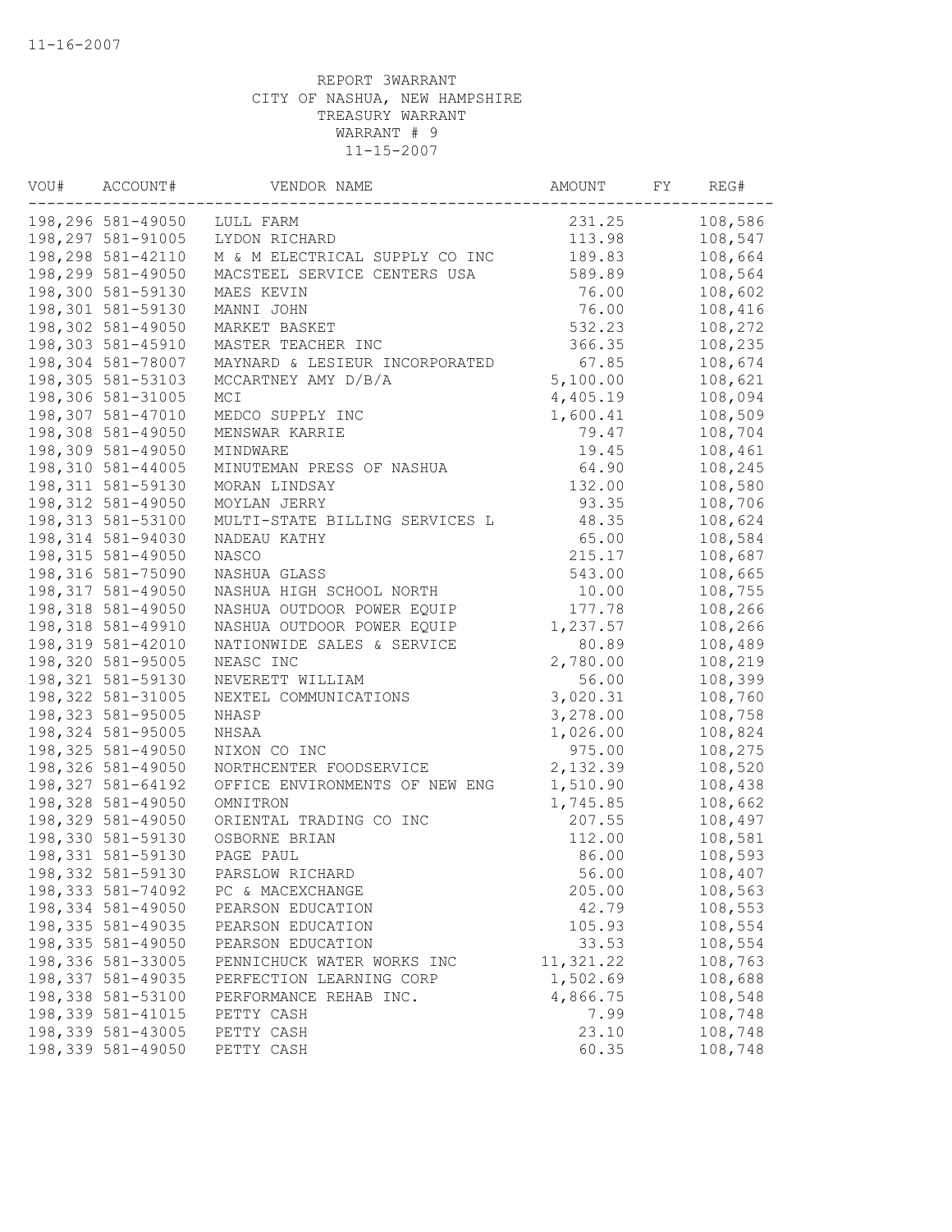11-16-2007

REPORT 3WARRANT
CITY OF NASHUA, NEW HAMPSHIRE
TREASURY WARRANT
WARRANT # 9
11-15-2007

| VOU# | ACCOUNT# | VENDOR NAME | AMOUNT | FY | REG# |
|---|---|---|---|---|---|
| 198,296 | 581-49050 | LULL FARM | 231.25 | | 108,586 |
| 198,297 | 581-91005 | LYDON RICHARD | 113.98 | | 108,547 |
| 198,298 | 581-42110 | M & M ELECTRICAL SUPPLY CO INC | 189.83 | | 108,664 |
| 198,299 | 581-49050 | MACSTEEL SERVICE CENTERS USA | 589.89 | | 108,564 |
| 198,300 | 581-59130 | MAES KEVIN | 76.00 | | 108,602 |
| 198,301 | 581-59130 | MANNI JOHN | 76.00 | | 108,416 |
| 198,302 | 581-49050 | MARKET BASKET | 532.23 | | 108,272 |
| 198,303 | 581-45910 | MASTER TEACHER INC | 366.35 | | 108,235 |
| 198,304 | 581-78007 | MAYNARD & LESIEUR INCORPORATED | 67.85 | | 108,674 |
| 198,305 | 581-53103 | MCCARTNEY AMY D/B/A | 5,100.00 | | 108,621 |
| 198,306 | 581-31005 | MCI | 4,405.19 | | 108,094 |
| 198,307 | 581-47010 | MEDCO SUPPLY INC | 1,600.41 | | 108,509 |
| 198,308 | 581-49050 | MENSWAR KARRIE | 79.47 | | 108,704 |
| 198,309 | 581-49050 | MINDWARE | 19.45 | | 108,461 |
| 198,310 | 581-44005 | MINUTEMAN PRESS OF NASHUA | 64.90 | | 108,245 |
| 198,311 | 581-59130 | MORAN LINDSAY | 132.00 | | 108,580 |
| 198,312 | 581-49050 | MOYLAN JERRY | 93.35 | | 108,706 |
| 198,313 | 581-53100 | MULTI-STATE BILLING SERVICES L | 48.35 | | 108,624 |
| 198,314 | 581-94030 | NADEAU KATHY | 65.00 | | 108,584 |
| 198,315 | 581-49050 | NASCO | 215.17 | | 108,687 |
| 198,316 | 581-75090 | NASHUA GLASS | 543.00 | | 108,665 |
| 198,317 | 581-49050 | NASHUA HIGH SCHOOL NORTH | 10.00 | | 108,755 |
| 198,318 | 581-49050 | NASHUA OUTDOOR POWER EQUIP | 177.78 | | 108,266 |
| 198,318 | 581-49910 | NASHUA OUTDOOR POWER EQUIP | 1,237.57 | | 108,266 |
| 198,319 | 581-42010 | NATIONWIDE SALES & SERVICE | 80.89 | | 108,489 |
| 198,320 | 581-95005 | NEASC INC | 2,780.00 | | 108,219 |
| 198,321 | 581-59130 | NEVERETT WILLIAM | 56.00 | | 108,399 |
| 198,322 | 581-31005 | NEXTEL COMMUNICATIONS | 3,020.31 | | 108,760 |
| 198,323 | 581-95005 | NHASP | 3,278.00 | | 108,758 |
| 198,324 | 581-95005 | NHSAA | 1,026.00 | | 108,824 |
| 198,325 | 581-49050 | NIXON CO INC | 975.00 | | 108,275 |
| 198,326 | 581-49050 | NORTHCENTER FOODSERVICE | 2,132.39 | | 108,520 |
| 198,327 | 581-64192 | OFFICE ENVIRONMENTS OF NEW ENG | 1,510.90 | | 108,438 |
| 198,328 | 581-49050 | OMNITRON | 1,745.85 | | 108,662 |
| 198,329 | 581-49050 | ORIENTAL TRADING CO INC | 207.55 | | 108,497 |
| 198,330 | 581-59130 | OSBORNE BRIAN | 112.00 | | 108,581 |
| 198,331 | 581-59130 | PAGE PAUL | 86.00 | | 108,593 |
| 198,332 | 581-59130 | PARSLOW RICHARD | 56.00 | | 108,407 |
| 198,333 | 581-74092 | PC & MACEXCHANGE | 205.00 | | 108,563 |
| 198,334 | 581-49050 | PEARSON EDUCATION | 42.79 | | 108,553 |
| 198,335 | 581-49035 | PEARSON EDUCATION | 105.93 | | 108,554 |
| 198,335 | 581-49050 | PEARSON EDUCATION | 33.53 | | 108,554 |
| 198,336 | 581-33005 | PENNICHUCK WATER WORKS INC | 11,321.22 | | 108,763 |
| 198,337 | 581-49035 | PERFECTION LEARNING CORP | 1,502.69 | | 108,688 |
| 198,338 | 581-53100 | PERFORMANCE REHAB INC. | 4,866.75 | | 108,548 |
| 198,339 | 581-41015 | PETTY CASH | 7.99 | | 108,748 |
| 198,339 | 581-43005 | PETTY CASH | 23.10 | | 108,748 |
| 198,339 | 581-49050 | PETTY CASH | 60.35 | | 108,748 |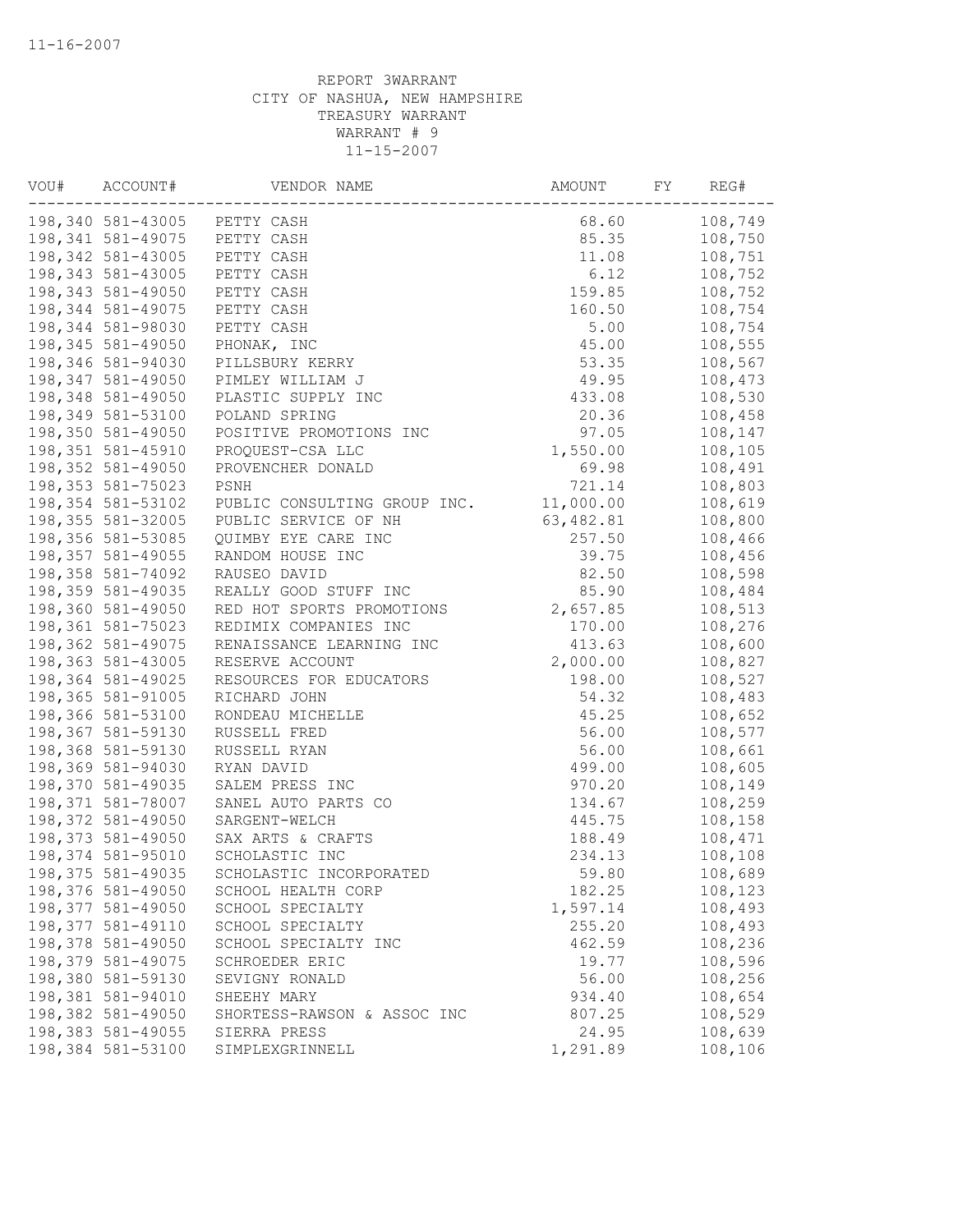11-16-2007

REPORT 3WARRANT
CITY OF NASHUA, NEW HAMPSHIRE
TREASURY WARRANT
WARRANT # 9
11-15-2007

| VOU# | ACCOUNT# | VENDOR NAME | AMOUNT | FY | REG# |
|---|---|---|---|---|---|
| 198,340 | 581-43005 | PETTY CASH | 68.60 | | 108,749 |
| 198,341 | 581-49075 | PETTY CASH | 85.35 | | 108,750 |
| 198,342 | 581-43005 | PETTY CASH | 11.08 | | 108,751 |
| 198,343 | 581-43005 | PETTY CASH | 6.12 | | 108,752 |
| 198,343 | 581-49050 | PETTY CASH | 159.85 | | 108,752 |
| 198,344 | 581-49075 | PETTY CASH | 160.50 | | 108,754 |
| 198,344 | 581-98030 | PETTY CASH | 5.00 | | 108,754 |
| 198,345 | 581-49050 | PHONAK, INC | 45.00 | | 108,555 |
| 198,346 | 581-94030 | PILLSBURY KERRY | 53.35 | | 108,567 |
| 198,347 | 581-49050 | PIMLEY WILLIAM J | 49.95 | | 108,473 |
| 198,348 | 581-49050 | PLASTIC SUPPLY INC | 433.08 | | 108,530 |
| 198,349 | 581-53100 | POLAND SPRING | 20.36 | | 108,458 |
| 198,350 | 581-49050 | POSITIVE PROMOTIONS INC | 97.05 | | 108,147 |
| 198,351 | 581-45910 | PROQUEST-CSA LLC | 1,550.00 | | 108,105 |
| 198,352 | 581-49050 | PROVENCHER DONALD | 69.98 | | 108,491 |
| 198,353 | 581-75023 | PSNH | 721.14 | | 108,803 |
| 198,354 | 581-53102 | PUBLIC CONSULTING GROUP INC. | 11,000.00 | | 108,619 |
| 198,355 | 581-32005 | PUBLIC SERVICE OF NH | 63,482.81 | | 108,800 |
| 198,356 | 581-53085 | QUIMBY EYE CARE INC | 257.50 | | 108,466 |
| 198,357 | 581-49055 | RANDOM HOUSE INC | 39.75 | | 108,456 |
| 198,358 | 581-74092 | RAUSEO DAVID | 82.50 | | 108,598 |
| 198,359 | 581-49035 | REALLY GOOD STUFF INC | 85.90 | | 108,484 |
| 198,360 | 581-49050 | RED HOT SPORTS PROMOTIONS | 2,657.85 | | 108,513 |
| 198,361 | 581-75023 | REDIMIX COMPANIES INC | 170.00 | | 108,276 |
| 198,362 | 581-49075 | RENAISSANCE LEARNING INC | 413.63 | | 108,600 |
| 198,363 | 581-43005 | RESERVE ACCOUNT | 2,000.00 | | 108,827 |
| 198,364 | 581-49025 | RESOURCES FOR EDUCATORS | 198.00 | | 108,527 |
| 198,365 | 581-91005 | RICHARD JOHN | 54.32 | | 108,483 |
| 198,366 | 581-53100 | RONDEAU MICHELLE | 45.25 | | 108,652 |
| 198,367 | 581-59130 | RUSSELL FRED | 56.00 | | 108,577 |
| 198,368 | 581-59130 | RUSSELL RYAN | 56.00 | | 108,661 |
| 198,369 | 581-94030 | RYAN DAVID | 499.00 | | 108,605 |
| 198,370 | 581-49035 | SALEM PRESS INC | 970.20 | | 108,149 |
| 198,371 | 581-78007 | SANEL AUTO PARTS CO | 134.67 | | 108,259 |
| 198,372 | 581-49050 | SARGENT-WELCH | 445.75 | | 108,158 |
| 198,373 | 581-49050 | SAX ARTS & CRAFTS | 188.49 | | 108,471 |
| 198,374 | 581-95010 | SCHOLASTIC INC | 234.13 | | 108,108 |
| 198,375 | 581-49035 | SCHOLASTIC INCORPORATED | 59.80 | | 108,689 |
| 198,376 | 581-49050 | SCHOOL HEALTH CORP | 182.25 | | 108,123 |
| 198,377 | 581-49050 | SCHOOL SPECIALTY | 1,597.14 | | 108,493 |
| 198,377 | 581-49110 | SCHOOL SPECIALTY | 255.20 | | 108,493 |
| 198,378 | 581-49050 | SCHOOL SPECIALTY INC | 462.59 | | 108,236 |
| 198,379 | 581-49075 | SCHROEDER ERIC | 19.77 | | 108,596 |
| 198,380 | 581-59130 | SEVIGNY RONALD | 56.00 | | 108,256 |
| 198,381 | 581-94010 | SHEEHY MARY | 934.40 | | 108,654 |
| 198,382 | 581-49050 | SHORTESS-RAWSON & ASSOC INC | 807.25 | | 108,529 |
| 198,383 | 581-49055 | SIERRA PRESS | 24.95 | | 108,639 |
| 198,384 | 581-53100 | SIMPLEXGRINNELL | 1,291.89 | | 108,106 |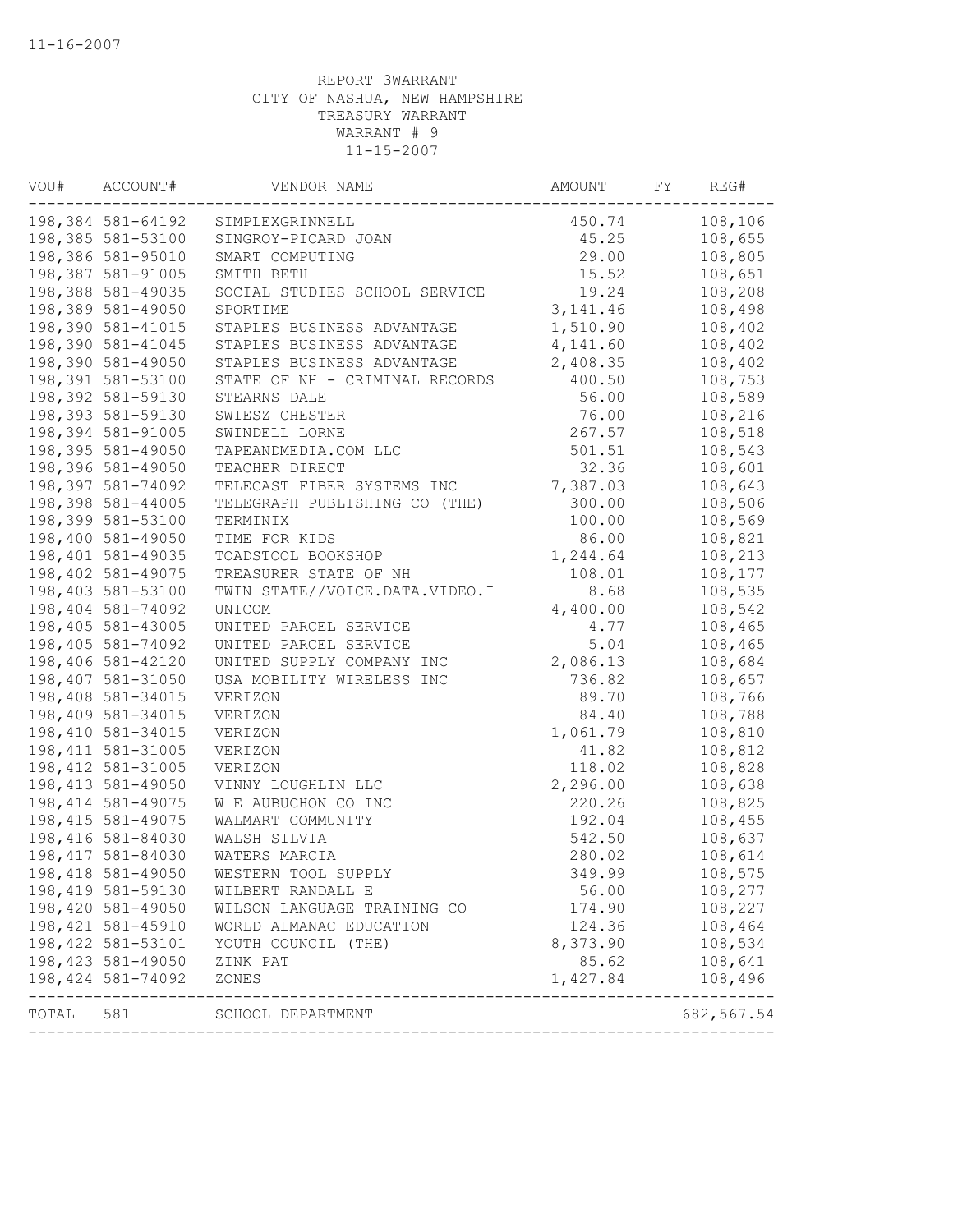11-16-2007

REPORT 3WARRANT
CITY OF NASHUA, NEW HAMPSHIRE
TREASURY WARRANT
WARRANT # 9
11-15-2007

| VOU# | ACCOUNT# | VENDOR NAME | AMOUNT | FY | REG# |
|---|---|---|---|---|---|
| 198,384 | 581-64192 | SIMPLEXGRINNELL | 450.74 | | 108,106 |
| 198,385 | 581-53100 | SINGROY-PICARD JOAN | 45.25 | | 108,655 |
| 198,386 | 581-95010 | SMART COMPUTING | 29.00 | | 108,805 |
| 198,387 | 581-91005 | SMITH BETH | 15.52 | | 108,651 |
| 198,388 | 581-49035 | SOCIAL STUDIES SCHOOL SERVICE | 19.24 | | 108,208 |
| 198,389 | 581-49050 | SPORTIME | 3,141.46 | | 108,498 |
| 198,390 | 581-41015 | STAPLES BUSINESS ADVANTAGE | 1,510.90 | | 108,402 |
| 198,390 | 581-41045 | STAPLES BUSINESS ADVANTAGE | 4,141.60 | | 108,402 |
| 198,390 | 581-49050 | STAPLES BUSINESS ADVANTAGE | 2,408.35 | | 108,402 |
| 198,391 | 581-53100 | STATE OF NH - CRIMINAL RECORDS | 400.50 | | 108,753 |
| 198,392 | 581-59130 | STEARNS DALE | 56.00 | | 108,589 |
| 198,393 | 581-59130 | SWIESZ CHESTER | 76.00 | | 108,216 |
| 198,394 | 581-91005 | SWINDELL LORNE | 267.57 | | 108,518 |
| 198,395 | 581-49050 | TAPEANDMEDIA.COM LLC | 501.51 | | 108,543 |
| 198,396 | 581-49050 | TEACHER DIRECT | 32.36 | | 108,601 |
| 198,397 | 581-74092 | TELECAST FIBER SYSTEMS INC | 7,387.03 | | 108,643 |
| 198,398 | 581-44005 | TELEGRAPH PUBLISHING CO (THE) | 300.00 | | 108,506 |
| 198,399 | 581-53100 | TERMINIX | 100.00 | | 108,569 |
| 198,400 | 581-49050 | TIME FOR KIDS | 86.00 | | 108,821 |
| 198,401 | 581-49035 | TOADSTOOL BOOKSHOP | 1,244.64 | | 108,213 |
| 198,402 | 581-49075 | TREASURER STATE OF NH | 108.01 | | 108,177 |
| 198,403 | 581-53100 | TWIN STATE//VOICE.DATA.VIDEO.I | 8.68 | | 108,535 |
| 198,404 | 581-74092 | UNICOM | 4,400.00 | | 108,542 |
| 198,405 | 581-43005 | UNITED PARCEL SERVICE | 4.77 | | 108,465 |
| 198,405 | 581-74092 | UNITED PARCEL SERVICE | 5.04 | | 108,465 |
| 198,406 | 581-42120 | UNITED SUPPLY COMPANY INC | 2,086.13 | | 108,684 |
| 198,407 | 581-31050 | USA MOBILITY WIRELESS INC | 736.82 | | 108,657 |
| 198,408 | 581-34015 | VERIZON | 89.70 | | 108,766 |
| 198,409 | 581-34015 | VERIZON | 84.40 | | 108,788 |
| 198,410 | 581-34015 | VERIZON | 1,061.79 | | 108,810 |
| 198,411 | 581-31005 | VERIZON | 41.82 | | 108,812 |
| 198,412 | 581-31005 | VERIZON | 118.02 | | 108,828 |
| 198,413 | 581-49050 | VINNY LOUGHLIN LLC | 2,296.00 | | 108,638 |
| 198,414 | 581-49075 | W E AUBUCHON CO INC | 220.26 | | 108,825 |
| 198,415 | 581-49075 | WALMART COMMUNITY | 192.04 | | 108,455 |
| 198,416 | 581-84030 | WALSH SILVIA | 542.50 | | 108,637 |
| 198,417 | 581-84030 | WATERS MARCIA | 280.02 | | 108,614 |
| 198,418 | 581-49050 | WESTERN TOOL SUPPLY | 349.99 | | 108,575 |
| 198,419 | 581-59130 | WILBERT RANDALL E | 56.00 | | 108,277 |
| 198,420 | 581-49050 | WILSON LANGUAGE TRAINING CO | 174.90 | | 108,227 |
| 198,421 | 581-45910 | WORLD ALMANAC EDUCATION | 124.36 | | 108,464 |
| 198,422 | 581-53101 | YOUTH COUNCIL (THE) | 8,373.90 | | 108,534 |
| 198,423 | 581-49050 | ZINK PAT | 85.62 | | 108,641 |
| 198,424 | 581-74092 | ZONES | 1,427.84 | | 108,496 |
| TOTAL | 581 | SCHOOL DEPARTMENT | | | 682,567.54 |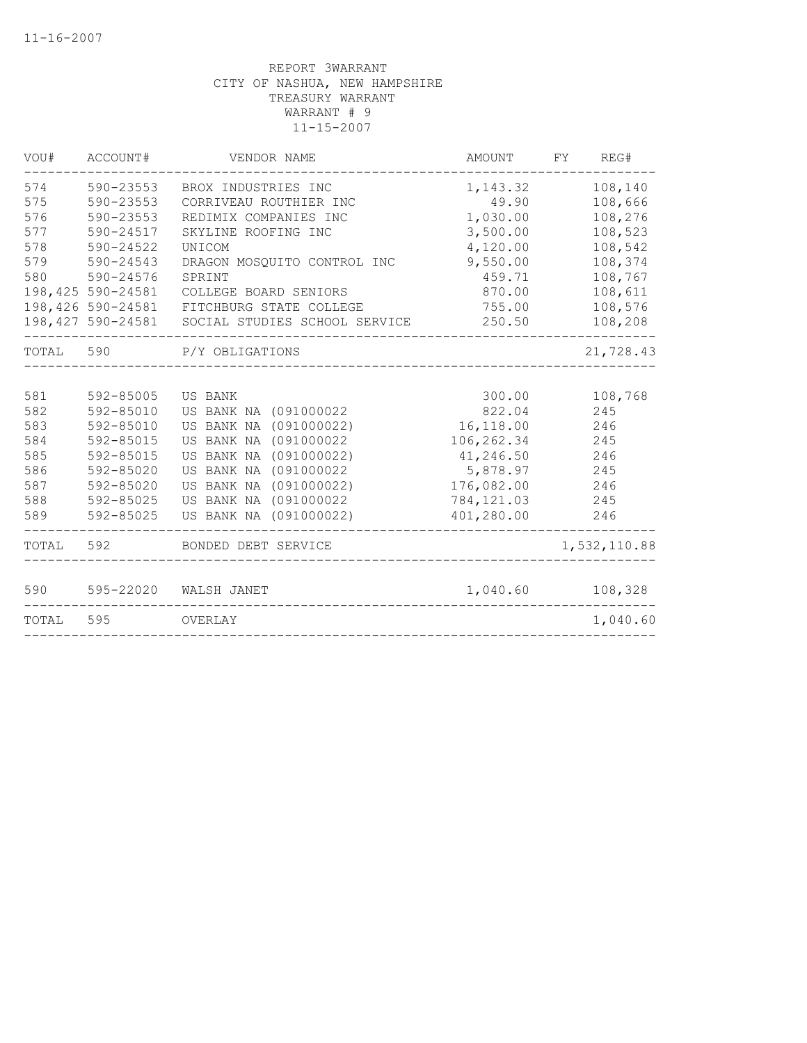11-16-2007

REPORT 3WARRANT
CITY OF NASHUA, NEW HAMPSHIRE
TREASURY WARRANT
WARRANT # 9
11-15-2007

| VOU# | ACCOUNT# | VENDOR NAME | AMOUNT | FY | REG# |
|---|---|---|---|---|---|
| 574 | 590-23553 | BROX INDUSTRIES INC | 1,143.32 | | 108,140 |
| 575 | 590-23553 | CORRIVEAU ROUTHIER INC | 49.90 | | 108,666 |
| 576 | 590-23553 | REDIMIX COMPANIES INC | 1,030.00 | | 108,276 |
| 577 | 590-24517 | SKYLINE ROOFING INC | 3,500.00 | | 108,523 |
| 578 | 590-24522 | UNICOM | 4,120.00 | | 108,542 |
| 579 | 590-24543 | DRAGON MOSQUITO CONTROL INC | 9,550.00 | | 108,374 |
| 580 | 590-24576 | SPRINT | 459.71 | | 108,767 |
| 198,425 | 590-24581 | COLLEGE BOARD SENIORS | 870.00 | | 108,611 |
| 198,426 | 590-24581 | FITCHBURG STATE COLLEGE | 755.00 | | 108,576 |
| 198,427 | 590-24581 | SOCIAL STUDIES SCHOOL SERVICE | 250.50 | | 108,208 |
| TOTAL | 590 | P/Y OBLIGATIONS | | | 21,728.43 |
| 581 | 592-85005 | US BANK | 300.00 | | 108,768 |
| 582 | 592-85010 | US BANK NA (091000022 | 822.04 | | 245 |
| 583 | 592-85010 | US BANK NA (091000022) | 16,118.00 | | 246 |
| 584 | 592-85015 | US BANK NA (091000022 | 106,262.34 | | 245 |
| 585 | 592-85015 | US BANK NA (091000022) | 41,246.50 | | 246 |
| 586 | 592-85020 | US BANK NA (091000022 | 5,878.97 | | 245 |
| 587 | 592-85020 | US BANK NA (091000022) | 176,082.00 | | 246 |
| 588 | 592-85025 | US BANK NA (091000022 | 784,121.03 | | 245 |
| 589 | 592-85025 | US BANK NA (091000022) | 401,280.00 | | 246 |
| TOTAL | 592 | BONDED DEBT SERVICE | | | 1,532,110.88 |
| 590 | 595-22020 | WALSH JANET | 1,040.60 | | 108,328 |
| TOTAL | 595 | OVERLAY | | | 1,040.60 |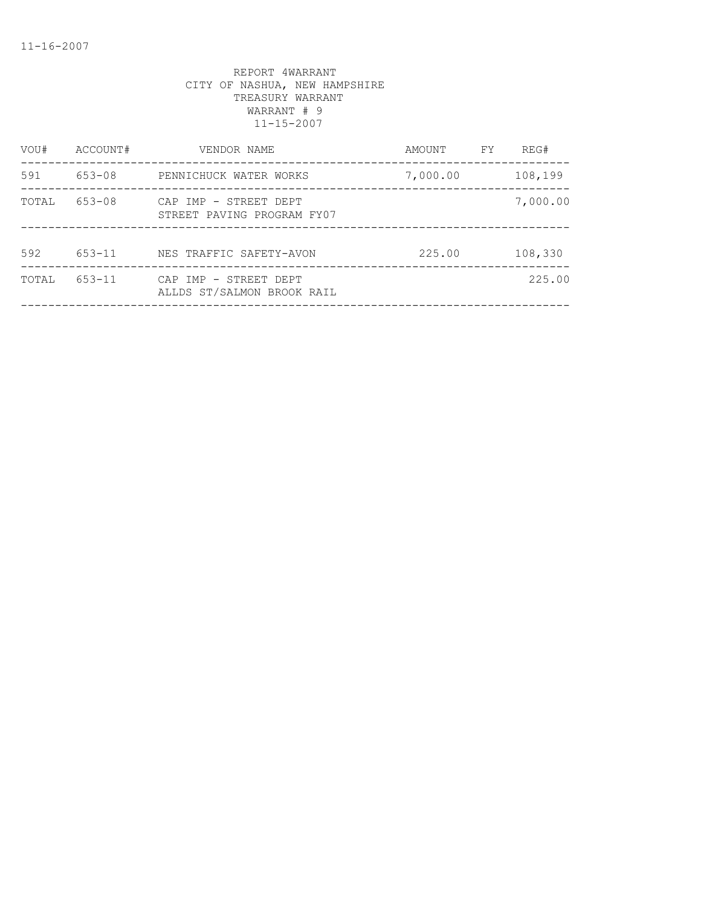REPORT 4WARRANT
CITY OF NASHUA, NEW HAMPSHIRE
TREASURY WARRANT
WARRANT # 9
11-15-2007

| VOU# | ACCOUNT# | VENDOR NAME | AMOUNT | FY | REG# |
|---|---|---|---|---|---|
| 591 | 653-08 | PENNICHUCK WATER WORKS | 7,000.00 | | 108,199 |
| TOTAL | 653-08 | CAP IMP - STREET DEPT<br>STREET PAVING PROGRAM FY07 | | | 7,000.00 |
| 592 | 653-11 | NES TRAFFIC SAFETY-AVON | 225.00 | | 108,330 |
| TOTAL | 653-11 | CAP IMP - STREET DEPT<br>ALLDS ST/SALMON BROOK RAIL | | | 225.00 |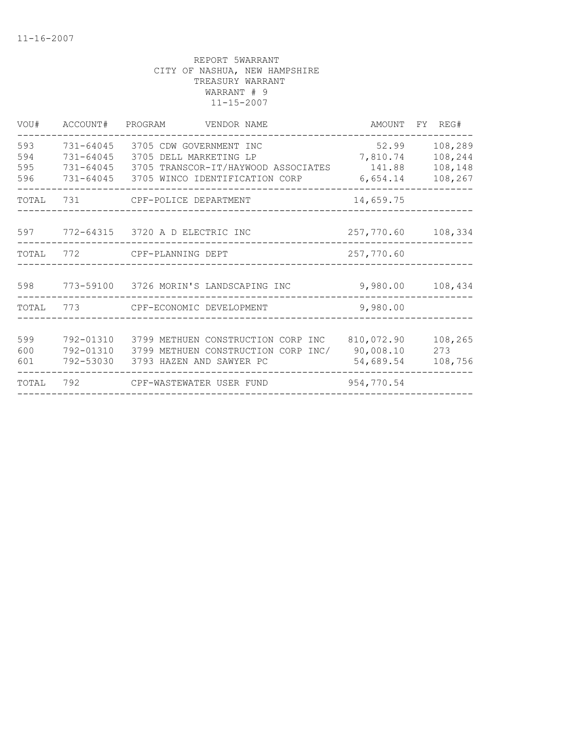11-16-2007

REPORT 5WARRANT
CITY OF NASHUA, NEW HAMPSHIRE
TREASURY WARRANT
WARRANT # 9
11-15-2007

| VOU# | ACCOUNT# | PROGRAM | VENDOR NAME | AMOUNT | FY | REG# |
|---|---|---|---|---|---|---|
| 593 | 731-64045 | 3705 | CDW GOVERNMENT INC | 52.99 | | 108,289 |
| 594 | 731-64045 | 3705 | DELL MARKETING LP | 7,810.74 | | 108,244 |
| 595 | 731-64045 | 3705 | TRANSCOR-IT/HAYWOOD ASSOCIATES | 141.88 | | 108,148 |
| 596 | 731-64045 | 3705 | WINCO IDENTIFICATION CORP | 6,654.14 | | 108,267 |
| TOTAL | 731 | | CPF-POLICE DEPARTMENT | 14,659.75 | | |
| 597 | 772-64315 | 3720 | A D ELECTRIC INC | 257,770.60 | | 108,334 |
| TOTAL | 772 | | CPF-PLANNING DEPT | 257,770.60 | | |
| 598 | 773-59100 | 3726 | MORIN'S LANDSCAPING INC | 9,980.00 | | 108,434 |
| TOTAL | 773 | | CPF-ECONOMIC DEVELOPMENT | 9,980.00 | | |
| 599 | 792-01310 | 3799 | METHUEN CONSTRUCTION CORP INC | 810,072.90 | | 108,265 |
| 600 | 792-01310 | 3799 | METHUEN CONSTRUCTION CORP INC/ | 90,008.10 | | 273 |
| 601 | 792-53030 | 3793 | HAZEN AND SAWYER PC | 54,689.54 | | 108,756 |
| TOTAL | 792 | | CPF-WASTEWATER USER FUND | 954,770.54 | | |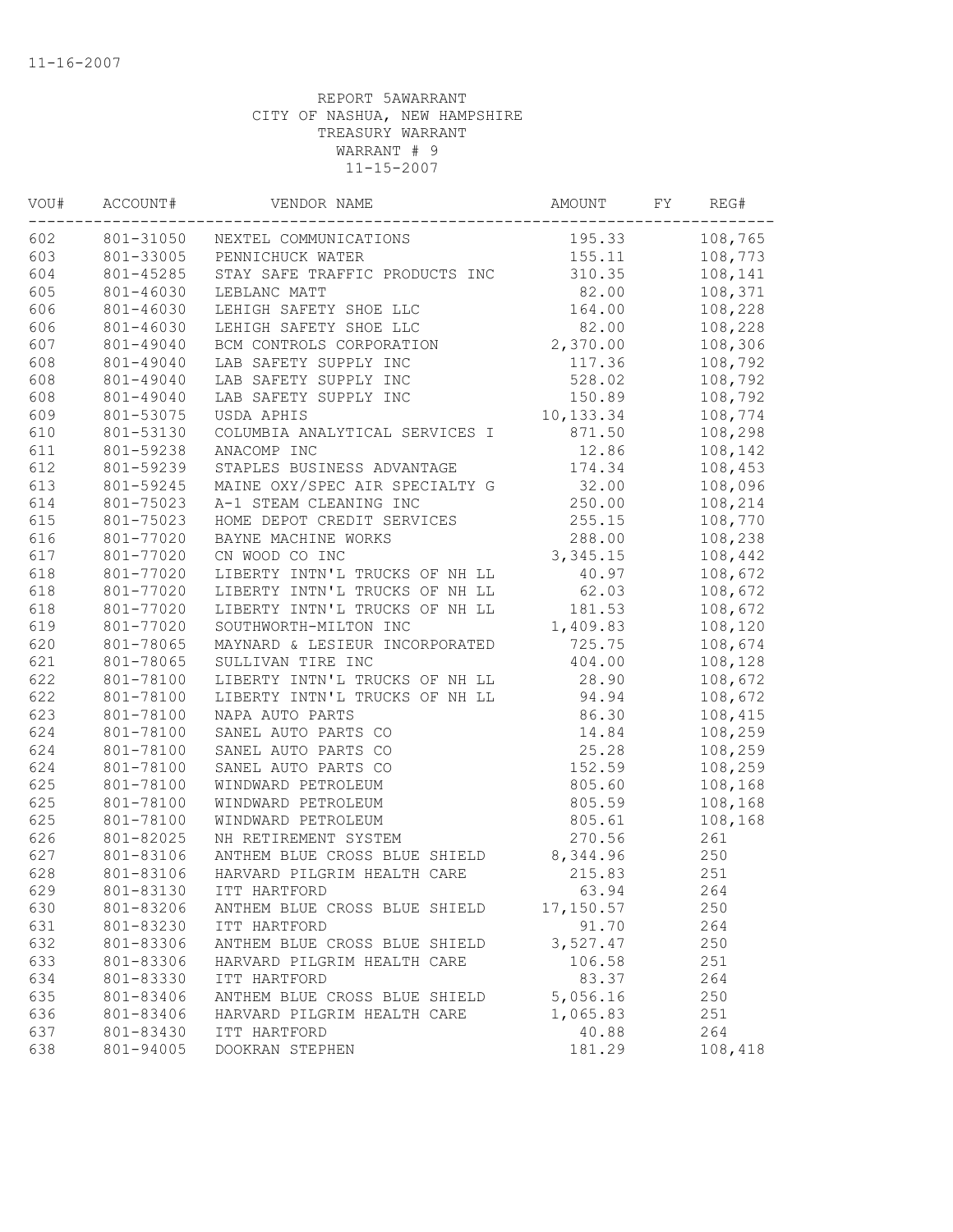11-16-2007

REPORT 5AWARRANT
CITY OF NASHUA, NEW HAMPSHIRE
TREASURY WARRANT
WARRANT # 9
11-15-2007

| VOU# | ACCOUNT# | VENDOR NAME | AMOUNT | FY | REG# |
|---|---|---|---|---|---|
| 602 | 801-31050 | NEXTEL COMMUNICATIONS | 195.33 | | 108,765 |
| 603 | 801-33005 | PENNICHUCK WATER | 155.11 | | 108,773 |
| 604 | 801-45285 | STAY SAFE TRAFFIC PRODUCTS INC | 310.35 | | 108,141 |
| 605 | 801-46030 | LEBLANC MATT | 82.00 | | 108,371 |
| 606 | 801-46030 | LEHIGH SAFETY SHOE LLC | 164.00 | | 108,228 |
| 606 | 801-46030 | LEHIGH SAFETY SHOE LLC | 82.00 | | 108,228 |
| 607 | 801-49040 | BCM CONTROLS CORPORATION | 2,370.00 | | 108,306 |
| 608 | 801-49040 | LAB SAFETY SUPPLY INC | 117.36 | | 108,792 |
| 608 | 801-49040 | LAB SAFETY SUPPLY INC | 528.02 | | 108,792 |
| 608 | 801-49040 | LAB SAFETY SUPPLY INC | 150.89 | | 108,792 |
| 609 | 801-53075 | USDA APHIS | 10,133.34 | | 108,774 |
| 610 | 801-53130 | COLUMBIA ANALYTICAL SERVICES I | 871.50 | | 108,298 |
| 611 | 801-59238 | ANACOMP INC | 12.86 | | 108,142 |
| 612 | 801-59239 | STAPLES BUSINESS ADVANTAGE | 174.34 | | 108,453 |
| 613 | 801-59245 | MAINE OXY/SPEC AIR SPECIALTY G | 32.00 | | 108,096 |
| 614 | 801-75023 | A-1 STEAM CLEANING INC | 250.00 | | 108,214 |
| 615 | 801-75023 | HOME DEPOT CREDIT SERVICES | 255.15 | | 108,770 |
| 616 | 801-77020 | BAYNE MACHINE WORKS | 288.00 | | 108,238 |
| 617 | 801-77020 | CN WOOD CO INC | 3,345.15 | | 108,442 |
| 618 | 801-77020 | LIBERTY INTN'L TRUCKS OF NH LL | 40.97 | | 108,672 |
| 618 | 801-77020 | LIBERTY INTN'L TRUCKS OF NH LL | 62.03 | | 108,672 |
| 618 | 801-77020 | LIBERTY INTN'L TRUCKS OF NH LL | 181.53 | | 108,672 |
| 619 | 801-77020 | SOUTHWORTH-MILTON INC | 1,409.83 | | 108,120 |
| 620 | 801-78065 | MAYNARD & LESIEUR INCORPORATED | 725.75 | | 108,674 |
| 621 | 801-78065 | SULLIVAN TIRE INC | 404.00 | | 108,128 |
| 622 | 801-78100 | LIBERTY INTN'L TRUCKS OF NH LL | 28.90 | | 108,672 |
| 622 | 801-78100 | LIBERTY INTN'L TRUCKS OF NH LL | 94.94 | | 108,672 |
| 623 | 801-78100 | NAPA AUTO PARTS | 86.30 | | 108,415 |
| 624 | 801-78100 | SANEL AUTO PARTS CO | 14.84 | | 108,259 |
| 624 | 801-78100 | SANEL AUTO PARTS CO | 25.28 | | 108,259 |
| 624 | 801-78100 | SANEL AUTO PARTS CO | 152.59 | | 108,259 |
| 625 | 801-78100 | WINDWARD PETROLEUM | 805.60 | | 108,168 |
| 625 | 801-78100 | WINDWARD PETROLEUM | 805.59 | | 108,168 |
| 625 | 801-78100 | WINDWARD PETROLEUM | 805.61 | | 108,168 |
| 626 | 801-82025 | NH RETIREMENT SYSTEM | 270.56 | | 261 |
| 627 | 801-83106 | ANTHEM BLUE CROSS BLUE SHIELD | 8,344.96 | | 250 |
| 628 | 801-83106 | HARVARD PILGRIM HEALTH CARE | 215.83 | | 251 |
| 629 | 801-83130 | ITT HARTFORD | 63.94 | | 264 |
| 630 | 801-83206 | ANTHEM BLUE CROSS BLUE SHIELD | 17,150.57 | | 250 |
| 631 | 801-83230 | ITT HARTFORD | 91.70 | | 264 |
| 632 | 801-83306 | ANTHEM BLUE CROSS BLUE SHIELD | 3,527.47 | | 250 |
| 633 | 801-83306 | HARVARD PILGRIM HEALTH CARE | 106.58 | | 251 |
| 634 | 801-83330 | ITT HARTFORD | 83.37 | | 264 |
| 635 | 801-83406 | ANTHEM BLUE CROSS BLUE SHIELD | 5,056.16 | | 250 |
| 636 | 801-83406 | HARVARD PILGRIM HEALTH CARE | 1,065.83 | | 251 |
| 637 | 801-83430 | ITT HARTFORD | 40.88 | | 264 |
| 638 | 801-94005 | DOOKRAN STEPHEN | 181.29 | | 108,418 |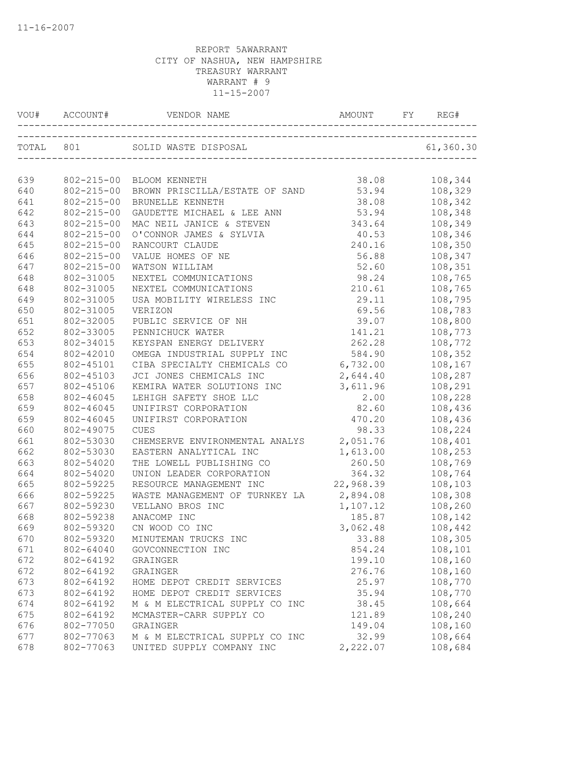11-16-2007

REPORT 5AWARRANT
CITY OF NASHUA, NEW HAMPSHIRE
TREASURY WARRANT
WARRANT # 9
11-15-2007

| VOU# | ACCOUNT# | VENDOR NAME | AMOUNT | FY | REG# |
|---|---|---|---|---|---|
| TOTAL | 801 | SOLID WASTE DISPOSAL | | | 61,360.30 |
| 639 | 802-215-00 | BLOOM KENNETH | 38.08 | | 108,344 |
| 640 | 802-215-00 | BROWN PRISCILLA/ESTATE OF SAND | 53.94 | | 108,329 |
| 641 | 802-215-00 | BRUNELLE KENNETH | 38.08 | | 108,342 |
| 642 | 802-215-00 | GAUDETTE MICHAEL & LEE ANN | 53.94 | | 108,348 |
| 643 | 802-215-00 | MAC NEIL JANICE & STEVEN | 343.64 | | 108,349 |
| 644 | 802-215-00 | O'CONNOR JAMES & SYLVIA | 40.53 | | 108,346 |
| 645 | 802-215-00 | RANCOURT CLAUDE | 240.16 | | 108,350 |
| 646 | 802-215-00 | VALUE HOMES OF NE | 56.88 | | 108,347 |
| 647 | 802-215-00 | WATSON WILLIAM | 52.60 | | 108,351 |
| 648 | 802-31005 | NEXTEL COMMUNICATIONS | 98.24 | | 108,765 |
| 648 | 802-31005 | NEXTEL COMMUNICATIONS | 210.61 | | 108,765 |
| 649 | 802-31005 | USA MOBILITY WIRELESS INC | 29.11 | | 108,795 |
| 650 | 802-31005 | VERIZON | 69.56 | | 108,783 |
| 651 | 802-32005 | PUBLIC SERVICE OF NH | 39.07 | | 108,800 |
| 652 | 802-33005 | PENNICHUCK WATER | 141.21 | | 108,773 |
| 653 | 802-34015 | KEYSPAN ENERGY DELIVERY | 262.28 | | 108,772 |
| 654 | 802-42010 | OMEGA INDUSTRIAL SUPPLY INC | 584.90 | | 108,352 |
| 655 | 802-45101 | CIBA SPECIALTY CHEMICALS CO | 6,732.00 | | 108,167 |
| 656 | 802-45103 | JCI JONES CHEMICALS INC | 2,644.40 | | 108,287 |
| 657 | 802-45106 | KEMIRA WATER SOLUTIONS INC | 3,611.96 | | 108,291 |
| 658 | 802-46045 | LEHIGH SAFETY SHOE LLC | 2.00 | | 108,228 |
| 659 | 802-46045 | UNIFIRST CORPORATION | 82.60 | | 108,436 |
| 659 | 802-46045 | UNIFIRST CORPORATION | 470.20 | | 108,436 |
| 660 | 802-49075 | CUES | 98.33 | | 108,224 |
| 661 | 802-53030 | CHEMSERVE ENVIRONMENTAL ANALYS | 2,051.76 | | 108,401 |
| 662 | 802-53030 | EASTERN ANALYTICAL INC | 1,613.00 | | 108,253 |
| 663 | 802-54020 | THE LOWELL PUBLISHING CO | 260.50 | | 108,769 |
| 664 | 802-54020 | UNION LEADER CORPORATION | 364.32 | | 108,764 |
| 665 | 802-59225 | RESOURCE MANAGEMENT INC | 22,968.39 | | 108,103 |
| 666 | 802-59225 | WASTE MANAGEMENT OF TURNKEY LA | 2,894.08 | | 108,308 |
| 667 | 802-59230 | VELLANO BROS INC | 1,107.12 | | 108,260 |
| 668 | 802-59238 | ANACOMP INC | 185.87 | | 108,142 |
| 669 | 802-59320 | CN WOOD CO INC | 3,062.48 | | 108,442 |
| 670 | 802-59320 | MINUTEMAN TRUCKS INC | 33.88 | | 108,305 |
| 671 | 802-64040 | GOVCONNECTION INC | 854.24 | | 108,101 |
| 672 | 802-64192 | GRAINGER | 199.10 | | 108,160 |
| 672 | 802-64192 | GRAINGER | 276.76 | | 108,160 |
| 673 | 802-64192 | HOME DEPOT CREDIT SERVICES | 25.97 | | 108,770 |
| 673 | 802-64192 | HOME DEPOT CREDIT SERVICES | 35.94 | | 108,770 |
| 674 | 802-64192 | M & M ELECTRICAL SUPPLY CO INC | 38.45 | | 108,664 |
| 675 | 802-64192 | MCMASTER-CARR SUPPLY CO | 121.89 | | 108,240 |
| 676 | 802-77050 | GRAINGER | 149.04 | | 108,160 |
| 677 | 802-77063 | M & M ELECTRICAL SUPPLY CO INC | 32.99 | | 108,664 |
| 678 | 802-77063 | UNITED SUPPLY COMPANY INC | 2,222.07 | | 108,684 |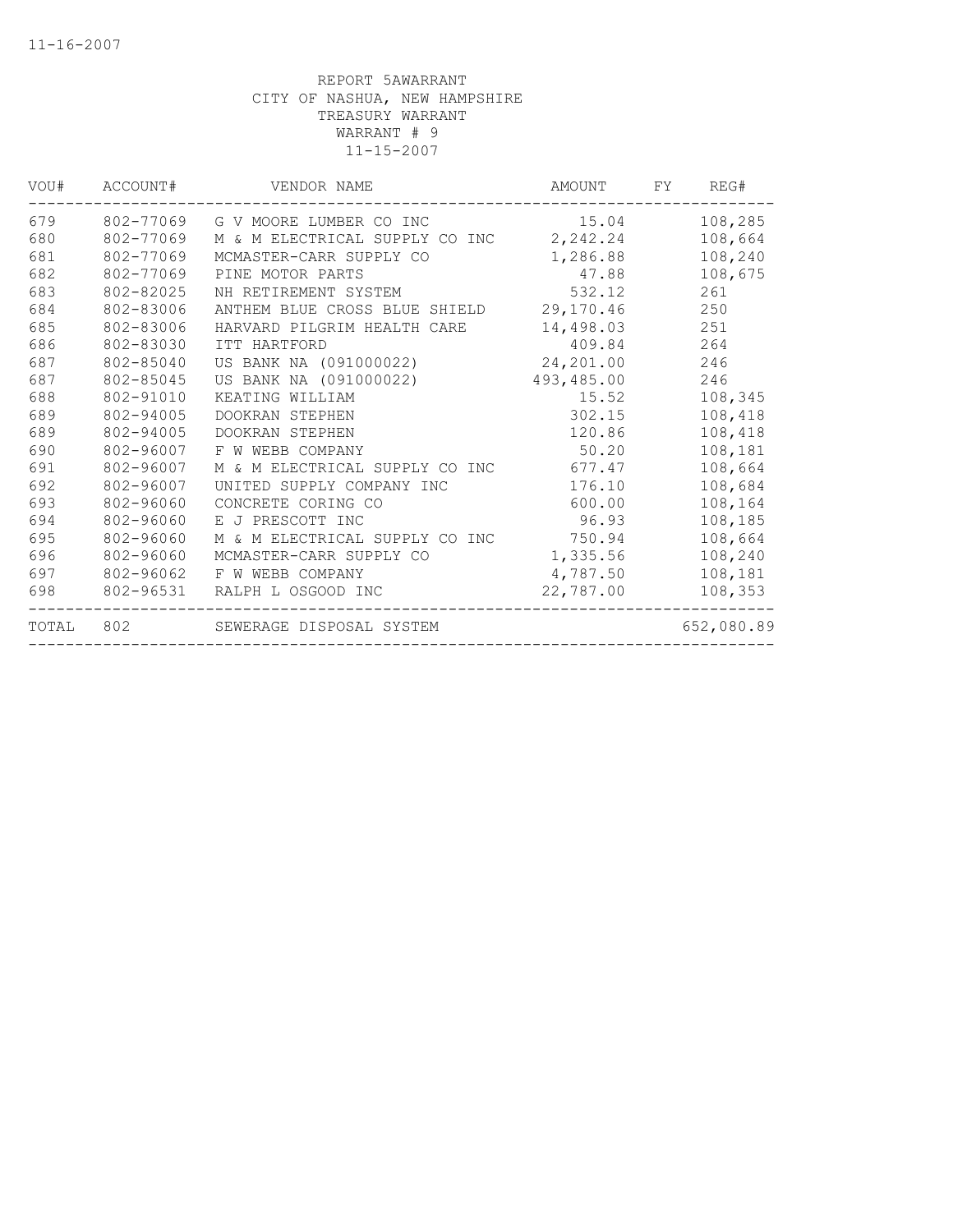11-16-2007

REPORT 5AWARRANT
CITY OF NASHUA, NEW HAMPSHIRE
TREASURY WARRANT
WARRANT # 9
11-15-2007

| VOU# | ACCOUNT# | VENDOR NAME | AMOUNT | FY | REG# |
|---|---|---|---|---|---|
| 679 | 802-77069 | G V MOORE LUMBER CO INC | 15.04 | | 108,285 |
| 680 | 802-77069 | M & M ELECTRICAL SUPPLY CO INC | 2,242.24 | | 108,664 |
| 681 | 802-77069 | MCMASTER-CARR SUPPLY CO | 1,286.88 | | 108,240 |
| 682 | 802-77069 | PINE MOTOR PARTS | 47.88 | | 108,675 |
| 683 | 802-82025 | NH RETIREMENT SYSTEM | 532.12 | | 261 |
| 684 | 802-83006 | ANTHEM BLUE CROSS BLUE SHIELD | 29,170.46 | | 250 |
| 685 | 802-83006 | HARVARD PILGRIM HEALTH CARE | 14,498.03 | | 251 |
| 686 | 802-83030 | ITT HARTFORD | 409.84 | | 264 |
| 687 | 802-85040 | US BANK NA (091000022) | 24,201.00 | | 246 |
| 687 | 802-85045 | US BANK NA (091000022) | 493,485.00 | | 246 |
| 688 | 802-91010 | KEATING WILLIAM | 15.52 | | 108,345 |
| 689 | 802-94005 | DOOKRAN STEPHEN | 302.15 | | 108,418 |
| 689 | 802-94005 | DOOKRAN STEPHEN | 120.86 | | 108,418 |
| 690 | 802-96007 | F W WEBB COMPANY | 50.20 | | 108,181 |
| 691 | 802-96007 | M & M ELECTRICAL SUPPLY CO INC | 677.47 | | 108,664 |
| 692 | 802-96007 | UNITED SUPPLY COMPANY INC | 176.10 | | 108,684 |
| 693 | 802-96060 | CONCRETE CORING CO | 600.00 | | 108,164 |
| 694 | 802-96060 | E J PRESCOTT INC | 96.93 | | 108,185 |
| 695 | 802-96060 | M & M ELECTRICAL SUPPLY CO INC | 750.94 | | 108,664 |
| 696 | 802-96060 | MCMASTER-CARR SUPPLY CO | 1,335.56 | | 108,240 |
| 697 | 802-96062 | F W WEBB COMPANY | 4,787.50 | | 108,181 |
| 698 | 802-96531 | RALPH L OSGOOD INC | 22,787.00 | | 108,353 |
| TOTAL | 802 | SEWERAGE DISPOSAL SYSTEM | | | 652,080.89 |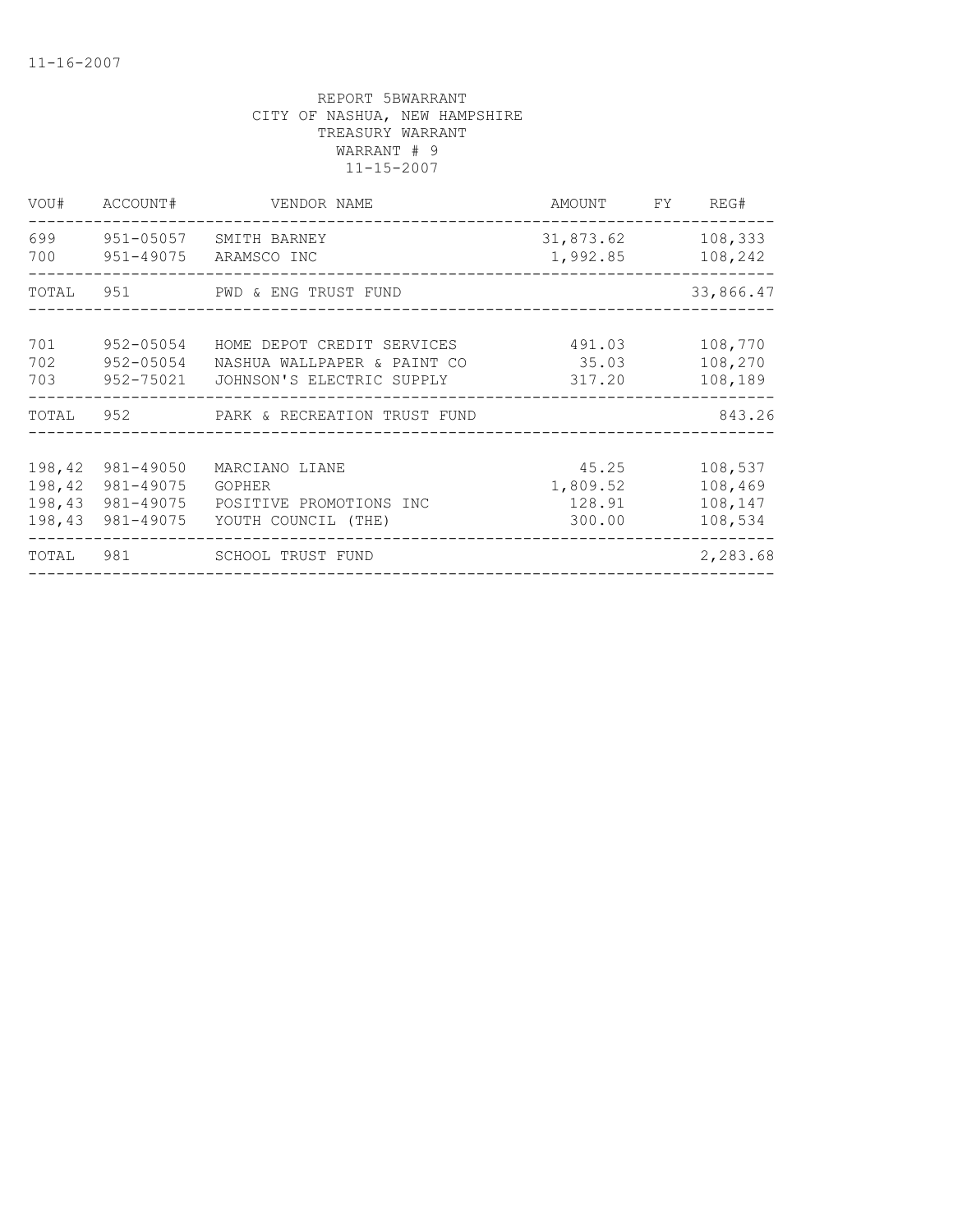REPORT 5BWARRANT
CITY OF NASHUA, NEW HAMPSHIRE
TREASURY WARRANT
WARRANT # 9
11-15-2007

| VOU# | ACCOUNT# | VENDOR NAME | AMOUNT | FY | REG# |
|---|---|---|---|---|---|
| 699 | 951-05057 | SMITH BARNEY | 31,873.62 | | 108,333 |
| 700 | 951-49075 | ARAMSCO INC | 1,992.85 | | 108,242 |
| TOTAL | 951 | PWD & ENG TRUST FUND | | | 33,866.47 |
| 701 | 952-05054 | HOME DEPOT CREDIT SERVICES | 491.03 | | 108,770 |
| 702 | 952-05054 | NASHUA WALLPAPER & PAINT CO | 35.03 | | 108,270 |
| 703 | 952-75021 | JOHNSON'S ELECTRIC SUPPLY | 317.20 | | 108,189 |
| TOTAL | 952 | PARK & RECREATION TRUST FUND | | | 843.26 |
| 198,42 | 981-49050 | MARCIANO LIANE | 45.25 | | 108,537 |
| 198,42 | 981-49075 | GOPHER | 1,809.52 | | 108,469 |
| 198,43 | 981-49075 | POSITIVE PROMOTIONS INC | 128.91 | | 108,147 |
| 198,43 | 981-49075 | YOUTH COUNCIL (THE) | 300.00 | | 108,534 |
| TOTAL | 981 | SCHOOL TRUST FUND | | | 2,283.68 |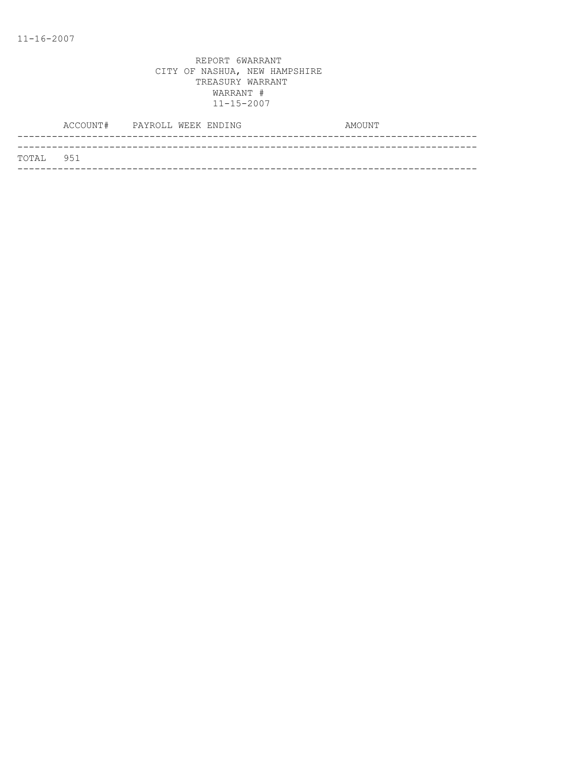11-16-2007

REPORT 6WARRANT
CITY OF NASHUA, NEW HAMPSHIRE
TREASURY WARRANT
WARRANT #
11-15-2007

| ACCOUNT# | PAYROLL WEEK ENDING | AMOUNT |
|---|---|---|
| TOTAL 951 | | |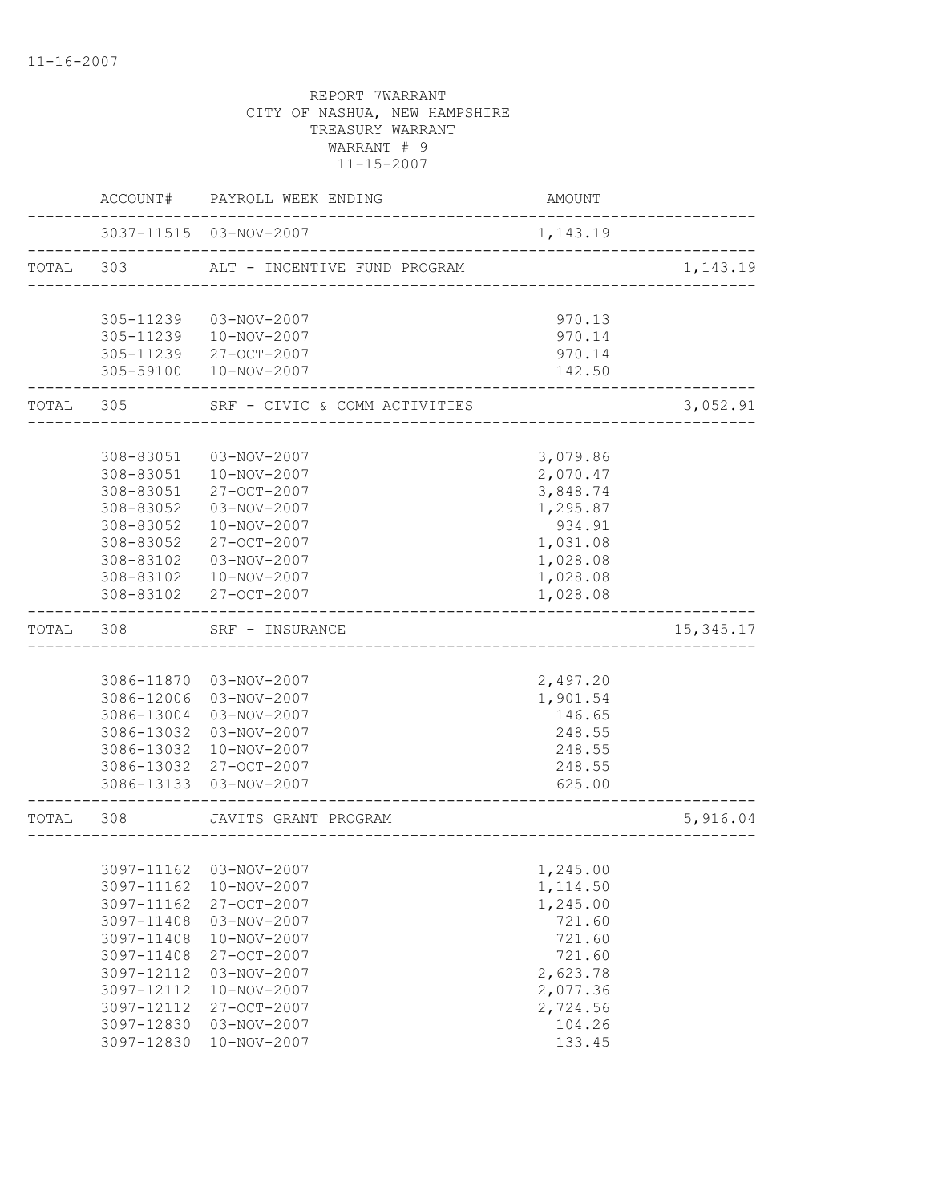11-16-2007

REPORT 7WARRANT
CITY OF NASHUA, NEW HAMPSHIRE
TREASURY WARRANT
WARRANT # 9
11-15-2007

| | ACCOUNT# | PAYROLL WEEK ENDING | AMOUNT | |
|---|---|---|---|---|
| | 3037-11515 | 03-NOV-2007 | 1,143.19 | |
| TOTAL | 303 | ALT - INCENTIVE FUND PROGRAM | | 1,143.19 |
| | 305-11239 | 03-NOV-2007 | 970.13 | |
| | 305-11239 | 10-NOV-2007 | 970.14 | |
| | 305-11239 | 27-OCT-2007 | 970.14 | |
| | 305-59100 | 10-NOV-2007 | 142.50 | |
| TOTAL | 305 | SRF - CIVIC & COMM ACTIVITIES | | 3,052.91 |
| | 308-83051 | 03-NOV-2007 | 3,079.86 | |
| | 308-83051 | 10-NOV-2007 | 2,070.47 | |
| | 308-83051 | 27-OCT-2007 | 3,848.74 | |
| | 308-83052 | 03-NOV-2007 | 1,295.87 | |
| | 308-83052 | 10-NOV-2007 | 934.91 | |
| | 308-83052 | 27-OCT-2007 | 1,031.08 | |
| | 308-83102 | 03-NOV-2007 | 1,028.08 | |
| | 308-83102 | 10-NOV-2007 | 1,028.08 | |
| | 308-83102 | 27-OCT-2007 | 1,028.08 | |
| TOTAL | 308 | SRF - INSURANCE | | 15,345.17 |
| | 3086-11870 | 03-NOV-2007 | 2,497.20 | |
| | 3086-12006 | 03-NOV-2007 | 1,901.54 | |
| | 3086-13004 | 03-NOV-2007 | 146.65 | |
| | 3086-13032 | 03-NOV-2007 | 248.55 | |
| | 3086-13032 | 10-NOV-2007 | 248.55 | |
| | 3086-13032 | 27-OCT-2007 | 248.55 | |
| | 3086-13133 | 03-NOV-2007 | 625.00 | |
| TOTAL | 308 | JAVITS GRANT PROGRAM | | 5,916.04 |
| | 3097-11162 | 03-NOV-2007 | 1,245.00 | |
| | 3097-11162 | 10-NOV-2007 | 1,114.50 | |
| | 3097-11162 | 27-OCT-2007 | 1,245.00 | |
| | 3097-11408 | 03-NOV-2007 | 721.60 | |
| | 3097-11408 | 10-NOV-2007 | 721.60 | |
| | 3097-11408 | 27-OCT-2007 | 721.60 | |
| | 3097-12112 | 03-NOV-2007 | 2,623.78 | |
| | 3097-12112 | 10-NOV-2007 | 2,077.36 | |
| | 3097-12112 | 27-OCT-2007 | 2,724.56 | |
| | 3097-12830 | 03-NOV-2007 | 104.26 | |
| | 3097-12830 | 10-NOV-2007 | 133.45 | |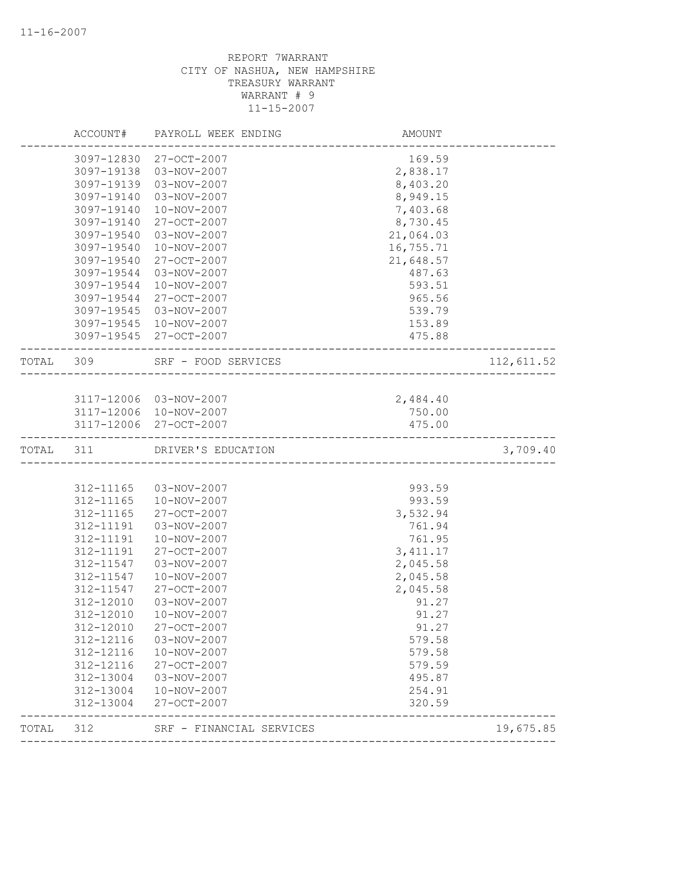REPORT 7WARRANT
CITY OF NASHUA, NEW HAMPSHIRE
TREASURY WARRANT
WARRANT # 9
11-15-2007

| | ACCOUNT# | PAYROLL WEEK ENDING | AMOUNT | |
|---|---|---|---|---|
| | 3097-12830 | 27-OCT-2007 | 169.59 | |
| | 3097-19138 | 03-NOV-2007 | 2,838.17 | |
| | 3097-19139 | 03-NOV-2007 | 8,403.20 | |
| | 3097-19140 | 03-NOV-2007 | 8,949.15 | |
| | 3097-19140 | 10-NOV-2007 | 7,403.68 | |
| | 3097-19140 | 27-OCT-2007 | 8,730.45 | |
| | 3097-19540 | 03-NOV-2007 | 21,064.03 | |
| | 3097-19540 | 10-NOV-2007 | 16,755.71 | |
| | 3097-19540 | 27-OCT-2007 | 21,648.57 | |
| | 3097-19544 | 03-NOV-2007 | 487.63 | |
| | 3097-19544 | 10-NOV-2007 | 593.51 | |
| | 3097-19544 | 27-OCT-2007 | 965.56 | |
| | 3097-19545 | 03-NOV-2007 | 539.79 | |
| | 3097-19545 | 10-NOV-2007 | 153.89 | |
| | 3097-19545 | 27-OCT-2007 | 475.88 | |
| TOTAL | 309 | SRF - FOOD SERVICES | | 112,611.52 |
| | 3117-12006 | 03-NOV-2007 | 2,484.40 | |
| | 3117-12006 | 10-NOV-2007 | 750.00 | |
| | 3117-12006 | 27-OCT-2007 | 475.00 | |
| TOTAL | 311 | DRIVER'S EDUCATION | | 3,709.40 |
| | 312-11165 | 03-NOV-2007 | 993.59 | |
| | 312-11165 | 10-NOV-2007 | 993.59 | |
| | 312-11165 | 27-OCT-2007 | 3,532.94 | |
| | 312-11191 | 03-NOV-2007 | 761.94 | |
| | 312-11191 | 10-NOV-2007 | 761.95 | |
| | 312-11191 | 27-OCT-2007 | 3,411.17 | |
| | 312-11547 | 03-NOV-2007 | 2,045.58 | |
| | 312-11547 | 10-NOV-2007 | 2,045.58 | |
| | 312-11547 | 27-OCT-2007 | 2,045.58 | |
| | 312-12010 | 03-NOV-2007 | 91.27 | |
| | 312-12010 | 10-NOV-2007 | 91.27 | |
| | 312-12010 | 27-OCT-2007 | 91.27 | |
| | 312-12116 | 03-NOV-2007 | 579.58 | |
| | 312-12116 | 10-NOV-2007 | 579.58 | |
| | 312-12116 | 27-OCT-2007 | 579.59 | |
| | 312-13004 | 03-NOV-2007 | 495.87 | |
| | 312-13004 | 10-NOV-2007 | 254.91 | |
| | 312-13004 | 27-OCT-2007 | 320.59 | |
| TOTAL | 312 | SRF - FINANCIAL SERVICES | | 19,675.85 |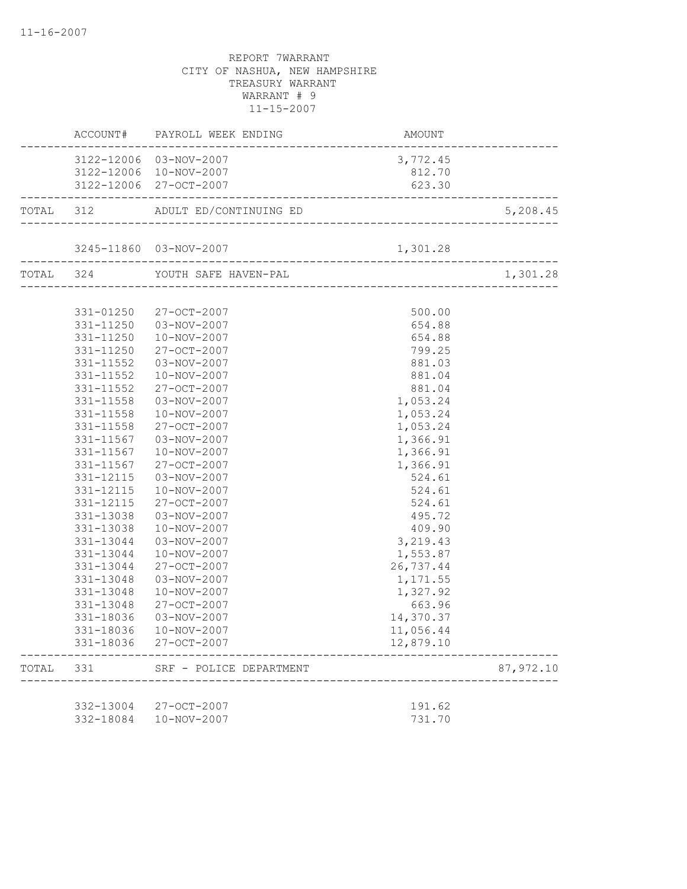REPORT 7WARRANT
CITY OF NASHUA, NEW HAMPSHIRE
TREASURY WARRANT
WARRANT # 9
11-15-2007

| | ACCOUNT# | PAYROLL WEEK ENDING | AMOUNT | |
|---|---|---|---|---|
| | 3122-12006 | 03-NOV-2007 | 3,772.45 | |
| | 3122-12006 | 10-NOV-2007 | 812.70 | |
| | 3122-12006 | 27-OCT-2007 | 623.30 | |
| TOTAL | 312 | ADULT ED/CONTINUING ED | | 5,208.45 |
| | 3245-11860 | 03-NOV-2007 | 1,301.28 | |
| TOTAL | 324 | YOUTH SAFE HAVEN-PAL | | 1,301.28 |
| | 331-01250 | 27-OCT-2007 | 500.00 | |
| | 331-11250 | 03-NOV-2007 | 654.88 | |
| | 331-11250 | 10-NOV-2007 | 654.88 | |
| | 331-11250 | 27-OCT-2007 | 799.25 | |
| | 331-11552 | 03-NOV-2007 | 881.03 | |
| | 331-11552 | 10-NOV-2007 | 881.04 | |
| | 331-11552 | 27-OCT-2007 | 881.04 | |
| | 331-11558 | 03-NOV-2007 | 1,053.24 | |
| | 331-11558 | 10-NOV-2007 | 1,053.24 | |
| | 331-11558 | 27-OCT-2007 | 1,053.24 | |
| | 331-11567 | 03-NOV-2007 | 1,366.91 | |
| | 331-11567 | 10-NOV-2007 | 1,366.91 | |
| | 331-11567 | 27-OCT-2007 | 1,366.91 | |
| | 331-12115 | 03-NOV-2007 | 524.61 | |
| | 331-12115 | 10-NOV-2007 | 524.61 | |
| | 331-12115 | 27-OCT-2007 | 524.61 | |
| | 331-13038 | 03-NOV-2007 | 495.72 | |
| | 331-13038 | 10-NOV-2007 | 409.90 | |
| | 331-13044 | 03-NOV-2007 | 3,219.43 | |
| | 331-13044 | 10-NOV-2007 | 1,553.87 | |
| | 331-13044 | 27-OCT-2007 | 26,737.44 | |
| | 331-13048 | 03-NOV-2007 | 1,171.55 | |
| | 331-13048 | 10-NOV-2007 | 1,327.92 | |
| | 331-13048 | 27-OCT-2007 | 663.96 | |
| | 331-18036 | 03-NOV-2007 | 14,370.37 | |
| | 331-18036 | 10-NOV-2007 | 11,056.44 | |
| | 331-18036 | 27-OCT-2007 | 12,879.10 | |
| TOTAL | 331 | SRF - POLICE DEPARTMENT | | 87,972.10 |
| | 332-13004 | 27-OCT-2007 | 191.62 | |
| | 332-18084 | 10-NOV-2007 | 731.70 | |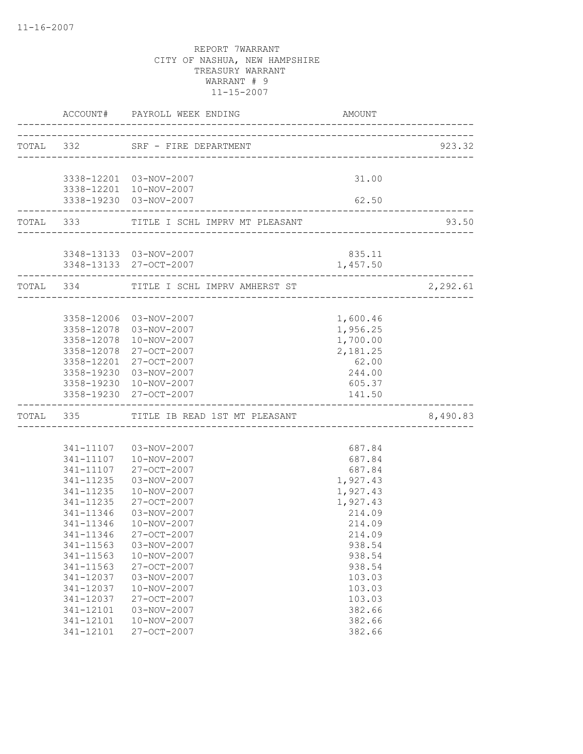11-16-2007

REPORT 7WARRANT
CITY OF NASHUA, NEW HAMPSHIRE
TREASURY WARRANT
WARRANT # 9
11-15-2007

| | ACCOUNT# | PAYROLL WEEK ENDING | AMOUNT | |
|---|---|---|---|---|
| TOTAL | 332 | SRF - FIRE DEPARTMENT | | 923.32 |
| | 3338-12201 | 03-NOV-2007 | 31.00 | |
| | 3338-12201 | 10-NOV-2007 | | |
| | 3338-19230 | 03-NOV-2007 | 62.50 | |
| TOTAL | 333 | TITLE I SCHL IMPRV MT PLEASANT | | 93.50 |
| | 3348-13133 | 03-NOV-2007 | 835.11 | |
| | 3348-13133 | 27-OCT-2007 | 1,457.50 | |
| TOTAL | 334 | TITLE I SCHL IMPRV AMHERST ST | | 2,292.61 |
| | 3358-12006 | 03-NOV-2007 | 1,600.46 | |
| | 3358-12078 | 03-NOV-2007 | 1,956.25 | |
| | 3358-12078 | 10-NOV-2007 | 1,700.00 | |
| | 3358-12078 | 27-OCT-2007 | 2,181.25 | |
| | 3358-12201 | 27-OCT-2007 | 62.00 | |
| | 3358-19230 | 03-NOV-2007 | 244.00 | |
| | 3358-19230 | 10-NOV-2007 | 605.37 | |
| | 3358-19230 | 27-OCT-2007 | 141.50 | |
| TOTAL | 335 | TITLE IB READ 1ST MT PLEASANT | | 8,490.83 |
| | 341-11107 | 03-NOV-2007 | 687.84 | |
| | 341-11107 | 10-NOV-2007 | 687.84 | |
| | 341-11107 | 27-OCT-2007 | 687.84 | |
| | 341-11235 | 03-NOV-2007 | 1,927.43 | |
| | 341-11235 | 10-NOV-2007 | 1,927.43 | |
| | 341-11235 | 27-OCT-2007 | 1,927.43 | |
| | 341-11346 | 03-NOV-2007 | 214.09 | |
| | 341-11346 | 10-NOV-2007 | 214.09 | |
| | 341-11346 | 27-OCT-2007 | 214.09 | |
| | 341-11563 | 03-NOV-2007 | 938.54 | |
| | 341-11563 | 10-NOV-2007 | 938.54 | |
| | 341-11563 | 27-OCT-2007 | 938.54 | |
| | 341-12037 | 03-NOV-2007 | 103.03 | |
| | 341-12037 | 10-NOV-2007 | 103.03 | |
| | 341-12037 | 27-OCT-2007 | 103.03 | |
| | 341-12101 | 03-NOV-2007 | 382.66 | |
| | 341-12101 | 10-NOV-2007 | 382.66 | |
| | 341-12101 | 27-OCT-2007 | 382.66 | |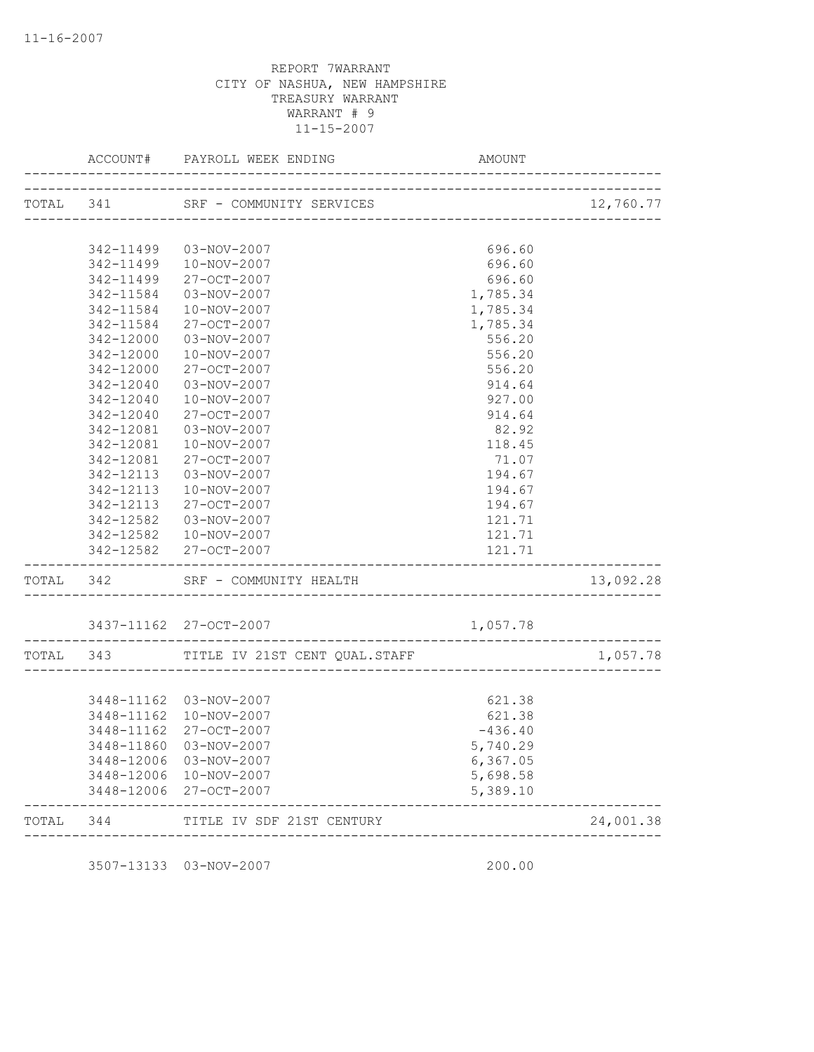REPORT 7WARRANT
CITY OF NASHUA, NEW HAMPSHIRE
TREASURY WARRANT
WARRANT # 9
11-15-2007

| | ACCOUNT# | PAYROLL WEEK ENDING | AMOUNT | |
|---|---|---|---|---|
| TOTAL | 341 | SRF - COMMUNITY SERVICES | | 12,760.77 |
| | 342-11499 | 03-NOV-2007 | 696.60 | |
| | 342-11499 | 10-NOV-2007 | 696.60 | |
| | 342-11499 | 27-OCT-2007 | 696.60 | |
| | 342-11584 | 03-NOV-2007 | 1,785.34 | |
| | 342-11584 | 10-NOV-2007 | 1,785.34 | |
| | 342-11584 | 27-OCT-2007 | 1,785.34 | |
| | 342-12000 | 03-NOV-2007 | 556.20 | |
| | 342-12000 | 10-NOV-2007 | 556.20 | |
| | 342-12000 | 27-OCT-2007 | 556.20 | |
| | 342-12040 | 03-NOV-2007 | 914.64 | |
| | 342-12040 | 10-NOV-2007 | 927.00 | |
| | 342-12040 | 27-OCT-2007 | 914.64 | |
| | 342-12081 | 03-NOV-2007 | 82.92 | |
| | 342-12081 | 10-NOV-2007 | 118.45 | |
| | 342-12081 | 27-OCT-2007 | 71.07 | |
| | 342-12113 | 03-NOV-2007 | 194.67 | |
| | 342-12113 | 10-NOV-2007 | 194.67 | |
| | 342-12113 | 27-OCT-2007 | 194.67 | |
| | 342-12582 | 03-NOV-2007 | 121.71 | |
| | 342-12582 | 10-NOV-2007 | 121.71 | |
| | 342-12582 | 27-OCT-2007 | 121.71 | |
| TOTAL | 342 | SRF - COMMUNITY HEALTH | | 13,092.28 |
| | 3437-11162 | 27-OCT-2007 | 1,057.78 | |
| TOTAL | 343 | TITLE IV 21ST CENT QUAL.STAFF | | 1,057.78 |
| | 3448-11162 | 03-NOV-2007 | 621.38 | |
| | 3448-11162 | 10-NOV-2007 | 621.38 | |
| | 3448-11162 | 27-OCT-2007 | -436.40 | |
| | 3448-11860 | 03-NOV-2007 | 5,740.29 | |
| | 3448-12006 | 03-NOV-2007 | 6,367.05 | |
| | 3448-12006 | 10-NOV-2007 | 5,698.58 | |
| | 3448-12006 | 27-OCT-2007 | 5,389.10 | |
| TOTAL | 344 | TITLE IV SDF 21ST CENTURY | | 24,001.38 |
| | 3507-13133 | 03-NOV-2007 | 200.00 | |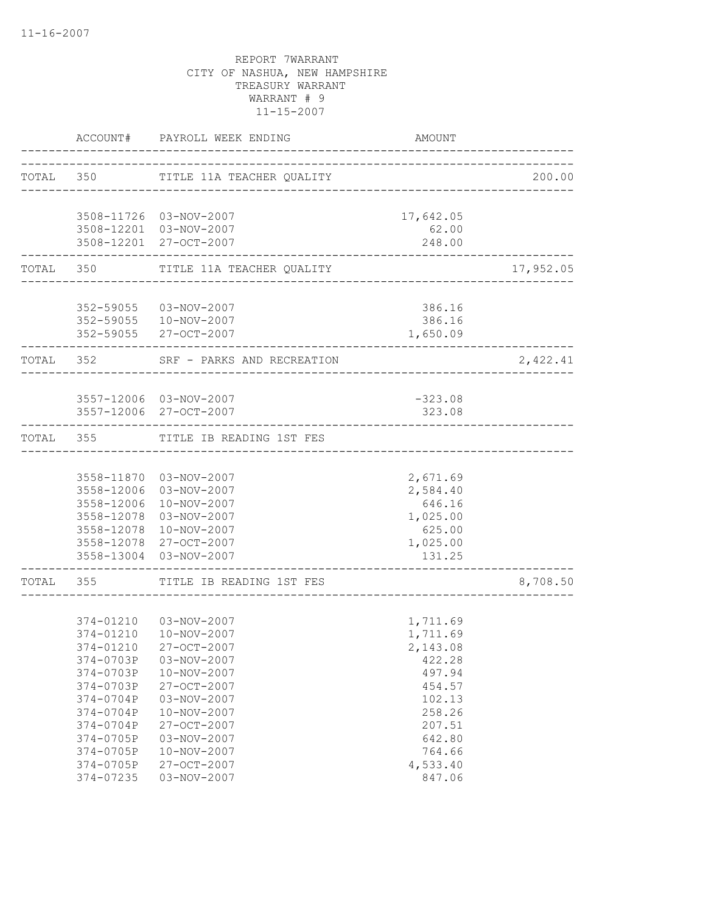11-16-2007

REPORT 7WARRANT
CITY OF NASHUA, NEW HAMPSHIRE
TREASURY WARRANT
WARRANT # 9
11-15-2007

| | ACCOUNT# | PAYROLL WEEK ENDING | AMOUNT | |
|---|---|---|---|---|
| TOTAL | 350 | TITLE 11A TEACHER QUALITY | | 200.00 |
| | 3508-11726 | 03-NOV-2007 | 17,642.05 | |
| | 3508-12201 | 03-NOV-2007 | 62.00 | |
| | 3508-12201 | 27-OCT-2007 | 248.00 | |
| TOTAL | 350 | TITLE 11A TEACHER QUALITY | | 17,952.05 |
| | 352-59055 | 03-NOV-2007 | 386.16 | |
| | 352-59055 | 10-NOV-2007 | 386.16 | |
| | 352-59055 | 27-OCT-2007 | 1,650.09 | |
| TOTAL | 352 | SRF - PARKS AND RECREATION | | 2,422.41 |
| | 3557-12006 | 03-NOV-2007 | -323.08 | |
| | 3557-12006 | 27-OCT-2007 | 323.08 | |
| TOTAL | 355 | TITLE IB READING 1ST FES | | |
| | 3558-11870 | 03-NOV-2007 | 2,671.69 | |
| | 3558-12006 | 03-NOV-2007 | 2,584.40 | |
| | 3558-12006 | 10-NOV-2007 | 646.16 | |
| | 3558-12078 | 03-NOV-2007 | 1,025.00 | |
| | 3558-12078 | 10-NOV-2007 | 625.00 | |
| | 3558-12078 | 27-OCT-2007 | 1,025.00 | |
| | 3558-13004 | 03-NOV-2007 | 131.25 | |
| TOTAL | 355 | TITLE IB READING 1ST FES | | 8,708.50 |
| | 374-01210 | 03-NOV-2007 | 1,711.69 | |
| | 374-01210 | 10-NOV-2007 | 1,711.69 | |
| | 374-01210 | 27-OCT-2007 | 2,143.08 | |
| | 374-0703P | 03-NOV-2007 | 422.28 | |
| | 374-0703P | 10-NOV-2007 | 497.94 | |
| | 374-0703P | 27-OCT-2007 | 454.57 | |
| | 374-0704P | 03-NOV-2007 | 102.13 | |
| | 374-0704P | 10-NOV-2007 | 258.26 | |
| | 374-0704P | 27-OCT-2007 | 207.51 | |
| | 374-0705P | 03-NOV-2007 | 642.80 | |
| | 374-0705P | 10-NOV-2007 | 764.66 | |
| | 374-0705P | 27-OCT-2007 | 4,533.40 | |
| | 374-07235 | 03-NOV-2007 | 847.06 | |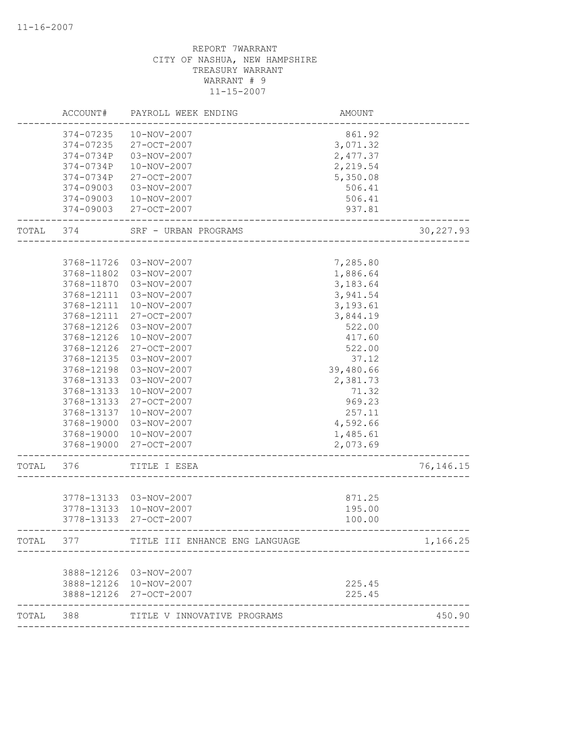REPORT 7WARRANT
CITY OF NASHUA, NEW HAMPSHIRE
TREASURY WARRANT
WARRANT # 9
11-15-2007

| | ACCOUNT# | PAYROLL WEEK ENDING | AMOUNT | |
|---|---|---|---|---|
| | 374-07235 | 10-NOV-2007 | 861.92 | |
| | 374-07235 | 27-OCT-2007 | 3,071.32 | |
| | 374-0734P | 03-NOV-2007 | 2,477.37 | |
| | 374-0734P | 10-NOV-2007 | 2,219.54 | |
| | 374-0734P | 27-OCT-2007 | 5,350.08 | |
| | 374-09003 | 03-NOV-2007 | 506.41 | |
| | 374-09003 | 10-NOV-2007 | 506.41 | |
| | 374-09003 | 27-OCT-2007 | 937.81 | |
| TOTAL | 374 | SRF - URBAN PROGRAMS | | 30,227.93 |
| | 3768-11726 | 03-NOV-2007 | 7,285.80 | |
| | 3768-11802 | 03-NOV-2007 | 1,886.64 | |
| | 3768-11870 | 03-NOV-2007 | 3,183.64 | |
| | 3768-12111 | 03-NOV-2007 | 3,941.54 | |
| | 3768-12111 | 10-NOV-2007 | 3,193.61 | |
| | 3768-12111 | 27-OCT-2007 | 3,844.19 | |
| | 3768-12126 | 03-NOV-2007 | 522.00 | |
| | 3768-12126 | 10-NOV-2007 | 417.60 | |
| | 3768-12126 | 27-OCT-2007 | 522.00 | |
| | 3768-12135 | 03-NOV-2007 | 37.12 | |
| | 3768-12198 | 03-NOV-2007 | 39,480.66 | |
| | 3768-13133 | 03-NOV-2007 | 2,381.73 | |
| | 3768-13133 | 10-NOV-2007 | 71.32 | |
| | 3768-13133 | 27-OCT-2007 | 969.23 | |
| | 3768-13137 | 10-NOV-2007 | 257.11 | |
| | 3768-19000 | 03-NOV-2007 | 4,592.66 | |
| | 3768-19000 | 10-NOV-2007 | 1,485.61 | |
| | 3768-19000 | 27-OCT-2007 | 2,073.69 | |
| TOTAL | 376 | TITLE I ESEA | | 76,146.15 |
| | 3778-13133 | 03-NOV-2007 | 871.25 | |
| | 3778-13133 | 10-NOV-2007 | 195.00 | |
| | 3778-13133 | 27-OCT-2007 | 100.00 | |
| TOTAL | 377 | TITLE III ENHANCE ENG LANGUAGE | | 1,166.25 |
| | 3888-12126 | 03-NOV-2007 | | |
| | 3888-12126 | 10-NOV-2007 | 225.45 | |
| | 3888-12126 | 27-OCT-2007 | 225.45 | |
| TOTAL | 388 | TITLE V INNOVATIVE PROGRAMS | | 450.90 |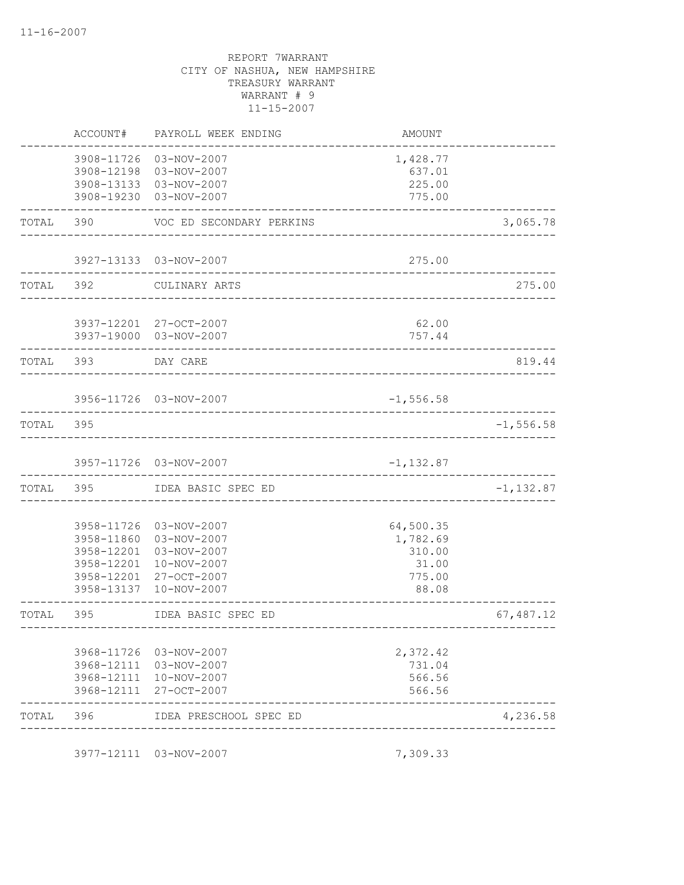11-16-2007

REPORT 7WARRANT
CITY OF NASHUA, NEW HAMPSHIRE
TREASURY WARRANT
WARRANT # 9
11-15-2007

| | ACCOUNT# | PAYROLL WEEK ENDING | AMOUNT | |
|---|---|---|---|---|
| | 3908-11726 | 03-NOV-2007 | 1,428.77 | |
| | 3908-12198 | 03-NOV-2007 | 637.01 | |
| | 3908-13133 | 03-NOV-2007 | 225.00 | |
| | 3908-19230 | 03-NOV-2007 | 775.00 | |
| TOTAL | 390 | VOC ED SECONDARY PERKINS | | 3,065.78 |
| | 3927-13133 | 03-NOV-2007 | 275.00 | |
| TOTAL | 392 | CULINARY ARTS | | 275.00 |
| | 3937-12201 | 27-OCT-2007 | 62.00 | |
| | 3937-19000 | 03-NOV-2007 | 757.44 | |
| TOTAL | 393 | DAY CARE | | 819.44 |
| | 3956-11726 | 03-NOV-2007 | -1,556.58 | |
| TOTAL | 395 | | | -1,556.58 |
| | 3957-11726 | 03-NOV-2007 | -1,132.87 | |
| TOTAL | 395 | IDEA BASIC SPEC ED | | -1,132.87 |
| | 3958-11726 | 03-NOV-2007 | 64,500.35 | |
| | 3958-11860 | 03-NOV-2007 | 1,782.69 | |
| | 3958-12201 | 03-NOV-2007 | 310.00 | |
| | 3958-12201 | 10-NOV-2007 | 31.00 | |
| | 3958-12201 | 27-OCT-2007 | 775.00 | |
| | 3958-13137 | 10-NOV-2007 | 88.08 | |
| TOTAL | 395 | IDEA BASIC SPEC ED | | 67,487.12 |
| | 3968-11726 | 03-NOV-2007 | 2,372.42 | |
| | 3968-12111 | 03-NOV-2007 | 731.04 | |
| | 3968-12111 | 10-NOV-2007 | 566.56 | |
| | 3968-12111 | 27-OCT-2007 | 566.56 | |
| TOTAL | 396 | IDEA PRESCHOOL SPEC ED | | 4,236.58 |
| | 3977-12111 | 03-NOV-2007 | 7,309.33 | |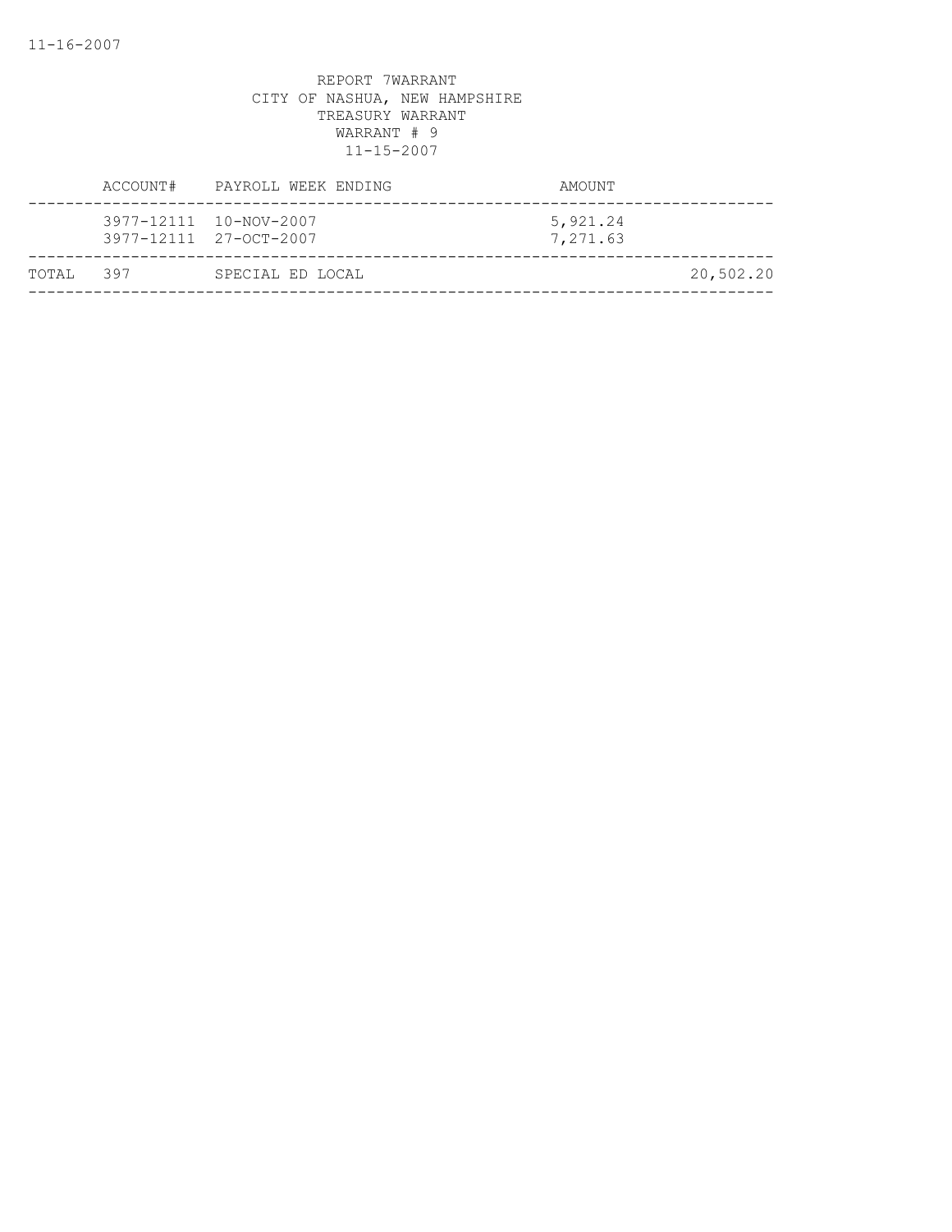11-16-2007

REPORT 7WARRANT
CITY OF NASHUA, NEW HAMPSHIRE
TREASURY WARRANT
WARRANT # 9
11-15-2007

| | ACCOUNT# | PAYROLL WEEK ENDING | AMOUNT | |
|---|---|---|---|---|
| | 3977-12111 | 10-NOV-2007 | 5,921.24 | |
| | 3977-12111 | 27-OCT-2007 | 7,271.63 | |
| TOTAL | 397 | SPECIAL ED LOCAL | | 20,502.20 |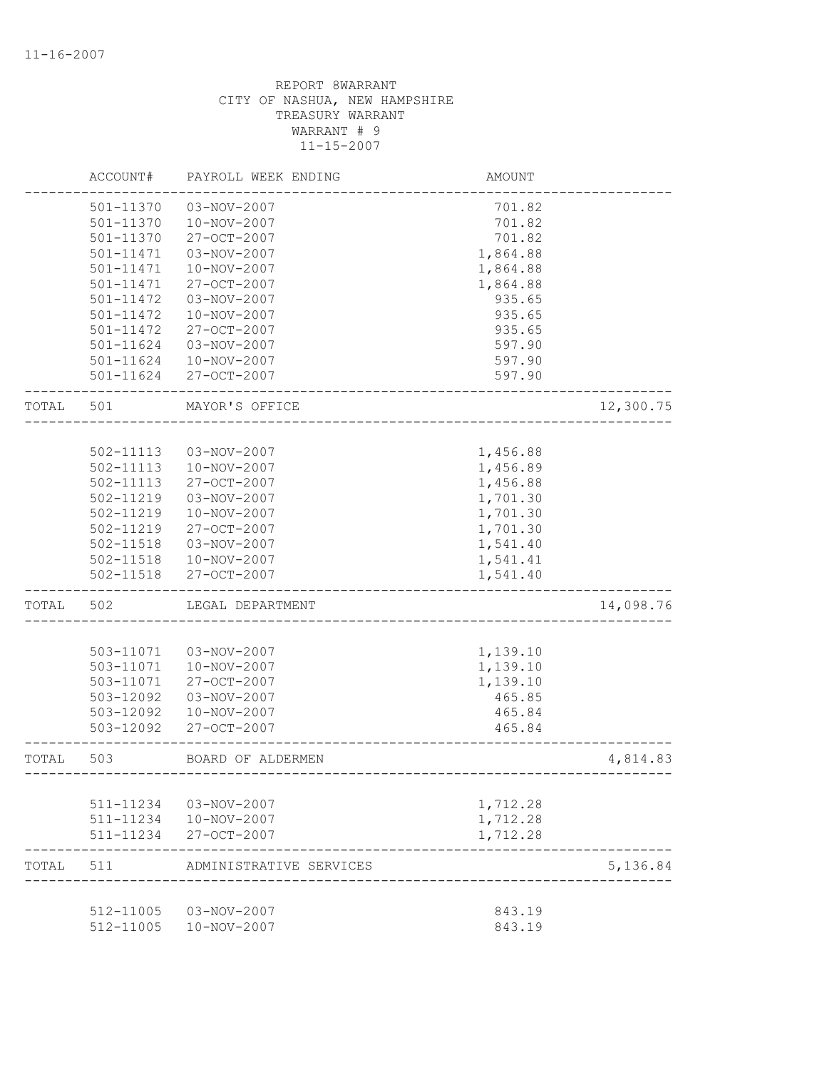REPORT 8WARRANT
CITY OF NASHUA, NEW HAMPSHIRE
TREASURY WARRANT
WARRANT # 9
11-15-2007

| | ACCOUNT# | PAYROLL WEEK ENDING | AMOUNT | |
|---|---|---|---|---|
| | 501-11370 | 03-NOV-2007 | 701.82 | |
| | 501-11370 | 10-NOV-2007 | 701.82 | |
| | 501-11370 | 27-OCT-2007 | 701.82 | |
| | 501-11471 | 03-NOV-2007 | 1,864.88 | |
| | 501-11471 | 10-NOV-2007 | 1,864.88 | |
| | 501-11471 | 27-OCT-2007 | 1,864.88 | |
| | 501-11472 | 03-NOV-2007 | 935.65 | |
| | 501-11472 | 10-NOV-2007 | 935.65 | |
| | 501-11472 | 27-OCT-2007 | 935.65 | |
| | 501-11624 | 03-NOV-2007 | 597.90 | |
| | 501-11624 | 10-NOV-2007 | 597.90 | |
| | 501-11624 | 27-OCT-2007 | 597.90 | |
| TOTAL | 501 | MAYOR'S OFFICE | | 12,300.75 |
| | 502-11113 | 03-NOV-2007 | 1,456.88 | |
| | 502-11113 | 10-NOV-2007 | 1,456.89 | |
| | 502-11113 | 27-OCT-2007 | 1,456.88 | |
| | 502-11219 | 03-NOV-2007 | 1,701.30 | |
| | 502-11219 | 10-NOV-2007 | 1,701.30 | |
| | 502-11219 | 27-OCT-2007 | 1,701.30 | |
| | 502-11518 | 03-NOV-2007 | 1,541.40 | |
| | 502-11518 | 10-NOV-2007 | 1,541.41 | |
| | 502-11518 | 27-OCT-2007 | 1,541.40 | |
| TOTAL | 502 | LEGAL DEPARTMENT | | 14,098.76 |
| | 503-11071 | 03-NOV-2007 | 1,139.10 | |
| | 503-11071 | 10-NOV-2007 | 1,139.10 | |
| | 503-11071 | 27-OCT-2007 | 1,139.10 | |
| | 503-12092 | 03-NOV-2007 | 465.85 | |
| | 503-12092 | 10-NOV-2007 | 465.84 | |
| | 503-12092 | 27-OCT-2007 | 465.84 | |
| TOTAL | 503 | BOARD OF ALDERMEN | | 4,814.83 |
| | 511-11234 | 03-NOV-2007 | 1,712.28 | |
| | 511-11234 | 10-NOV-2007 | 1,712.28 | |
| | 511-11234 | 27-OCT-2007 | 1,712.28 | |
| TOTAL | 511 | ADMINISTRATIVE SERVICES | | 5,136.84 |
| | 512-11005 | 03-NOV-2007 | 843.19 | |
| | 512-11005 | 10-NOV-2007 | 843.19 | |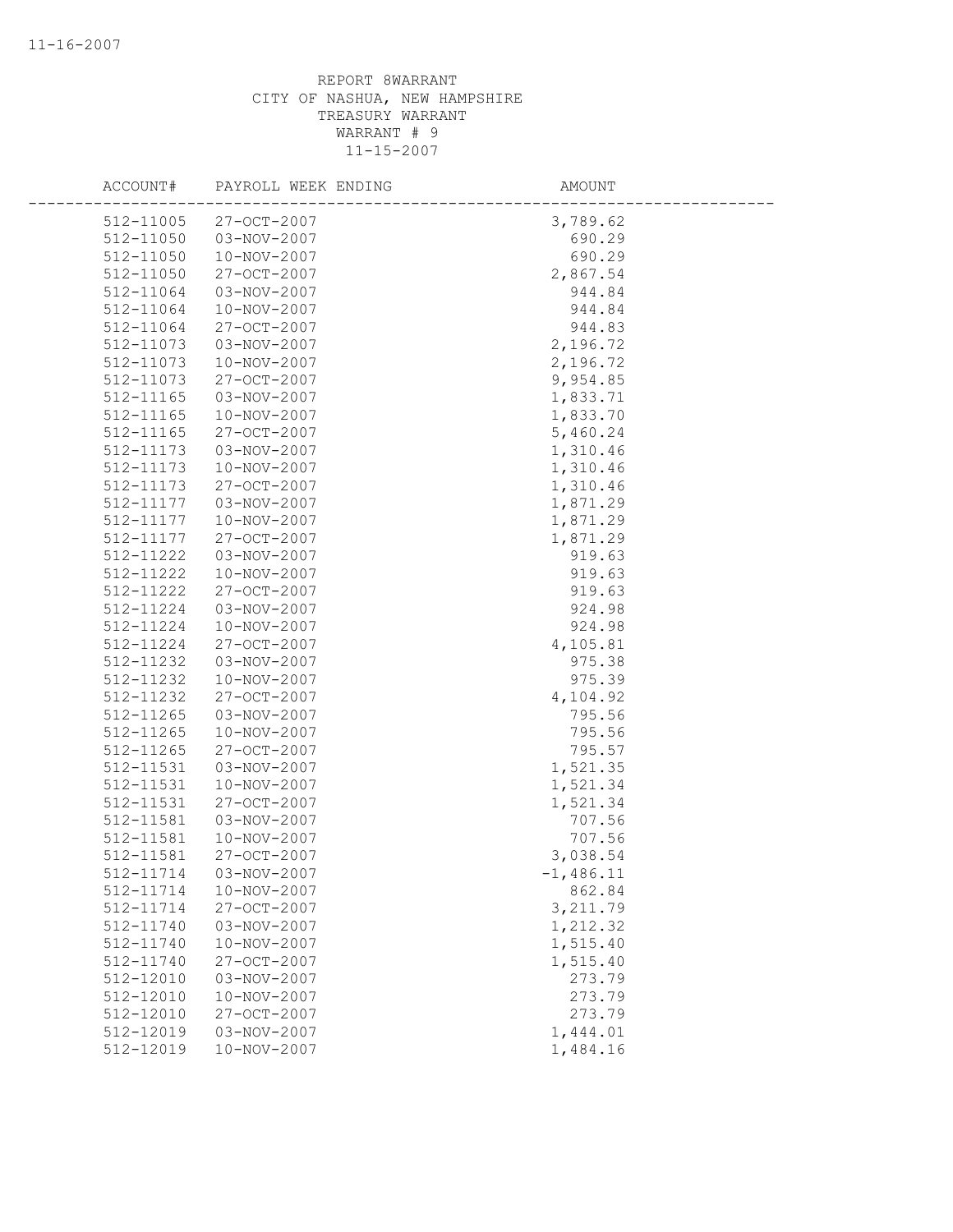REPORT 8WARRANT
CITY OF NASHUA, NEW HAMPSHIRE
TREASURY WARRANT
WARRANT # 9
11-15-2007

| ACCOUNT# | PAYROLL WEEK ENDING | AMOUNT |
|---|---|---|
| 512-11005 | 27-OCT-2007 | 3,789.62 |
| 512-11050 | 03-NOV-2007 | 690.29 |
| 512-11050 | 10-NOV-2007 | 690.29 |
| 512-11050 | 27-OCT-2007 | 2,867.54 |
| 512-11064 | 03-NOV-2007 | 944.84 |
| 512-11064 | 10-NOV-2007 | 944.84 |
| 512-11064 | 27-OCT-2007 | 944.83 |
| 512-11073 | 03-NOV-2007 | 2,196.72 |
| 512-11073 | 10-NOV-2007 | 2,196.72 |
| 512-11073 | 27-OCT-2007 | 9,954.85 |
| 512-11165 | 03-NOV-2007 | 1,833.71 |
| 512-11165 | 10-NOV-2007 | 1,833.70 |
| 512-11165 | 27-OCT-2007 | 5,460.24 |
| 512-11173 | 03-NOV-2007 | 1,310.46 |
| 512-11173 | 10-NOV-2007 | 1,310.46 |
| 512-11173 | 27-OCT-2007 | 1,310.46 |
| 512-11177 | 03-NOV-2007 | 1,871.29 |
| 512-11177 | 10-NOV-2007 | 1,871.29 |
| 512-11177 | 27-OCT-2007 | 1,871.29 |
| 512-11222 | 03-NOV-2007 | 919.63 |
| 512-11222 | 10-NOV-2007 | 919.63 |
| 512-11222 | 27-OCT-2007 | 919.63 |
| 512-11224 | 03-NOV-2007 | 924.98 |
| 512-11224 | 10-NOV-2007 | 924.98 |
| 512-11224 | 27-OCT-2007 | 4,105.81 |
| 512-11232 | 03-NOV-2007 | 975.38 |
| 512-11232 | 10-NOV-2007 | 975.39 |
| 512-11232 | 27-OCT-2007 | 4,104.92 |
| 512-11265 | 03-NOV-2007 | 795.56 |
| 512-11265 | 10-NOV-2007 | 795.56 |
| 512-11265 | 27-OCT-2007 | 795.57 |
| 512-11531 | 03-NOV-2007 | 1,521.35 |
| 512-11531 | 10-NOV-2007 | 1,521.34 |
| 512-11531 | 27-OCT-2007 | 1,521.34 |
| 512-11581 | 03-NOV-2007 | 707.56 |
| 512-11581 | 10-NOV-2007 | 707.56 |
| 512-11581 | 27-OCT-2007 | 3,038.54 |
| 512-11714 | 03-NOV-2007 | -1,486.11 |
| 512-11714 | 10-NOV-2007 | 862.84 |
| 512-11714 | 27-OCT-2007 | 3,211.79 |
| 512-11740 | 03-NOV-2007 | 1,212.32 |
| 512-11740 | 10-NOV-2007 | 1,515.40 |
| 512-11740 | 27-OCT-2007 | 1,515.40 |
| 512-12010 | 03-NOV-2007 | 273.79 |
| 512-12010 | 10-NOV-2007 | 273.79 |
| 512-12010 | 27-OCT-2007 | 273.79 |
| 512-12019 | 03-NOV-2007 | 1,444.01 |
| 512-12019 | 10-NOV-2007 | 1,484.16 |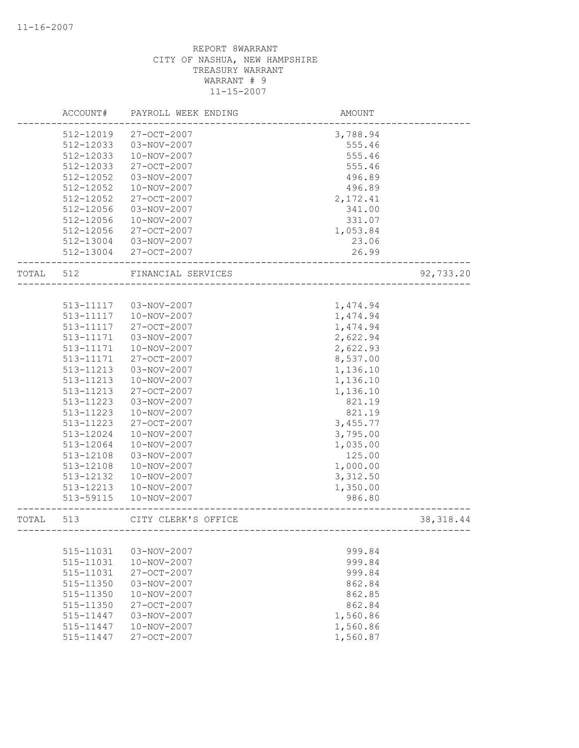REPORT 8WARRANT
CITY OF NASHUA, NEW HAMPSHIRE
TREASURY WARRANT
WARRANT # 9
11-15-2007

| | ACCOUNT# | PAYROLL WEEK ENDING | AMOUNT | |
|---|---|---|---|---|
| | 512-12019 | 27-OCT-2007 | 3,788.94 | |
| | 512-12033 | 03-NOV-2007 | 555.46 | |
| | 512-12033 | 10-NOV-2007 | 555.46 | |
| | 512-12033 | 27-OCT-2007 | 555.46 | |
| | 512-12052 | 03-NOV-2007 | 496.89 | |
| | 512-12052 | 10-NOV-2007 | 496.89 | |
| | 512-12052 | 27-OCT-2007 | 2,172.41 | |
| | 512-12056 | 03-NOV-2007 | 341.00 | |
| | 512-12056 | 10-NOV-2007 | 331.07 | |
| | 512-12056 | 27-OCT-2007 | 1,053.84 | |
| | 512-13004 | 03-NOV-2007 | 23.06 | |
| | 512-13004 | 27-OCT-2007 | 26.99 | |
| TOTAL | 512 | FINANCIAL SERVICES | | 92,733.20 |
| | 513-11117 | 03-NOV-2007 | 1,474.94 | |
| | 513-11117 | 10-NOV-2007 | 1,474.94 | |
| | 513-11117 | 27-OCT-2007 | 1,474.94 | |
| | 513-11171 | 03-NOV-2007 | 2,622.94 | |
| | 513-11171 | 10-NOV-2007 | 2,622.93 | |
| | 513-11171 | 27-OCT-2007 | 8,537.00 | |
| | 513-11213 | 03-NOV-2007 | 1,136.10 | |
| | 513-11213 | 10-NOV-2007 | 1,136.10 | |
| | 513-11213 | 27-OCT-2007 | 1,136.10 | |
| | 513-11223 | 03-NOV-2007 | 821.19 | |
| | 513-11223 | 10-NOV-2007 | 821.19 | |
| | 513-11223 | 27-OCT-2007 | 3,455.77 | |
| | 513-12024 | 10-NOV-2007 | 3,795.00 | |
| | 513-12064 | 10-NOV-2007 | 1,035.00 | |
| | 513-12108 | 03-NOV-2007 | 125.00 | |
| | 513-12108 | 10-NOV-2007 | 1,000.00 | |
| | 513-12132 | 10-NOV-2007 | 3,312.50 | |
| | 513-12213 | 10-NOV-2007 | 1,350.00 | |
| | 513-59115 | 10-NOV-2007 | 986.80 | |
| TOTAL | 513 | CITY CLERK'S OFFICE | | 38,318.44 |
| | 515-11031 | 03-NOV-2007 | 999.84 | |
| | 515-11031 | 10-NOV-2007 | 999.84 | |
| | 515-11031 | 27-OCT-2007 | 999.84 | |
| | 515-11350 | 03-NOV-2007 | 862.84 | |
| | 515-11350 | 10-NOV-2007 | 862.85 | |
| | 515-11350 | 27-OCT-2007 | 862.84 | |
| | 515-11447 | 03-NOV-2007 | 1,560.86 | |
| | 515-11447 | 10-NOV-2007 | 1,560.86 | |
| | 515-11447 | 27-OCT-2007 | 1,560.87 | |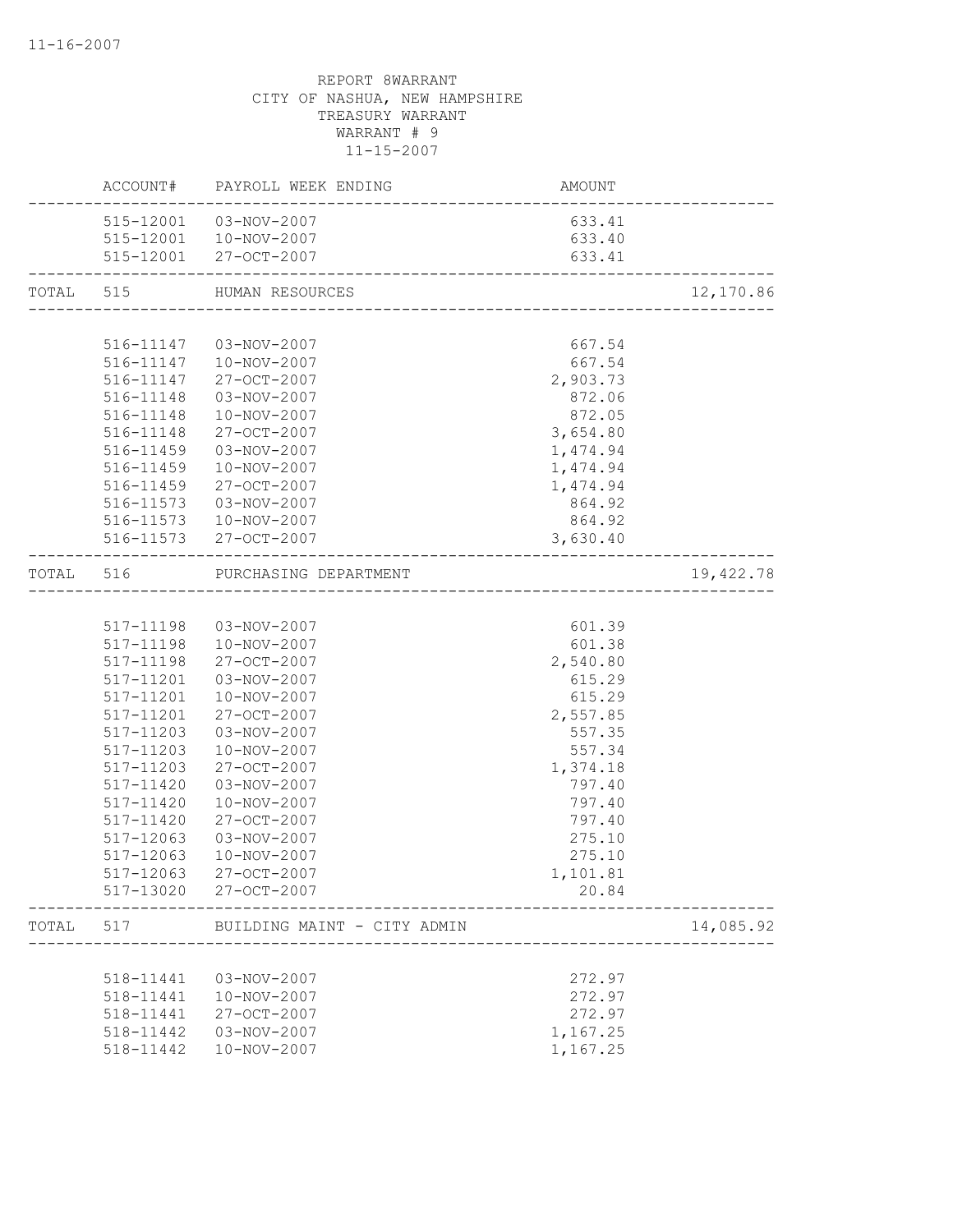11-16-2007

REPORT 8WARRANT
CITY OF NASHUA, NEW HAMPSHIRE
TREASURY WARRANT
WARRANT # 9
11-15-2007

| | ACCOUNT# | PAYROLL WEEK ENDING | AMOUNT | |
|---|---|---|---|---|
| | 515-12001 | 03-NOV-2007 | 633.41 | |
| | 515-12001 | 10-NOV-2007 | 633.40 | |
| | 515-12001 | 27-OCT-2007 | 633.41 | |
| TOTAL | 515 | HUMAN RESOURCES | | 12,170.86 |
| | 516-11147 | 03-NOV-2007 | 667.54 | |
| | 516-11147 | 10-NOV-2007 | 667.54 | |
| | 516-11147 | 27-OCT-2007 | 2,903.73 | |
| | 516-11148 | 03-NOV-2007 | 872.06 | |
| | 516-11148 | 10-NOV-2007 | 872.05 | |
| | 516-11148 | 27-OCT-2007 | 3,654.80 | |
| | 516-11459 | 03-NOV-2007 | 1,474.94 | |
| | 516-11459 | 10-NOV-2007 | 1,474.94 | |
| | 516-11459 | 27-OCT-2007 | 1,474.94 | |
| | 516-11573 | 03-NOV-2007 | 864.92 | |
| | 516-11573 | 10-NOV-2007 | 864.92 | |
| | 516-11573 | 27-OCT-2007 | 3,630.40 | |
| TOTAL | 516 | PURCHASING DEPARTMENT | | 19,422.78 |
| | 517-11198 | 03-NOV-2007 | 601.39 | |
| | 517-11198 | 10-NOV-2007 | 601.38 | |
| | 517-11198 | 27-OCT-2007 | 2,540.80 | |
| | 517-11201 | 03-NOV-2007 | 615.29 | |
| | 517-11201 | 10-NOV-2007 | 615.29 | |
| | 517-11201 | 27-OCT-2007 | 2,557.85 | |
| | 517-11203 | 03-NOV-2007 | 557.35 | |
| | 517-11203 | 10-NOV-2007 | 557.34 | |
| | 517-11203 | 27-OCT-2007 | 1,374.18 | |
| | 517-11420 | 03-NOV-2007 | 797.40 | |
| | 517-11420 | 10-NOV-2007 | 797.40 | |
| | 517-11420 | 27-OCT-2007 | 797.40 | |
| | 517-12063 | 03-NOV-2007 | 275.10 | |
| | 517-12063 | 10-NOV-2007 | 275.10 | |
| | 517-12063 | 27-OCT-2007 | 1,101.81 | |
| | 517-13020 | 27-OCT-2007 | 20.84 | |
| TOTAL | 517 | BUILDING MAINT - CITY ADMIN | | 14,085.92 |
| | 518-11441 | 03-NOV-2007 | 272.97 | |
| | 518-11441 | 10-NOV-2007 | 272.97 | |
| | 518-11441 | 27-OCT-2007 | 272.97 | |
| | 518-11442 | 03-NOV-2007 | 1,167.25 | |
| | 518-11442 | 10-NOV-2007 | 1,167.25 | |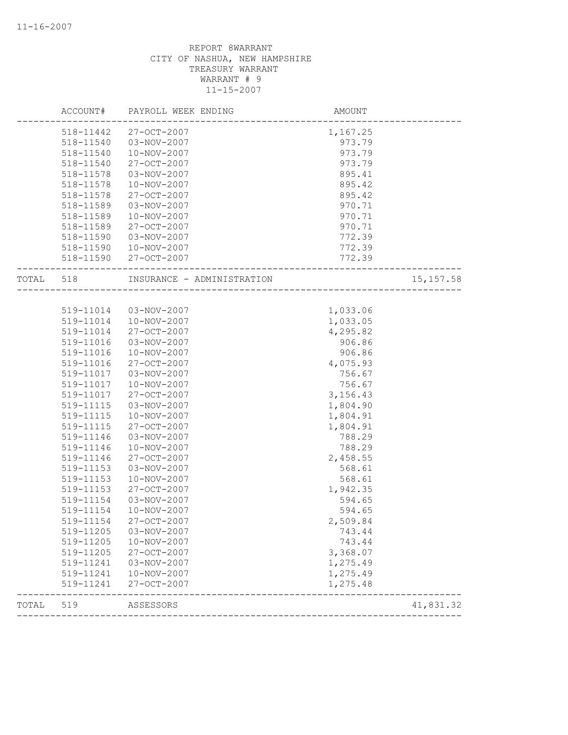REPORT 8WARRANT
CITY OF NASHUA, NEW HAMPSHIRE
TREASURY WARRANT
WARRANT # 9
11-15-2007

| | ACCOUNT# | PAYROLL WEEK ENDING | AMOUNT | |
|---|---|---|---|---|
| | 518-11442 | 27-OCT-2007 | 1,167.25 | |
| | 518-11540 | 03-NOV-2007 | 973.79 | |
| | 518-11540 | 10-NOV-2007 | 973.79 | |
| | 518-11540 | 27-OCT-2007 | 973.79 | |
| | 518-11578 | 03-NOV-2007 | 895.41 | |
| | 518-11578 | 10-NOV-2007 | 895.42 | |
| | 518-11578 | 27-OCT-2007 | 895.42 | |
| | 518-11589 | 03-NOV-2007 | 970.71 | |
| | 518-11589 | 10-NOV-2007 | 970.71 | |
| | 518-11589 | 27-OCT-2007 | 970.71 | |
| | 518-11590 | 03-NOV-2007 | 772.39 | |
| | 518-11590 | 10-NOV-2007 | 772.39 | |
| | 518-11590 | 27-OCT-2007 | 772.39 | |
| TOTAL | 518 | INSURANCE - ADMINISTRATION | | 15,157.58 |
| | 519-11014 | 03-NOV-2007 | 1,033.06 | |
| | 519-11014 | 10-NOV-2007 | 1,033.05 | |
| | 519-11014 | 27-OCT-2007 | 4,295.82 | |
| | 519-11016 | 03-NOV-2007 | 906.86 | |
| | 519-11016 | 10-NOV-2007 | 906.86 | |
| | 519-11016 | 27-OCT-2007 | 4,075.93 | |
| | 519-11017 | 03-NOV-2007 | 756.67 | |
| | 519-11017 | 10-NOV-2007 | 756.67 | |
| | 519-11017 | 27-OCT-2007 | 3,156.43 | |
| | 519-11115 | 03-NOV-2007 | 1,804.90 | |
| | 519-11115 | 10-NOV-2007 | 1,804.91 | |
| | 519-11115 | 27-OCT-2007 | 1,804.91 | |
| | 519-11146 | 03-NOV-2007 | 788.29 | |
| | 519-11146 | 10-NOV-2007 | 788.29 | |
| | 519-11146 | 27-OCT-2007 | 2,458.55 | |
| | 519-11153 | 03-NOV-2007 | 568.61 | |
| | 519-11153 | 10-NOV-2007 | 568.61 | |
| | 519-11153 | 27-OCT-2007 | 1,942.35 | |
| | 519-11154 | 03-NOV-2007 | 594.65 | |
| | 519-11154 | 10-NOV-2007 | 594.65 | |
| | 519-11154 | 27-OCT-2007 | 2,509.84 | |
| | 519-11205 | 03-NOV-2007 | 743.44 | |
| | 519-11205 | 10-NOV-2007 | 743.44 | |
| | 519-11205 | 27-OCT-2007 | 3,368.07 | |
| | 519-11241 | 03-NOV-2007 | 1,275.49 | |
| | 519-11241 | 10-NOV-2007 | 1,275.49 | |
| | 519-11241 | 27-OCT-2007 | 1,275.48 | |
| TOTAL | 519 | ASSESSORS | | 41,831.32 |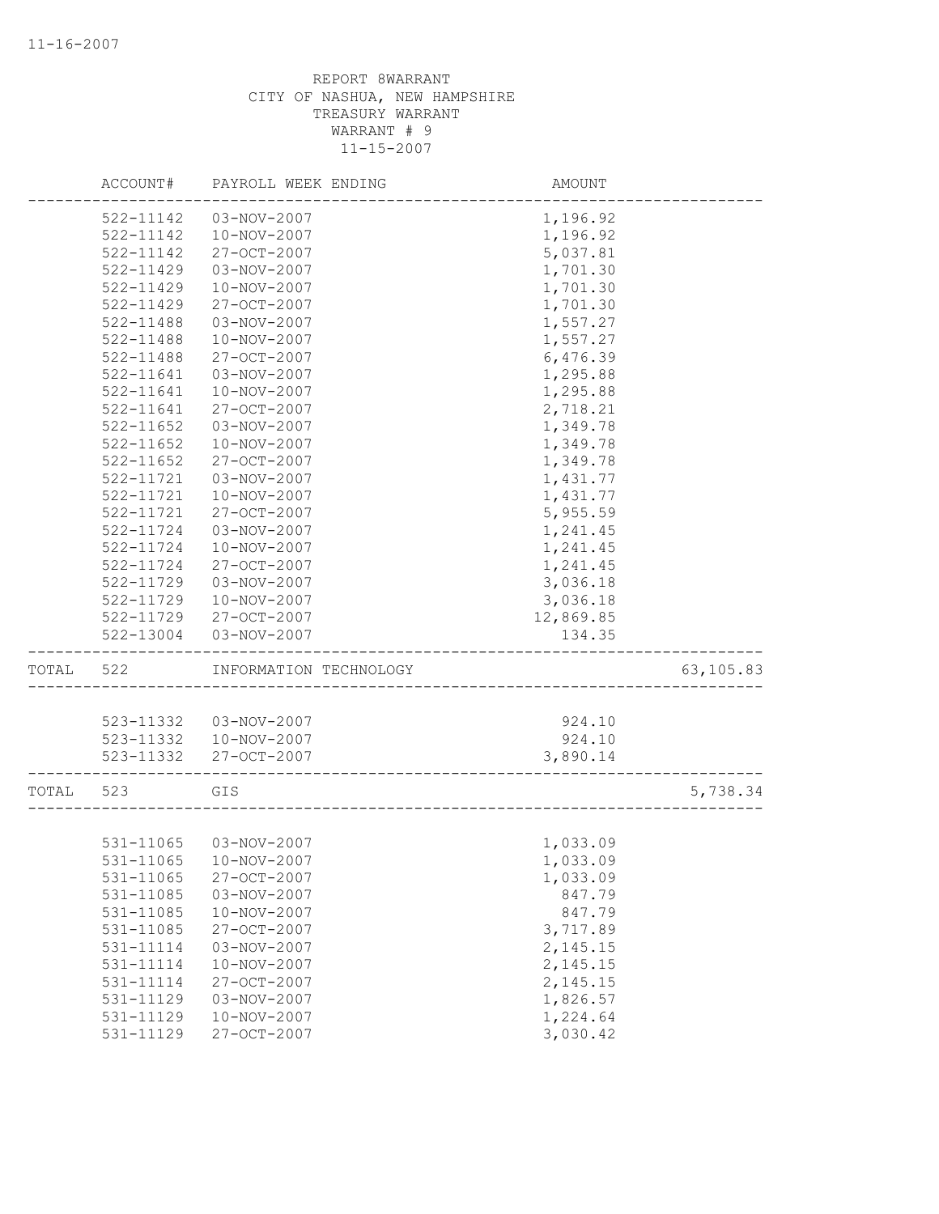REPORT 8WARRANT
CITY OF NASHUA, NEW HAMPSHIRE
TREASURY WARRANT
WARRANT # 9
11-15-2007

| | ACCOUNT# | PAYROLL WEEK ENDING | AMOUNT | |
|---|---|---|---|---|
| | 522-11142 | 03-NOV-2007 | 1,196.92 | |
| | 522-11142 | 10-NOV-2007 | 1,196.92 | |
| | 522-11142 | 27-OCT-2007 | 5,037.81 | |
| | 522-11429 | 03-NOV-2007 | 1,701.30 | |
| | 522-11429 | 10-NOV-2007 | 1,701.30 | |
| | 522-11429 | 27-OCT-2007 | 1,701.30 | |
| | 522-11488 | 03-NOV-2007 | 1,557.27 | |
| | 522-11488 | 10-NOV-2007 | 1,557.27 | |
| | 522-11488 | 27-OCT-2007 | 6,476.39 | |
| | 522-11641 | 03-NOV-2007 | 1,295.88 | |
| | 522-11641 | 10-NOV-2007 | 1,295.88 | |
| | 522-11641 | 27-OCT-2007 | 2,718.21 | |
| | 522-11652 | 03-NOV-2007 | 1,349.78 | |
| | 522-11652 | 10-NOV-2007 | 1,349.78 | |
| | 522-11652 | 27-OCT-2007 | 1,349.78 | |
| | 522-11721 | 03-NOV-2007 | 1,431.77 | |
| | 522-11721 | 10-NOV-2007 | 1,431.77 | |
| | 522-11721 | 27-OCT-2007 | 5,955.59 | |
| | 522-11724 | 03-NOV-2007 | 1,241.45 | |
| | 522-11724 | 10-NOV-2007 | 1,241.45 | |
| | 522-11724 | 27-OCT-2007 | 1,241.45 | |
| | 522-11729 | 03-NOV-2007 | 3,036.18 | |
| | 522-11729 | 10-NOV-2007 | 3,036.18 | |
| | 522-11729 | 27-OCT-2007 | 12,869.85 | |
| | 522-13004 | 03-NOV-2007 | 134.35 | |
| TOTAL | 522 | INFORMATION TECHNOLOGY | | 63,105.83 |
| | 523-11332 | 03-NOV-2007 | 924.10 | |
| | 523-11332 | 10-NOV-2007 | 924.10 | |
| | 523-11332 | 27-OCT-2007 | 3,890.14 | |
| TOTAL | 523 | GIS | | 5,738.34 |
| | 531-11065 | 03-NOV-2007 | 1,033.09 | |
| | 531-11065 | 10-NOV-2007 | 1,033.09 | |
| | 531-11065 | 27-OCT-2007 | 1,033.09 | |
| | 531-11085 | 03-NOV-2007 | 847.79 | |
| | 531-11085 | 10-NOV-2007 | 847.79 | |
| | 531-11085 | 27-OCT-2007 | 3,717.89 | |
| | 531-11114 | 03-NOV-2007 | 2,145.15 | |
| | 531-11114 | 10-NOV-2007 | 2,145.15 | |
| | 531-11114 | 27-OCT-2007 | 2,145.15 | |
| | 531-11129 | 03-NOV-2007 | 1,826.57 | |
| | 531-11129 | 10-NOV-2007 | 1,224.64 | |
| | 531-11129 | 27-OCT-2007 | 3,030.42 | |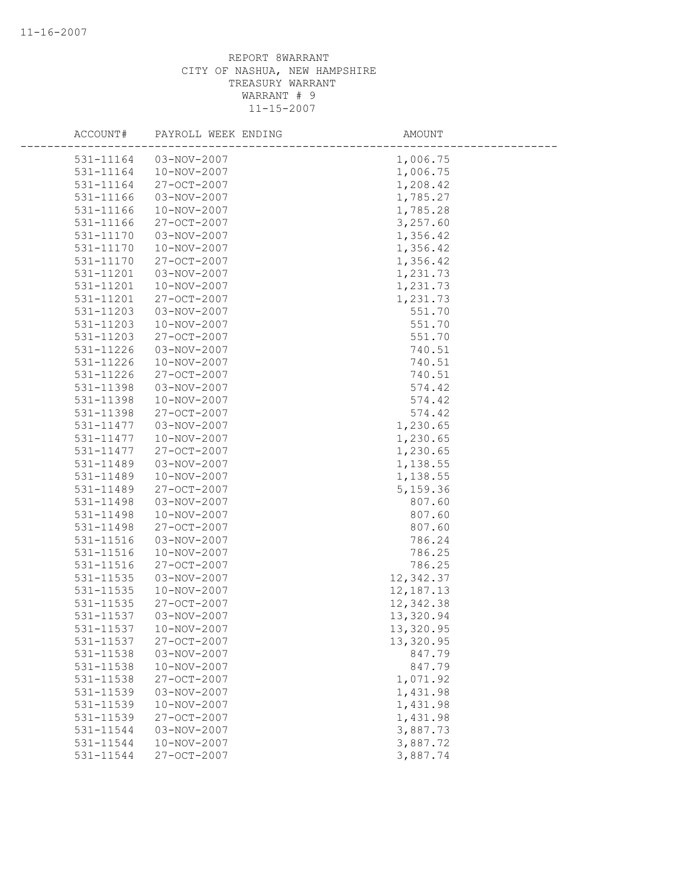REPORT 8WARRANT
CITY OF NASHUA, NEW HAMPSHIRE
TREASURY WARRANT
WARRANT # 9
11-15-2007

| ACCOUNT# | PAYROLL WEEK ENDING | AMOUNT |
|---|---|---|
| 531-11164 | 03-NOV-2007 | 1,006.75 |
| 531-11164 | 10-NOV-2007 | 1,006.75 |
| 531-11164 | 27-OCT-2007 | 1,208.42 |
| 531-11166 | 03-NOV-2007 | 1,785.27 |
| 531-11166 | 10-NOV-2007 | 1,785.28 |
| 531-11166 | 27-OCT-2007 | 3,257.60 |
| 531-11170 | 03-NOV-2007 | 1,356.42 |
| 531-11170 | 10-NOV-2007 | 1,356.42 |
| 531-11170 | 27-OCT-2007 | 1,356.42 |
| 531-11201 | 03-NOV-2007 | 1,231.73 |
| 531-11201 | 10-NOV-2007 | 1,231.73 |
| 531-11201 | 27-OCT-2007 | 1,231.73 |
| 531-11203 | 03-NOV-2007 | 551.70 |
| 531-11203 | 10-NOV-2007 | 551.70 |
| 531-11203 | 27-OCT-2007 | 551.70 |
| 531-11226 | 03-NOV-2007 | 740.51 |
| 531-11226 | 10-NOV-2007 | 740.51 |
| 531-11226 | 27-OCT-2007 | 740.51 |
| 531-11398 | 03-NOV-2007 | 574.42 |
| 531-11398 | 10-NOV-2007 | 574.42 |
| 531-11398 | 27-OCT-2007 | 574.42 |
| 531-11477 | 03-NOV-2007 | 1,230.65 |
| 531-11477 | 10-NOV-2007 | 1,230.65 |
| 531-11477 | 27-OCT-2007 | 1,230.65 |
| 531-11489 | 03-NOV-2007 | 1,138.55 |
| 531-11489 | 10-NOV-2007 | 1,138.55 |
| 531-11489 | 27-OCT-2007 | 5,159.36 |
| 531-11498 | 03-NOV-2007 | 807.60 |
| 531-11498 | 10-NOV-2007 | 807.60 |
| 531-11498 | 27-OCT-2007 | 807.60 |
| 531-11516 | 03-NOV-2007 | 786.24 |
| 531-11516 | 10-NOV-2007 | 786.25 |
| 531-11516 | 27-OCT-2007 | 786.25 |
| 531-11535 | 03-NOV-2007 | 12,342.37 |
| 531-11535 | 10-NOV-2007 | 12,187.13 |
| 531-11535 | 27-OCT-2007 | 12,342.38 |
| 531-11537 | 03-NOV-2007 | 13,320.94 |
| 531-11537 | 10-NOV-2007 | 13,320.95 |
| 531-11537 | 27-OCT-2007 | 13,320.95 |
| 531-11538 | 03-NOV-2007 | 847.79 |
| 531-11538 | 10-NOV-2007 | 847.79 |
| 531-11538 | 27-OCT-2007 | 1,071.92 |
| 531-11539 | 03-NOV-2007 | 1,431.98 |
| 531-11539 | 10-NOV-2007 | 1,431.98 |
| 531-11539 | 27-OCT-2007 | 1,431.98 |
| 531-11544 | 03-NOV-2007 | 3,887.73 |
| 531-11544 | 10-NOV-2007 | 3,887.72 |
| 531-11544 | 27-OCT-2007 | 3,887.74 |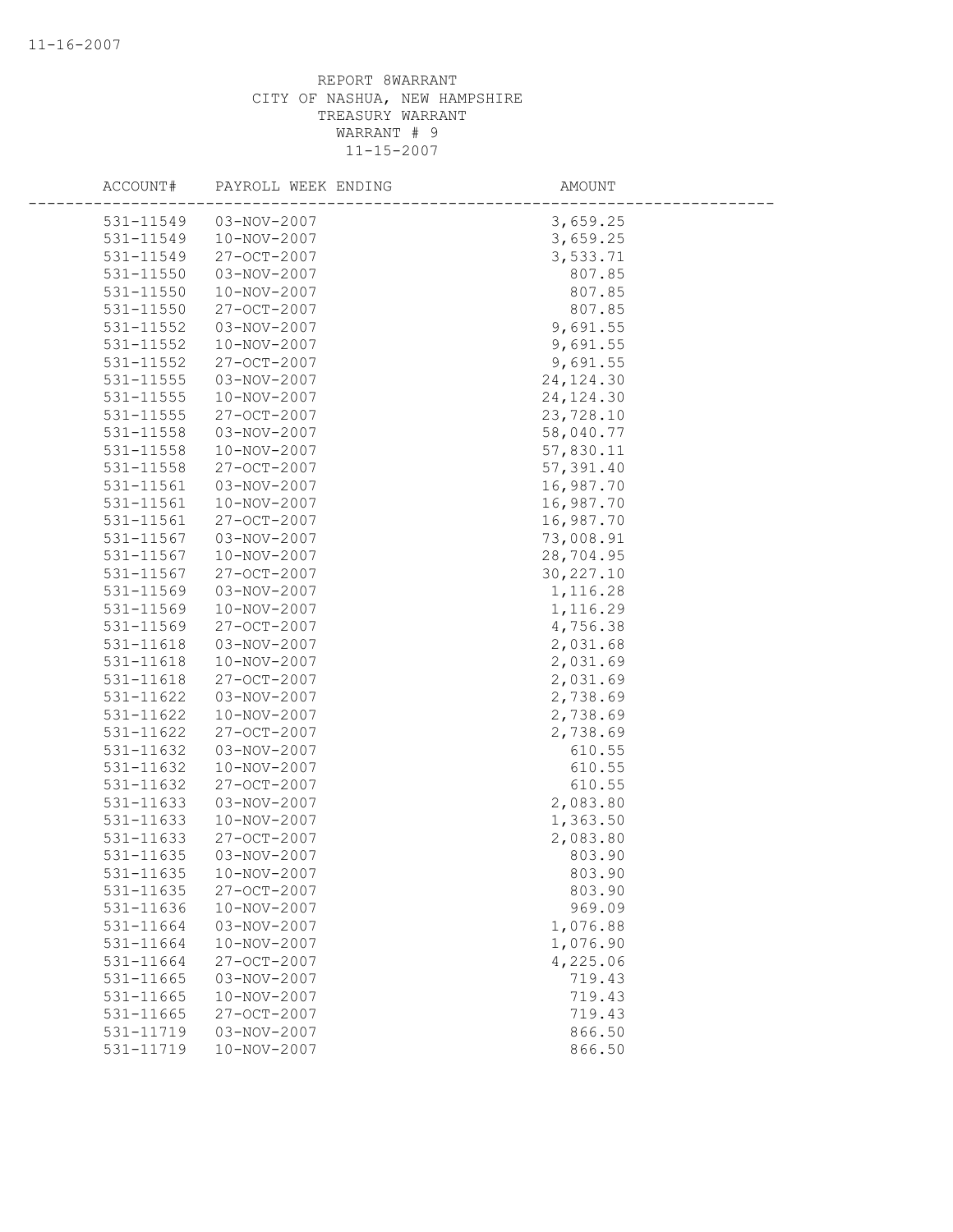REPORT 8WARRANT
CITY OF NASHUA, NEW HAMPSHIRE
TREASURY WARRANT
WARRANT # 9
11-15-2007

| ACCOUNT# | PAYROLL WEEK ENDING | AMOUNT |
|---|---|---|
| 531-11549 | 03-NOV-2007 | 3,659.25 |
| 531-11549 | 10-NOV-2007 | 3,659.25 |
| 531-11549 | 27-OCT-2007 | 3,533.71 |
| 531-11550 | 03-NOV-2007 | 807.85 |
| 531-11550 | 10-NOV-2007 | 807.85 |
| 531-11550 | 27-OCT-2007 | 807.85 |
| 531-11552 | 03-NOV-2007 | 9,691.55 |
| 531-11552 | 10-NOV-2007 | 9,691.55 |
| 531-11552 | 27-OCT-2007 | 9,691.55 |
| 531-11555 | 03-NOV-2007 | 24,124.30 |
| 531-11555 | 10-NOV-2007 | 24,124.30 |
| 531-11555 | 27-OCT-2007 | 23,728.10 |
| 531-11558 | 03-NOV-2007 | 58,040.77 |
| 531-11558 | 10-NOV-2007 | 57,830.11 |
| 531-11558 | 27-OCT-2007 | 57,391.40 |
| 531-11561 | 03-NOV-2007 | 16,987.70 |
| 531-11561 | 10-NOV-2007 | 16,987.70 |
| 531-11561 | 27-OCT-2007 | 16,987.70 |
| 531-11567 | 03-NOV-2007 | 73,008.91 |
| 531-11567 | 10-NOV-2007 | 28,704.95 |
| 531-11567 | 27-OCT-2007 | 30,227.10 |
| 531-11569 | 03-NOV-2007 | 1,116.28 |
| 531-11569 | 10-NOV-2007 | 1,116.29 |
| 531-11569 | 27-OCT-2007 | 4,756.38 |
| 531-11618 | 03-NOV-2007 | 2,031.68 |
| 531-11618 | 10-NOV-2007 | 2,031.69 |
| 531-11618 | 27-OCT-2007 | 2,031.69 |
| 531-11622 | 03-NOV-2007 | 2,738.69 |
| 531-11622 | 10-NOV-2007 | 2,738.69 |
| 531-11622 | 27-OCT-2007 | 2,738.69 |
| 531-11632 | 03-NOV-2007 | 610.55 |
| 531-11632 | 10-NOV-2007 | 610.55 |
| 531-11632 | 27-OCT-2007 | 610.55 |
| 531-11633 | 03-NOV-2007 | 2,083.80 |
| 531-11633 | 10-NOV-2007 | 1,363.50 |
| 531-11633 | 27-OCT-2007 | 2,083.80 |
| 531-11635 | 03-NOV-2007 | 803.90 |
| 531-11635 | 10-NOV-2007 | 803.90 |
| 531-11635 | 27-OCT-2007 | 803.90 |
| 531-11636 | 10-NOV-2007 | 969.09 |
| 531-11664 | 03-NOV-2007 | 1,076.88 |
| 531-11664 | 10-NOV-2007 | 1,076.90 |
| 531-11664 | 27-OCT-2007 | 4,225.06 |
| 531-11665 | 03-NOV-2007 | 719.43 |
| 531-11665 | 10-NOV-2007 | 719.43 |
| 531-11665 | 27-OCT-2007 | 719.43 |
| 531-11719 | 03-NOV-2007 | 866.50 |
| 531-11719 | 10-NOV-2007 | 866.50 |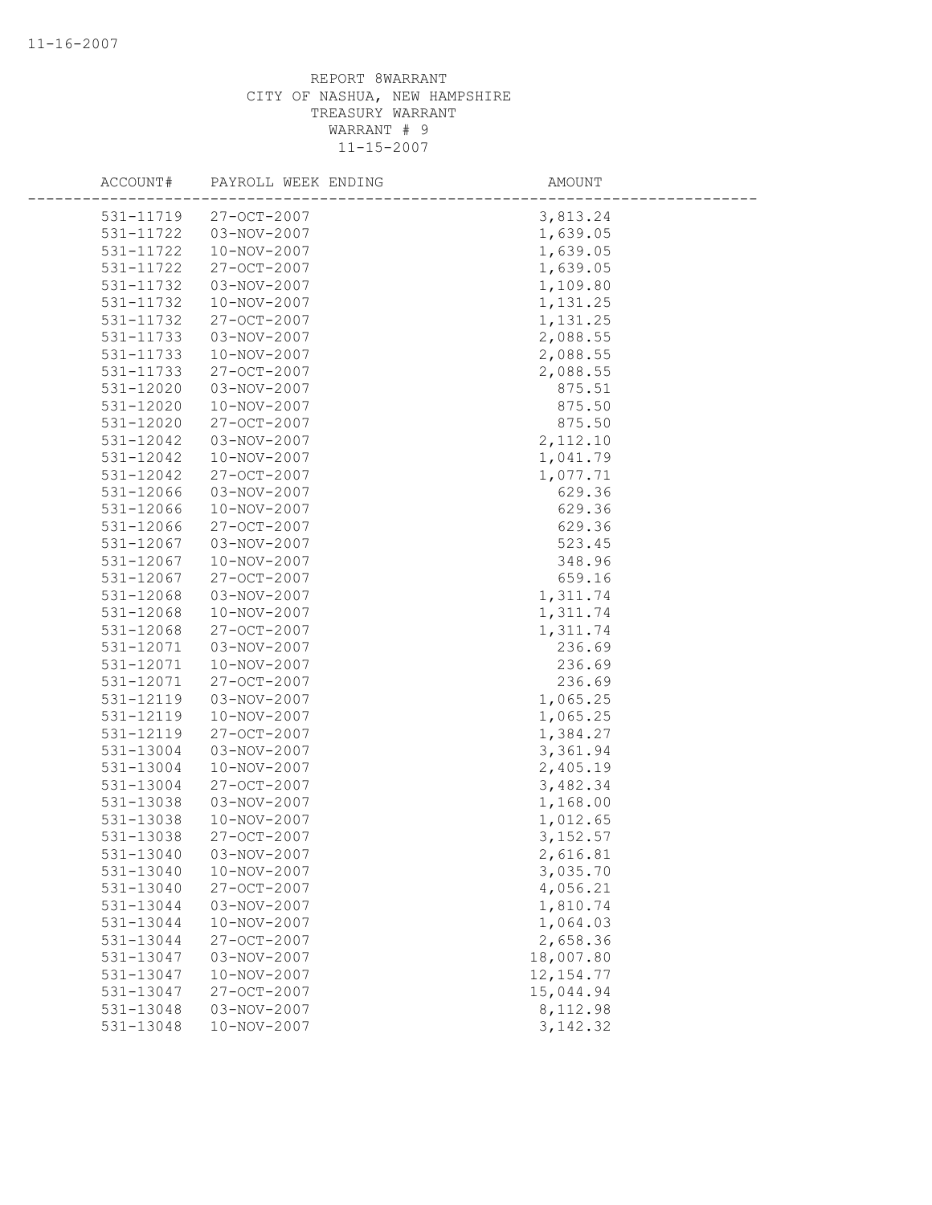REPORT 8WARRANT
CITY OF NASHUA, NEW HAMPSHIRE
TREASURY WARRANT
WARRANT # 9
11-15-2007

| ACCOUNT# | PAYROLL WEEK ENDING | AMOUNT |
|---|---|---|
| 531-11719 | 27-OCT-2007 | 3,813.24 |
| 531-11722 | 03-NOV-2007 | 1,639.05 |
| 531-11722 | 10-NOV-2007 | 1,639.05 |
| 531-11722 | 27-OCT-2007 | 1,639.05 |
| 531-11732 | 03-NOV-2007 | 1,109.80 |
| 531-11732 | 10-NOV-2007 | 1,131.25 |
| 531-11732 | 27-OCT-2007 | 1,131.25 |
| 531-11733 | 03-NOV-2007 | 2,088.55 |
| 531-11733 | 10-NOV-2007 | 2,088.55 |
| 531-11733 | 27-OCT-2007 | 2,088.55 |
| 531-12020 | 03-NOV-2007 | 875.51 |
| 531-12020 | 10-NOV-2007 | 875.50 |
| 531-12020 | 27-OCT-2007 | 875.50 |
| 531-12042 | 03-NOV-2007 | 2,112.10 |
| 531-12042 | 10-NOV-2007 | 1,041.79 |
| 531-12042 | 27-OCT-2007 | 1,077.71 |
| 531-12066 | 03-NOV-2007 | 629.36 |
| 531-12066 | 10-NOV-2007 | 629.36 |
| 531-12066 | 27-OCT-2007 | 629.36 |
| 531-12067 | 03-NOV-2007 | 523.45 |
| 531-12067 | 10-NOV-2007 | 348.96 |
| 531-12067 | 27-OCT-2007 | 659.16 |
| 531-12068 | 03-NOV-2007 | 1,311.74 |
| 531-12068 | 10-NOV-2007 | 1,311.74 |
| 531-12068 | 27-OCT-2007 | 1,311.74 |
| 531-12071 | 03-NOV-2007 | 236.69 |
| 531-12071 | 10-NOV-2007 | 236.69 |
| 531-12071 | 27-OCT-2007 | 236.69 |
| 531-12119 | 03-NOV-2007 | 1,065.25 |
| 531-12119 | 10-NOV-2007 | 1,065.25 |
| 531-12119 | 27-OCT-2007 | 1,384.27 |
| 531-13004 | 03-NOV-2007 | 3,361.94 |
| 531-13004 | 10-NOV-2007 | 2,405.19 |
| 531-13004 | 27-OCT-2007 | 3,482.34 |
| 531-13038 | 03-NOV-2007 | 1,168.00 |
| 531-13038 | 10-NOV-2007 | 1,012.65 |
| 531-13038 | 27-OCT-2007 | 3,152.57 |
| 531-13040 | 03-NOV-2007 | 2,616.81 |
| 531-13040 | 10-NOV-2007 | 3,035.70 |
| 531-13040 | 27-OCT-2007 | 4,056.21 |
| 531-13044 | 03-NOV-2007 | 1,810.74 |
| 531-13044 | 10-NOV-2007 | 1,064.03 |
| 531-13044 | 27-OCT-2007 | 2,658.36 |
| 531-13047 | 03-NOV-2007 | 18,007.80 |
| 531-13047 | 10-NOV-2007 | 12,154.77 |
| 531-13047 | 27-OCT-2007 | 15,044.94 |
| 531-13048 | 03-NOV-2007 | 8,112.98 |
| 531-13048 | 10-NOV-2007 | 3,142.32 |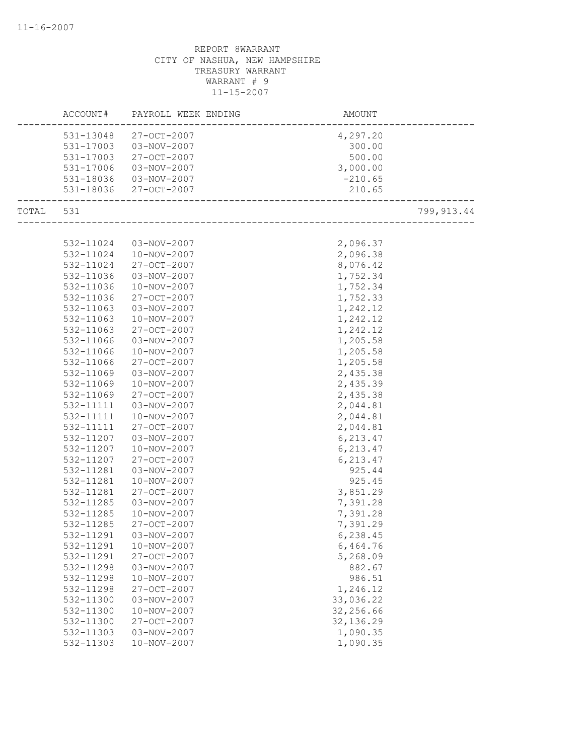11-16-2007

REPORT 8WARRANT
CITY OF NASHUA, NEW HAMPSHIRE
TREASURY WARRANT
WARRANT # 9
11-15-2007

| | ACCOUNT# | PAYROLL WEEK ENDING | AMOUNT | |
|---|---|---|---|---|
| | 531-13048 | 27-OCT-2007 | 4,297.20 | |
| | 531-17003 | 03-NOV-2007 | 300.00 | |
| | 531-17003 | 27-OCT-2007 | 500.00 | |
| | 531-17006 | 03-NOV-2007 | 3,000.00 | |
| | 531-18036 | 03-NOV-2007 | -210.65 | |
| | 531-18036 | 27-OCT-2007 | 210.65 | |
| TOTAL | 531 | | | 799,913.44 |
| | 532-11024 | 03-NOV-2007 | 2,096.37 | |
| | 532-11024 | 10-NOV-2007 | 2,096.38 | |
| | 532-11024 | 27-OCT-2007 | 8,076.42 | |
| | 532-11036 | 03-NOV-2007 | 1,752.34 | |
| | 532-11036 | 10-NOV-2007 | 1,752.34 | |
| | 532-11036 | 27-OCT-2007 | 1,752.33 | |
| | 532-11063 | 03-NOV-2007 | 1,242.12 | |
| | 532-11063 | 10-NOV-2007 | 1,242.12 | |
| | 532-11063 | 27-OCT-2007 | 1,242.12 | |
| | 532-11066 | 03-NOV-2007 | 1,205.58 | |
| | 532-11066 | 10-NOV-2007 | 1,205.58 | |
| | 532-11066 | 27-OCT-2007 | 1,205.58 | |
| | 532-11069 | 03-NOV-2007 | 2,435.38 | |
| | 532-11069 | 10-NOV-2007 | 2,435.39 | |
| | 532-11069 | 27-OCT-2007 | 2,435.38 | |
| | 532-11111 | 03-NOV-2007 | 2,044.81 | |
| | 532-11111 | 10-NOV-2007 | 2,044.81 | |
| | 532-11111 | 27-OCT-2007 | 2,044.81 | |
| | 532-11207 | 03-NOV-2007 | 6,213.47 | |
| | 532-11207 | 10-NOV-2007 | 6,213.47 | |
| | 532-11207 | 27-OCT-2007 | 6,213.47 | |
| | 532-11281 | 03-NOV-2007 | 925.44 | |
| | 532-11281 | 10-NOV-2007 | 925.45 | |
| | 532-11281 | 27-OCT-2007 | 3,851.29 | |
| | 532-11285 | 03-NOV-2007 | 7,391.28 | |
| | 532-11285 | 10-NOV-2007 | 7,391.28 | |
| | 532-11285 | 27-OCT-2007 | 7,391.29 | |
| | 532-11291 | 03-NOV-2007 | 6,238.45 | |
| | 532-11291 | 10-NOV-2007 | 6,464.76 | |
| | 532-11291 | 27-OCT-2007 | 5,268.09 | |
| | 532-11298 | 03-NOV-2007 | 882.67 | |
| | 532-11298 | 10-NOV-2007 | 986.51 | |
| | 532-11298 | 27-OCT-2007 | 1,246.12 | |
| | 532-11300 | 03-NOV-2007 | 33,036.22 | |
| | 532-11300 | 10-NOV-2007 | 32,256.66 | |
| | 532-11300 | 27-OCT-2007 | 32,136.29 | |
| | 532-11303 | 03-NOV-2007 | 1,090.35 | |
| | 532-11303 | 10-NOV-2007 | 1,090.35 | |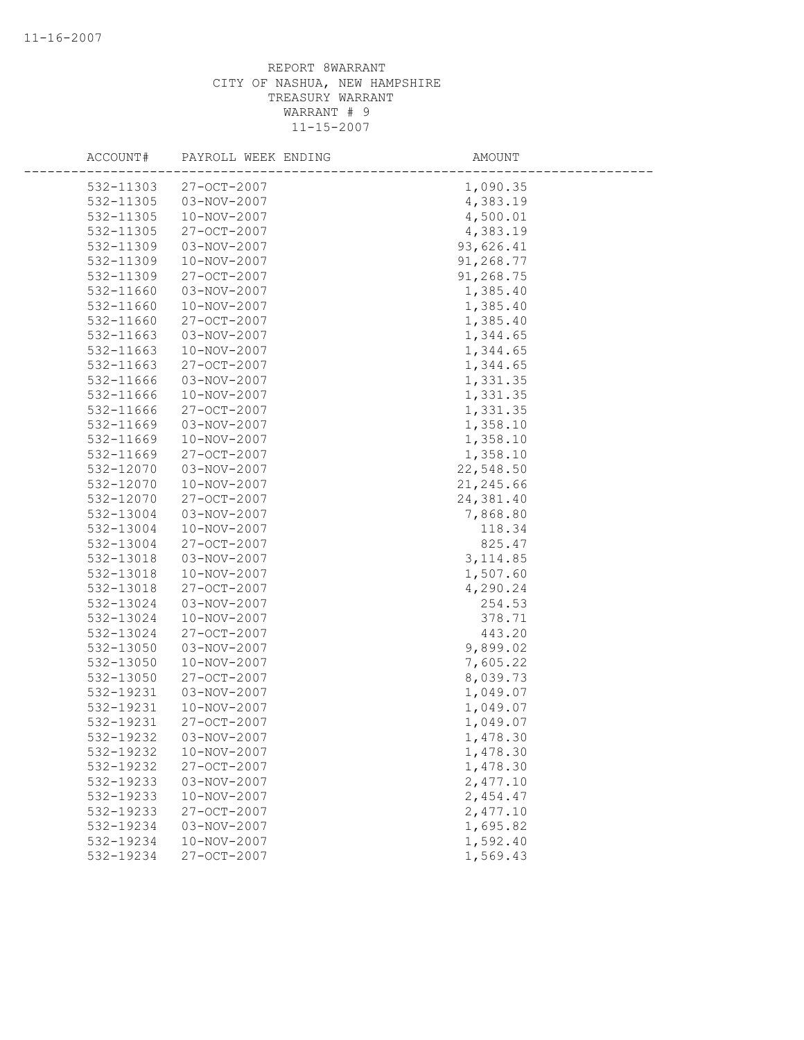REPORT 8WARRANT
CITY OF NASHUA, NEW HAMPSHIRE
TREASURY WARRANT
WARRANT # 9
11-15-2007

| ACCOUNT# | PAYROLL WEEK ENDING | AMOUNT |
|---|---|---|
| 532-11303 | 27-OCT-2007 | 1,090.35 |
| 532-11305 | 03-NOV-2007 | 4,383.19 |
| 532-11305 | 10-NOV-2007 | 4,500.01 |
| 532-11305 | 27-OCT-2007 | 4,383.19 |
| 532-11309 | 03-NOV-2007 | 93,626.41 |
| 532-11309 | 10-NOV-2007 | 91,268.77 |
| 532-11309 | 27-OCT-2007 | 91,268.75 |
| 532-11660 | 03-NOV-2007 | 1,385.40 |
| 532-11660 | 10-NOV-2007 | 1,385.40 |
| 532-11660 | 27-OCT-2007 | 1,385.40 |
| 532-11663 | 03-NOV-2007 | 1,344.65 |
| 532-11663 | 10-NOV-2007 | 1,344.65 |
| 532-11663 | 27-OCT-2007 | 1,344.65 |
| 532-11666 | 03-NOV-2007 | 1,331.35 |
| 532-11666 | 10-NOV-2007 | 1,331.35 |
| 532-11666 | 27-OCT-2007 | 1,331.35 |
| 532-11669 | 03-NOV-2007 | 1,358.10 |
| 532-11669 | 10-NOV-2007 | 1,358.10 |
| 532-11669 | 27-OCT-2007 | 1,358.10 |
| 532-12070 | 03-NOV-2007 | 22,548.50 |
| 532-12070 | 10-NOV-2007 | 21,245.66 |
| 532-12070 | 27-OCT-2007 | 24,381.40 |
| 532-13004 | 03-NOV-2007 | 7,868.80 |
| 532-13004 | 10-NOV-2007 | 118.34 |
| 532-13004 | 27-OCT-2007 | 825.47 |
| 532-13018 | 03-NOV-2007 | 3,114.85 |
| 532-13018 | 10-NOV-2007 | 1,507.60 |
| 532-13018 | 27-OCT-2007 | 4,290.24 |
| 532-13024 | 03-NOV-2007 | 254.53 |
| 532-13024 | 10-NOV-2007 | 378.71 |
| 532-13024 | 27-OCT-2007 | 443.20 |
| 532-13050 | 03-NOV-2007 | 9,899.02 |
| 532-13050 | 10-NOV-2007 | 7,605.22 |
| 532-13050 | 27-OCT-2007 | 8,039.73 |
| 532-19231 | 03-NOV-2007 | 1,049.07 |
| 532-19231 | 10-NOV-2007 | 1,049.07 |
| 532-19231 | 27-OCT-2007 | 1,049.07 |
| 532-19232 | 03-NOV-2007 | 1,478.30 |
| 532-19232 | 10-NOV-2007 | 1,478.30 |
| 532-19232 | 27-OCT-2007 | 1,478.30 |
| 532-19233 | 03-NOV-2007 | 2,477.10 |
| 532-19233 | 10-NOV-2007 | 2,454.47 |
| 532-19233 | 27-OCT-2007 | 2,477.10 |
| 532-19234 | 03-NOV-2007 | 1,695.82 |
| 532-19234 | 10-NOV-2007 | 1,592.40 |
| 532-19234 | 27-OCT-2007 | 1,569.43 |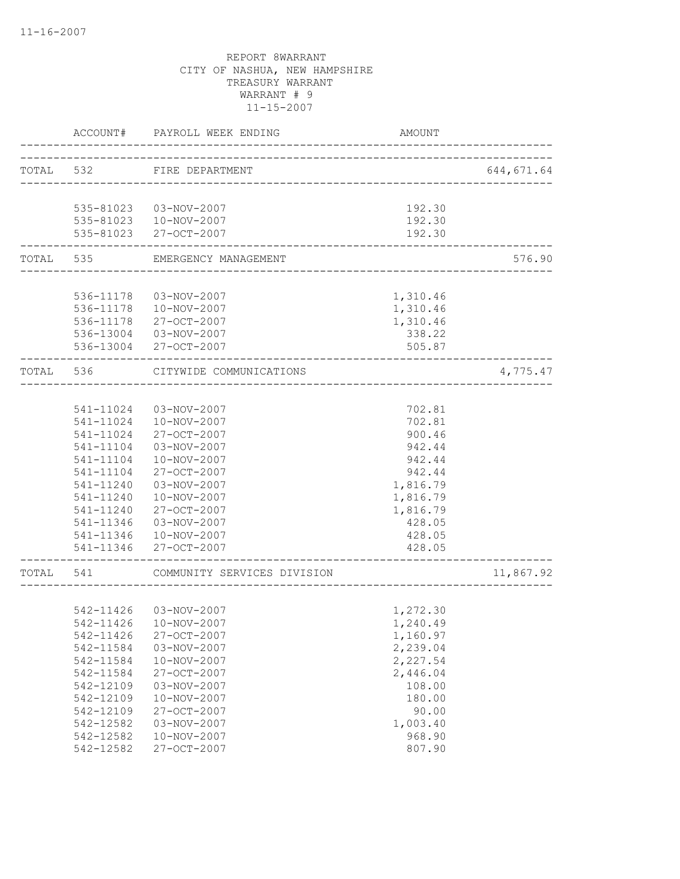REPORT 8WARRANT
CITY OF NASHUA, NEW HAMPSHIRE
TREASURY WARRANT
WARRANT # 9
11-15-2007

| | ACCOUNT# | PAYROLL WEEK ENDING | AMOUNT | |
|---|---|---|---|---|
| TOTAL | 532 | FIRE DEPARTMENT | | 644,671.64 |
| | 535-81023 | 03-NOV-2007 | 192.30 | |
| | 535-81023 | 10-NOV-2007 | 192.30 | |
| | 535-81023 | 27-OCT-2007 | 192.30 | |
| TOTAL | 535 | EMERGENCY MANAGEMENT | | 576.90 |
| | 536-11178 | 03-NOV-2007 | 1,310.46 | |
| | 536-11178 | 10-NOV-2007 | 1,310.46 | |
| | 536-11178 | 27-OCT-2007 | 1,310.46 | |
| | 536-13004 | 03-NOV-2007 | 338.22 | |
| | 536-13004 | 27-OCT-2007 | 505.87 | |
| TOTAL | 536 | CITYWIDE COMMUNICATIONS | | 4,775.47 |
| | 541-11024 | 03-NOV-2007 | 702.81 | |
| | 541-11024 | 10-NOV-2007 | 702.81 | |
| | 541-11024 | 27-OCT-2007 | 900.46 | |
| | 541-11104 | 03-NOV-2007 | 942.44 | |
| | 541-11104 | 10-NOV-2007 | 942.44 | |
| | 541-11104 | 27-OCT-2007 | 942.44 | |
| | 541-11240 | 03-NOV-2007 | 1,816.79 | |
| | 541-11240 | 10-NOV-2007 | 1,816.79 | |
| | 541-11240 | 27-OCT-2007 | 1,816.79 | |
| | 541-11346 | 03-NOV-2007 | 428.05 | |
| | 541-11346 | 10-NOV-2007 | 428.05 | |
| | 541-11346 | 27-OCT-2007 | 428.05 | |
| TOTAL | 541 | COMMUNITY SERVICES DIVISION | | 11,867.92 |
| | 542-11426 | 03-NOV-2007 | 1,272.30 | |
| | 542-11426 | 10-NOV-2007 | 1,240.49 | |
| | 542-11426 | 27-OCT-2007 | 1,160.97 | |
| | 542-11584 | 03-NOV-2007 | 2,239.04 | |
| | 542-11584 | 10-NOV-2007 | 2,227.54 | |
| | 542-11584 | 27-OCT-2007 | 2,446.04 | |
| | 542-12109 | 03-NOV-2007 | 108.00 | |
| | 542-12109 | 10-NOV-2007 | 180.00 | |
| | 542-12109 | 27-OCT-2007 | 90.00 | |
| | 542-12582 | 03-NOV-2007 | 1,003.40 | |
| | 542-12582 | 10-NOV-2007 | 968.90 | |
| | 542-12582 | 27-OCT-2007 | 807.90 | |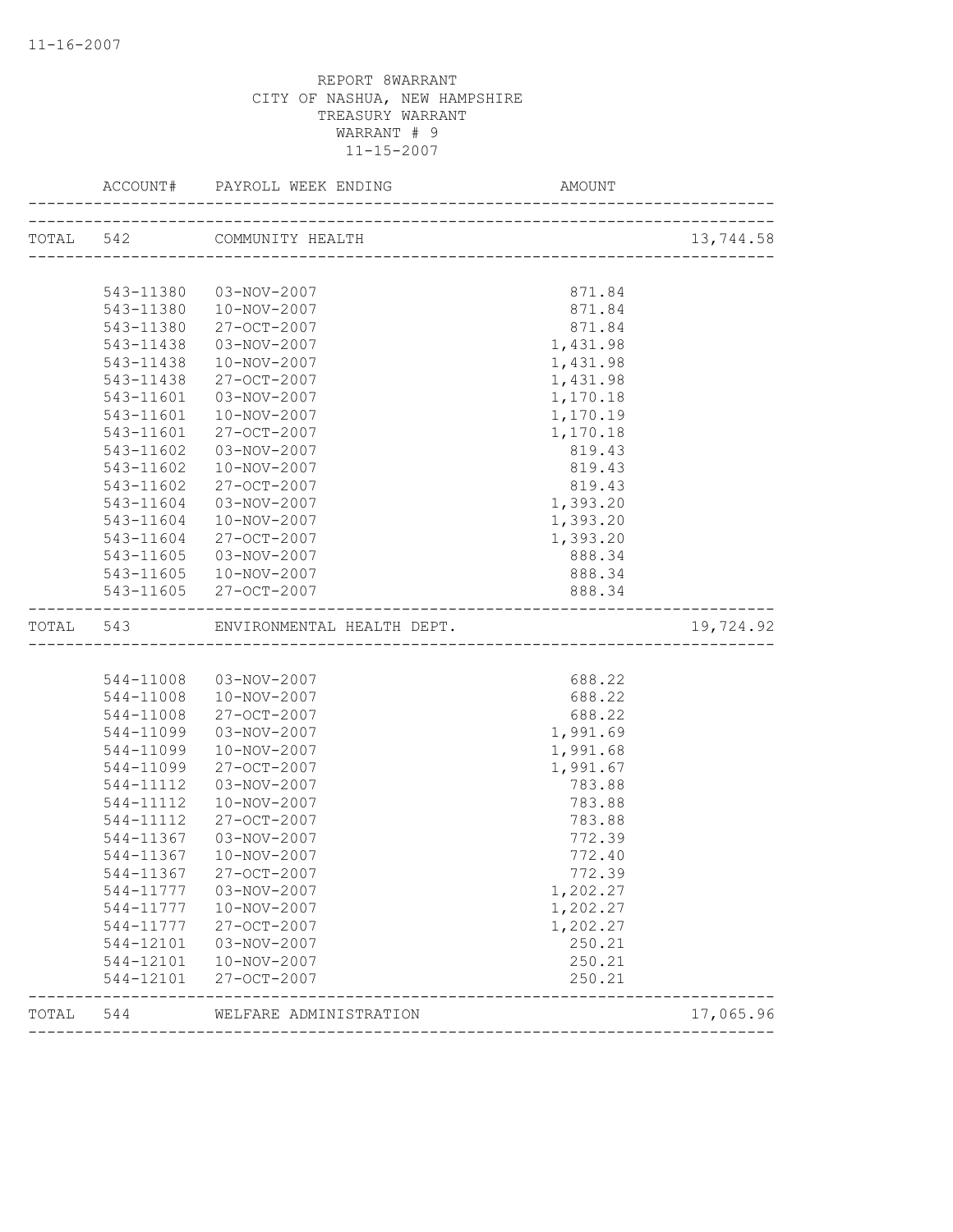REPORT 8WARRANT
CITY OF NASHUA, NEW HAMPSHIRE
TREASURY WARRANT
WARRANT # 9
11-15-2007

| | ACCOUNT# | PAYROLL WEEK ENDING | AMOUNT | |
|---|---|---|---|---|
| TOTAL | 542 | COMMUNITY HEALTH | | 13,744.58 |
| | 543-11380 | 03-NOV-2007 | 871.84 | |
| | 543-11380 | 10-NOV-2007 | 871.84 | |
| | 543-11380 | 27-OCT-2007 | 871.84 | |
| | 543-11438 | 03-NOV-2007 | 1,431.98 | |
| | 543-11438 | 10-NOV-2007 | 1,431.98 | |
| | 543-11438 | 27-OCT-2007 | 1,431.98 | |
| | 543-11601 | 03-NOV-2007 | 1,170.18 | |
| | 543-11601 | 10-NOV-2007 | 1,170.19 | |
| | 543-11601 | 27-OCT-2007 | 1,170.18 | |
| | 543-11602 | 03-NOV-2007 | 819.43 | |
| | 543-11602 | 10-NOV-2007 | 819.43 | |
| | 543-11602 | 27-OCT-2007 | 819.43 | |
| | 543-11604 | 03-NOV-2007 | 1,393.20 | |
| | 543-11604 | 10-NOV-2007 | 1,393.20 | |
| | 543-11604 | 27-OCT-2007 | 1,393.20 | |
| | 543-11605 | 03-NOV-2007 | 888.34 | |
| | 543-11605 | 10-NOV-2007 | 888.34 | |
| | 543-11605 | 27-OCT-2007 | 888.34 | |
| TOTAL | 543 | ENVIRONMENTAL HEALTH DEPT. | | 19,724.92 |
| | 544-11008 | 03-NOV-2007 | 688.22 | |
| | 544-11008 | 10-NOV-2007 | 688.22 | |
| | 544-11008 | 27-OCT-2007 | 688.22 | |
| | 544-11099 | 03-NOV-2007 | 1,991.69 | |
| | 544-11099 | 10-NOV-2007 | 1,991.68 | |
| | 544-11099 | 27-OCT-2007 | 1,991.67 | |
| | 544-11112 | 03-NOV-2007 | 783.88 | |
| | 544-11112 | 10-NOV-2007 | 783.88 | |
| | 544-11112 | 27-OCT-2007 | 783.88 | |
| | 544-11367 | 03-NOV-2007 | 772.39 | |
| | 544-11367 | 10-NOV-2007 | 772.40 | |
| | 544-11367 | 27-OCT-2007 | 772.39 | |
| | 544-11777 | 03-NOV-2007 | 1,202.27 | |
| | 544-11777 | 10-NOV-2007 | 1,202.27 | |
| | 544-11777 | 27-OCT-2007 | 1,202.27 | |
| | 544-12101 | 03-NOV-2007 | 250.21 | |
| | 544-12101 | 10-NOV-2007 | 250.21 | |
| | 544-12101 | 27-OCT-2007 | 250.21 | |
| TOTAL | 544 | WELFARE ADMINISTRATION | | 17,065.96 |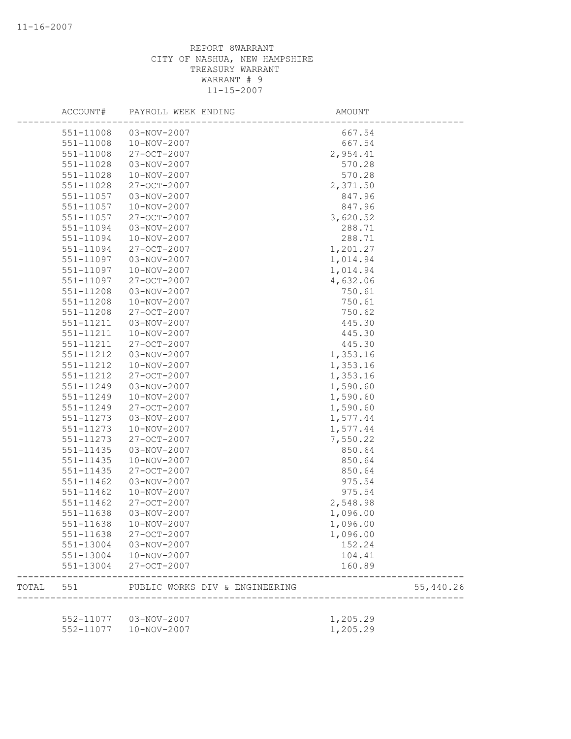REPORT 8WARRANT
CITY OF NASHUA, NEW HAMPSHIRE
TREASURY WARRANT
WARRANT # 9
11-15-2007

| | ACCOUNT# | PAYROLL WEEK ENDING | AMOUNT | |
|---|---|---|---|---|
| | 551-11008 | 03-NOV-2007 | 667.54 | |
| | 551-11008 | 10-NOV-2007 | 667.54 | |
| | 551-11008 | 27-OCT-2007 | 2,954.41 | |
| | 551-11028 | 03-NOV-2007 | 570.28 | |
| | 551-11028 | 10-NOV-2007 | 570.28 | |
| | 551-11028 | 27-OCT-2007 | 2,371.50 | |
| | 551-11057 | 03-NOV-2007 | 847.96 | |
| | 551-11057 | 10-NOV-2007 | 847.96 | |
| | 551-11057 | 27-OCT-2007 | 3,620.52 | |
| | 551-11094 | 03-NOV-2007 | 288.71 | |
| | 551-11094 | 10-NOV-2007 | 288.71 | |
| | 551-11094 | 27-OCT-2007 | 1,201.27 | |
| | 551-11097 | 03-NOV-2007 | 1,014.94 | |
| | 551-11097 | 10-NOV-2007 | 1,014.94 | |
| | 551-11097 | 27-OCT-2007 | 4,632.06 | |
| | 551-11208 | 03-NOV-2007 | 750.61 | |
| | 551-11208 | 10-NOV-2007 | 750.61 | |
| | 551-11208 | 27-OCT-2007 | 750.62 | |
| | 551-11211 | 03-NOV-2007 | 445.30 | |
| | 551-11211 | 10-NOV-2007 | 445.30 | |
| | 551-11211 | 27-OCT-2007 | 445.30 | |
| | 551-11212 | 03-NOV-2007 | 1,353.16 | |
| | 551-11212 | 10-NOV-2007 | 1,353.16 | |
| | 551-11212 | 27-OCT-2007 | 1,353.16 | |
| | 551-11249 | 03-NOV-2007 | 1,590.60 | |
| | 551-11249 | 10-NOV-2007 | 1,590.60 | |
| | 551-11249 | 27-OCT-2007 | 1,590.60 | |
| | 551-11273 | 03-NOV-2007 | 1,577.44 | |
| | 551-11273 | 10-NOV-2007 | 1,577.44 | |
| | 551-11273 | 27-OCT-2007 | 7,550.22 | |
| | 551-11435 | 03-NOV-2007 | 850.64 | |
| | 551-11435 | 10-NOV-2007 | 850.64 | |
| | 551-11435 | 27-OCT-2007 | 850.64 | |
| | 551-11462 | 03-NOV-2007 | 975.54 | |
| | 551-11462 | 10-NOV-2007 | 975.54 | |
| | 551-11462 | 27-OCT-2007 | 2,548.98 | |
| | 551-11638 | 03-NOV-2007 | 1,096.00 | |
| | 551-11638 | 10-NOV-2007 | 1,096.00 | |
| | 551-11638 | 27-OCT-2007 | 1,096.00 | |
| | 551-13004 | 03-NOV-2007 | 152.24 | |
| | 551-13004 | 10-NOV-2007 | 104.41 | |
| | 551-13004 | 27-OCT-2007 | 160.89 | |
| TOTAL | 551 | PUBLIC WORKS DIV & ENGINEERING | | 55,440.26 |
| | 552-11077 | 03-NOV-2007 | 1,205.29 | |
| | 552-11077 | 10-NOV-2007 | 1,205.29 | |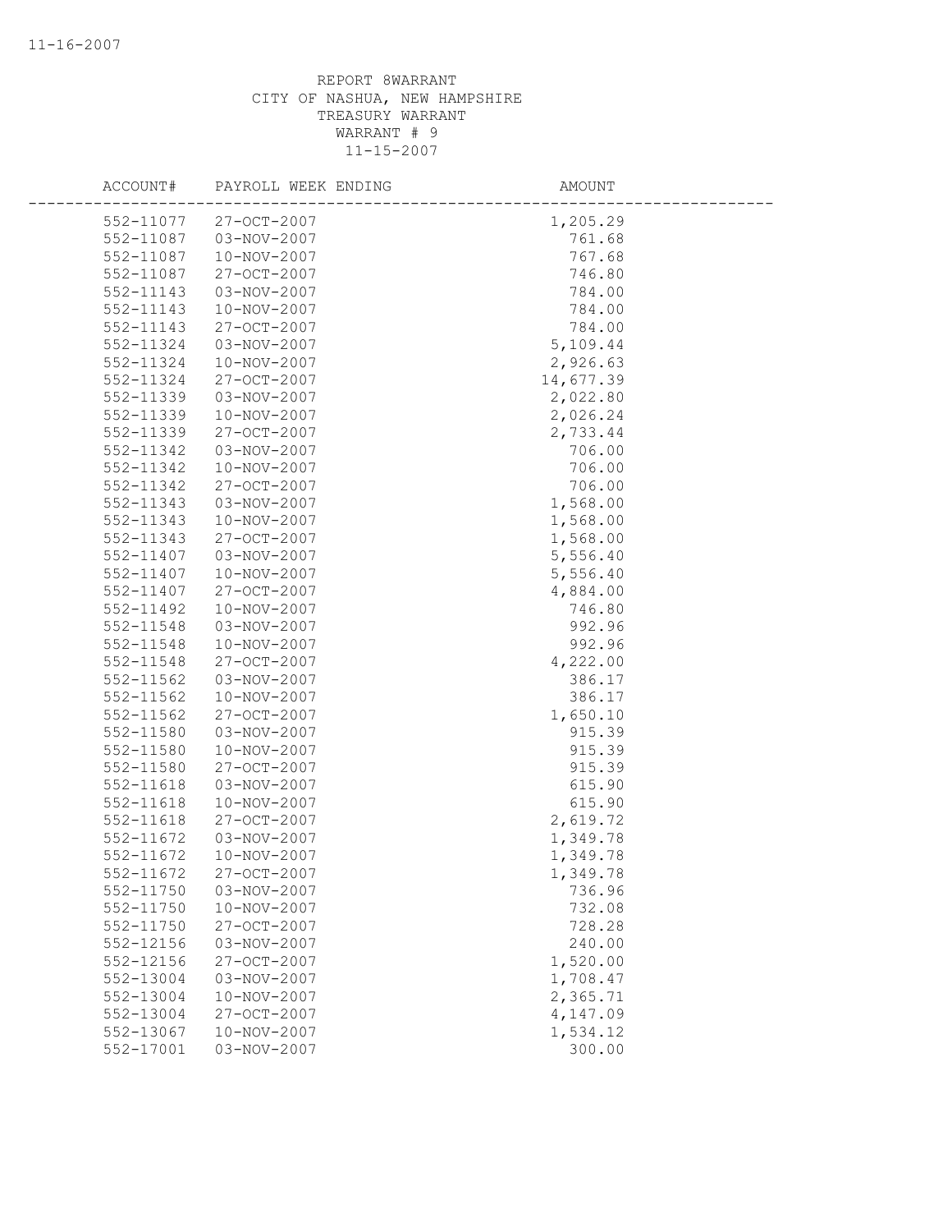REPORT 8WARRANT
CITY OF NASHUA, NEW HAMPSHIRE
TREASURY WARRANT
WARRANT # 9
11-15-2007

| ACCOUNT# | PAYROLL WEEK ENDING | AMOUNT |
|---|---|---|
| 552-11077 | 27-OCT-2007 | 1,205.29 |
| 552-11087 | 03-NOV-2007 | 761.68 |
| 552-11087 | 10-NOV-2007 | 767.68 |
| 552-11087 | 27-OCT-2007 | 746.80 |
| 552-11143 | 03-NOV-2007 | 784.00 |
| 552-11143 | 10-NOV-2007 | 784.00 |
| 552-11143 | 27-OCT-2007 | 784.00 |
| 552-11324 | 03-NOV-2007 | 5,109.44 |
| 552-11324 | 10-NOV-2007 | 2,926.63 |
| 552-11324 | 27-OCT-2007 | 14,677.39 |
| 552-11339 | 03-NOV-2007 | 2,022.80 |
| 552-11339 | 10-NOV-2007 | 2,026.24 |
| 552-11339 | 27-OCT-2007 | 2,733.44 |
| 552-11342 | 03-NOV-2007 | 706.00 |
| 552-11342 | 10-NOV-2007 | 706.00 |
| 552-11342 | 27-OCT-2007 | 706.00 |
| 552-11343 | 03-NOV-2007 | 1,568.00 |
| 552-11343 | 10-NOV-2007 | 1,568.00 |
| 552-11343 | 27-OCT-2007 | 1,568.00 |
| 552-11407 | 03-NOV-2007 | 5,556.40 |
| 552-11407 | 10-NOV-2007 | 5,556.40 |
| 552-11407 | 27-OCT-2007 | 4,884.00 |
| 552-11492 | 10-NOV-2007 | 746.80 |
| 552-11548 | 03-NOV-2007 | 992.96 |
| 552-11548 | 10-NOV-2007 | 992.96 |
| 552-11548 | 27-OCT-2007 | 4,222.00 |
| 552-11562 | 03-NOV-2007 | 386.17 |
| 552-11562 | 10-NOV-2007 | 386.17 |
| 552-11562 | 27-OCT-2007 | 1,650.10 |
| 552-11580 | 03-NOV-2007 | 915.39 |
| 552-11580 | 10-NOV-2007 | 915.39 |
| 552-11580 | 27-OCT-2007 | 915.39 |
| 552-11618 | 03-NOV-2007 | 615.90 |
| 552-11618 | 10-NOV-2007 | 615.90 |
| 552-11618 | 27-OCT-2007 | 2,619.72 |
| 552-11672 | 03-NOV-2007 | 1,349.78 |
| 552-11672 | 10-NOV-2007 | 1,349.78 |
| 552-11672 | 27-OCT-2007 | 1,349.78 |
| 552-11750 | 03-NOV-2007 | 736.96 |
| 552-11750 | 10-NOV-2007 | 732.08 |
| 552-11750 | 27-OCT-2007 | 728.28 |
| 552-12156 | 03-NOV-2007 | 240.00 |
| 552-12156 | 27-OCT-2007 | 1,520.00 |
| 552-13004 | 03-NOV-2007 | 1,708.47 |
| 552-13004 | 10-NOV-2007 | 2,365.71 |
| 552-13004 | 27-OCT-2007 | 4,147.09 |
| 552-13067 | 10-NOV-2007 | 1,534.12 |
| 552-17001 | 03-NOV-2007 | 300.00 |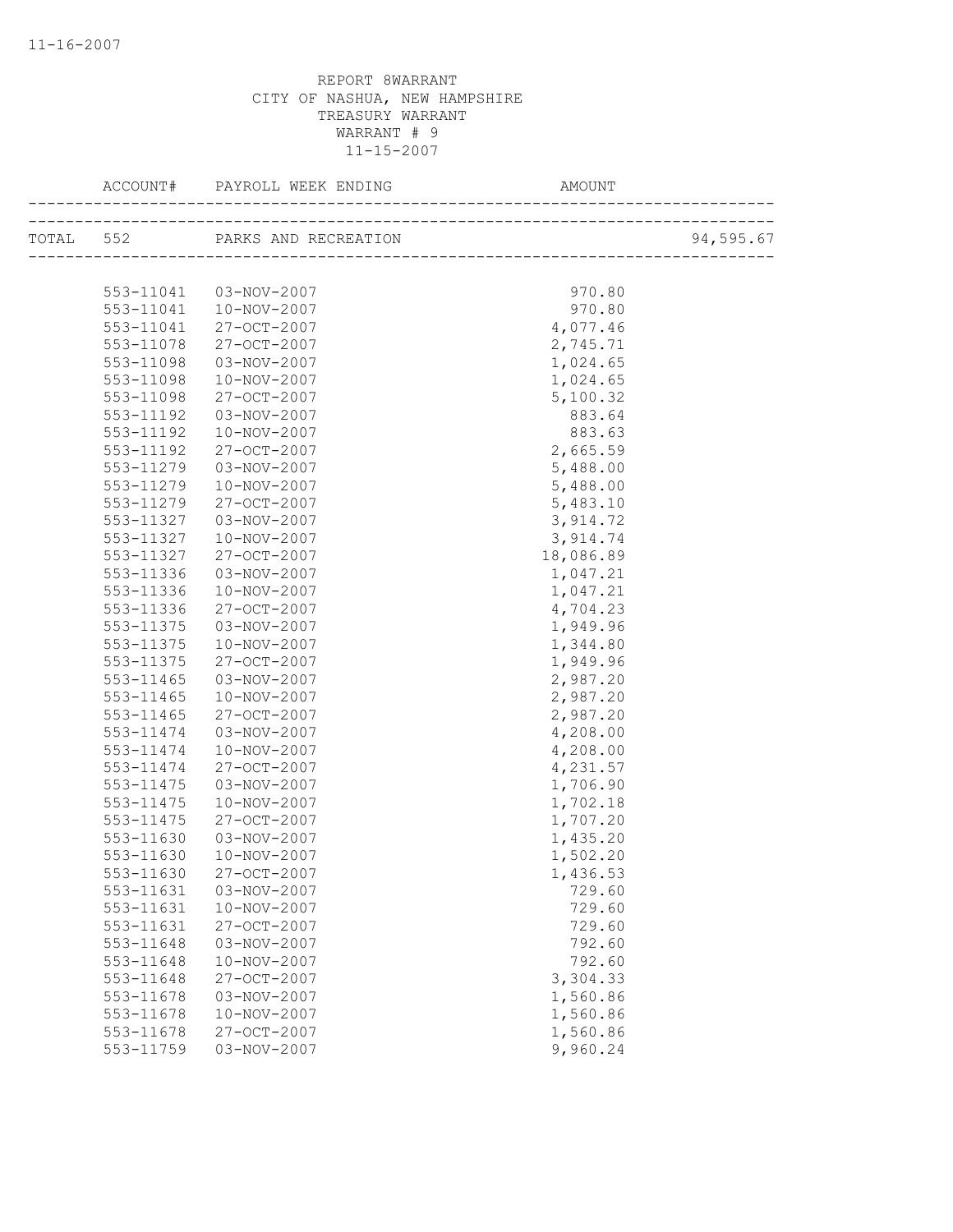REPORT 8WARRANT
CITY OF NASHUA, NEW HAMPSHIRE
TREASURY WARRANT
WARRANT # 9
11-15-2007

| ACCOUNT# | PAYROLL WEEK ENDING | AMOUNT | |
|---|---|---|---|
| TOTAL 552 | PARKS AND RECREATION | | 94,595.67 |
| 553-11041 | 03-NOV-2007 | 970.80 | |
| 553-11041 | 10-NOV-2007 | 970.80 | |
| 553-11041 | 27-OCT-2007 | 4,077.46 | |
| 553-11078 | 27-OCT-2007 | 2,745.71 | |
| 553-11098 | 03-NOV-2007 | 1,024.65 | |
| 553-11098 | 10-NOV-2007 | 1,024.65 | |
| 553-11098 | 27-OCT-2007 | 5,100.32 | |
| 553-11192 | 03-NOV-2007 | 883.64 | |
| 553-11192 | 10-NOV-2007 | 883.63 | |
| 553-11192 | 27-OCT-2007 | 2,665.59 | |
| 553-11279 | 03-NOV-2007 | 5,488.00 | |
| 553-11279 | 10-NOV-2007 | 5,488.00 | |
| 553-11279 | 27-OCT-2007 | 5,483.10 | |
| 553-11327 | 03-NOV-2007 | 3,914.72 | |
| 553-11327 | 10-NOV-2007 | 3,914.74 | |
| 553-11327 | 27-OCT-2007 | 18,086.89 | |
| 553-11336 | 03-NOV-2007 | 1,047.21 | |
| 553-11336 | 10-NOV-2007 | 1,047.21 | |
| 553-11336 | 27-OCT-2007 | 4,704.23 | |
| 553-11375 | 03-NOV-2007 | 1,949.96 | |
| 553-11375 | 10-NOV-2007 | 1,344.80 | |
| 553-11375 | 27-OCT-2007 | 1,949.96 | |
| 553-11465 | 03-NOV-2007 | 2,987.20 | |
| 553-11465 | 10-NOV-2007 | 2,987.20 | |
| 553-11465 | 27-OCT-2007 | 2,987.20 | |
| 553-11474 | 03-NOV-2007 | 4,208.00 | |
| 553-11474 | 10-NOV-2007 | 4,208.00 | |
| 553-11474 | 27-OCT-2007 | 4,231.57 | |
| 553-11475 | 03-NOV-2007 | 1,706.90 | |
| 553-11475 | 10-NOV-2007 | 1,702.18 | |
| 553-11475 | 27-OCT-2007 | 1,707.20 | |
| 553-11630 | 03-NOV-2007 | 1,435.20 | |
| 553-11630 | 10-NOV-2007 | 1,502.20 | |
| 553-11630 | 27-OCT-2007 | 1,436.53 | |
| 553-11631 | 03-NOV-2007 | 729.60 | |
| 553-11631 | 10-NOV-2007 | 729.60 | |
| 553-11631 | 27-OCT-2007 | 729.60 | |
| 553-11648 | 03-NOV-2007 | 792.60 | |
| 553-11648 | 10-NOV-2007 | 792.60 | |
| 553-11648 | 27-OCT-2007 | 3,304.33 | |
| 553-11678 | 03-NOV-2007 | 1,560.86 | |
| 553-11678 | 10-NOV-2007 | 1,560.86 | |
| 553-11678 | 27-OCT-2007 | 1,560.86 | |
| 553-11759 | 03-NOV-2007 | 9,960.24 | |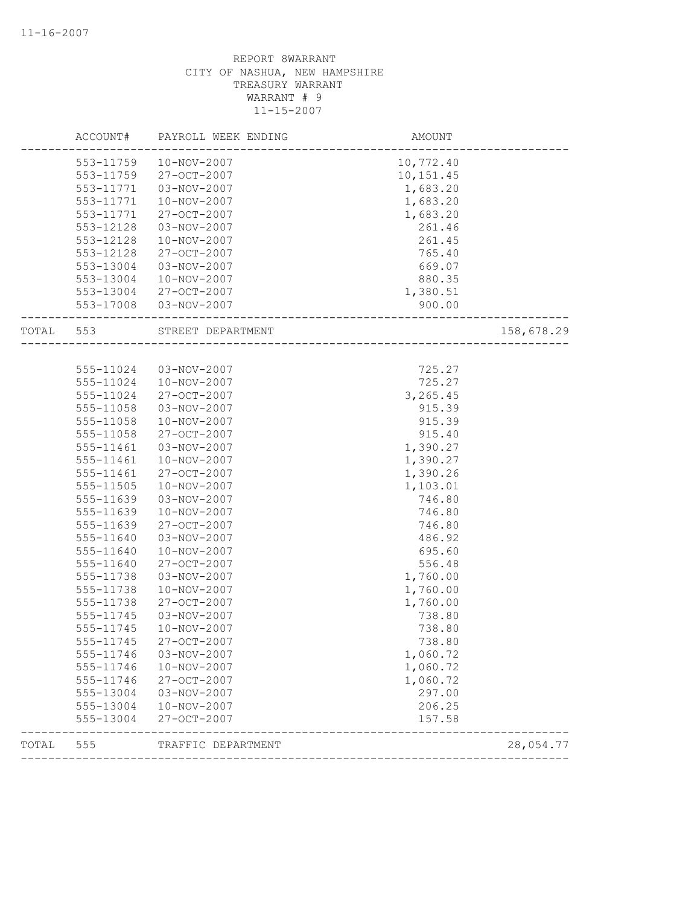REPORT 8WARRANT
CITY OF NASHUA, NEW HAMPSHIRE
TREASURY WARRANT
WARRANT # 9
11-15-2007

| ACCOUNT# | PAYROLL WEEK ENDING | AMOUNT | |
|---|---|---|---|
| 553-11759 | 10-NOV-2007 | 10,772.40 | |
| 553-11759 | 27-OCT-2007 | 10,151.45 | |
| 553-11771 | 03-NOV-2007 | 1,683.20 | |
| 553-11771 | 10-NOV-2007 | 1,683.20 | |
| 553-11771 | 27-OCT-2007 | 1,683.20 | |
| 553-12128 | 03-NOV-2007 | 261.46 | |
| 553-12128 | 10-NOV-2007 | 261.45 | |
| 553-12128 | 27-OCT-2007 | 765.40 | |
| 553-13004 | 03-NOV-2007 | 669.07 | |
| 553-13004 | 10-NOV-2007 | 880.35 | |
| 553-13004 | 27-OCT-2007 | 1,380.51 | |
| 553-17008 | 03-NOV-2007 | 900.00 | |
| TOTAL 553 | STREET DEPARTMENT | | 158,678.29 |
| 555-11024 | 03-NOV-2007 | 725.27 | |
| 555-11024 | 10-NOV-2007 | 725.27 | |
| 555-11024 | 27-OCT-2007 | 3,265.45 | |
| 555-11058 | 03-NOV-2007 | 915.39 | |
| 555-11058 | 10-NOV-2007 | 915.39 | |
| 555-11058 | 27-OCT-2007 | 915.40 | |
| 555-11461 | 03-NOV-2007 | 1,390.27 | |
| 555-11461 | 10-NOV-2007 | 1,390.27 | |
| 555-11461 | 27-OCT-2007 | 1,390.26 | |
| 555-11505 | 10-NOV-2007 | 1,103.01 | |
| 555-11639 | 03-NOV-2007 | 746.80 | |
| 555-11639 | 10-NOV-2007 | 746.80 | |
| 555-11639 | 27-OCT-2007 | 746.80 | |
| 555-11640 | 03-NOV-2007 | 486.92 | |
| 555-11640 | 10-NOV-2007 | 695.60 | |
| 555-11640 | 27-OCT-2007 | 556.48 | |
| 555-11738 | 03-NOV-2007 | 1,760.00 | |
| 555-11738 | 10-NOV-2007 | 1,760.00 | |
| 555-11738 | 27-OCT-2007 | 1,760.00 | |
| 555-11745 | 03-NOV-2007 | 738.80 | |
| 555-11745 | 10-NOV-2007 | 738.80 | |
| 555-11745 | 27-OCT-2007 | 738.80 | |
| 555-11746 | 03-NOV-2007 | 1,060.72 | |
| 555-11746 | 10-NOV-2007 | 1,060.72 | |
| 555-11746 | 27-OCT-2007 | 1,060.72 | |
| 555-13004 | 03-NOV-2007 | 297.00 | |
| 555-13004 | 10-NOV-2007 | 206.25 | |
| 555-13004 | 27-OCT-2007 | 157.58 | |
| TOTAL 555 | TRAFFIC DEPARTMENT | | 28,054.77 |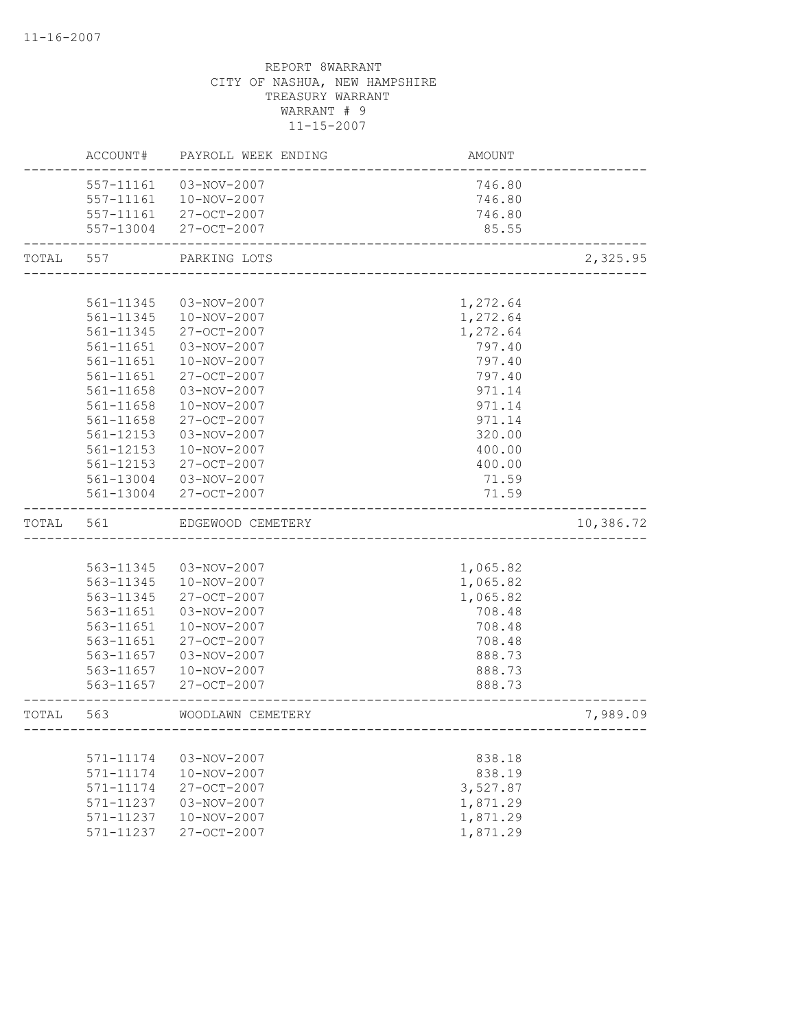REPORT 8WARRANT
CITY OF NASHUA, NEW HAMPSHIRE
TREASURY WARRANT
WARRANT # 9
11-15-2007

| | ACCOUNT# | PAYROLL WEEK ENDING | AMOUNT | |
|---|---|---|---|---|
| | 557-11161 | 03-NOV-2007 | 746.80 | |
| | 557-11161 | 10-NOV-2007 | 746.80 | |
| | 557-11161 | 27-OCT-2007 | 746.80 | |
| | 557-13004 | 27-OCT-2007 | 85.55 | |
| TOTAL | 557 | PARKING LOTS | | 2,325.95 |
| | 561-11345 | 03-NOV-2007 | 1,272.64 | |
| | 561-11345 | 10-NOV-2007 | 1,272.64 | |
| | 561-11345 | 27-OCT-2007 | 1,272.64 | |
| | 561-11651 | 03-NOV-2007 | 797.40 | |
| | 561-11651 | 10-NOV-2007 | 797.40 | |
| | 561-11651 | 27-OCT-2007 | 797.40 | |
| | 561-11658 | 03-NOV-2007 | 971.14 | |
| | 561-11658 | 10-NOV-2007 | 971.14 | |
| | 561-11658 | 27-OCT-2007 | 971.14 | |
| | 561-12153 | 03-NOV-2007 | 320.00 | |
| | 561-12153 | 10-NOV-2007 | 400.00 | |
| | 561-12153 | 27-OCT-2007 | 400.00 | |
| | 561-13004 | 03-NOV-2007 | 71.59 | |
| | 561-13004 | 27-OCT-2007 | 71.59 | |
| TOTAL | 561 | EDGEWOOD CEMETERY | | 10,386.72 |
| | 563-11345 | 03-NOV-2007 | 1,065.82 | |
| | 563-11345 | 10-NOV-2007 | 1,065.82 | |
| | 563-11345 | 27-OCT-2007 | 1,065.82 | |
| | 563-11651 | 03-NOV-2007 | 708.48 | |
| | 563-11651 | 10-NOV-2007 | 708.48 | |
| | 563-11651 | 27-OCT-2007 | 708.48 | |
| | 563-11657 | 03-NOV-2007 | 888.73 | |
| | 563-11657 | 10-NOV-2007 | 888.73 | |
| | 563-11657 | 27-OCT-2007 | 888.73 | |
| TOTAL | 563 | WOODLAWN CEMETERY | | 7,989.09 |
| | 571-11174 | 03-NOV-2007 | 838.18 | |
| | 571-11174 | 10-NOV-2007 | 838.19 | |
| | 571-11174 | 27-OCT-2007 | 3,527.87 | |
| | 571-11237 | 03-NOV-2007 | 1,871.29 | |
| | 571-11237 | 10-NOV-2007 | 1,871.29 | |
| | 571-11237 | 27-OCT-2007 | 1,871.29 | |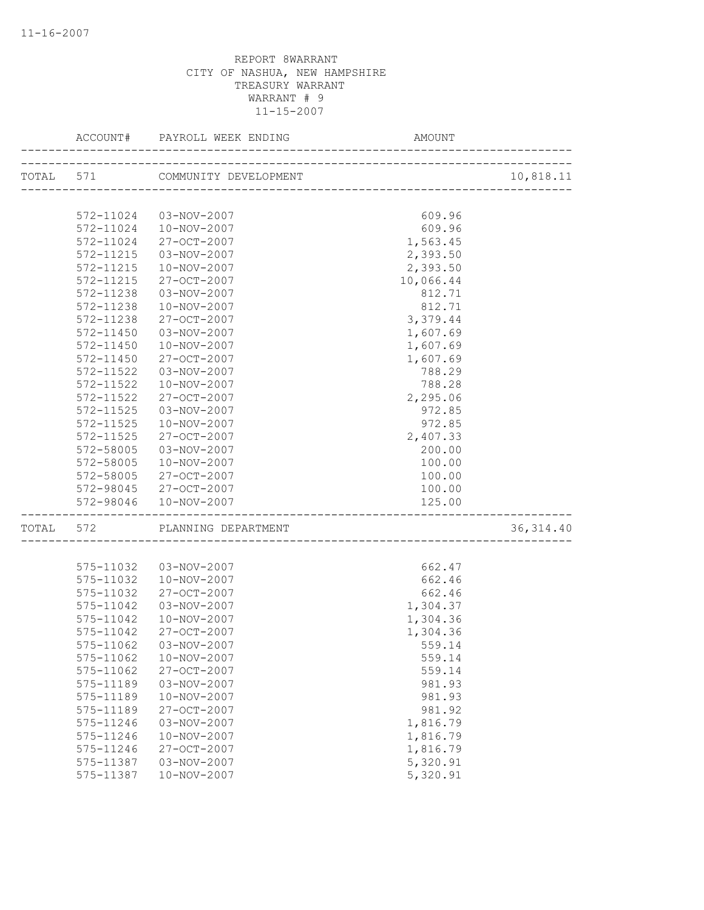11-16-2007

REPORT 8WARRANT
CITY OF NASHUA, NEW HAMPSHIRE
TREASURY WARRANT
WARRANT # 9
11-15-2007

| | ACCOUNT# | PAYROLL WEEK ENDING | AMOUNT | |
|---|---|---|---|---|
| TOTAL | 571 | COMMUNITY DEVELOPMENT | | 10,818.11 |
| | 572-11024 | 03-NOV-2007 | 609.96 | |
| | 572-11024 | 10-NOV-2007 | 609.96 | |
| | 572-11024 | 27-OCT-2007 | 1,563.45 | |
| | 572-11215 | 03-NOV-2007 | 2,393.50 | |
| | 572-11215 | 10-NOV-2007 | 2,393.50 | |
| | 572-11215 | 27-OCT-2007 | 10,066.44 | |
| | 572-11238 | 03-NOV-2007 | 812.71 | |
| | 572-11238 | 10-NOV-2007 | 812.71 | |
| | 572-11238 | 27-OCT-2007 | 3,379.44 | |
| | 572-11450 | 03-NOV-2007 | 1,607.69 | |
| | 572-11450 | 10-NOV-2007 | 1,607.69 | |
| | 572-11450 | 27-OCT-2007 | 1,607.69 | |
| | 572-11522 | 03-NOV-2007 | 788.29 | |
| | 572-11522 | 10-NOV-2007 | 788.28 | |
| | 572-11522 | 27-OCT-2007 | 2,295.06 | |
| | 572-11525 | 03-NOV-2007 | 972.85 | |
| | 572-11525 | 10-NOV-2007 | 972.85 | |
| | 572-11525 | 27-OCT-2007 | 2,407.33 | |
| | 572-58005 | 03-NOV-2007 | 200.00 | |
| | 572-58005 | 10-NOV-2007 | 100.00 | |
| | 572-58005 | 27-OCT-2007 | 100.00 | |
| | 572-98045 | 27-OCT-2007 | 100.00 | |
| | 572-98046 | 10-NOV-2007 | 125.00 | |
| TOTAL | 572 | PLANNING DEPARTMENT | | 36,314.40 |
| | 575-11032 | 03-NOV-2007 | 662.47 | |
| | 575-11032 | 10-NOV-2007 | 662.46 | |
| | 575-11032 | 27-OCT-2007 | 662.46 | |
| | 575-11042 | 03-NOV-2007 | 1,304.37 | |
| | 575-11042 | 10-NOV-2007 | 1,304.36 | |
| | 575-11042 | 27-OCT-2007 | 1,304.36 | |
| | 575-11062 | 03-NOV-2007 | 559.14 | |
| | 575-11062 | 10-NOV-2007 | 559.14 | |
| | 575-11062 | 27-OCT-2007 | 559.14 | |
| | 575-11189 | 03-NOV-2007 | 981.93 | |
| | 575-11189 | 10-NOV-2007 | 981.93 | |
| | 575-11189 | 27-OCT-2007 | 981.92 | |
| | 575-11246 | 03-NOV-2007 | 1,816.79 | |
| | 575-11246 | 10-NOV-2007 | 1,816.79 | |
| | 575-11246 | 27-OCT-2007 | 1,816.79 | |
| | 575-11387 | 03-NOV-2007 | 5,320.91 | |
| | 575-11387 | 10-NOV-2007 | 5,320.91 | |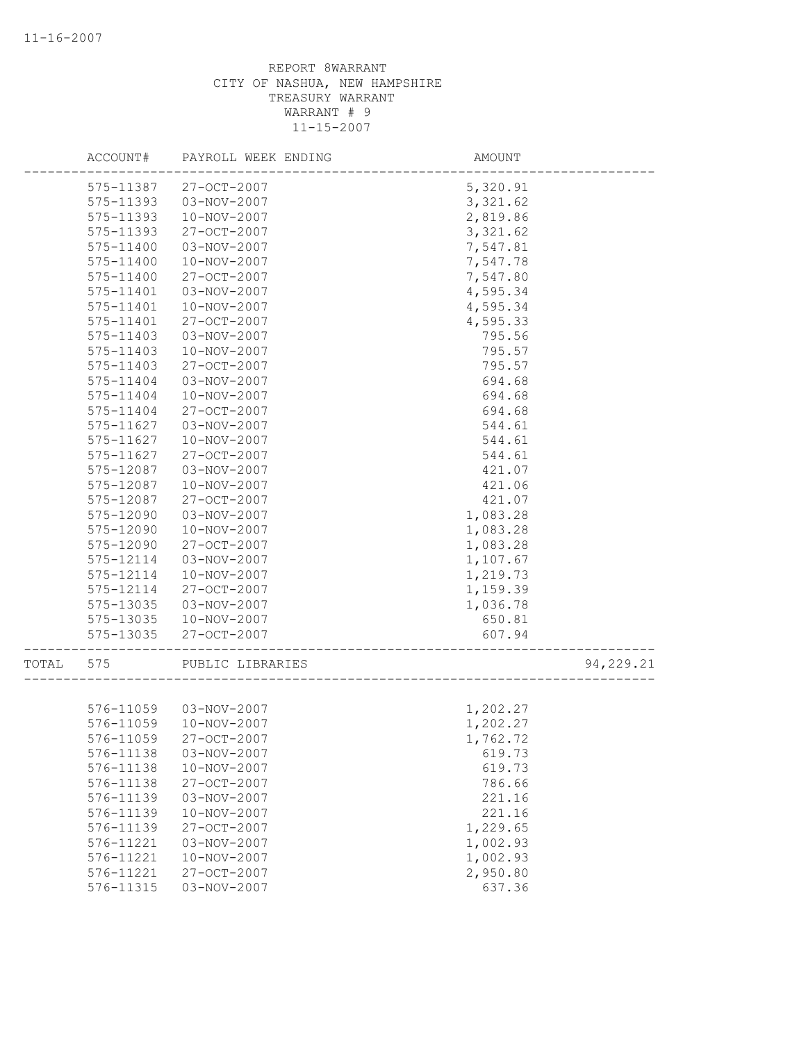REPORT 8WARRANT
CITY OF NASHUA, NEW HAMPSHIRE
TREASURY WARRANT
WARRANT # 9
11-15-2007

| ACCOUNT# | PAYROLL WEEK ENDING | AMOUNT | |
|---|---|---|---|
| 575-11387 | 27-OCT-2007 | 5,320.91 | |
| 575-11393 | 03-NOV-2007 | 3,321.62 | |
| 575-11393 | 10-NOV-2007 | 2,819.86 | |
| 575-11393 | 27-OCT-2007 | 3,321.62 | |
| 575-11400 | 03-NOV-2007 | 7,547.81 | |
| 575-11400 | 10-NOV-2007 | 7,547.78 | |
| 575-11400 | 27-OCT-2007 | 7,547.80 | |
| 575-11401 | 03-NOV-2007 | 4,595.34 | |
| 575-11401 | 10-NOV-2007 | 4,595.34 | |
| 575-11401 | 27-OCT-2007 | 4,595.33 | |
| 575-11403 | 03-NOV-2007 | 795.56 | |
| 575-11403 | 10-NOV-2007 | 795.57 | |
| 575-11403 | 27-OCT-2007 | 795.57 | |
| 575-11404 | 03-NOV-2007 | 694.68 | |
| 575-11404 | 10-NOV-2007 | 694.68 | |
| 575-11404 | 27-OCT-2007 | 694.68 | |
| 575-11627 | 03-NOV-2007 | 544.61 | |
| 575-11627 | 10-NOV-2007 | 544.61 | |
| 575-11627 | 27-OCT-2007 | 544.61 | |
| 575-12087 | 03-NOV-2007 | 421.07 | |
| 575-12087 | 10-NOV-2007 | 421.06 | |
| 575-12087 | 27-OCT-2007 | 421.07 | |
| 575-12090 | 03-NOV-2007 | 1,083.28 | |
| 575-12090 | 10-NOV-2007 | 1,083.28 | |
| 575-12090 | 27-OCT-2007 | 1,083.28 | |
| 575-12114 | 03-NOV-2007 | 1,107.67 | |
| 575-12114 | 10-NOV-2007 | 1,219.73 | |
| 575-12114 | 27-OCT-2007 | 1,159.39 | |
| 575-13035 | 03-NOV-2007 | 1,036.78 | |
| 575-13035 | 10-NOV-2007 | 650.81 | |
| 575-13035 | 27-OCT-2007 | 607.94 | |
| TOTAL 575 | PUBLIC LIBRARIES | | 94,229.21 |
| 576-11059 | 03-NOV-2007 | 1,202.27 | |
| 576-11059 | 10-NOV-2007 | 1,202.27 | |
| 576-11059 | 27-OCT-2007 | 1,762.72 | |
| 576-11138 | 03-NOV-2007 | 619.73 | |
| 576-11138 | 10-NOV-2007 | 619.73 | |
| 576-11138 | 27-OCT-2007 | 786.66 | |
| 576-11139 | 03-NOV-2007 | 221.16 | |
| 576-11139 | 10-NOV-2007 | 221.16 | |
| 576-11139 | 27-OCT-2007 | 1,229.65 | |
| 576-11221 | 03-NOV-2007 | 1,002.93 | |
| 576-11221 | 10-NOV-2007 | 1,002.93 | |
| 576-11221 | 27-OCT-2007 | 2,950.80 | |
| 576-11315 | 03-NOV-2007 | 637.36 | |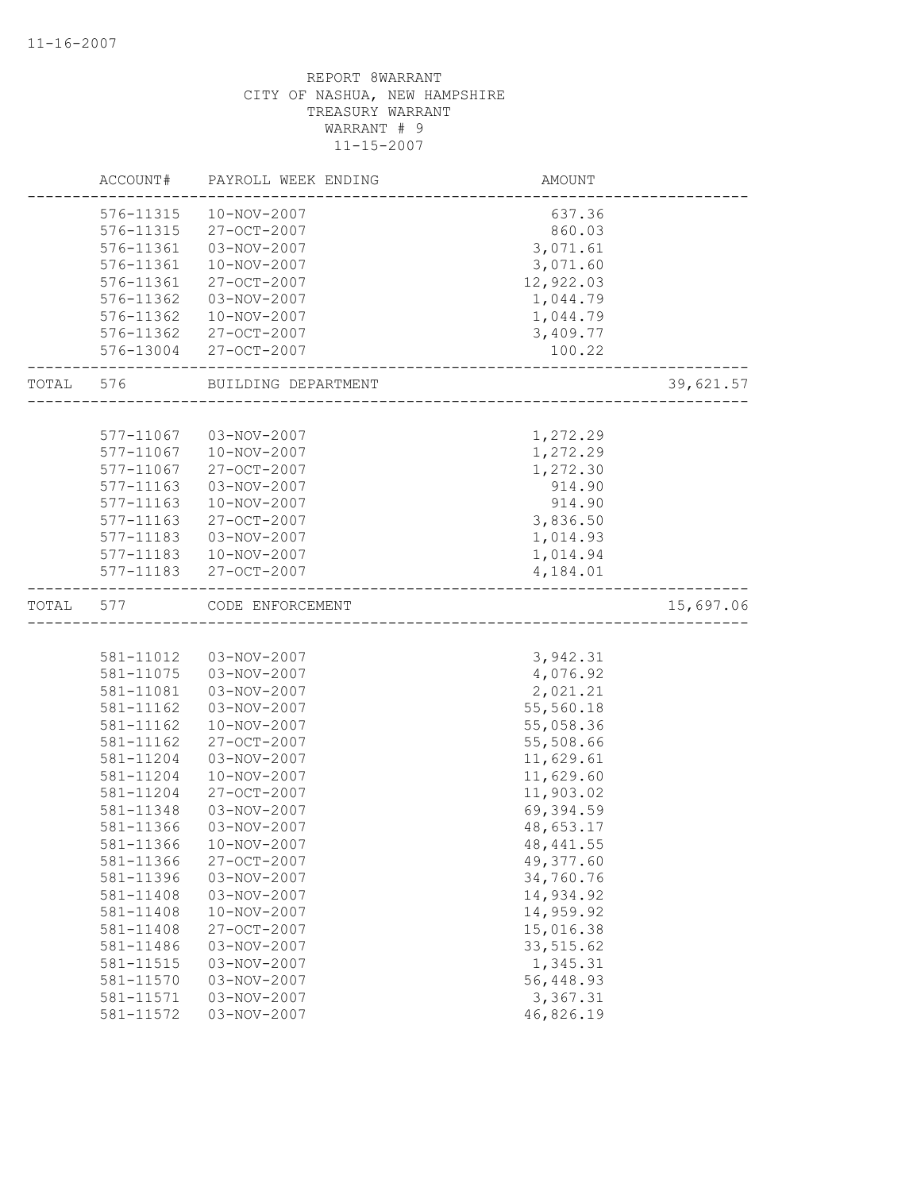REPORT 8WARRANT
CITY OF NASHUA, NEW HAMPSHIRE
TREASURY WARRANT
WARRANT # 9
11-15-2007

| ACCOUNT# | PAYROLL WEEK ENDING | AMOUNT | |
|---|---|---|---|
| 576-11315 | 10-NOV-2007 | 637.36 | |
| 576-11315 | 27-OCT-2007 | 860.03 | |
| 576-11361 | 03-NOV-2007 | 3,071.61 | |
| 576-11361 | 10-NOV-2007 | 3,071.60 | |
| 576-11361 | 27-OCT-2007 | 12,922.03 | |
| 576-11362 | 03-NOV-2007 | 1,044.79 | |
| 576-11362 | 10-NOV-2007 | 1,044.79 | |
| 576-11362 | 27-OCT-2007 | 3,409.77 | |
| 576-13004 | 27-OCT-2007 | 100.22 | |
| TOTAL 576 | BUILDING DEPARTMENT | | 39,621.57 |
| 577-11067 | 03-NOV-2007 | 1,272.29 | |
| 577-11067 | 10-NOV-2007 | 1,272.29 | |
| 577-11067 | 27-OCT-2007 | 1,272.30 | |
| 577-11163 | 03-NOV-2007 | 914.90 | |
| 577-11163 | 10-NOV-2007 | 914.90 | |
| 577-11163 | 27-OCT-2007 | 3,836.50 | |
| 577-11183 | 03-NOV-2007 | 1,014.93 | |
| 577-11183 | 10-NOV-2007 | 1,014.94 | |
| 577-11183 | 27-OCT-2007 | 4,184.01 | |
| TOTAL 577 | CODE ENFORCEMENT | | 15,697.06 |
| 581-11012 | 03-NOV-2007 | 3,942.31 | |
| 581-11075 | 03-NOV-2007 | 4,076.92 | |
| 581-11081 | 03-NOV-2007 | 2,021.21 | |
| 581-11162 | 03-NOV-2007 | 55,560.18 | |
| 581-11162 | 10-NOV-2007 | 55,058.36 | |
| 581-11162 | 27-OCT-2007 | 55,508.66 | |
| 581-11204 | 03-NOV-2007 | 11,629.61 | |
| 581-11204 | 10-NOV-2007 | 11,629.60 | |
| 581-11204 | 27-OCT-2007 | 11,903.02 | |
| 581-11348 | 03-NOV-2007 | 69,394.59 | |
| 581-11366 | 03-NOV-2007 | 48,653.17 | |
| 581-11366 | 10-NOV-2007 | 48,441.55 | |
| 581-11366 | 27-OCT-2007 | 49,377.60 | |
| 581-11396 | 03-NOV-2007 | 34,760.76 | |
| 581-11408 | 03-NOV-2007 | 14,934.92 | |
| 581-11408 | 10-NOV-2007 | 14,959.92 | |
| 581-11408 | 27-OCT-2007 | 15,016.38 | |
| 581-11486 | 03-NOV-2007 | 33,515.62 | |
| 581-11515 | 03-NOV-2007 | 1,345.31 | |
| 581-11570 | 03-NOV-2007 | 56,448.93 | |
| 581-11571 | 03-NOV-2007 | 3,367.31 | |
| 581-11572 | 03-NOV-2007 | 46,826.19 | |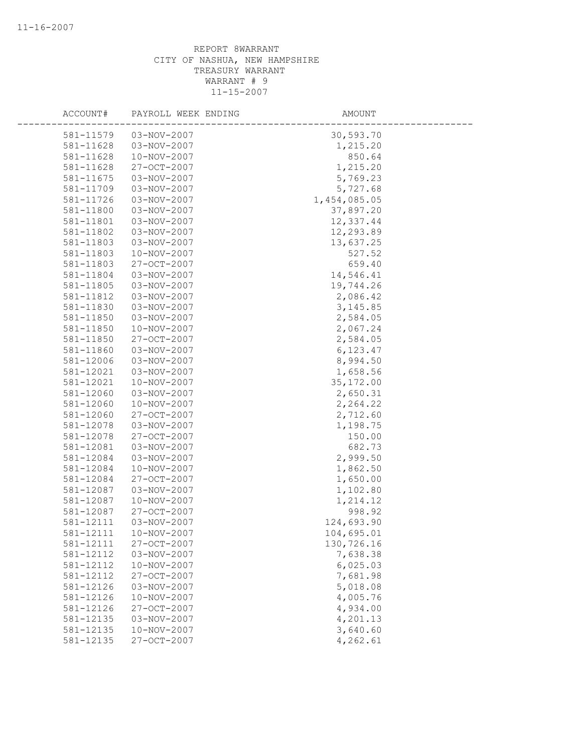REPORT 8WARRANT
CITY OF NASHUA, NEW HAMPSHIRE
TREASURY WARRANT
WARRANT # 9
11-15-2007

| ACCOUNT# | PAYROLL WEEK ENDING | AMOUNT |
|---|---|---|
| 581-11579 | 03-NOV-2007 | 30,593.70 |
| 581-11628 | 03-NOV-2007 | 1,215.20 |
| 581-11628 | 10-NOV-2007 | 850.64 |
| 581-11628 | 27-OCT-2007 | 1,215.20 |
| 581-11675 | 03-NOV-2007 | 5,769.23 |
| 581-11709 | 03-NOV-2007 | 5,727.68 |
| 581-11726 | 03-NOV-2007 | 1,454,085.05 |
| 581-11800 | 03-NOV-2007 | 37,897.20 |
| 581-11801 | 03-NOV-2007 | 12,337.44 |
| 581-11802 | 03-NOV-2007 | 12,293.89 |
| 581-11803 | 03-NOV-2007 | 13,637.25 |
| 581-11803 | 10-NOV-2007 | 527.52 |
| 581-11803 | 27-OCT-2007 | 659.40 |
| 581-11804 | 03-NOV-2007 | 14,546.41 |
| 581-11805 | 03-NOV-2007 | 19,744.26 |
| 581-11812 | 03-NOV-2007 | 2,086.42 |
| 581-11830 | 03-NOV-2007 | 3,145.85 |
| 581-11850 | 03-NOV-2007 | 2,584.05 |
| 581-11850 | 10-NOV-2007 | 2,067.24 |
| 581-11850 | 27-OCT-2007 | 2,584.05 |
| 581-11860 | 03-NOV-2007 | 6,123.47 |
| 581-12006 | 03-NOV-2007 | 8,994.50 |
| 581-12021 | 03-NOV-2007 | 1,658.56 |
| 581-12021 | 10-NOV-2007 | 35,172.00 |
| 581-12060 | 03-NOV-2007 | 2,650.31 |
| 581-12060 | 10-NOV-2007 | 2,264.22 |
| 581-12060 | 27-OCT-2007 | 2,712.60 |
| 581-12078 | 03-NOV-2007 | 1,198.75 |
| 581-12078 | 27-OCT-2007 | 150.00 |
| 581-12081 | 03-NOV-2007 | 682.73 |
| 581-12084 | 03-NOV-2007 | 2,999.50 |
| 581-12084 | 10-NOV-2007 | 1,862.50 |
| 581-12084 | 27-OCT-2007 | 1,650.00 |
| 581-12087 | 03-NOV-2007 | 1,102.80 |
| 581-12087 | 10-NOV-2007 | 1,214.12 |
| 581-12087 | 27-OCT-2007 | 998.92 |
| 581-12111 | 03-NOV-2007 | 124,693.90 |
| 581-12111 | 10-NOV-2007 | 104,695.01 |
| 581-12111 | 27-OCT-2007 | 130,726.16 |
| 581-12112 | 03-NOV-2007 | 7,638.38 |
| 581-12112 | 10-NOV-2007 | 6,025.03 |
| 581-12112 | 27-OCT-2007 | 7,681.98 |
| 581-12126 | 03-NOV-2007 | 5,018.08 |
| 581-12126 | 10-NOV-2007 | 4,005.76 |
| 581-12126 | 27-OCT-2007 | 4,934.00 |
| 581-12135 | 03-NOV-2007 | 4,201.13 |
| 581-12135 | 10-NOV-2007 | 3,640.60 |
| 581-12135 | 27-OCT-2007 | 4,262.61 |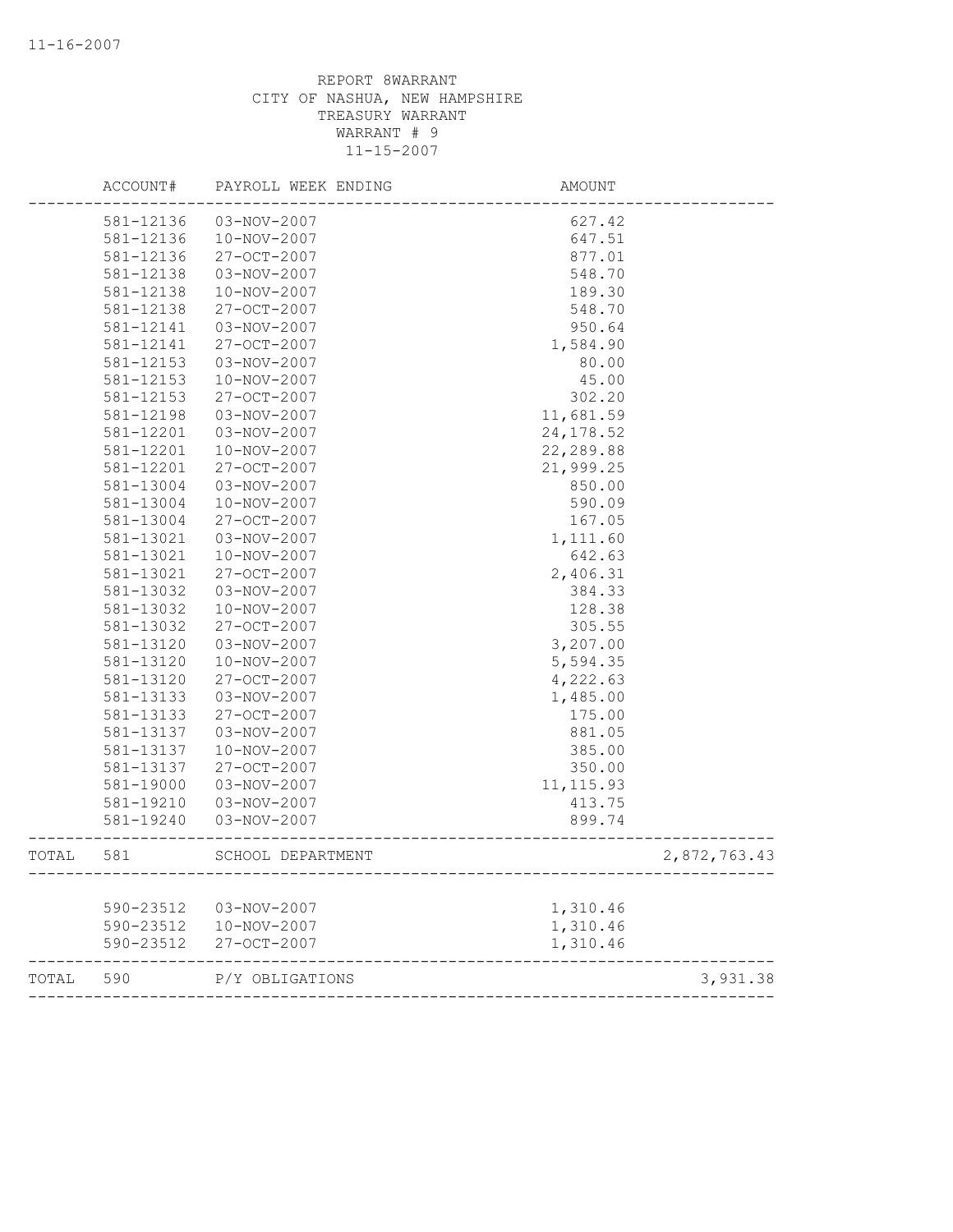11-16-2007

REPORT 8WARRANT
CITY OF NASHUA, NEW HAMPSHIRE
TREASURY WARRANT
WARRANT # 9
11-15-2007

| | ACCOUNT# | PAYROLL WEEK ENDING | AMOUNT | |
|---|---|---|---|---|
| | 581-12136 | 03-NOV-2007 | 627.42 | |
| | 581-12136 | 10-NOV-2007 | 647.51 | |
| | 581-12136 | 27-OCT-2007 | 877.01 | |
| | 581-12138 | 03-NOV-2007 | 548.70 | |
| | 581-12138 | 10-NOV-2007 | 189.30 | |
| | 581-12138 | 27-OCT-2007 | 548.70 | |
| | 581-12141 | 03-NOV-2007 | 950.64 | |
| | 581-12141 | 27-OCT-2007 | 1,584.90 | |
| | 581-12153 | 03-NOV-2007 | 80.00 | |
| | 581-12153 | 10-NOV-2007 | 45.00 | |
| | 581-12153 | 27-OCT-2007 | 302.20 | |
| | 581-12198 | 03-NOV-2007 | 11,681.59 | |
| | 581-12201 | 03-NOV-2007 | 24,178.52 | |
| | 581-12201 | 10-NOV-2007 | 22,289.88 | |
| | 581-12201 | 27-OCT-2007 | 21,999.25 | |
| | 581-13004 | 03-NOV-2007 | 850.00 | |
| | 581-13004 | 10-NOV-2007 | 590.09 | |
| | 581-13004 | 27-OCT-2007 | 167.05 | |
| | 581-13021 | 03-NOV-2007 | 1,111.60 | |
| | 581-13021 | 10-NOV-2007 | 642.63 | |
| | 581-13021 | 27-OCT-2007 | 2,406.31 | |
| | 581-13032 | 03-NOV-2007 | 384.33 | |
| | 581-13032 | 10-NOV-2007 | 128.38 | |
| | 581-13032 | 27-OCT-2007 | 305.55 | |
| | 581-13120 | 03-NOV-2007 | 3,207.00 | |
| | 581-13120 | 10-NOV-2007 | 5,594.35 | |
| | 581-13120 | 27-OCT-2007 | 4,222.63 | |
| | 581-13133 | 03-NOV-2007 | 1,485.00 | |
| | 581-13133 | 27-OCT-2007 | 175.00 | |
| | 581-13137 | 03-NOV-2007 | 881.05 | |
| | 581-13137 | 10-NOV-2007 | 385.00 | |
| | 581-13137 | 27-OCT-2007 | 350.00 | |
| | 581-19000 | 03-NOV-2007 | 11,115.93 | |
| | 581-19210 | 03-NOV-2007 | 413.75 | |
| | 581-19240 | 03-NOV-2007 | 899.74 | |
| TOTAL | 581 | SCHOOL DEPARTMENT | | 2,872,763.43 |
| | 590-23512 | 03-NOV-2007 | 1,310.46 | |
| | 590-23512 | 10-NOV-2007 | 1,310.46 | |
| | 590-23512 | 27-OCT-2007 | 1,310.46 | |
| TOTAL | 590 | P/Y OBLIGATIONS | | 3,931.38 |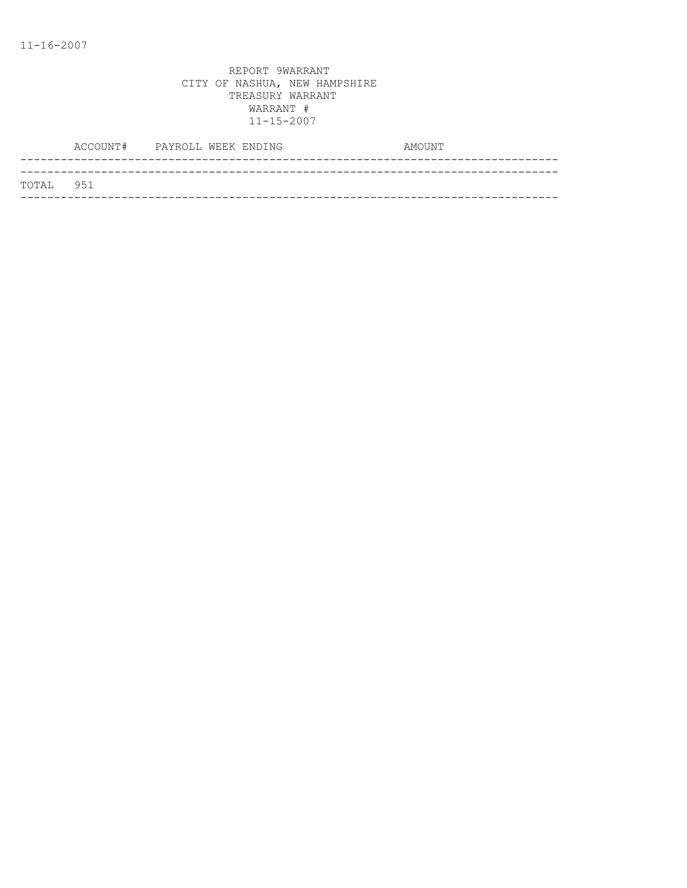11-16-2007

REPORT 9WARRANT
CITY OF NASHUA, NEW HAMPSHIRE
TREASURY WARRANT
WARRANT #
11-15-2007

| ACCOUNT# | PAYROLL WEEK ENDING | AMOUNT |
|---|---|---|
| TOTAL 951 | | |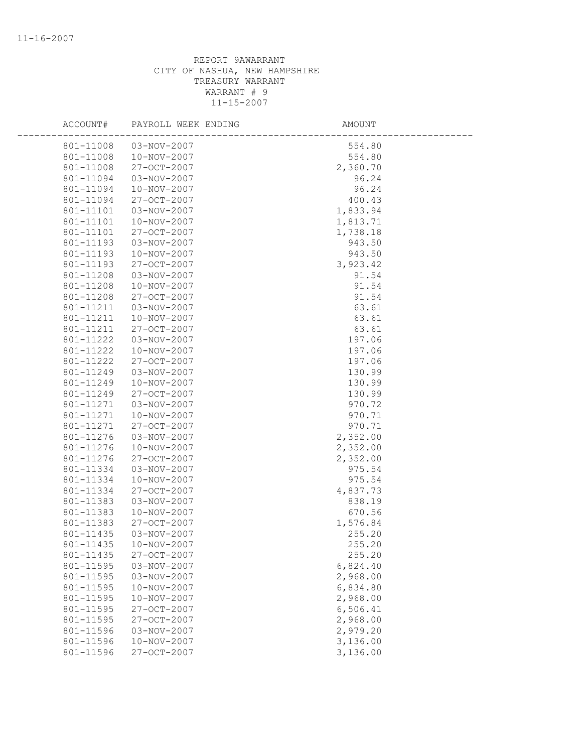REPORT 9AWARRANT
CITY OF NASHUA, NEW HAMPSHIRE
TREASURY WARRANT
WARRANT # 9
11-15-2007

| ACCOUNT# | PAYROLL WEEK ENDING | AMOUNT |
|---|---|---|
| 801-11008 | 03-NOV-2007 | 554.80 |
| 801-11008 | 10-NOV-2007 | 554.80 |
| 801-11008 | 27-OCT-2007 | 2,360.70 |
| 801-11094 | 03-NOV-2007 | 96.24 |
| 801-11094 | 10-NOV-2007 | 96.24 |
| 801-11094 | 27-OCT-2007 | 400.43 |
| 801-11101 | 03-NOV-2007 | 1,833.94 |
| 801-11101 | 10-NOV-2007 | 1,813.71 |
| 801-11101 | 27-OCT-2007 | 1,738.18 |
| 801-11193 | 03-NOV-2007 | 943.50 |
| 801-11193 | 10-NOV-2007 | 943.50 |
| 801-11193 | 27-OCT-2007 | 3,923.42 |
| 801-11208 | 03-NOV-2007 | 91.54 |
| 801-11208 | 10-NOV-2007 | 91.54 |
| 801-11208 | 27-OCT-2007 | 91.54 |
| 801-11211 | 03-NOV-2007 | 63.61 |
| 801-11211 | 10-NOV-2007 | 63.61 |
| 801-11211 | 27-OCT-2007 | 63.61 |
| 801-11222 | 03-NOV-2007 | 197.06 |
| 801-11222 | 10-NOV-2007 | 197.06 |
| 801-11222 | 27-OCT-2007 | 197.06 |
| 801-11249 | 03-NOV-2007 | 130.99 |
| 801-11249 | 10-NOV-2007 | 130.99 |
| 801-11249 | 27-OCT-2007 | 130.99 |
| 801-11271 | 03-NOV-2007 | 970.72 |
| 801-11271 | 10-NOV-2007 | 970.71 |
| 801-11271 | 27-OCT-2007 | 970.71 |
| 801-11276 | 03-NOV-2007 | 2,352.00 |
| 801-11276 | 10-NOV-2007 | 2,352.00 |
| 801-11276 | 27-OCT-2007 | 2,352.00 |
| 801-11334 | 03-NOV-2007 | 975.54 |
| 801-11334 | 10-NOV-2007 | 975.54 |
| 801-11334 | 27-OCT-2007 | 4,837.73 |
| 801-11383 | 03-NOV-2007 | 838.19 |
| 801-11383 | 10-NOV-2007 | 670.56 |
| 801-11383 | 27-OCT-2007 | 1,576.84 |
| 801-11435 | 03-NOV-2007 | 255.20 |
| 801-11435 | 10-NOV-2007 | 255.20 |
| 801-11435 | 27-OCT-2007 | 255.20 |
| 801-11595 | 03-NOV-2007 | 6,824.40 |
| 801-11595 | 03-NOV-2007 | 2,968.00 |
| 801-11595 | 10-NOV-2007 | 6,834.80 |
| 801-11595 | 10-NOV-2007 | 2,968.00 |
| 801-11595 | 27-OCT-2007 | 6,506.41 |
| 801-11595 | 27-OCT-2007 | 2,968.00 |
| 801-11596 | 03-NOV-2007 | 2,979.20 |
| 801-11596 | 10-NOV-2007 | 3,136.00 |
| 801-11596 | 27-OCT-2007 | 3,136.00 |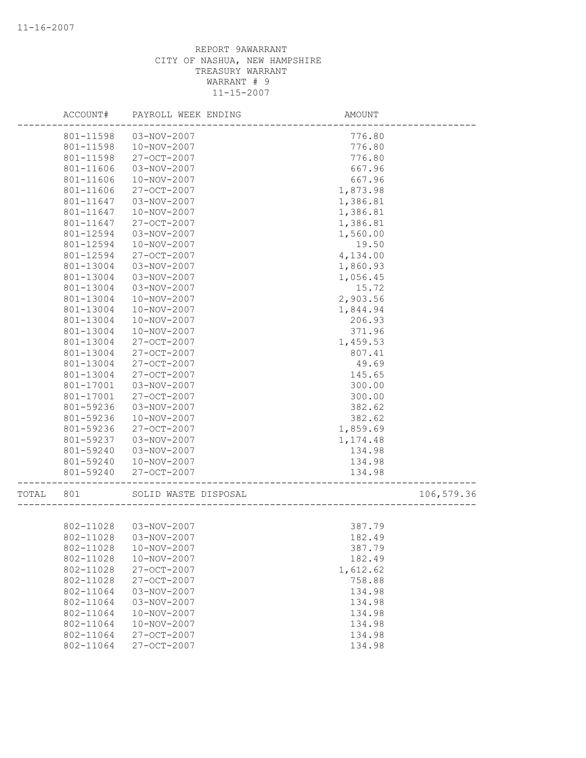REPORT 9AWARRANT
CITY OF NASHUA, NEW HAMPSHIRE
TREASURY WARRANT
WARRANT # 9
11-15-2007

| | ACCOUNT# | PAYROLL WEEK ENDING | AMOUNT | |
|---|---|---|---|---|
| | 801-11598 | 03-NOV-2007 | 776.80 | |
| | 801-11598 | 10-NOV-2007 | 776.80 | |
| | 801-11598 | 27-OCT-2007 | 776.80 | |
| | 801-11606 | 03-NOV-2007 | 667.96 | |
| | 801-11606 | 10-NOV-2007 | 667.96 | |
| | 801-11606 | 27-OCT-2007 | 1,873.98 | |
| | 801-11647 | 03-NOV-2007 | 1,386.81 | |
| | 801-11647 | 10-NOV-2007 | 1,386.81 | |
| | 801-11647 | 27-OCT-2007 | 1,386.81 | |
| | 801-12594 | 03-NOV-2007 | 1,560.00 | |
| | 801-12594 | 10-NOV-2007 | 19.50 | |
| | 801-12594 | 27-OCT-2007 | 4,134.00 | |
| | 801-13004 | 03-NOV-2007 | 1,860.93 | |
| | 801-13004 | 03-NOV-2007 | 1,056.45 | |
| | 801-13004 | 03-NOV-2007 | 15.72 | |
| | 801-13004 | 10-NOV-2007 | 2,903.56 | |
| | 801-13004 | 10-NOV-2007 | 1,844.94 | |
| | 801-13004 | 10-NOV-2007 | 206.93 | |
| | 801-13004 | 10-NOV-2007 | 371.96 | |
| | 801-13004 | 27-OCT-2007 | 1,459.53 | |
| | 801-13004 | 27-OCT-2007 | 807.41 | |
| | 801-13004 | 27-OCT-2007 | 49.69 | |
| | 801-13004 | 27-OCT-2007 | 145.65 | |
| | 801-17001 | 03-NOV-2007 | 300.00 | |
| | 801-17001 | 27-OCT-2007 | 300.00 | |
| | 801-59236 | 03-NOV-2007 | 382.62 | |
| | 801-59236 | 10-NOV-2007 | 382.62 | |
| | 801-59236 | 27-OCT-2007 | 1,859.69 | |
| | 801-59237 | 03-NOV-2007 | 1,174.48 | |
| | 801-59240 | 03-NOV-2007 | 134.98 | |
| | 801-59240 | 10-NOV-2007 | 134.98 | |
| | 801-59240 | 27-OCT-2007 | 134.98 | |
| TOTAL | 801 | SOLID WASTE DISPOSAL | | 106,579.36 |
| | 802-11028 | 03-NOV-2007 | 387.79 | |
| | 802-11028 | 03-NOV-2007 | 182.49 | |
| | 802-11028 | 10-NOV-2007 | 387.79 | |
| | 802-11028 | 10-NOV-2007 | 182.49 | |
| | 802-11028 | 27-OCT-2007 | 1,612.62 | |
| | 802-11028 | 27-OCT-2007 | 758.88 | |
| | 802-11064 | 03-NOV-2007 | 134.98 | |
| | 802-11064 | 03-NOV-2007 | 134.98 | |
| | 802-11064 | 10-NOV-2007 | 134.98 | |
| | 802-11064 | 10-NOV-2007 | 134.98 | |
| | 802-11064 | 27-OCT-2007 | 134.98 | |
| | 802-11064 | 27-OCT-2007 | 134.98 | |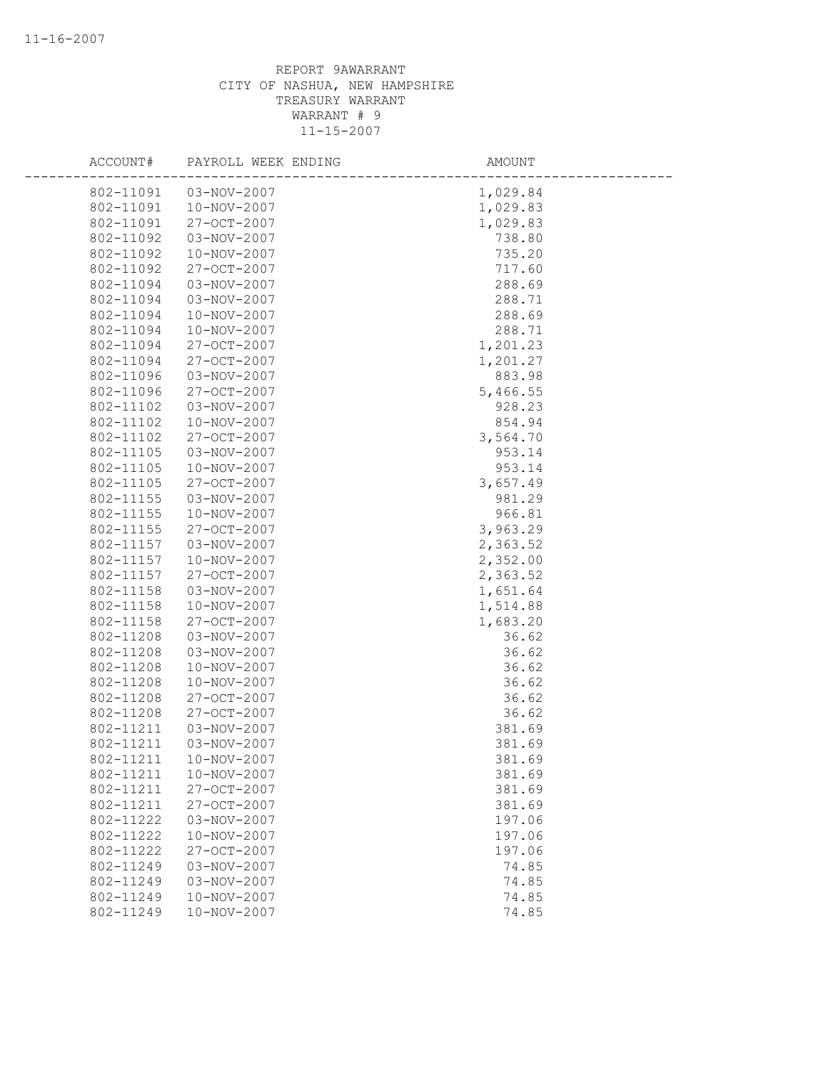REPORT 9AWARRANT
CITY OF NASHUA, NEW HAMPSHIRE
TREASURY WARRANT
WARRANT # 9
11-15-2007

| ACCOUNT# | PAYROLL WEEK ENDING | AMOUNT |
|---|---|---|
| 802-11091 | 03-NOV-2007 | 1,029.84 |
| 802-11091 | 10-NOV-2007 | 1,029.83 |
| 802-11091 | 27-OCT-2007 | 1,029.83 |
| 802-11092 | 03-NOV-2007 | 738.80 |
| 802-11092 | 10-NOV-2007 | 735.20 |
| 802-11092 | 27-OCT-2007 | 717.60 |
| 802-11094 | 03-NOV-2007 | 288.69 |
| 802-11094 | 03-NOV-2007 | 288.71 |
| 802-11094 | 10-NOV-2007 | 288.69 |
| 802-11094 | 10-NOV-2007 | 288.71 |
| 802-11094 | 27-OCT-2007 | 1,201.23 |
| 802-11094 | 27-OCT-2007 | 1,201.27 |
| 802-11096 | 03-NOV-2007 | 883.98 |
| 802-11096 | 27-OCT-2007 | 5,466.55 |
| 802-11102 | 03-NOV-2007 | 928.23 |
| 802-11102 | 10-NOV-2007 | 854.94 |
| 802-11102 | 27-OCT-2007 | 3,564.70 |
| 802-11105 | 03-NOV-2007 | 953.14 |
| 802-11105 | 10-NOV-2007 | 953.14 |
| 802-11105 | 27-OCT-2007 | 3,657.49 |
| 802-11155 | 03-NOV-2007 | 981.29 |
| 802-11155 | 10-NOV-2007 | 966.81 |
| 802-11155 | 27-OCT-2007 | 3,963.29 |
| 802-11157 | 03-NOV-2007 | 2,363.52 |
| 802-11157 | 10-NOV-2007 | 2,352.00 |
| 802-11157 | 27-OCT-2007 | 2,363.52 |
| 802-11158 | 03-NOV-2007 | 1,651.64 |
| 802-11158 | 10-NOV-2007 | 1,514.88 |
| 802-11158 | 27-OCT-2007 | 1,683.20 |
| 802-11208 | 03-NOV-2007 | 36.62 |
| 802-11208 | 03-NOV-2007 | 36.62 |
| 802-11208 | 10-NOV-2007 | 36.62 |
| 802-11208 | 10-NOV-2007 | 36.62 |
| 802-11208 | 27-OCT-2007 | 36.62 |
| 802-11208 | 27-OCT-2007 | 36.62 |
| 802-11211 | 03-NOV-2007 | 381.69 |
| 802-11211 | 03-NOV-2007 | 381.69 |
| 802-11211 | 10-NOV-2007 | 381.69 |
| 802-11211 | 10-NOV-2007 | 381.69 |
| 802-11211 | 27-OCT-2007 | 381.69 |
| 802-11211 | 27-OCT-2007 | 381.69 |
| 802-11222 | 03-NOV-2007 | 197.06 |
| 802-11222 | 10-NOV-2007 | 197.06 |
| 802-11222 | 27-OCT-2007 | 197.06 |
| 802-11249 | 03-NOV-2007 | 74.85 |
| 802-11249 | 03-NOV-2007 | 74.85 |
| 802-11249 | 10-NOV-2007 | 74.85 |
| 802-11249 | 10-NOV-2007 | 74.85 |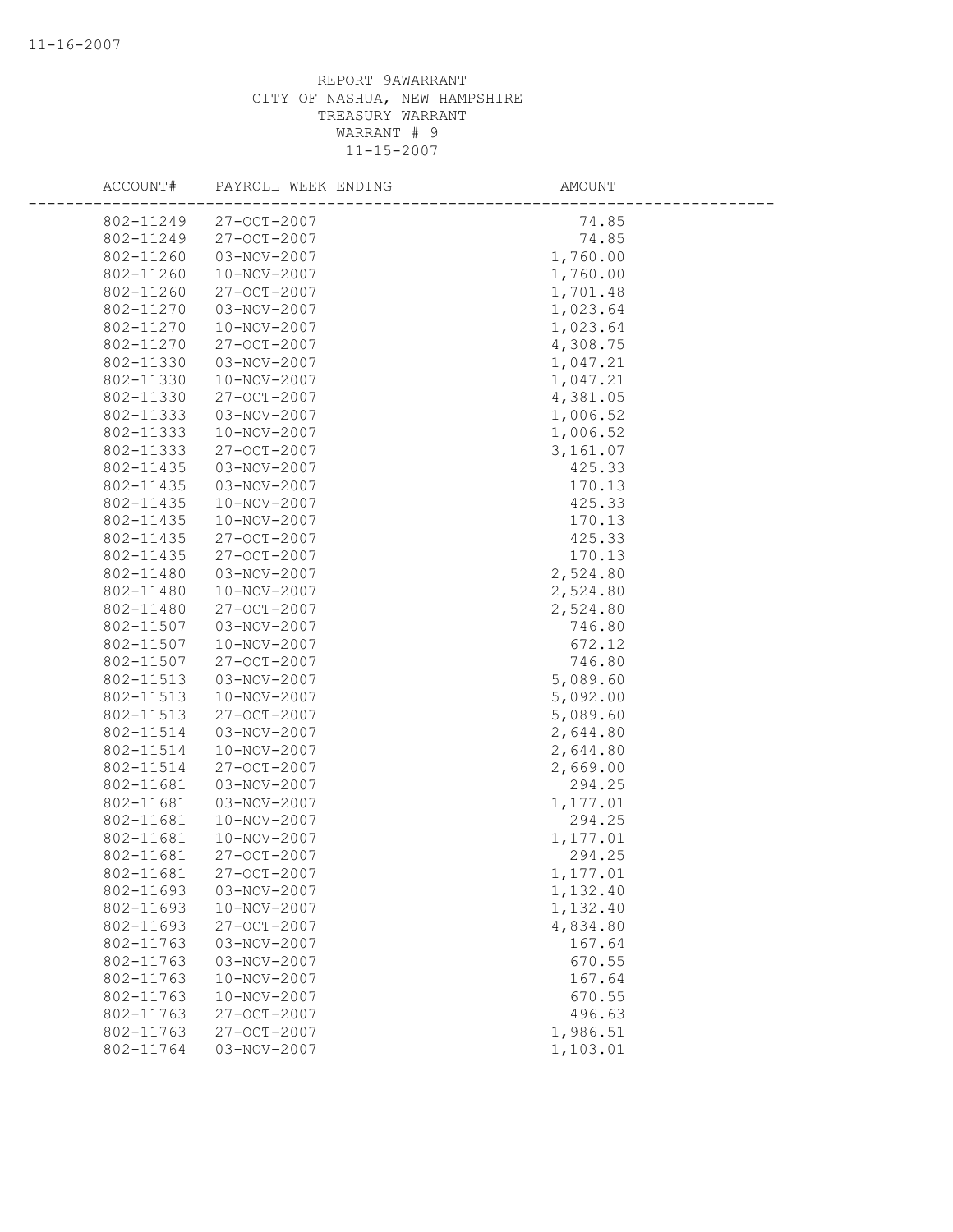REPORT 9AWARRANT
CITY OF NASHUA, NEW HAMPSHIRE
TREASURY WARRANT
WARRANT # 9
11-15-2007

| ACCOUNT# | PAYROLL WEEK ENDING | AMOUNT |
|---|---|---|
| 802-11249 | 27-OCT-2007 | 74.85 |
| 802-11249 | 27-OCT-2007 | 74.85 |
| 802-11260 | 03-NOV-2007 | 1,760.00 |
| 802-11260 | 10-NOV-2007 | 1,760.00 |
| 802-11260 | 27-OCT-2007 | 1,701.48 |
| 802-11270 | 03-NOV-2007 | 1,023.64 |
| 802-11270 | 10-NOV-2007 | 1,023.64 |
| 802-11270 | 27-OCT-2007 | 4,308.75 |
| 802-11330 | 03-NOV-2007 | 1,047.21 |
| 802-11330 | 10-NOV-2007 | 1,047.21 |
| 802-11330 | 27-OCT-2007 | 4,381.05 |
| 802-11333 | 03-NOV-2007 | 1,006.52 |
| 802-11333 | 10-NOV-2007 | 1,006.52 |
| 802-11333 | 27-OCT-2007 | 3,161.07 |
| 802-11435 | 03-NOV-2007 | 425.33 |
| 802-11435 | 03-NOV-2007 | 170.13 |
| 802-11435 | 10-NOV-2007 | 425.33 |
| 802-11435 | 10-NOV-2007 | 170.13 |
| 802-11435 | 27-OCT-2007 | 425.33 |
| 802-11435 | 27-OCT-2007 | 170.13 |
| 802-11480 | 03-NOV-2007 | 2,524.80 |
| 802-11480 | 10-NOV-2007 | 2,524.80 |
| 802-11480 | 27-OCT-2007 | 2,524.80 |
| 802-11507 | 03-NOV-2007 | 746.80 |
| 802-11507 | 10-NOV-2007 | 672.12 |
| 802-11507 | 27-OCT-2007 | 746.80 |
| 802-11513 | 03-NOV-2007 | 5,089.60 |
| 802-11513 | 10-NOV-2007 | 5,092.00 |
| 802-11513 | 27-OCT-2007 | 5,089.60 |
| 802-11514 | 03-NOV-2007 | 2,644.80 |
| 802-11514 | 10-NOV-2007 | 2,644.80 |
| 802-11514 | 27-OCT-2007 | 2,669.00 |
| 802-11681 | 03-NOV-2007 | 294.25 |
| 802-11681 | 03-NOV-2007 | 1,177.01 |
| 802-11681 | 10-NOV-2007 | 294.25 |
| 802-11681 | 10-NOV-2007 | 1,177.01 |
| 802-11681 | 27-OCT-2007 | 294.25 |
| 802-11681 | 27-OCT-2007 | 1,177.01 |
| 802-11693 | 03-NOV-2007 | 1,132.40 |
| 802-11693 | 10-NOV-2007 | 1,132.40 |
| 802-11693 | 27-OCT-2007 | 4,834.80 |
| 802-11763 | 03-NOV-2007 | 167.64 |
| 802-11763 | 03-NOV-2007 | 670.55 |
| 802-11763 | 10-NOV-2007 | 167.64 |
| 802-11763 | 10-NOV-2007 | 670.55 |
| 802-11763 | 27-OCT-2007 | 496.63 |
| 802-11763 | 27-OCT-2007 | 1,986.51 |
| 802-11764 | 03-NOV-2007 | 1,103.01 |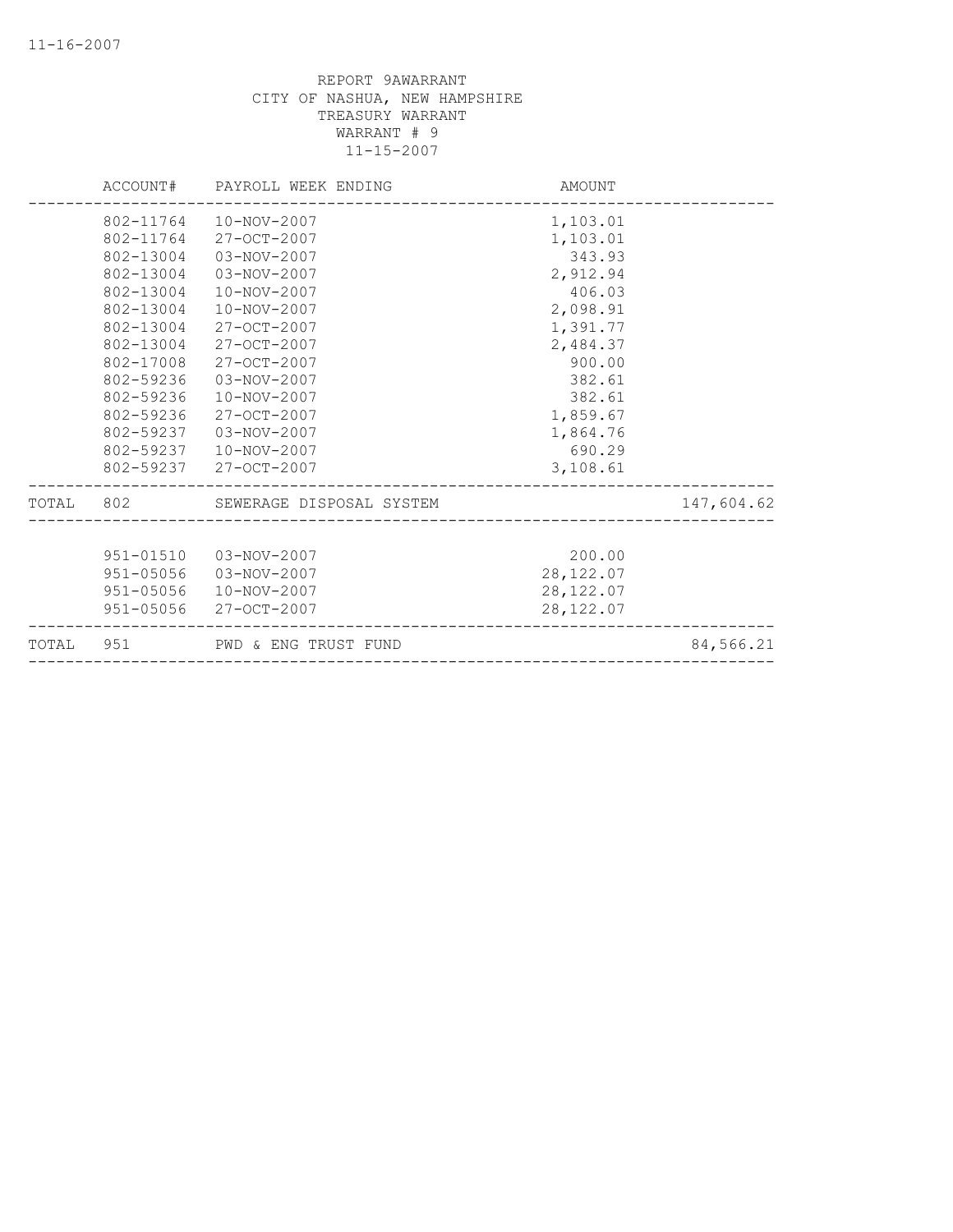11-16-2007

REPORT 9AWARRANT
CITY OF NASHUA, NEW HAMPSHIRE
TREASURY WARRANT
WARRANT # 9
11-15-2007

| | ACCOUNT# | PAYROLL WEEK ENDING | AMOUNT | |
|---|---|---|---|---|
| | 802-11764 | 10-NOV-2007 | 1,103.01 | |
| | 802-11764 | 27-OCT-2007 | 1,103.01 | |
| | 802-13004 | 03-NOV-2007 | 343.93 | |
| | 802-13004 | 03-NOV-2007 | 2,912.94 | |
| | 802-13004 | 10-NOV-2007 | 406.03 | |
| | 802-13004 | 10-NOV-2007 | 2,098.91 | |
| | 802-13004 | 27-OCT-2007 | 1,391.77 | |
| | 802-13004 | 27-OCT-2007 | 2,484.37 | |
| | 802-17008 | 27-OCT-2007 | 900.00 | |
| | 802-59236 | 03-NOV-2007 | 382.61 | |
| | 802-59236 | 10-NOV-2007 | 382.61 | |
| | 802-59236 | 27-OCT-2007 | 1,859.67 | |
| | 802-59237 | 03-NOV-2007 | 1,864.76 | |
| | 802-59237 | 10-NOV-2007 | 690.29 | |
| | 802-59237 | 27-OCT-2007 | 3,108.61 | |
| TOTAL | 802 | SEWERAGE DISPOSAL SYSTEM | | 147,604.62 |
| | 951-01510 | 03-NOV-2007 | 200.00 | |
| | 951-05056 | 03-NOV-2007 | 28,122.07 | |
| | 951-05056 | 10-NOV-2007 | 28,122.07 | |
| | 951-05056 | 27-OCT-2007 | 28,122.07 | |
| TOTAL | 951 | PWD & ENG TRUST FUND | | 84,566.21 |